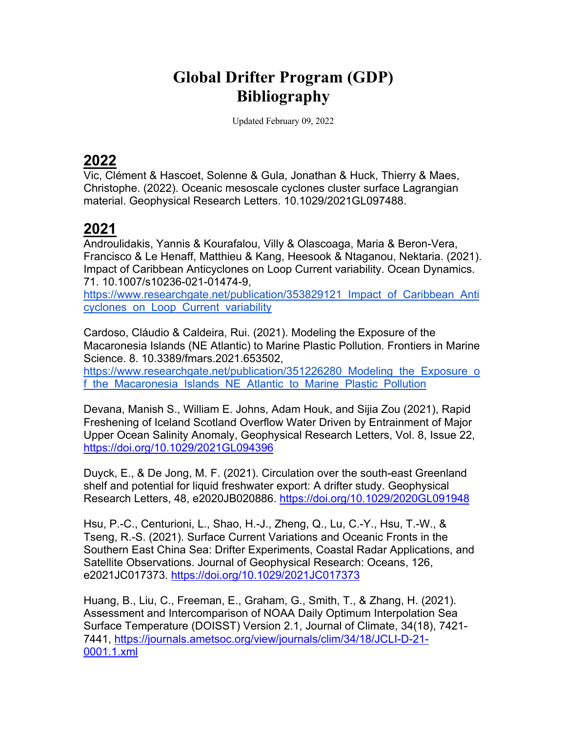# Global Drifter Program (GDP) Bibliography

Updated February 09, 2022

## 2022

Vic, Clément & Hascoet, Solenne & Gula, Jonathan & Huck, Thierry & Maes, Christophe. (2022). Oceanic mesoscale cyclones cluster surface Lagrangian material. Geophysical Research Letters. 10.1029/2021GL097488.

## 2021

Androulidakis, Yannis & Kourafalou, Villy & Olascoaga, Maria & Beron-Vera, Francisco & Le Henaff, Matthieu & Kang, Heesook & Ntaganou, Nektaria. (2021). Impact of Caribbean Anticyclones on Loop Current variability. Ocean Dynamics. 71. 10.1007/s10236-021-01474-9, https://www.researchgate.net/publication/353829121_Impact_of_Caribbean_Anticyclones_on_Loop_Current_variability

Cardoso, Cláudio & Caldeira, Rui. (2021). Modeling the Exposure of the Macaronesia Islands (NE Atlantic) to Marine Plastic Pollution. Frontiers in Marine Science. 8. 10.3389/fmars.2021.653502, https://www.researchgate.net/publication/351226280_Modeling_the_Exposure_of_the_Macaronesia_Islands_NE_Atlantic_to_Marine_Plastic_Pollution

Devana, Manish S., William E. Johns, Adam Houk, and Sijia Zou (2021), Rapid Freshening of Iceland Scotland Overflow Water Driven by Entrainment of Major Upper Ocean Salinity Anomaly, Geophysical Research Letters, Vol. 8, Issue 22, https://doi.org/10.1029/2021GL094396

Duyck, E., & De Jong, M. F. (2021). Circulation over the south-east Greenland shelf and potential for liquid freshwater export: A drifter study. Geophysical Research Letters, 48, e2020JB020886. https://doi.org/10.1029/2020GL091948

Hsu, P.-C., Centurioni, L., Shao, H.-J., Zheng, Q., Lu, C.-Y., Hsu, T.-W., & Tseng, R.-S. (2021). Surface Current Variations and Oceanic Fronts in the Southern East China Sea: Drifter Experiments, Coastal Radar Applications, and Satellite Observations. Journal of Geophysical Research: Oceans, 126, e2021JC017373. https://doi.org/10.1029/2021JC017373

Huang, B., Liu, C., Freeman, E., Graham, G., Smith, T., & Zhang, H. (2021). Assessment and Intercomparison of NOAA Daily Optimum Interpolation Sea Surface Temperature (DOISST) Version 2.1, Journal of Climate, 34(18), 7421-7441, https://journals.ametsoc.org/view/journals/clim/34/18/JCLI-D-21-0001.1.xml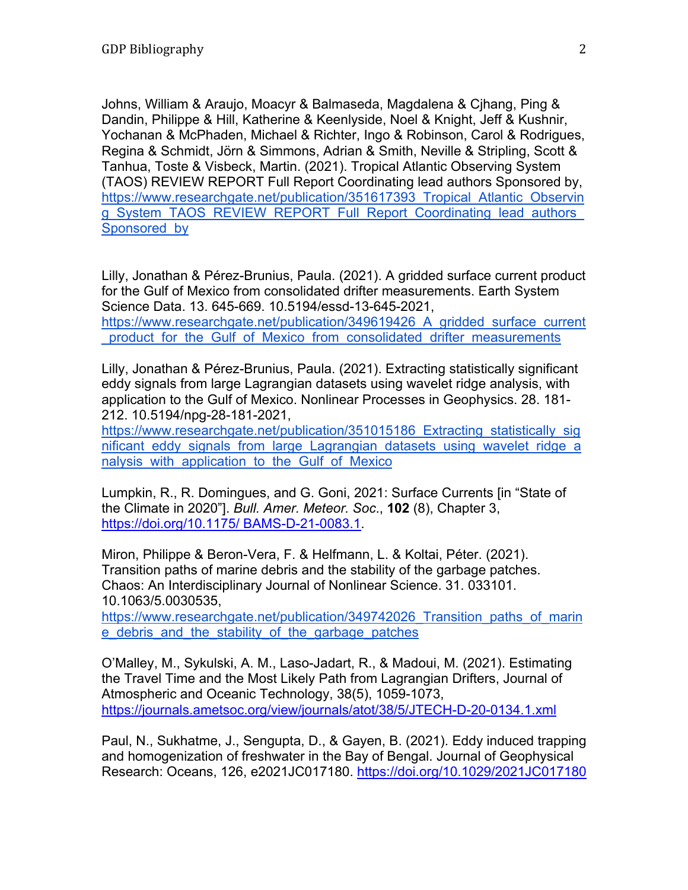Johns, William & Araujo, Moacyr & Balmaseda, Magdalena & Cjhang, Ping & Dandin, Philippe & Hill, Katherine & Keenlyside, Noel & Knight, Jeff & Kushnir, Yochanan & McPhaden, Michael & Richter, Ingo & Robinson, Carol & Rodrigues, Regina & Schmidt, Jörn & Simmons, Adrian & Smith, Neville & Stripling, Scott & Tanhua, Toste & Visbeck, Martin. (2021). Tropical Atlantic Observing System (TAOS) REVIEW REPORT Full Report Coordinating lead authors Sponsored by, https://www.researchgate.net/publication/351617393_Tropical_Atlantic_Observing_System_TAOS_REVIEW_REPORT_Full_Report_Coordinating_lead_authors_Sponsored_by

Lilly, Jonathan & Pérez-Brunius, Paula. (2021). A gridded surface current product for the Gulf of Mexico from consolidated drifter measurements. Earth System Science Data. 13. 645-669. 10.5194/essd-13-645-2021, https://www.researchgate.net/publication/349619426_A_gridded_surface_current_product_for_the_Gulf_of_Mexico_from_consolidated_drifter_measurements

Lilly, Jonathan & Pérez-Brunius, Paula. (2021). Extracting statistically significant eddy signals from large Lagrangian datasets using wavelet ridge analysis, with application to the Gulf of Mexico. Nonlinear Processes in Geophysics. 28. 181-212. 10.5194/npg-28-181-2021, https://www.researchgate.net/publication/351015186_Extracting_statistically_significant_eddy_signals_from_large_Lagrangian_datasets_using_wavelet_ridge_analysis_with_application_to_the_Gulf_of_Mexico

Lumpkin, R., R. Domingues, and G. Goni, 2021: Surface Currents [in "State of the Climate in 2020"]. *Bull. Amer. Meteor. Soc.*, **102** (8), Chapter 3, https://doi.org/10.1175/ BAMS-D-21-0083.1.

Miron, Philippe & Beron-Vera, F. & Helfmann, L. & Koltai, Péter. (2021). Transition paths of marine debris and the stability of the garbage patches. Chaos: An Interdisciplinary Journal of Nonlinear Science. 31. 033101. 10.1063/5.0030535, https://www.researchgate.net/publication/349742026_Transition_paths_of_marine_debris_and_the_stability_of_the_garbage_patches

O'Malley, M., Sykulski, A. M., Laso-Jadart, R., & Madoui, M. (2021). Estimating the Travel Time and the Most Likely Path from Lagrangian Drifters, Journal of Atmospheric and Oceanic Technology, 38(5), 1059-1073, https://journals.ametsoc.org/view/journals/atot/38/5/JTECH-D-20-0134.1.xml

Paul, N., Sukhatme, J., Sengupta, D., & Gayen, B. (2021). Eddy induced trapping and homogenization of freshwater in the Bay of Bengal. Journal of Geophysical Research: Oceans, 126, e2021JC017180. https://doi.org/10.1029/2021JC017180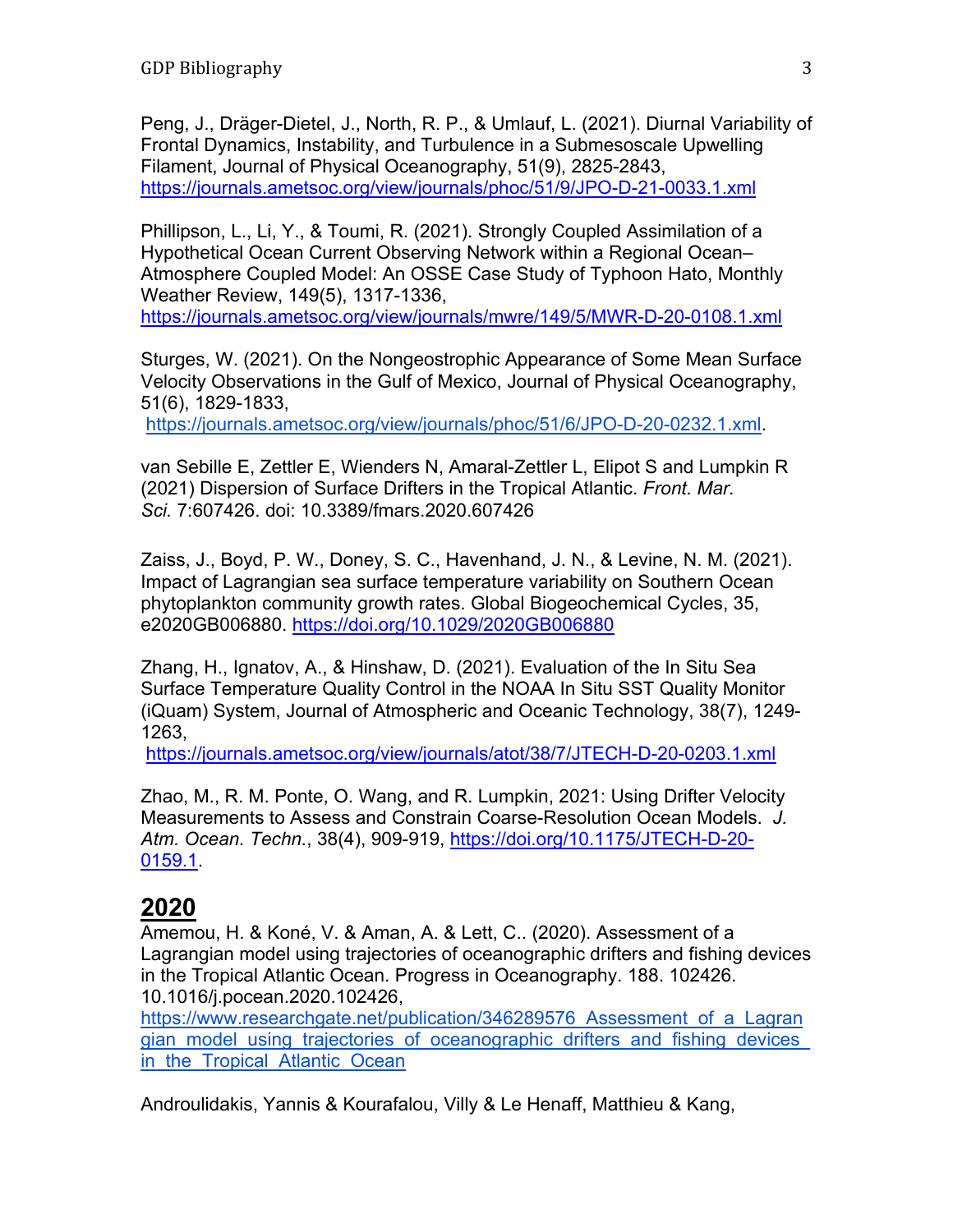Peng, J., Dräger-Dietel, J., North, R. P., & Umlauf, L. (2021). Diurnal Variability of Frontal Dynamics, Instability, and Turbulence in a Submesoscale Upwelling Filament, Journal of Physical Oceanography, 51(9), 2825-2843, https://journals.ametsoc.org/view/journals/phoc/51/9/JPO-D-21-0033.1.xml

Phillipson, L., Li, Y., & Toumi, R. (2021). Strongly Coupled Assimilation of a Hypothetical Ocean Current Observing Network within a Regional Ocean–Atmosphere Coupled Model: An OSSE Case Study of Typhoon Hato, Monthly Weather Review, 149(5), 1317-1336, https://journals.ametsoc.org/view/journals/mwre/149/5/MWR-D-20-0108.1.xml

Sturges, W. (2021). On the Nongeostrophic Appearance of Some Mean Surface Velocity Observations in the Gulf of Mexico, Journal of Physical Oceanography, 51(6), 1829-1833, https://journals.ametsoc.org/view/journals/phoc/51/6/JPO-D-20-0232.1.xml.

van Sebille E, Zettler E, Wienders N, Amaral-Zettler L, Elipot S and Lumpkin R (2021) Dispersion of Surface Drifters in the Tropical Atlantic. *Front. Mar. Sci.* 7:607426. doi: 10.3389/fmars.2020.607426

Zaiss, J., Boyd, P. W., Doney, S. C., Havenhand, J. N., & Levine, N. M. (2021). Impact of Lagrangian sea surface temperature variability on Southern Ocean phytoplankton community growth rates. Global Biogeochemical Cycles, 35, e2020GB006880. https://doi.org/10.1029/2020GB006880

Zhang, H., Ignatov, A., & Hinshaw, D. (2021). Evaluation of the In Situ Sea Surface Temperature Quality Control in the NOAA In Situ SST Quality Monitor (iQuam) System, Journal of Atmospheric and Oceanic Technology, 38(7), 1249-1263, https://journals.ametsoc.org/view/journals/atot/38/7/JTECH-D-20-0203.1.xml

Zhao, M., R. M. Ponte, O. Wang, and R. Lumpkin, 2021: Using Drifter Velocity Measurements to Assess and Constrain Coarse-Resolution Ocean Models. *J. Atm. Ocean. Techn.*, 38(4), 909-919, https://doi.org/10.1175/JTECH-D-20-0159.1.

## 2020

Amemou, H. & Koné, V. & Aman, A. & Lett, C.. (2020). Assessment of a Lagrangian model using trajectories of oceanographic drifters and fishing devices in the Tropical Atlantic Ocean. Progress in Oceanography. 188. 102426. 10.1016/j.pocean.2020.102426, https://www.researchgate.net/publication/346289576_Assessment_of_a_Lagrangian_model_using_trajectories_of_oceanographic_drifters_and_fishing_devices_in_the_Tropical_Atlantic_Ocean

Androulidakis, Yannis & Kourafalou, Villy & Le Henaff, Matthieu & Kang,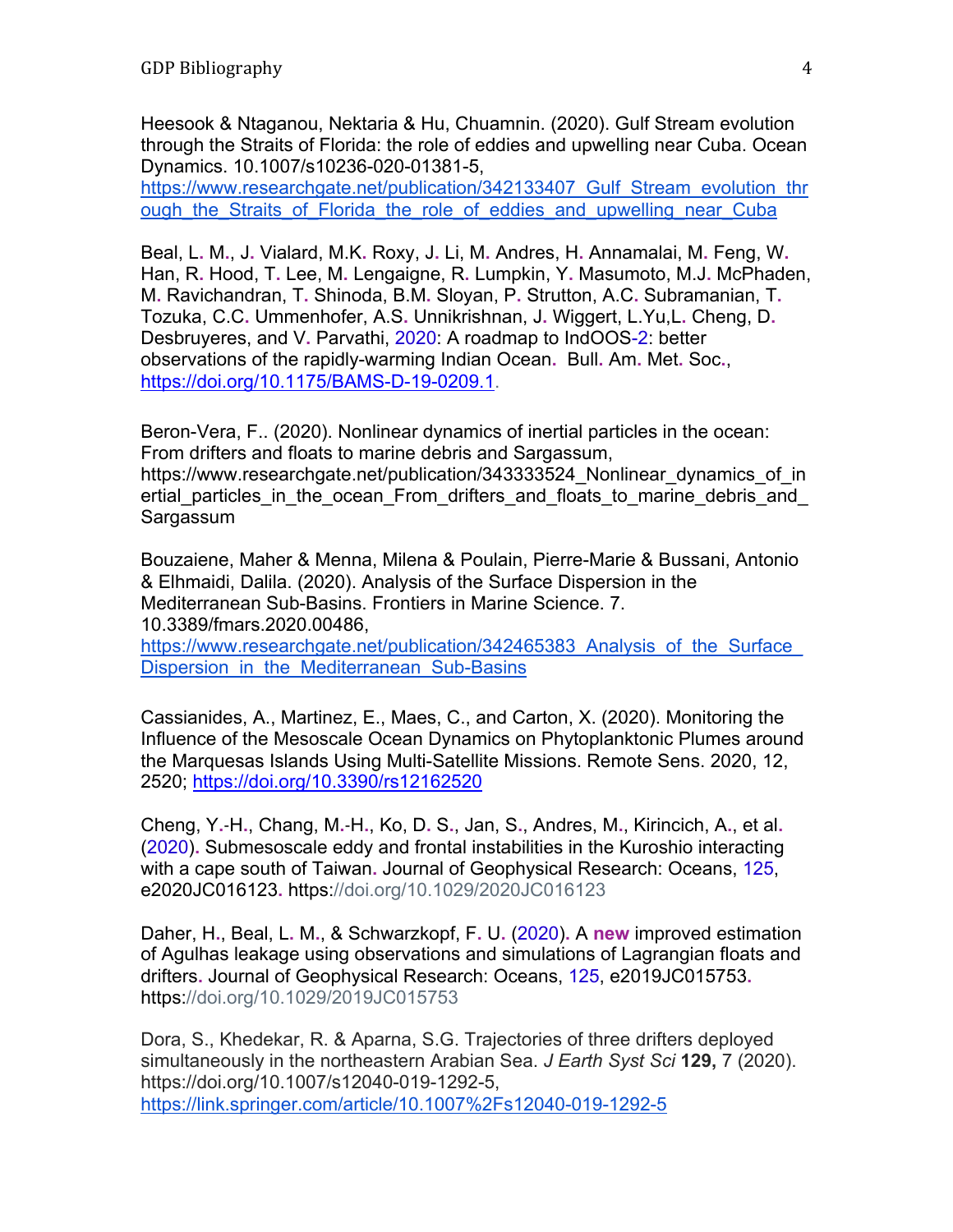Heesook & Ntaganou, Nektaria & Hu, Chuamnin. (2020). Gulf Stream evolution through the Straits of Florida: the role of eddies and upwelling near Cuba. Ocean Dynamics. 10.1007/s10236-020-01381-5, https://www.researchgate.net/publication/342133407_Gulf_Stream_evolution_through_the_Straits_of_Florida_the_role_of_eddies_and_upwelling_near_Cuba

Beal, L. M., J. Vialard, M.K. Roxy, J. Li, M. Andres, H. Annamalai, M. Feng, W. Han, R. Hood, T. Lee, M. Lengaigne, R. Lumpkin, Y. Masumoto, M.J. McPhaden, M. Ravichandran, T. Shinoda, B.M. Sloyan, P. Strutton, A.C. Subramanian, T. Tozuka, C.C. Ummenhofer, A.S. Unnikrishnan, J. Wiggert, L.Yu,L. Cheng, D. Desbruyeres, and V. Parvathi, 2020: A roadmap to IndOOS-2: better observations of the rapidly-warming Indian Ocean. Bull. Am. Met. Soc., https://doi.org/10.1175/BAMS-D-19-0209.1.

Beron-Vera, F.. (2020). Nonlinear dynamics of inertial particles in the ocean: From drifters and floats to marine debris and Sargassum, https://www.researchgate.net/publication/343333524_Nonlinear_dynamics_of_inertial_particles_in_the_ocean_From_drifters_and_floats_to_marine_debris_and_Sargassum

Bouzaiene, Maher & Menna, Milena & Poulain, Pierre-Marie & Bussani, Antonio & Elhmaidi, Dalila. (2020). Analysis of the Surface Dispersion in the Mediterranean Sub-Basins. Frontiers in Marine Science. 7. 10.3389/fmars.2020.00486, https://www.researchgate.net/publication/342465383_Analysis_of_the_Surface_Dispersion_in_the_Mediterranean_Sub-Basins

Cassianides, A., Martinez, E., Maes, C., and Carton, X. (2020). Monitoring the Influence of the Mesoscale Ocean Dynamics on Phytoplanktonic Plumes around the Marquesas Islands Using Multi-Satellite Missions. Remote Sens. 2020, 12, 2520; https://doi.org/10.3390/rs12162520

Cheng, Y.-H., Chang, M.-H., Ko, D. S., Jan, S., Andres, M., Kirincich, A., et al. (2020). Submesoscale eddy and frontal instabilities in the Kuroshio interacting with a cape south of Taiwan. Journal of Geophysical Research: Oceans, 125, e2020JC016123. https://doi.org/10.1029/2020JC016123

Daher, H., Beal, L. M., & Schwarzkopf, F. U. (2020). A **new** improved estimation of Agulhas leakage using observations and simulations of Lagrangian floats and drifters. Journal of Geophysical Research: Oceans, 125, e2019JC015753. https://doi.org/10.1029/2019JC015753

Dora, S., Khedekar, R. & Aparna, S.G. Trajectories of three drifters deployed simultaneously in the northeastern Arabian Sea. *J Earth Syst Sci* **129,** 7 (2020). https://doi.org/10.1007/s12040-019-1292-5, https://link.springer.com/article/10.1007%2Fs12040-019-1292-5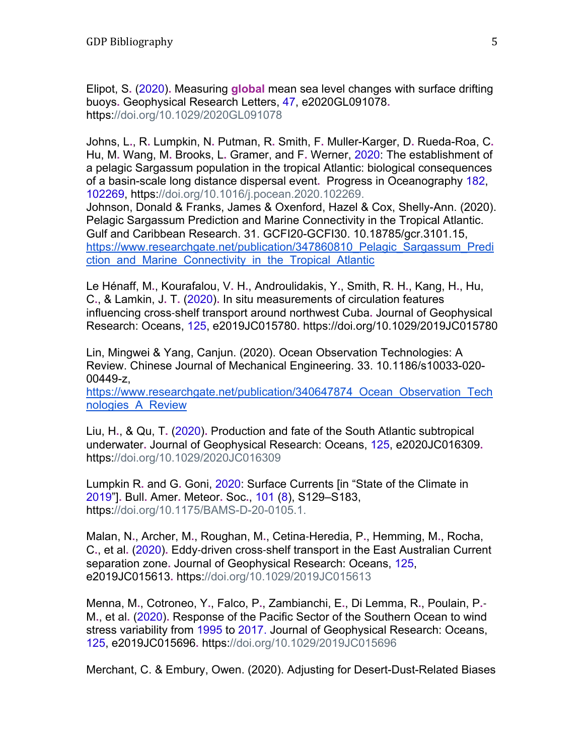Elipot, S. (2020). Measuring **global** mean sea level changes with surface drifting buoys. Geophysical Research Letters, 47, e2020GL091078. https://doi.org/10.1029/2020GL091078

Johns, L., R. Lumpkin, N. Putman, R. Smith, F. Muller-Karger, D. Rueda-Roa, C. Hu, M. Wang, M. Brooks, L. Gramer, and F. Werner, 2020: The establishment of a pelagic Sargassum population in the tropical Atlantic: biological consequences of a basin-scale long distance dispersal event. Progress in Oceanography 182, 102269, https://doi.org/10.1016/j.pocean.2020.102269.
Johnson, Donald & Franks, James & Oxenford, Hazel & Cox, Shelly-Ann. (2020). Pelagic Sargassum Prediction and Marine Connectivity in the Tropical Atlantic. Gulf and Caribbean Research. 31. GCFI20-GCFI30. 10.18785/gcr.3101.15, https://www.researchgate.net/publication/347860810_Pelagic_Sargassum_Prediction_and_Marine_Connectivity_in_the_Tropical_Atlantic

Le Hénaff, M., Kourafalou, V. H., Androulidakis, Y., Smith, R. H., Kang, H., Hu, C., & Lamkin, J. T. (2020). In situ measurements of circulation features influencing cross-shelf transport around northwest Cuba. Journal of Geophysical Research: Oceans, 125, e2019JC015780. https://doi.org/10.1029/2019JC015780

Lin, Mingwei & Yang, Canjun. (2020). Ocean Observation Technologies: A Review. Chinese Journal of Mechanical Engineering. 33. 10.1186/s10033-020-00449-z, https://www.researchgate.net/publication/340647874_Ocean_Observation_Technologies_A_Review

Liu, H., & Qu, T. (2020). Production and fate of the South Atlantic subtropical underwater. Journal of Geophysical Research: Oceans, 125, e2020JC016309. https://doi.org/10.1029/2020JC016309

Lumpkin R. and G. Goni, 2020: Surface Currents [in "State of the Climate in 2019"]. Bull. Amer. Meteor. Soc., 101 (8), S129–S183, https://doi.org/10.1175/BAMS-D-20-0105.1.

Malan, N., Archer, M., Roughan, M., Cetina-Heredia, P., Hemming, M., Rocha, C., et al. (2020). Eddy-driven cross-shelf transport in the East Australian Current separation zone. Journal of Geophysical Research: Oceans, 125, e2019JC015613. https://doi.org/10.1029/2019JC015613

Menna, M., Cotroneo, Y., Falco, P., Zambianchi, E., Di Lemma, R., Poulain, P.-M., et al. (2020). Response of the Pacific Sector of the Southern Ocean to wind stress variability from 1995 to 2017. Journal of Geophysical Research: Oceans, 125, e2019JC015696. https://doi.org/10.1029/2019JC015696

Merchant, C. & Embury, Owen. (2020). Adjusting for Desert-Dust-Related Biases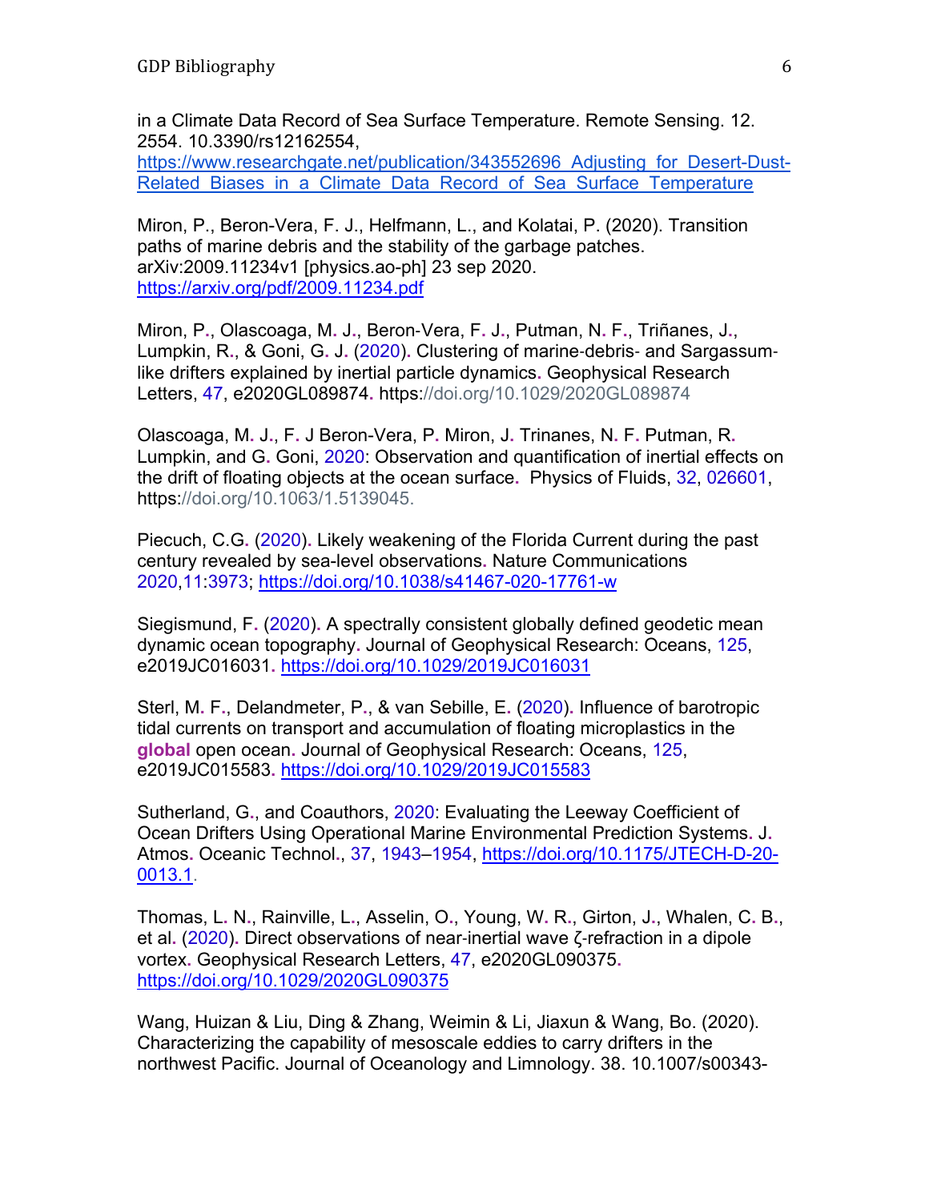in a Climate Data Record of Sea Surface Temperature. Remote Sensing. 12. 2554. 10.3390/rs12162554, https://www.researchgate.net/publication/343552696_Adjusting_for_Desert-Dust-Related_Biases_in_a_Climate_Data_Record_of_Sea_Surface_Temperature

Miron, P., Beron-Vera, F. J., Helfmann, L., and Kolatai, P. (2020). Transition paths of marine debris and the stability of the garbage patches. arXiv:2009.11234v1 [physics.ao-ph] 23 sep 2020. https://arxiv.org/pdf/2009.11234.pdf

Miron, P., Olascoaga, M. J., Beron-Vera, F. J., Putman, N. F., Triñanes, J., Lumpkin, R., & Goni, G. J. (2020). Clustering of marine-debris- and Sargassum-like drifters explained by inertial particle dynamics. Geophysical Research Letters, 47, e2020GL089874. https://doi.org/10.1029/2020GL089874

Olascoaga, M. J., F. J Beron-Vera, P. Miron, J. Trinanes, N. F. Putman, R. Lumpkin, and G. Goni, 2020: Observation and quantification of inertial effects on the drift of floating objects at the ocean surface. Physics of Fluids, 32, 026601, https://doi.org/10.1063/1.5139045.

Piecuch, C.G. (2020). Likely weakening of the Florida Current during the past century revealed by sea-level observations. Nature Communications 2020,11:3973; https://doi.org/10.1038/s41467-020-17761-w

Siegismund, F. (2020). A spectrally consistent globally defined geodetic mean dynamic ocean topography. Journal of Geophysical Research: Oceans, 125, e2019JC016031. https://doi.org/10.1029/2019JC016031

Sterl, M. F., Delandmeter, P., & van Sebille, E. (2020). Influence of barotropic tidal currents on transport and accumulation of floating microplastics in the **global** open ocean. Journal of Geophysical Research: Oceans, 125, e2019JC015583. https://doi.org/10.1029/2019JC015583

Sutherland, G., and Coauthors, 2020: Evaluating the Leeway Coefficient of Ocean Drifters Using Operational Marine Environmental Prediction Systems. J. Atmos. Oceanic Technol., 37, 1943–1954, https://doi.org/10.1175/JTECH-D-20-0013.1.

Thomas, L. N., Rainville, L., Asselin, O., Young, W. R., Girton, J., Whalen, C. B., et al. (2020). Direct observations of near-inertial wave ζ-refraction in a dipole vortex. Geophysical Research Letters, 47, e2020GL090375. https://doi.org/10.1029/2020GL090375

Wang, Huizan & Liu, Ding & Zhang, Weimin & Li, Jiaxun & Wang, Bo. (2020). Characterizing the capability of mesoscale eddies to carry drifters in the northwest Pacific. Journal of Oceanology and Limnology. 38. 10.1007/s00343-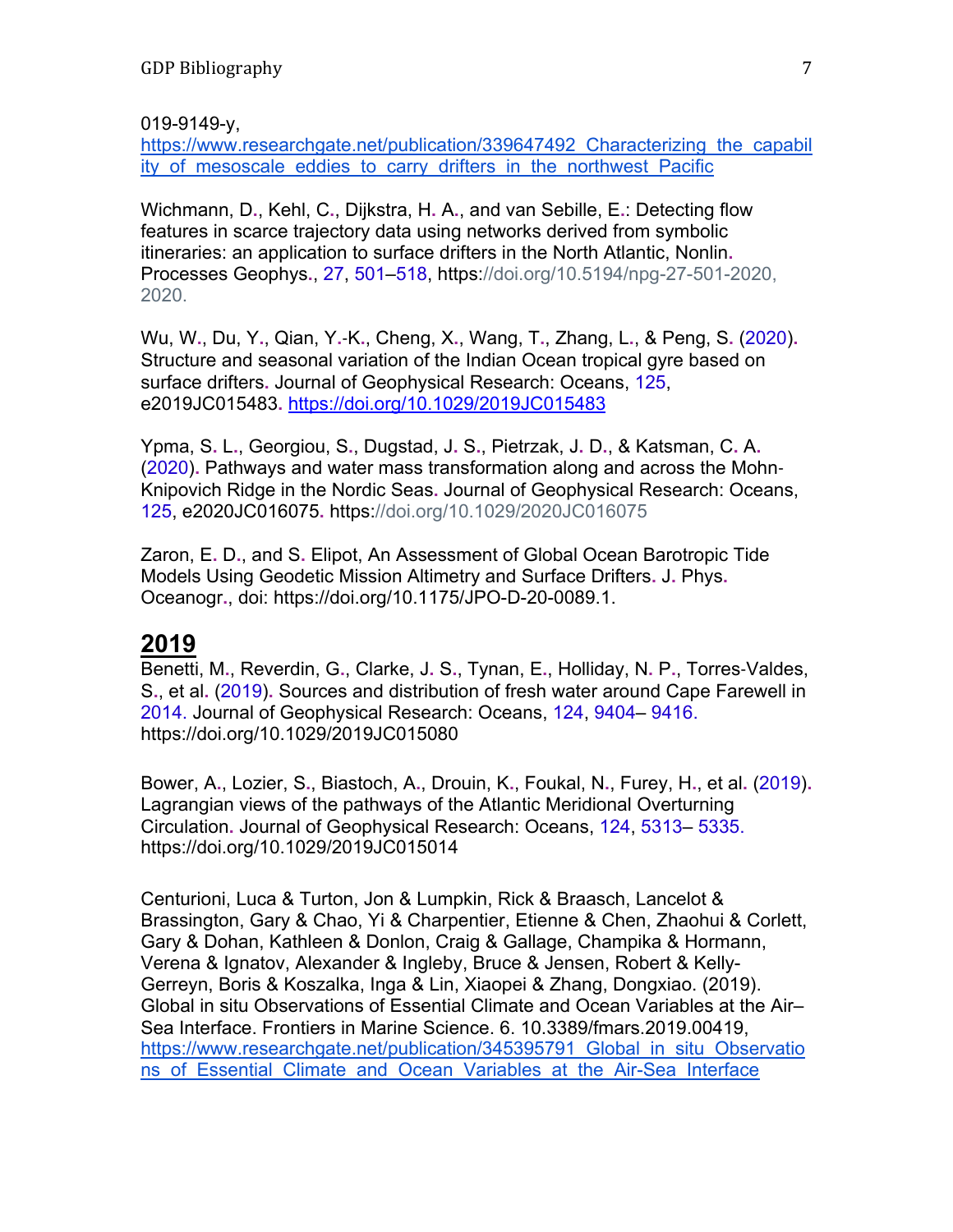019-9149-y, [https://www.researchgate.net/publication/339647492_Characterizing_the_capability_of_mesoscale_eddies_to_carry_drifters_in_the_northwest_Pacific](https://www.researchgate.net/publication/339647492_Characterizing_the_capability_of_mesoscale_eddies_to_carry_drifters_in_the_northwest_Pacific)

Wichmann, D., Kehl, C., Dijkstra, H. A., and van Sebille, E.: Detecting flow features in scarce trajectory data using networks derived from symbolic itineraries: an application to surface drifters in the North Atlantic, Nonlin. Processes Geophys., 27, 501–518, https://doi.org/10.5194/npg-27-501-2020, 2020.

Wu, W., Du, Y., Qian, Y.-K., Cheng, X., Wang, T., Zhang, L., & Peng, S. (2020). Structure and seasonal variation of the Indian Ocean tropical gyre based on surface drifters. Journal of Geophysical Research: Oceans, 125, e2019JC015483. [https://doi.org/10.1029/2019JC015483](https://doi.org/10.1029/2019JC015483)

Ypma, S. L., Georgiou, S., Dugstad, J. S., Pietrzak, J. D., & Katsman, C. A. (2020). Pathways and water mass transformation along and across the Mohn-Knipovich Ridge in the Nordic Seas. Journal of Geophysical Research: Oceans, 125, e2020JC016075. https://doi.org/10.1029/2020JC016075

Zaron, E. D., and S. Elipot, An Assessment of Global Ocean Barotropic Tide Models Using Geodetic Mission Altimetry and Surface Drifters. J. Phys. Oceanogr., doi: https://doi.org/10.1175/JPO-D-20-0089.1.

## 2019

Benetti, M., Reverdin, G., Clarke, J. S., Tynan, E., Holliday, N. P., Torres-Valdes, S., et al. (2019). Sources and distribution of fresh water around Cape Farewell in 2014. Journal of Geophysical Research: Oceans, 124, 9404– 9416. https://doi.org/10.1029/2019JC015080

Bower, A., Lozier, S., Biastoch, A., Drouin, K., Foukal, N., Furey, H., et al. (2019). Lagrangian views of the pathways of the Atlantic Meridional Overturning Circulation. Journal of Geophysical Research: Oceans, 124, 5313– 5335. https://doi.org/10.1029/2019JC015014

Centurioni, Luca & Turton, Jon & Lumpkin, Rick & Braasch, Lancelot & Brassington, Gary & Chao, Yi & Charpentier, Etienne & Chen, Zhaohui & Corlett, Gary & Dohan, Kathleen & Donlon, Craig & Gallage, Champika & Hormann, Verena & Ignatov, Alexander & Ingleby, Bruce & Jensen, Robert & Kelly-Gerreyn, Boris & Koszalka, Inga & Lin, Xiaopei & Zhang, Dongxiao. (2019). Global in situ Observations of Essential Climate and Ocean Variables at the Air–Sea Interface. Frontiers in Marine Science. 6. 10.3389/fmars.2019.00419, [https://www.researchgate.net/publication/345395791_Global_in_situ_Observations_of_Essential_Climate_and_Ocean_Variables_at_the_Air-Sea_Interface](https://www.researchgate.net/publication/345395791_Global_in_situ_Observations_of_Essential_Climate_and_Ocean_Variables_at_the_Air-Sea_Interface)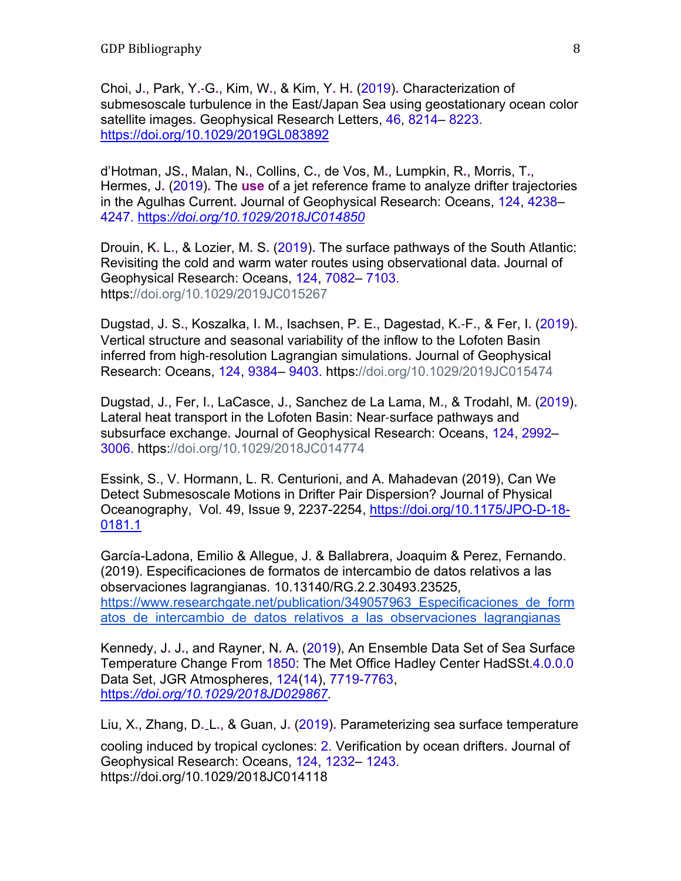Choi, J., Park, Y.-G., Kim, W., & Kim, Y. H. (2019). Characterization of submesoscale turbulence in the East/Japan Sea using geostationary ocean color satellite images. Geophysical Research Letters, 46, 8214– 8223. https://doi.org/10.1029/2019GL083892

d'Hotman, JS., Malan, N., Collins, C., de Vos, M., Lumpkin, R., Morris, T., Hermes, J. (2019). The **use** of a jet reference frame to analyze drifter trajectories in the Agulhas Current. Journal of Geophysical Research: Oceans, 124, 4238–4247. *https://doi.org/10.1029/2018JC014850*

Drouin, K. L., & Lozier, M. S. (2019). The surface pathways of the South Atlantic: Revisiting the cold and warm water routes using observational data. Journal of Geophysical Research: Oceans, 124, 7082– 7103. https://doi.org/10.1029/2019JC015267

Dugstad, J. S., Koszalka, I. M., Isachsen, P. E., Dagestad, K.-F., & Fer, I. (2019). Vertical structure and seasonal variability of the inflow to the Lofoten Basin inferred from high-resolution Lagrangian simulations. Journal of Geophysical Research: Oceans, 124, 9384– 9403. https://doi.org/10.1029/2019JC015474

Dugstad, J., Fer, I., LaCasce, J., Sanchez de La Lama, M., & Trodahl, M. (2019). Lateral heat transport in the Lofoten Basin: Near-surface pathways and subsurface exchange. Journal of Geophysical Research: Oceans, 124, 2992–3006. https://doi.org/10.1029/2018JC014774

Essink, S., V. Hormann, L. R. Centurioni, and A. Mahadevan (2019), Can We Detect Submesoscale Motions in Drifter Pair Dispersion? Journal of Physical Oceanography, Vol. 49, Issue 9, 2237-2254, https://doi.org/10.1175/JPO-D-18-0181.1

García-Ladona, Emilio & Allegue, J. & Ballabrera, Joaquim & Perez, Fernando. (2019). Especificaciones de formatos de intercambio de datos relativos a las observaciones lagrangianas. 10.13140/RG.2.2.30493.23525, https://www.researchgate.net/publication/349057963_Especificaciones_de_formatos_de_intercambio_de_datos_relativos_a_las_observaciones_lagrangianas

Kennedy, J. J., and Rayner, N. A. (2019), An Ensemble Data Set of Sea Surface Temperature Change From 1850: The Met Office Hadley Center HadSSt.4.0.0.0 Data Set, JGR Atmospheres, 124(14), 7719-7763, *https://doi.org/10.1029/2018JD029867*.

Liu, X., Zhang, D. L., & Guan, J. (2019). Parameterizing sea surface temperature cooling induced by tropical cyclones: 2. Verification by ocean drifters. Journal of Geophysical Research: Oceans, 124, 1232– 1243. https://doi.org/10.1029/2018JC014118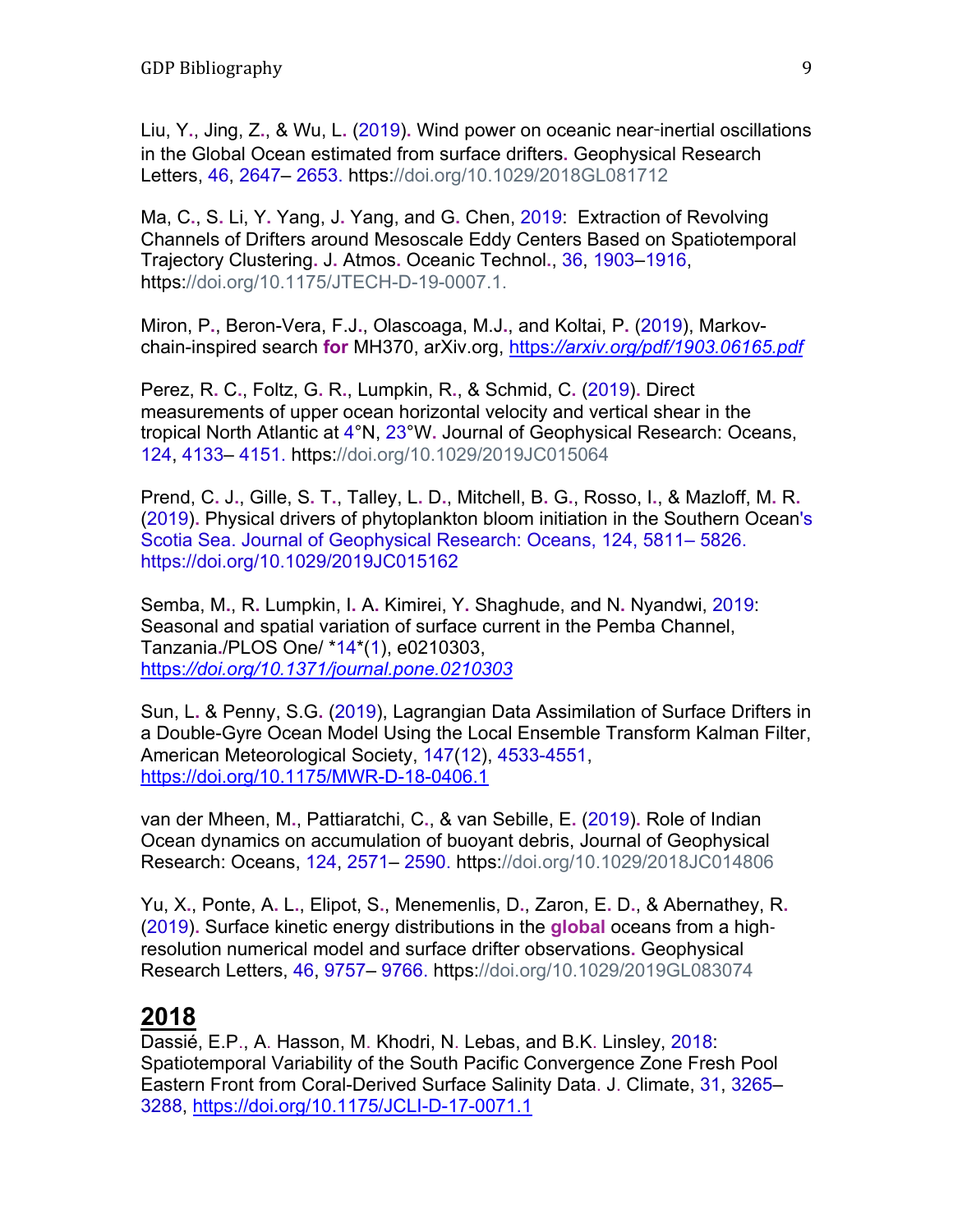Liu, Y., Jing, Z., & Wu, L. (2019). Wind power on oceanic near‐inertial oscillations in the Global Ocean estimated from surface drifters. Geophysical Research Letters, 46, 2647– 2653. https://doi.org/10.1029/2018GL081712

Ma, C., S. Li, Y. Yang, J. Yang, and G. Chen, 2019: Extraction of Revolving Channels of Drifters around Mesoscale Eddy Centers Based on Spatiotemporal Trajectory Clustering. J. Atmos. Oceanic Technol., 36, 1903–1916, https://doi.org/10.1175/JTECH-D-19-0007.1.

Miron, P., Beron-Vera, F.J., Olascoaga, M.J., and Koltai, P. (2019), Markov-chain-inspired search **for** MH370, arXiv.org, *https://arxiv.org/pdf/1903.06165.pdf*

Perez, R. C., Foltz, G. R., Lumpkin, R., & Schmid, C. (2019). Direct measurements of upper ocean horizontal velocity and vertical shear in the tropical North Atlantic at 4°N, 23°W. Journal of Geophysical Research: Oceans, 124, 4133– 4151. https://doi.org/10.1029/2019JC015064

Prend, C. J., Gille, S. T., Talley, L. D., Mitchell, B. G., Rosso, I., & Mazloff, M. R. (2019). Physical drivers of phytoplankton bloom initiation in the Southern Ocean's Scotia Sea. Journal of Geophysical Research: Oceans, 124, 5811– 5826. https://doi.org/10.1029/2019JC015162

Semba, M., R. Lumpkin, I. A. Kimirei, Y. Shaghude, and N. Nyandwi, 2019: Seasonal and spatial variation of surface current in the Pemba Channel, Tanzania./PLOS One/ *14*(1), e0210303, *https://doi.org/10.1371/journal.pone.0210303*

Sun, L. & Penny, S.G. (2019), Lagrangian Data Assimilation of Surface Drifters in a Double-Gyre Ocean Model Using the Local Ensemble Transform Kalman Filter, American Meteorological Society, 147(12), 4533-4551, https://doi.org/10.1175/MWR-D-18-0406.1

van der Mheen, M., Pattiaratchi, C., & van Sebille, E. (2019). Role of Indian Ocean dynamics on accumulation of buoyant debris, Journal of Geophysical Research: Oceans, 124, 2571– 2590. https://doi.org/10.1029/2018JC014806

Yu, X., Ponte, A. L., Elipot, S., Menemenlis, D., Zaron, E. D., & Abernathey, R. (2019). Surface kinetic energy distributions in the **global** oceans from a high-resolution numerical model and surface drifter observations. Geophysical Research Letters, 46, 9757– 9766. https://doi.org/10.1029/2019GL083074

## 2018

Dassié, E.P., A. Hasson, M. Khodri, N. Lebas, and B.K. Linsley, 2018: Spatiotemporal Variability of the South Pacific Convergence Zone Fresh Pool Eastern Front from Coral-Derived Surface Salinity Data. J. Climate, 31, 3265–3288, https://doi.org/10.1175/JCLI-D-17-0071.1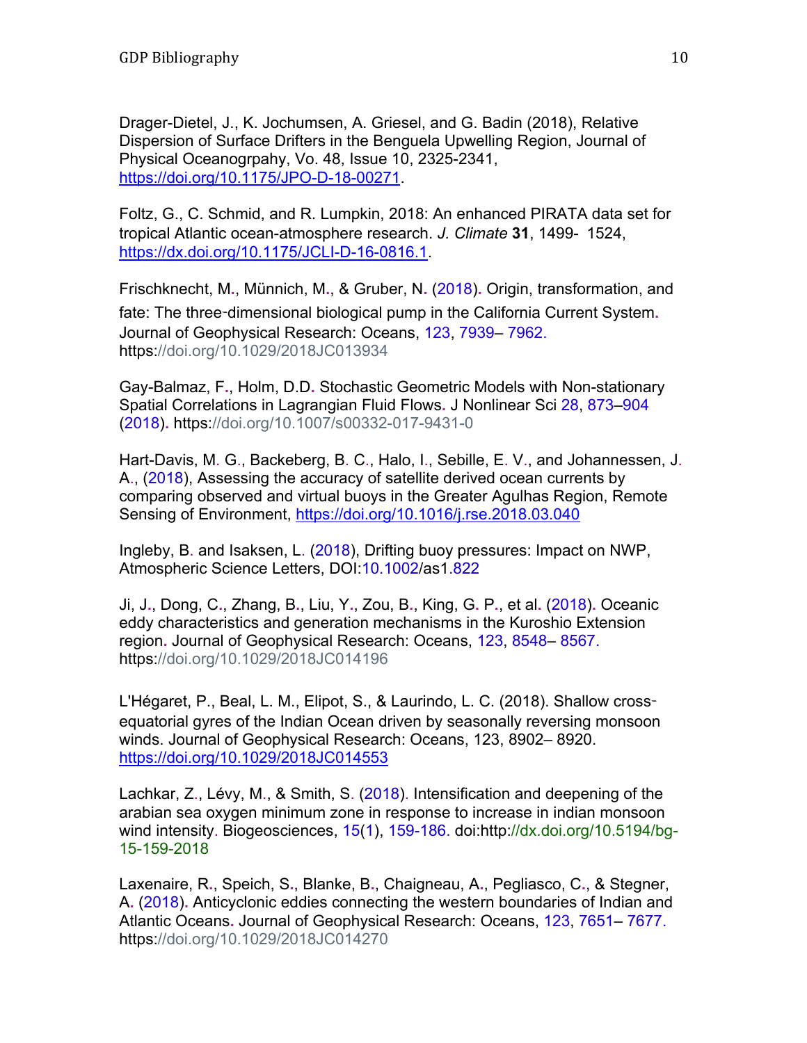Drager-Dietel, J., K. Jochumsen, A. Griesel, and G. Badin (2018), Relative Dispersion of Surface Drifters in the Benguela Upwelling Region, Journal of Physical Oceanogrpahy, Vo. 48, Issue 10, 2325-2341, https://doi.org/10.1175/JPO-D-18-00271.

Foltz, G., C. Schmid, and R. Lumpkin, 2018: An enhanced PIRATA data set for tropical Atlantic ocean-atmosphere research. *J. Climate* **31**, 1499- 1524, https://dx.doi.org/10.1175/JCLI-D-16-0816.1.

Frischknecht, M., Münnich, M., & Gruber, N. (2018). Origin, transformation, and fate: The three‐dimensional biological pump in the California Current System. Journal of Geophysical Research: Oceans, 123, 7939– 7962. https://doi.org/10.1029/2018JC013934

Gay-Balmaz, F., Holm, D.D. Stochastic Geometric Models with Non-stationary Spatial Correlations in Lagrangian Fluid Flows. J Nonlinear Sci 28, 873–904 (2018). https://doi.org/10.1007/s00332-017-9431-0

Hart-Davis, M. G., Backeberg, B. C., Halo, I., Sebille, E. V., and Johannessen, J. A., (2018), Assessing the accuracy of satellite derived ocean currents by comparing observed and virtual buoys in the Greater Agulhas Region, Remote Sensing of Environment, https://doi.org/10.1016/j.rse.2018.03.040

Ingleby, B. and Isaksen, L. (2018), Drifting buoy pressures: Impact on NWP, Atmospheric Science Letters, DOI:10.1002/as1.822

Ji, J., Dong, C., Zhang, B., Liu, Y., Zou, B., King, G. P., et al. (2018). Oceanic eddy characteristics and generation mechanisms in the Kuroshio Extension region. Journal of Geophysical Research: Oceans, 123, 8548– 8567. https://doi.org/10.1029/2018JC014196

L'Hégaret, P., Beal, L. M., Elipot, S., & Laurindo, L. C. (2018). Shallow cross‐equatorial gyres of the Indian Ocean driven by seasonally reversing monsoon winds. Journal of Geophysical Research: Oceans, 123, 8902– 8920. https://doi.org/10.1029/2018JC014553

Lachkar, Z., Lévy, M., & Smith, S. (2018). Intensification and deepening of the arabian sea oxygen minimum zone in response to increase in indian monsoon wind intensity. Biogeosciences, 15(1), 159-186. doi:http://dx.doi.org/10.5194/bg-15-159-2018

Laxenaire, R., Speich, S., Blanke, B., Chaigneau, A., Pegliasco, C., & Stegner, A. (2018). Anticyclonic eddies connecting the western boundaries of Indian and Atlantic Oceans. Journal of Geophysical Research: Oceans, 123, 7651– 7677. https://doi.org/10.1029/2018JC014270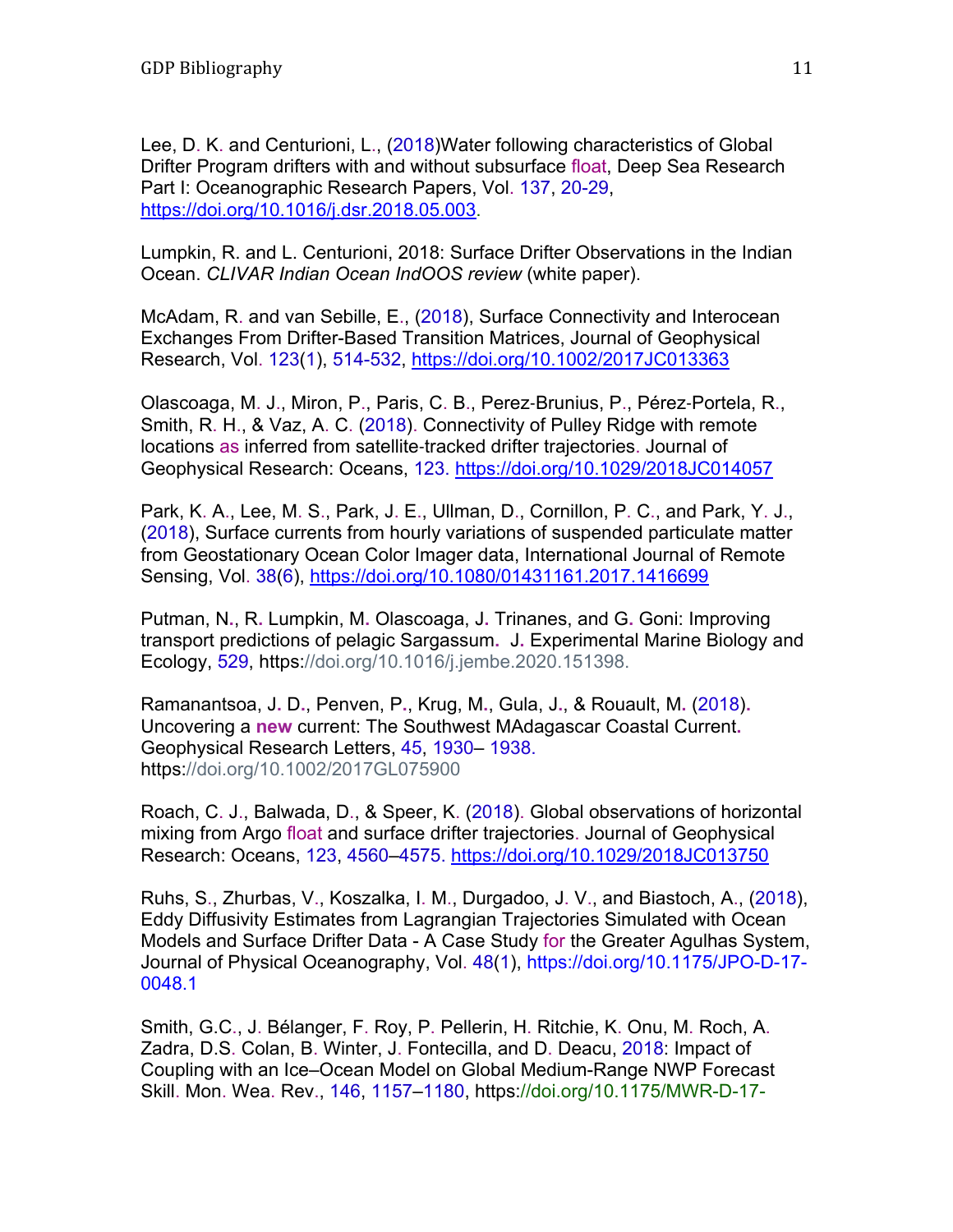Lee, D. K. and Centurioni, L., (2018)Water following characteristics of Global Drifter Program drifters with and without subsurface float, Deep Sea Research Part I: Oceanographic Research Papers, Vol. 137, 20-29, https://doi.org/10.1016/j.dsr.2018.05.003.

Lumpkin, R. and L. Centurioni, 2018: Surface Drifter Observations in the Indian Ocean. *CLIVAR Indian Ocean IndOOS review* (white paper).

McAdam, R. and van Sebille, E., (2018), Surface Connectivity and Interocean Exchanges From Drifter-Based Transition Matrices, Journal of Geophysical Research, Vol. 123(1), 514-532, https://doi.org/10.1002/2017JC013363

Olascoaga, M. J., Miron, P., Paris, C. B., Perez-Brunius, P., Pérez-Portela, R., Smith, R. H., & Vaz, A. C. (2018). Connectivity of Pulley Ridge with remote locations as inferred from satellite-tracked drifter trajectories. Journal of Geophysical Research: Oceans, 123. https://doi.org/10.1029/2018JC014057

Park, K. A., Lee, M. S., Park, J. E., Ullman, D., Cornillon, P. C., and Park, Y. J., (2018), Surface currents from hourly variations of suspended particulate matter from Geostationary Ocean Color Imager data, International Journal of Remote Sensing, Vol. 38(6), https://doi.org/10.1080/01431161.2017.1416699

Putman, N., R. Lumpkin, M. Olascoaga, J. Trinanes, and G. Goni: Improving transport predictions of pelagic Sargassum. J. Experimental Marine Biology and Ecology, 529, https://doi.org/10.1016/j.jembe.2020.151398.

Ramanantsoa, J. D., Penven, P., Krug, M., Gula, J., & Rouault, M. (2018). Uncovering a **new** current: The Southwest MAdagascar Coastal Current. Geophysical Research Letters, 45, 1930– 1938. https://doi.org/10.1002/2017GL075900

Roach, C. J., Balwada, D., & Speer, K. (2018). Global observations of horizontal mixing from Argo float and surface drifter trajectories. Journal of Geophysical Research: Oceans, 123, 4560–4575. https://doi.org/10.1029/2018JC013750

Ruhs, S., Zhurbas, V., Koszalka, I. M., Durgadoo, J. V., and Biastoch, A., (2018), Eddy Diffusivity Estimates from Lagrangian Trajectories Simulated with Ocean Models and Surface Drifter Data - A Case Study for the Greater Agulhas System, Journal of Physical Oceanography, Vol. 48(1), https://doi.org/10.1175/JPO-D-17-0048.1

Smith, G.C., J. Bélanger, F. Roy, P. Pellerin, H. Ritchie, K. Onu, M. Roch, A. Zadra, D.S. Colan, B. Winter, J. Fontecilla, and D. Deacu, 2018: Impact of Coupling with an Ice–Ocean Model on Global Medium-Range NWP Forecast Skill. Mon. Wea. Rev., 146, 1157–1180, https://doi.org/10.1175/MWR-D-17-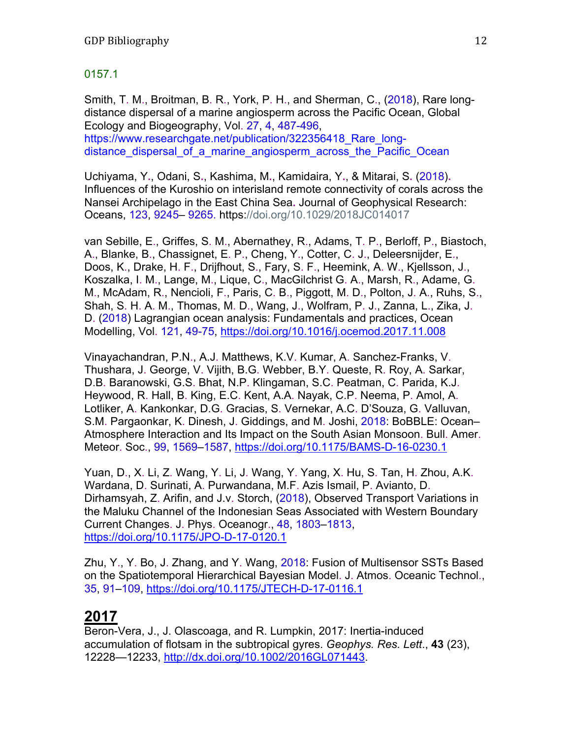0157.1

Smith, T. M., Broitman, B. R., York, P. H., and Sherman, C., (2018), Rare long-distance dispersal of a marine angiosperm across the Pacific Ocean, Global Ecology and Biogeography, Vol. 27, 4, 487-496, https://www.researchgate.net/publication/322356418_Rare_long-distance_dispersal_of_a_marine_angiosperm_across_the_Pacific_Ocean

Uchiyama, Y., Odani, S., Kashima, M., Kamidaira, Y., & Mitarai, S. (2018). Influences of the Kuroshio on interisland remote connectivity of corals across the Nansei Archipelago in the East China Sea. Journal of Geophysical Research: Oceans, 123, 9245– 9265. https://doi.org/10.1029/2018JC014017

van Sebille, E., Griffes, S. M., Abernathey, R., Adams, T. P., Berloff, P., Biastoch, A., Blanke, B., Chassignet, E. P., Cheng, Y., Cotter, C. J., Deleersnijder, E., Doos, K., Drake, H. F., Drijfhout, S., Fary, S. F., Heemink, A. W., Kjellsson, J., Koszalka, I. M., Lange, M., Lique, C., MacGilchrist G. A., Marsh, R., Adame, G. M., McAdam, R., Nencioli, F., Paris, C. B., Piggott, M. D., Polton, J. A., Ruhs, S., Shah, S. H. A. M., Thomas, M. D., Wang, J., Wolfram, P. J., Zanna, L., Zika, J. D. (2018) Lagrangian ocean analysis: Fundamentals and practices, Ocean Modelling, Vol. 121, 49-75, https://doi.org/10.1016/j.ocemod.2017.11.008

Vinayachandran, P.N., A.J. Matthews, K.V. Kumar, A. Sanchez-Franks, V. Thushara, J. George, V. Vijith, B.G. Webber, B.Y. Queste, R. Roy, A. Sarkar, D.B. Baranowski, G.S. Bhat, N.P. Klingaman, S.C. Peatman, C. Parida, K.J. Heywood, R. Hall, B. King, E.C. Kent, A.A. Nayak, C.P. Neema, P. Amol, A. Lotliker, A. Kankonkar, D.G. Gracias, S. Vernekar, A.C. D'Souza, G. Valluvan, S.M. Pargaonkar, K. Dinesh, J. Giddings, and M. Joshi, 2018: BoBBLE: Ocean–Atmosphere Interaction and Its Impact on the South Asian Monsoon. Bull. Amer. Meteor. Soc., 99, 1569–1587, https://doi.org/10.1175/BAMS-D-16-0230.1

Yuan, D., X. Li, Z. Wang, Y. Li, J. Wang, Y. Yang, X. Hu, S. Tan, H. Zhou, A.K. Wardana, D. Surinati, A. Purwandana, M.F. Azis Ismail, P. Avianto, D. Dirhamsyah, Z. Arifin, and J.v. Storch, (2018), Observed Transport Variations in the Maluku Channel of the Indonesian Seas Associated with Western Boundary Current Changes. J. Phys. Oceanogr., 48, 1803–1813, https://doi.org/10.1175/JPO-D-17-0120.1

Zhu, Y., Y. Bo, J. Zhang, and Y. Wang, 2018: Fusion of Multisensor SSTs Based on the Spatiotemporal Hierarchical Bayesian Model. J. Atmos. Oceanic Technol., 35, 91–109, https://doi.org/10.1175/JTECH-D-17-0116.1

## 2017

Beron-Vera, J., J. Olascoaga, and R. Lumpkin, 2017: Inertia-induced accumulation of flotsam in the subtropical gyres. *Geophys. Res. Lett*., **43** (23), 12228—12233, http://dx.doi.org/10.1002/2016GL071443.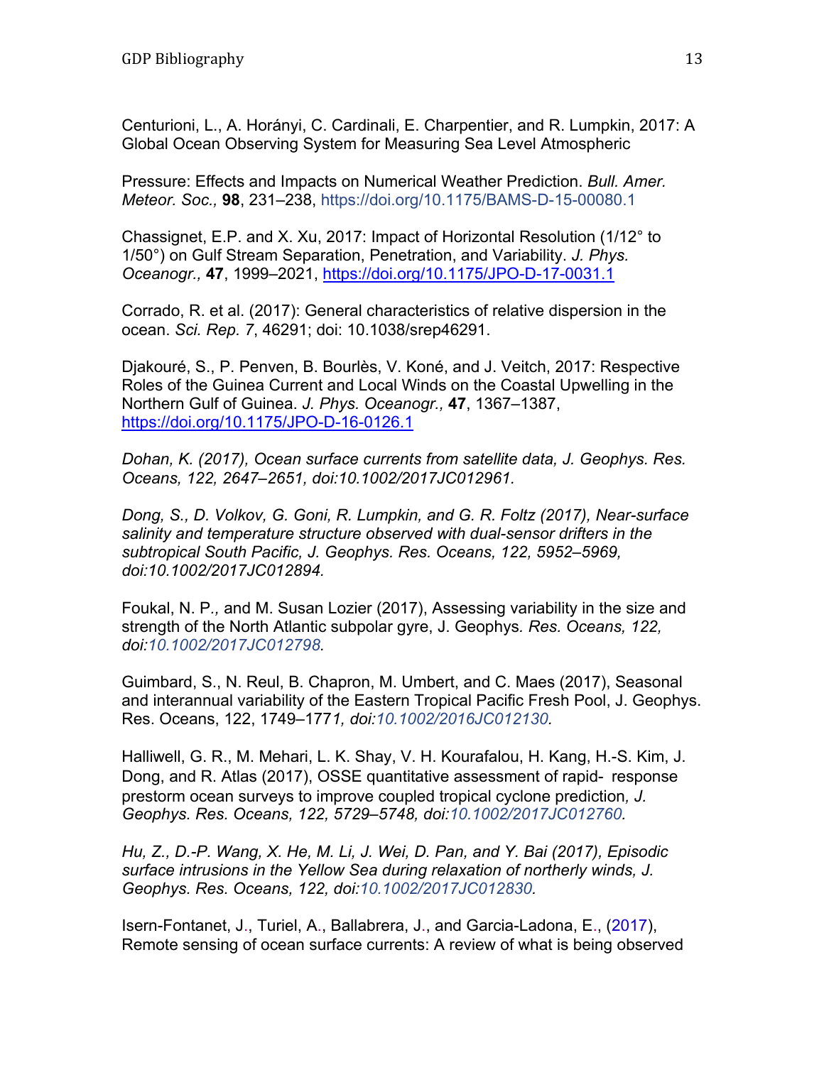Centurioni, L., A. Horányi, C. Cardinali, E. Charpentier, and R. Lumpkin, 2017: A Global Ocean Observing System for Measuring Sea Level Atmospheric

Pressure: Effects and Impacts on Numerical Weather Prediction. *Bull. Amer. Meteor. Soc.,* **98**, 231–238, https://doi.org/10.1175/BAMS-D-15-00080.1

Chassignet, E.P. and X. Xu, 2017: Impact of Horizontal Resolution (1/12° to 1/50°) on Gulf Stream Separation, Penetration, and Variability. *J. Phys. Oceanogr.,* **47**, 1999–2021, https://doi.org/10.1175/JPO-D-17-0031.1

Corrado, R. et al. (2017): General characteristics of relative dispersion in the ocean. *Sci. Rep. 7*, 46291; doi: 10.1038/srep46291.

Djakouré, S., P. Penven, B. Bourlès, V. Koné, and J. Veitch, 2017: Respective Roles of the Guinea Current and Local Winds on the Coastal Upwelling in the Northern Gulf of Guinea. *J. Phys. Oceanogr.,* **47**, 1367–1387, https://doi.org/10.1175/JPO-D-16-0126.1

*Dohan, K. (2017), Ocean surface currents from satellite data, J. Geophys. Res. Oceans, 122, 2647–2651, doi:10.1002/2017JC012961.*

*Dong, S., D. Volkov, G. Goni, R. Lumpkin, and G. R. Foltz (2017), Near-surface salinity and temperature structure observed with dual-sensor drifters in the subtropical South Pacific, J. Geophys. Res. Oceans, 122, 5952–5969, doi:10.1002/2017JC012894.*

Foukal, N. P., and M. Susan Lozier (2017), Assessing variability in the size and strength of the North Atlantic subpolar gyre, J. Geophys. *Res. Oceans, 122, doi:10.1002/2017JC012798.*

Guimbard, S., N. Reul, B. Chapron, M. Umbert, and C. Maes (2017), Seasonal and interannual variability of the Eastern Tropical Pacific Fresh Pool, J. Geophys. Res. Oceans, 122, 1749–1771*, doi:10.1002/2016JC012130.*

Halliwell, G. R., M. Mehari, L. K. Shay, V. H. Kourafalou, H. Kang, H.-S. Kim, J. Dong, and R. Atlas (2017), OSSE quantitative assessment of rapid- response prestorm ocean surveys to improve coupled tropical cyclone prediction*, J. Geophys. Res. Oceans, 122, 5729–5748, doi:10.1002/2017JC012760.*

*Hu, Z., D.-P. Wang, X. He, M. Li, J. Wei, D. Pan, and Y. Bai (2017), Episodic surface intrusions in the Yellow Sea during relaxation of northerly winds, J. Geophys. Res. Oceans, 122, doi:10.1002/2017JC012830.*

Isern-Fontanet, J., Turiel, A., Ballabrera, J., and Garcia-Ladona, E., (2017), Remote sensing of ocean surface currents: A review of what is being observed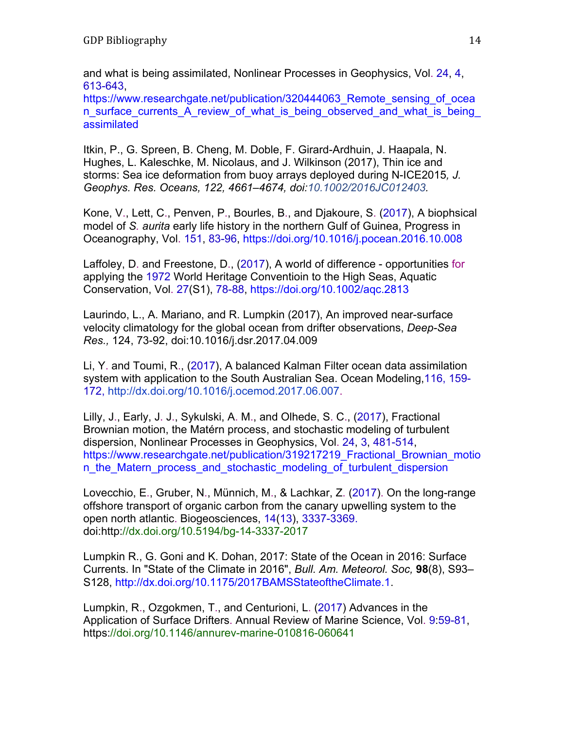and what is being assimilated, Nonlinear Processes in Geophysics, Vol. 24, 4, 613-643, https://www.researchgate.net/publication/320444063_Remote_sensing_of_ocean_surface_currents_A_review_of_what_is_being_observed_and_what_is_being_assimilated

Itkin, P., G. Spreen, B. Cheng, M. Doble, F. Girard-Ardhuin, J. Haapala, N. Hughes, L. Kaleschke, M. Nicolaus, and J. Wilkinson (2017), Thin ice and storms: Sea ice deformation from buoy arrays deployed during N-ICE2015*, J. Geophys. Res. Oceans, 122, 4661–4674, doi:10.1002/2016JC012403.*

Kone, V., Lett, C., Penven, P., Bourles, B., and Djakoure, S. (2017), A biophsical model of *S. aurita* early life history in the northern Gulf of Guinea, Progress in Oceanography, Vol. 151, 83-96, https://doi.org/10.1016/j.pocean.2016.10.008

Laffoley, D. and Freestone, D., (2017), A world of difference - opportunities for applying the 1972 World Heritage Conventioin to the High Seas, Aquatic Conservation, Vol. 27(S1), 78-88, https://doi.org/10.1002/aqc.2813

Laurindo, L., A. Mariano, and R. Lumpkin (2017), An improved near-surface velocity climatology for the global ocean from drifter observations, *Deep-Sea Res.,* 124, 73-92, doi:10.1016/j.dsr.2017.04.009

Li, Y. and Toumi, R., (2017), A balanced Kalman Filter ocean data assimilation system with application to the South Australian Sea. Ocean Modeling,116, 159-172, http://dx.doi.org/10.1016/j.ocemod.2017.06.007.

Lilly, J., Early, J. J., Sykulski, A. M., and Olhede, S. C., (2017), Fractional Brownian motion, the Matérn process, and stochastic modeling of turbulent dispersion, Nonlinear Processes in Geophysics, Vol. 24, 3, 481-514, https://www.researchgate.net/publication/319217219_Fractional_Brownian_motion_the_Matern_process_and_stochastic_modeling_of_turbulent_dispersion

Lovecchio, E., Gruber, N., Münnich, M., & Lachkar, Z. (2017). On the long-range offshore transport of organic carbon from the canary upwelling system to the open north atlantic. Biogeosciences, 14(13), 3337-3369. doi:http://dx.doi.org/10.5194/bg-14-3337-2017

Lumpkin R., G. Goni and K. Dohan, 2017: State of the Ocean in 2016: Surface Currents. In "State of the Climate in 2016", *Bull. Am. Meteorol. Soc,* **98**(8), S93–S128, http://dx.doi.org/10.1175/2017BAMSStateoftheClimate.1.

Lumpkin, R., Ozgokmen, T., and Centurioni, L. (2017) Advances in the Application of Surface Drifters. Annual Review of Marine Science, Vol. 9:59-81, https://doi.org/10.1146/annurev-marine-010816-060641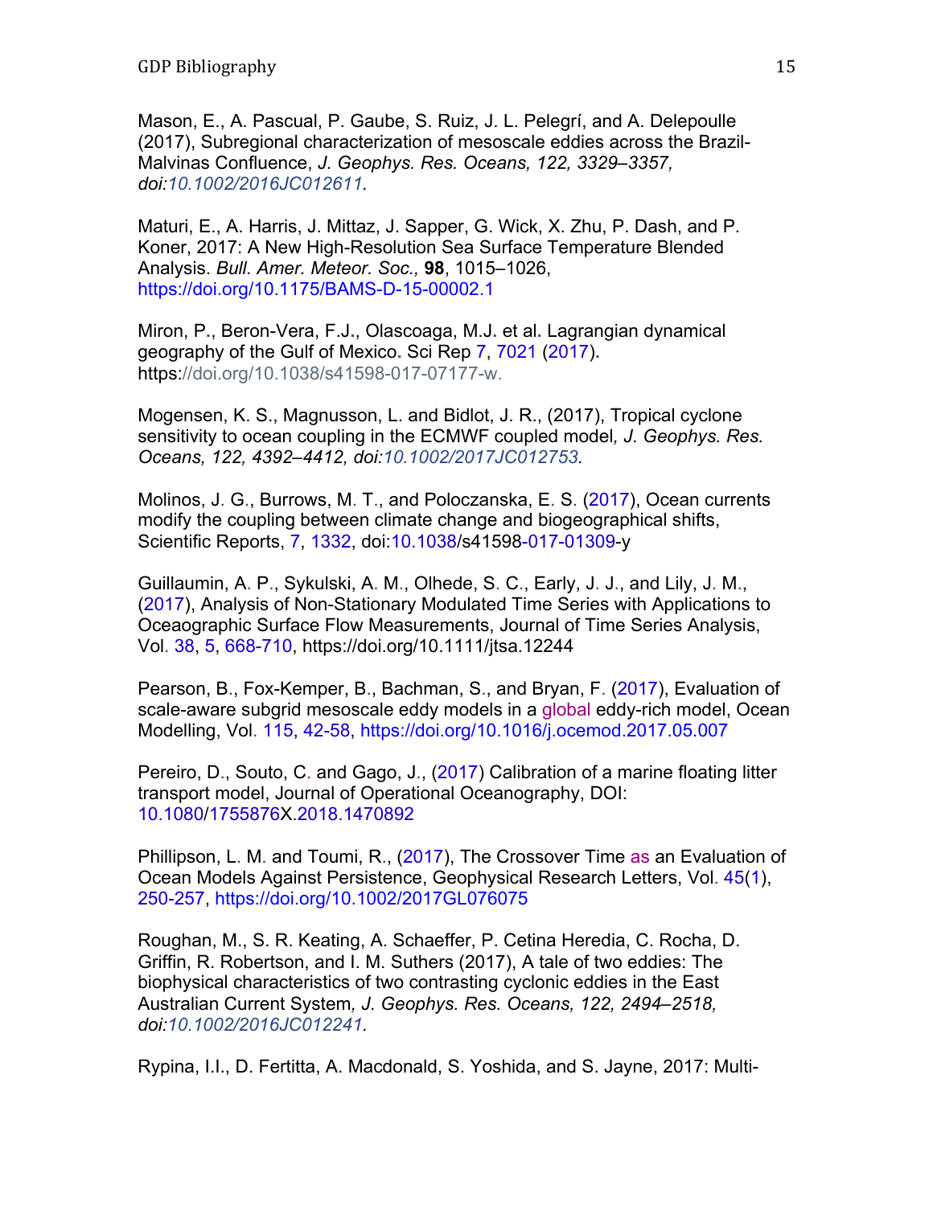Mason, E., A. Pascual, P. Gaube, S. Ruiz, J. L. Pelegrí, and A. Delepoulle (2017), Subregional characterization of mesoscale eddies across the Brazil-Malvinas Confluence, *J. Geophys. Res. Oceans, 122, 3329–3357, doi:10.1002/2016JC012611.*

Maturi, E., A. Harris, J. Mittaz, J. Sapper, G. Wick, X. Zhu, P. Dash, and P. Koner, 2017: A New High-Resolution Sea Surface Temperature Blended Analysis. *Bull. Amer. Meteor. Soc.,* **98**, 1015–1026, https://doi.org/10.1175/BAMS-D-15-00002.1

Miron, P., Beron-Vera, F.J., Olascoaga, M.J. et al. Lagrangian dynamical geography of the Gulf of Mexico. Sci Rep 7, 7021 (2017). https://doi.org/10.1038/s41598-017-07177-w.

Mogensen, K. S., Magnusson, L. and Bidlot, J. R., (2017), Tropical cyclone sensitivity to ocean coupling in the ECMWF coupled model*, J. Geophys. Res. Oceans, 122, 4392–4412, doi:10.1002/2017JC012753.*

Molinos, J. G., Burrows, M. T., and Poloczanska, E. S. (2017), Ocean currents modify the coupling between climate change and biogeographical shifts, Scientific Reports, 7, 1332, doi:10.1038/s41598-017-01309-y

Guillaumin, A. P., Sykulski, A. M., Olhede, S. C., Early, J. J., and Lily, J. M., (2017), Analysis of Non-Stationary Modulated Time Series with Applications to Oceaographic Surface Flow Measurements, Journal of Time Series Analysis, Vol. 38, 5, 668-710, https://doi.org/10.1111/jtsa.12244

Pearson, B., Fox-Kemper, B., Bachman, S., and Bryan, F. (2017), Evaluation of scale-aware subgrid mesoscale eddy models in a global eddy-rich model, Ocean Modelling, Vol. 115, 42-58, https://doi.org/10.1016/j.ocemod.2017.05.007

Pereiro, D., Souto, C. and Gago, J., (2017) Calibration of a marine floating litter transport model, Journal of Operational Oceanography, DOI: 10.1080/1755876X.2018.1470892

Phillipson, L. M. and Toumi, R., (2017), The Crossover Time as an Evaluation of Ocean Models Against Persistence, Geophysical Research Letters, Vol. 45(1), 250-257, https://doi.org/10.1002/2017GL076075

Roughan, M., S. R. Keating, A. Schaeffer, P. Cetina Heredia, C. Rocha, D. Griffin, R. Robertson, and I. M. Suthers (2017), A tale of two eddies: The biophysical characteristics of two contrasting cyclonic eddies in the East Australian Current System*, J. Geophys. Res. Oceans, 122, 2494–2518, doi:10.1002/2016JC012241.*

Rypina, I.I., D. Fertitta, A. Macdonald, S. Yoshida, and S. Jayne, 2017: Multi-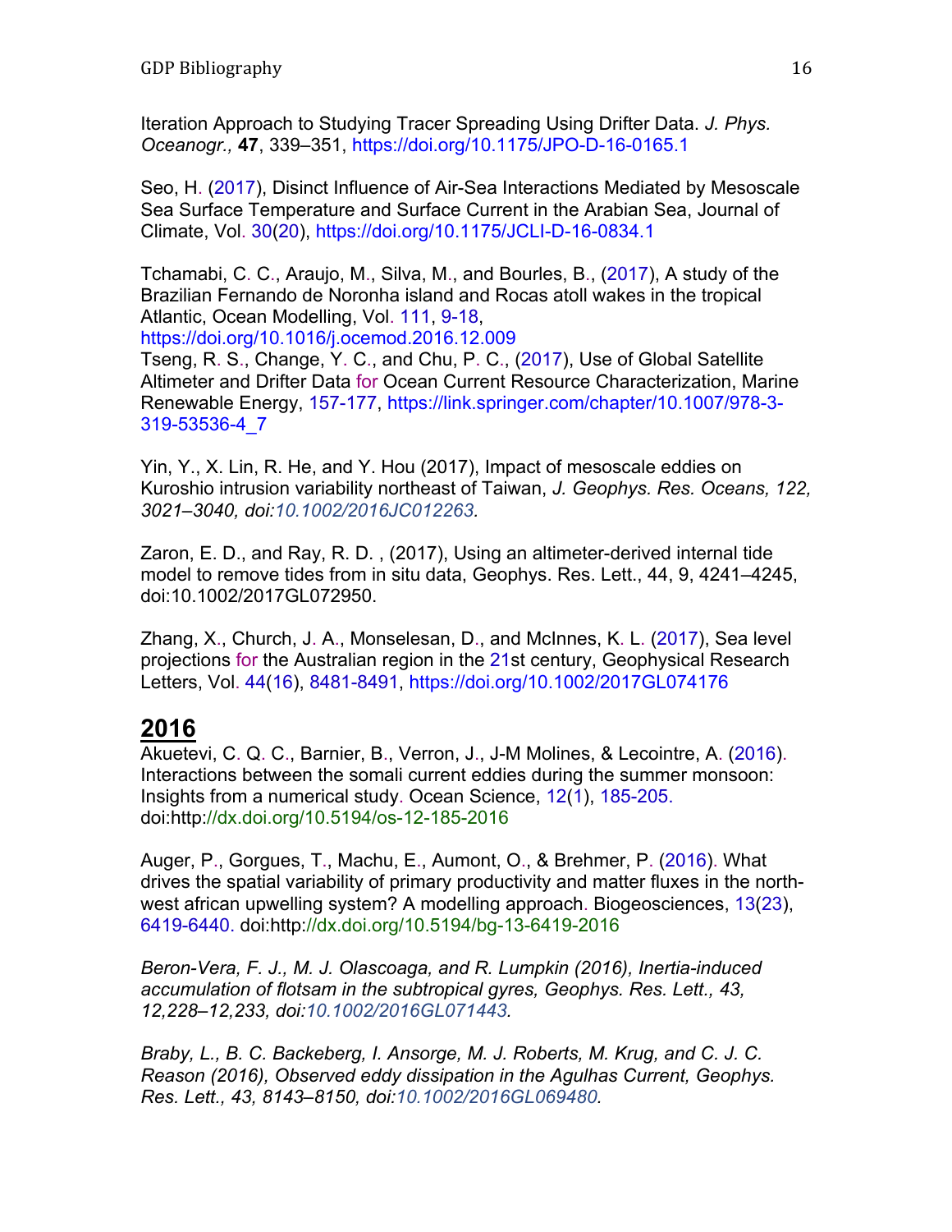Iteration Approach to Studying Tracer Spreading Using Drifter Data. *J. Phys. Oceanogr.,* **47**, 339–351, https://doi.org/10.1175/JPO-D-16-0165.1

Seo, H. (2017), Disinct Influence of Air-Sea Interactions Mediated by Mesoscale Sea Surface Temperature and Surface Current in the Arabian Sea, Journal of Climate, Vol. 30(20), https://doi.org/10.1175/JCLI-D-16-0834.1

Tchamabi, C. C., Araujo, M., Silva, M., and Bourles, B., (2017), A study of the Brazilian Fernando de Noronha island and Rocas atoll wakes in the tropical Atlantic, Ocean Modelling, Vol. 111, 9-18, https://doi.org/10.1016/j.ocemod.2016.12.009

Tseng, R. S., Change, Y. C., and Chu, P. C., (2017), Use of Global Satellite Altimeter and Drifter Data for Ocean Current Resource Characterization, Marine Renewable Energy, 157-177, https://link.springer.com/chapter/10.1007/978-3-319-53536-4_7

Yin, Y., X. Lin, R. He, and Y. Hou (2017), Impact of mesoscale eddies on Kuroshio intrusion variability northeast of Taiwan, *J. Geophys. Res. Oceans, 122, 3021–3040, doi:10.1002/2016JC012263.*

Zaron, E. D., and Ray, R. D. , (2017), Using an altimeter-derived internal tide model to remove tides from in situ data, Geophys. Res. Lett., 44, 9, 4241–4245, doi:10.1002/2017GL072950.

Zhang, X., Church, J. A., Monselesan, D., and McInnes, K. L. (2017), Sea level projections for the Australian region in the 21st century, Geophysical Research Letters, Vol. 44(16), 8481-8491, https://doi.org/10.1002/2017GL074176

## 2016

Akuetevi, C. Q. C., Barnier, B., Verron, J., J-M Molines, & Lecointre, A. (2016). Interactions between the somali current eddies during the summer monsoon: Insights from a numerical study. Ocean Science, 12(1), 185-205. doi:http://dx.doi.org/10.5194/os-12-185-2016

Auger, P., Gorgues, T., Machu, E., Aumont, O., & Brehmer, P. (2016). What drives the spatial variability of primary productivity and matter fluxes in the north-west african upwelling system? A modelling approach. Biogeosciences, 13(23), 6419-6440. doi:http://dx.doi.org/10.5194/bg-13-6419-2016

*Beron-Vera, F. J., M. J. Olascoaga, and R. Lumpkin (2016), Inertia-induced accumulation of flotsam in the subtropical gyres, Geophys. Res. Lett., 43, 12,228–12,233, doi:10.1002/2016GL071443.*

*Braby, L., B. C. Backeberg, I. Ansorge, M. J. Roberts, M. Krug, and C. J. C. Reason (2016), Observed eddy dissipation in the Agulhas Current, Geophys. Res. Lett., 43, 8143–8150, doi:10.1002/2016GL069480.*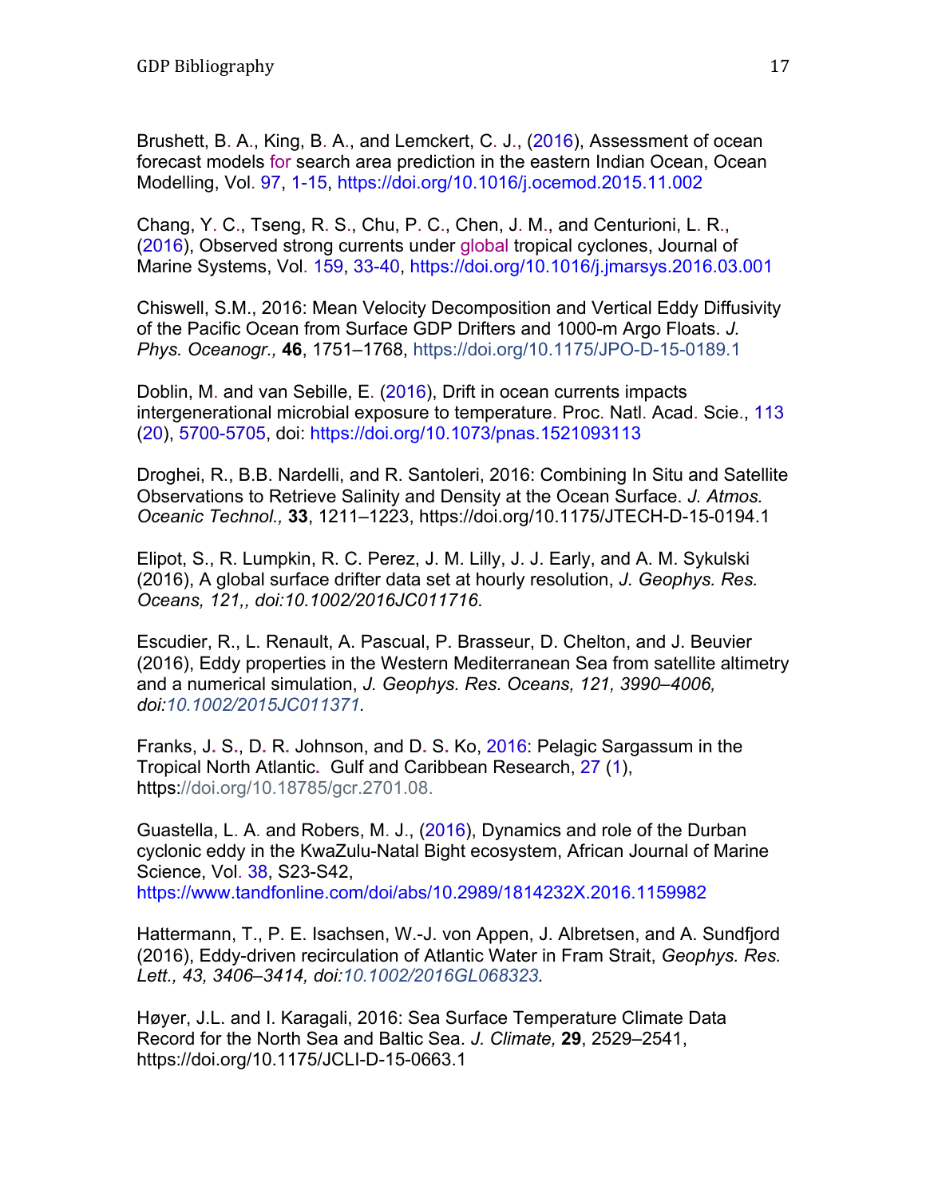Brushett, B. A., King, B. A., and Lemckert, C. J., (2016), Assessment of ocean forecast models for search area prediction in the eastern Indian Ocean, Ocean Modelling, Vol. 97, 1-15, https://doi.org/10.1016/j.ocemod.2015.11.002

Chang, Y. C., Tseng, R. S., Chu, P. C., Chen, J. M., and Centurioni, L. R., (2016), Observed strong currents under global tropical cyclones, Journal of Marine Systems, Vol. 159, 33-40, https://doi.org/10.1016/j.jmarsys.2016.03.001

Chiswell, S.M., 2016: Mean Velocity Decomposition and Vertical Eddy Diffusivity of the Pacific Ocean from Surface GDP Drifters and 1000-m Argo Floats. *J. Phys. Oceanogr.,* **46**, 1751–1768, https://doi.org/10.1175/JPO-D-15-0189.1

Doblin, M. and van Sebille, E. (2016), Drift in ocean currents impacts intergenerational microbial exposure to temperature. Proc. Natl. Acad. Scie., 113 (20), 5700-5705, doi: https://doi.org/10.1073/pnas.1521093113

Droghei, R., B.B. Nardelli, and R. Santoleri, 2016: Combining In Situ and Satellite Observations to Retrieve Salinity and Density at the Ocean Surface. *J. Atmos. Oceanic Technol.,* **33**, 1211–1223, https://doi.org/10.1175/JTECH-D-15-0194.1

Elipot, S., R. Lumpkin, R. C. Perez, J. M. Lilly, J. J. Early, and A. M. Sykulski (2016), A global surface drifter data set at hourly resolution, *J. Geophys. Res. Oceans, 121,, doi:10.1002/2016JC011716*.

Escudier, R., L. Renault, A. Pascual, P. Brasseur, D. Chelton, and J. Beuvier (2016), Eddy properties in the Western Mediterranean Sea from satellite altimetry and a numerical simulation, *J. Geophys. Res. Oceans, 121, 3990–4006, doi:10.1002/2015JC011371.*

Franks, J. S., D. R. Johnson, and D. S. Ko, 2016: Pelagic Sargassum in the Tropical North Atlantic. Gulf and Caribbean Research, 27 (1), https://doi.org/10.18785/gcr.2701.08.

Guastella, L. A. and Robers, M. J., (2016), Dynamics and role of the Durban cyclonic eddy in the KwaZulu-Natal Bight ecosystem, African Journal of Marine Science, Vol. 38, S23-S42, https://www.tandfonline.com/doi/abs/10.2989/1814232X.2016.1159982

Hattermann, T., P. E. Isachsen, W.-J. von Appen, J. Albretsen, and A. Sundfjord (2016), Eddy-driven recirculation of Atlantic Water in Fram Strait, *Geophys. Res. Lett., 43, 3406–3414, doi:10.1002/2016GL068323.*

Høyer, J.L. and I. Karagali, 2016: Sea Surface Temperature Climate Data Record for the North Sea and Baltic Sea. *J. Climate,* **29**, 2529–2541, https://doi.org/10.1175/JCLI-D-15-0663.1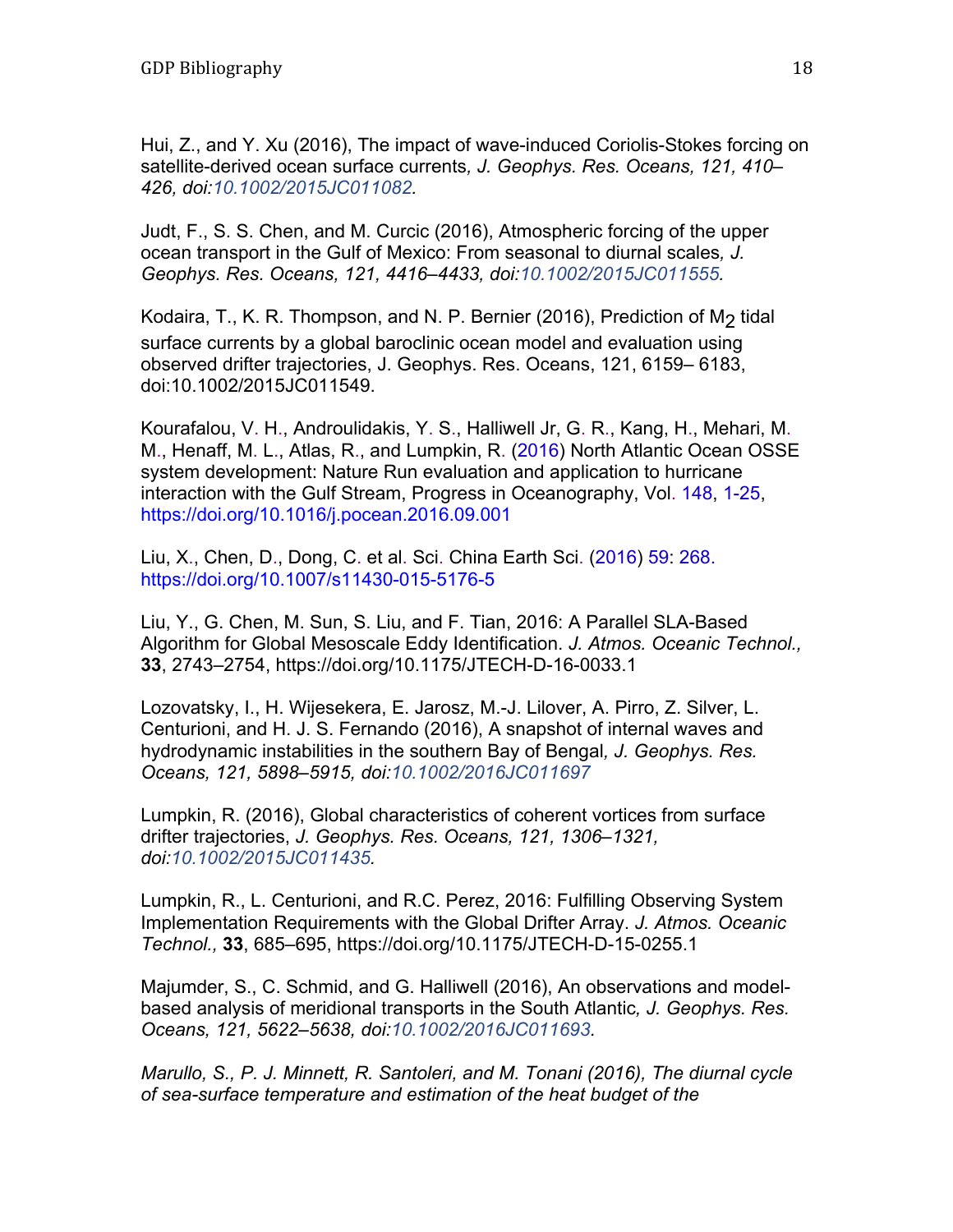Hui, Z., and Y. Xu (2016), The impact of wave-induced Coriolis-Stokes forcing on satellite-derived ocean surface currents*, J. Geophys. Res. Oceans, 121, 410–426, doi:10.1002/2015JC011082.*

Judt, F., S. S. Chen, and M. Curcic (2016), Atmospheric forcing of the upper ocean transport in the Gulf of Mexico: From seasonal to diurnal scales*, J. Geophys. Res. Oceans, 121, 4416–4433, doi:10.1002/2015JC011555.*

Kodaira, T., K. R. Thompson, and N. P. Bernier (2016), Prediction of $M_2$ tidal surface currents by a global baroclinic ocean model and evaluation using observed drifter trajectories, J. Geophys. Res. Oceans, 121, 6159– 6183, doi:10.1002/2015JC011549.

Kourafalou, V. H., Androulidakis, Y. S., Halliwell Jr, G. R., Kang, H., Mehari, M. M., Henaff, M. L., Atlas, R., and Lumpkin, R. (2016) North Atlantic Ocean OSSE system development: Nature Run evaluation and application to hurricane interaction with the Gulf Stream, Progress in Oceanography, Vol. 148, 1-25, https://doi.org/10.1016/j.pocean.2016.09.001

Liu, X., Chen, D., Dong, C. et al. Sci. China Earth Sci. (2016) 59: 268. https://doi.org/10.1007/s11430-015-5176-5

Liu, Y., G. Chen, M. Sun, S. Liu, and F. Tian, 2016: A Parallel SLA-Based Algorithm for Global Mesoscale Eddy Identification. *J. Atmos. Oceanic Technol.,* **33**, 2743–2754, https://doi.org/10.1175/JTECH-D-16-0033.1

Lozovatsky, I., H. Wijesekera, E. Jarosz, M.-J. Lilover, A. Pirro, Z. Silver, L. Centurioni, and H. J. S. Fernando (2016), A snapshot of internal waves and hydrodynamic instabilities in the southern Bay of Bengal*, J. Geophys. Res. Oceans, 121, 5898–5915, doi:10.1002/2016JC011697*

Lumpkin, R. (2016), Global characteristics of coherent vortices from surface drifter trajectories, *J. Geophys. Res. Oceans, 121, 1306–1321, doi:10.1002/2015JC011435.*

Lumpkin, R., L. Centurioni, and R.C. Perez, 2016: Fulfilling Observing System Implementation Requirements with the Global Drifter Array. *J. Atmos. Oceanic Technol.,* **33**, 685–695, https://doi.org/10.1175/JTECH-D-15-0255.1

Majumder, S., C. Schmid, and G. Halliwell (2016), An observations and model-based analysis of meridional transports in the South Atlantic*, J. Geophys. Res. Oceans, 121, 5622–5638, doi:10.1002/2016JC011693.*

*Marullo, S., P. J. Minnett, R. Santoleri, and M. Tonani (2016), The diurnal cycle of sea-surface temperature and estimation of the heat budget of the*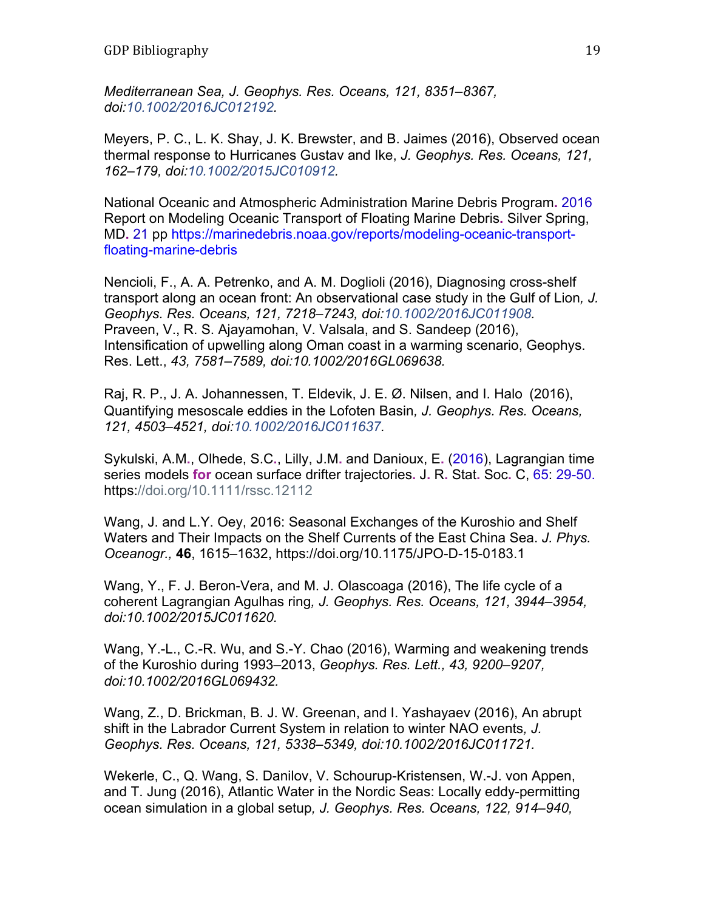*Mediterranean Sea, J. Geophys. Res. Oceans, 121, 8351–8367, doi:10.1002/2016JC012192.*

Meyers, P. C., L. K. Shay, J. K. Brewster, and B. Jaimes (2016), Observed ocean thermal response to Hurricanes Gustav and Ike, *J. Geophys. Res. Oceans, 121, 162–179, doi:10.1002/2015JC010912.*

National Oceanic and Atmospheric Administration Marine Debris Program**.** 2016 Report on Modeling Oceanic Transport of Floating Marine Debris**.** Silver Spring, MD**.** 21 pp https://marinedebris.noaa.gov/reports/modeling-oceanic-transport-floating-marine-debris

Nencioli, F., A. A. Petrenko, and A. M. Doglioli (2016), Diagnosing cross-shelf transport along an ocean front: An observational case study in the Gulf of Lion*, J. Geophys. Res. Oceans, 121, 7218–7243, doi:10.1002/2016JC011908.*
Praveen, V., R. S. Ajayamohan, V. Valsala, and S. Sandeep (2016), Intensification of upwelling along Oman coast in a warming scenario, Geophys. Res. Lett., *43, 7581–7589, doi:10.1002/2016GL069638.*

Raj, R. P., J. A. Johannessen, T. Eldevik, J. E. Ø. Nilsen, and I. Halo (2016), Quantifying mesoscale eddies in the Lofoten Basin*, J. Geophys. Res. Oceans, 121, 4503–4521, doi:10.1002/2016JC011637.*

Sykulski, A.M**.**, Olhede, S.C**.**, Lilly, J.M**.** and Danioux, E**.** (2016), Lagrangian time series models **for** ocean surface drifter trajectories**.** J**.** R**.** Stat**.** Soc**.** C, 65: 29-50. https://doi.org/10.1111/rssc.12112

Wang, J. and L.Y. Oey, 2016: Seasonal Exchanges of the Kuroshio and Shelf Waters and Their Impacts on the Shelf Currents of the East China Sea. *J. Phys. Oceanogr.,* **46**, 1615–1632, https://doi.org/10.1175/JPO-D-15-0183.1

Wang, Y., F. J. Beron-Vera, and M. J. Olascoaga (2016), The life cycle of a coherent Lagrangian Agulhas ring*, J. Geophys. Res. Oceans, 121, 3944–3954, doi:10.1002/2015JC011620.*

Wang, Y.-L., C.-R. Wu, and S.-Y. Chao (2016), Warming and weakening trends of the Kuroshio during 1993–2013, *Geophys. Res. Lett., 43, 9200–9207, doi:10.1002/2016GL069432.*

Wang, Z., D. Brickman, B. J. W. Greenan, and I. Yashayaev (2016), An abrupt shift in the Labrador Current System in relation to winter NAO events*, J. Geophys. Res. Oceans, 121, 5338–5349, doi:10.1002/2016JC011721.*

Wekerle, C., Q. Wang, S. Danilov, V. Schourup-Kristensen, W.-J. von Appen, and T. Jung (2016), Atlantic Water in the Nordic Seas: Locally eddy-permitting ocean simulation in a global setup*, J. Geophys. Res. Oceans, 122, 914–940,*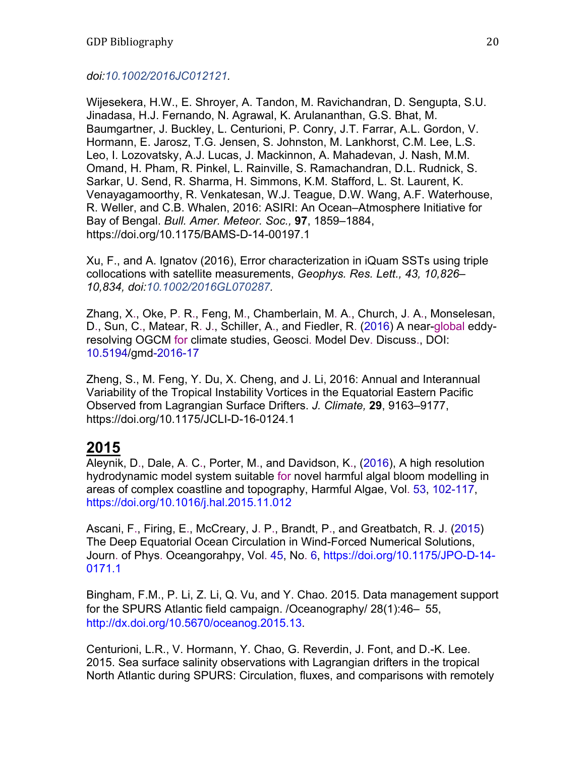*doi:10.1002/2016JC012121.*

Wijesekera, H.W., E. Shroyer, A. Tandon, M. Ravichandran, D. Sengupta, S.U. Jinadasa, H.J. Fernando, N. Agrawal, K. Arulananthan, G.S. Bhat, M. Baumgartner, J. Buckley, L. Centurioni, P. Conry, J.T. Farrar, A.L. Gordon, V. Hormann, E. Jarosz, T.G. Jensen, S. Johnston, M. Lankhorst, C.M. Lee, L.S. Leo, I. Lozovatsky, A.J. Lucas, J. Mackinnon, A. Mahadevan, J. Nash, M.M. Omand, H. Pham, R. Pinkel, L. Rainville, S. Ramachandran, D.L. Rudnick, S. Sarkar, U. Send, R. Sharma, H. Simmons, K.M. Stafford, L. St. Laurent, K. Venayagamoorthy, R. Venkatesan, W.J. Teague, D.W. Wang, A.F. Waterhouse, R. Weller, and C.B. Whalen, 2016: ASIRI: An Ocean–Atmosphere Initiative for Bay of Bengal. *Bull. Amer. Meteor. Soc.,* **97**, 1859–1884, https://doi.org/10.1175/BAMS-D-14-00197.1

Xu, F., and A. Ignatov (2016), Error characterization in iQuam SSTs using triple collocations with satellite measurements, *Geophys. Res. Lett., 43, 10,826–10,834, doi:10.1002/2016GL070287.*

Zhang, X., Oke, P. R., Feng, M., Chamberlain, M. A., Church, J. A., Monselesan, D., Sun, C., Matear, R. J., Schiller, A., and Fiedler, R. (2016) A near-global eddy-resolving OGCM for climate studies, Geosci. Model Dev. Discuss., DOI: 10.5194/gmd-2016-17

Zheng, S., M. Feng, Y. Du, X. Cheng, and J. Li, 2016: Annual and Interannual Variability of the Tropical Instability Vortices in the Equatorial Eastern Pacific Observed from Lagrangian Surface Drifters. *J. Climate,* **29**, 9163–9177, https://doi.org/10.1175/JCLI-D-16-0124.1

## 2015

Aleynik, D., Dale, A. C., Porter, M., and Davidson, K., (2016), A high resolution hydrodynamic model system suitable for novel harmful algal bloom modelling in areas of complex coastline and topography, Harmful Algae, Vol. 53, 102-117, https://doi.org/10.1016/j.hal.2015.11.012

Ascani, F., Firing, E., McCreary, J. P., Brandt, P., and Greatbatch, R. J. (2015) The Deep Equatorial Ocean Circulation in Wind-Forced Numerical Solutions, Journ. of Phys. Oceangorahpy, Vol. 45, No. 6, https://doi.org/10.1175/JPO-D-14-0171.1

Bingham, F.M., P. Li, Z. Li, Q. Vu, and Y. Chao. 2015. Data management support for the SPURS Atlantic field campaign. /Oceanography/ 28(1):46– 55, http://dx.doi.org/10.5670/oceanog.2015.13.

Centurioni, L.R., V. Hormann, Y. Chao, G. Reverdin, J. Font, and D.-K. Lee. 2015. Sea surface salinity observations with Lagrangian drifters in the tropical North Atlantic during SPURS: Circulation, fluxes, and comparisons with remotely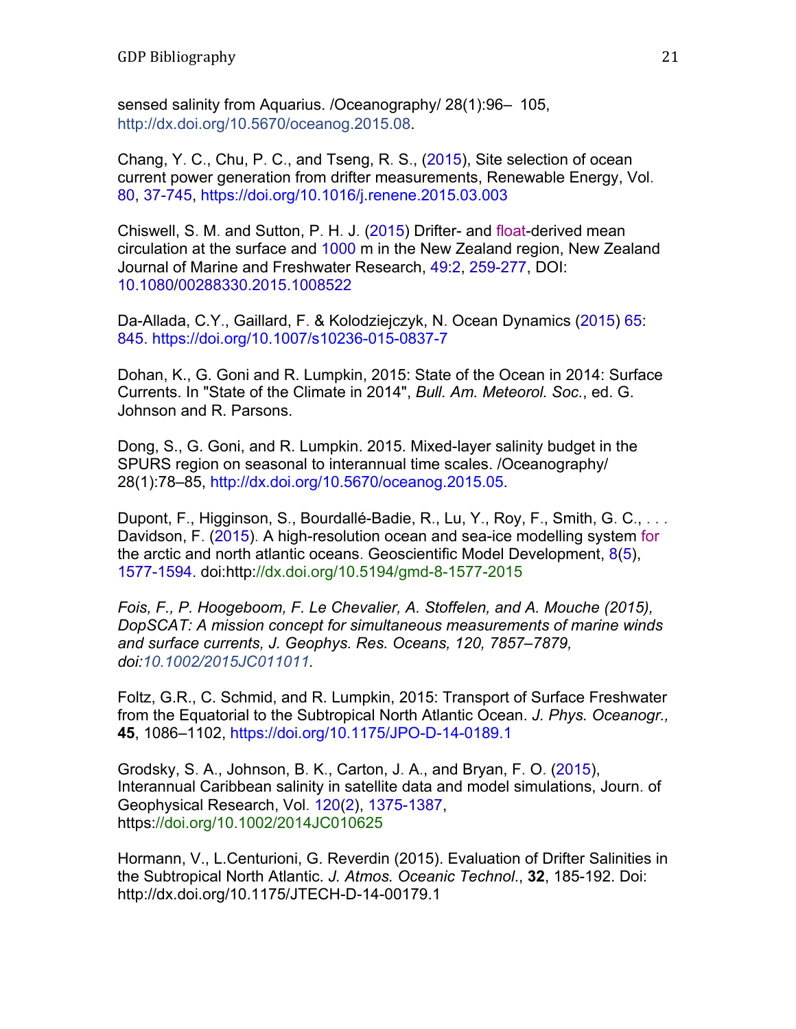sensed salinity from Aquarius. /Oceanography/ 28(1):96– 105, http://dx.doi.org/10.5670/oceanog.2015.08.

Chang, Y. C., Chu, P. C., and Tseng, R. S., (2015), Site selection of ocean current power generation from drifter measurements, Renewable Energy, Vol. 80, 37-745, https://doi.org/10.1016/j.renene.2015.03.003

Chiswell, S. M. and Sutton, P. H. J. (2015) Drifter- and float-derived mean circulation at the surface and 1000 m in the New Zealand region, New Zealand Journal of Marine and Freshwater Research, 49:2, 259-277, DOI: 10.1080/00288330.2015.1008522

Da-Allada, C.Y., Gaillard, F. & Kolodziejczyk, N. Ocean Dynamics (2015) 65: 845. https://doi.org/10.1007/s10236-015-0837-7

Dohan, K., G. Goni and R. Lumpkin, 2015: State of the Ocean in 2014: Surface Currents. In "State of the Climate in 2014", *Bull. Am. Meteorol. Soc.*, ed. G. Johnson and R. Parsons.

Dong, S., G. Goni, and R. Lumpkin. 2015. Mixed-layer salinity budget in the SPURS region on seasonal to interannual time scales. /Oceanography/ 28(1):78–85, http://dx.doi.org/10.5670/oceanog.2015.05.

Dupont, F., Higginson, S., Bourdallé-Badie, R., Lu, Y., Roy, F., Smith, G. C., . . . Davidson, F. (2015). A high-resolution ocean and sea-ice modelling system for the arctic and north atlantic oceans. Geoscientific Model Development, 8(5), 1577-1594. doi:http://dx.doi.org/10.5194/gmd-8-1577-2015

*Fois, F., P. Hoogeboom, F. Le Chevalier, A. Stoffelen, and A. Mouche (2015), DopSCAT: A mission concept for simultaneous measurements of marine winds and surface currents, J. Geophys. Res. Oceans, 120, 7857–7879, doi:10.1002/2015JC011011.*

Foltz, G.R., C. Schmid, and R. Lumpkin, 2015: Transport of Surface Freshwater from the Equatorial to the Subtropical North Atlantic Ocean. *J. Phys. Oceanogr.,* **45**, 1086–1102, https://doi.org/10.1175/JPO-D-14-0189.1

Grodsky, S. A., Johnson, B. K., Carton, J. A., and Bryan, F. O. (2015), Interannual Caribbean salinity in satellite data and model simulations, Journ. of Geophysical Research, Vol. 120(2), 1375-1387, https://doi.org/10.1002/2014JC010625

Hormann, V., L.Centurioni, G. Reverdin (2015). Evaluation of Drifter Salinities in the Subtropical North Atlantic. *J. Atmos. Oceanic Technol*., **32**, 185-192. Doi: http://dx.doi.org/10.1175/JTECH-D-14-00179.1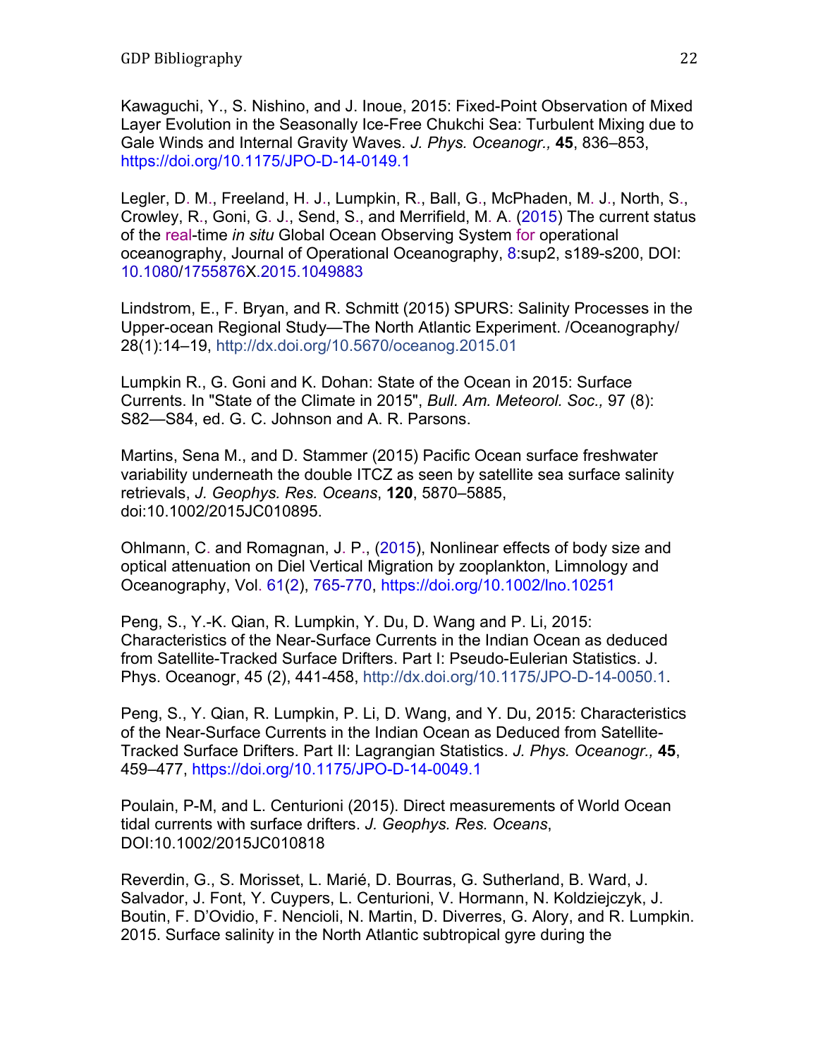Kawaguchi, Y., S. Nishino, and J. Inoue, 2015: Fixed-Point Observation of Mixed Layer Evolution in the Seasonally Ice-Free Chukchi Sea: Turbulent Mixing due to Gale Winds and Internal Gravity Waves. *J. Phys. Oceanogr.,* **45**, 836–853, https://doi.org/10.1175/JPO-D-14-0149.1

Legler, D. M., Freeland, H. J., Lumpkin, R., Ball, G., McPhaden, M. J., North, S., Crowley, R., Goni, G. J., Send, S., and Merrifield, M. A. (2015) The current status of the real-time *in situ* Global Ocean Observing System for operational oceanography, Journal of Operational Oceanography, 8:sup2, s189-s200, DOI: 10.1080/1755876X.2015.1049883

Lindstrom, E., F. Bryan, and R. Schmitt (2015) SPURS: Salinity Processes in the Upper-ocean Regional Study—The North Atlantic Experiment. /Oceanography/ 28(1):14–19, http://dx.doi.org/10.5670/oceanog.2015.01

Lumpkin R., G. Goni and K. Dohan: State of the Ocean in 2015: Surface Currents. In "State of the Climate in 2015", *Bull. Am. Meteorol. Soc.,* 97 (8): S82—S84, ed. G. C. Johnson and A. R. Parsons.

Martins, Sena M., and D. Stammer (2015) Pacific Ocean surface freshwater variability underneath the double ITCZ as seen by satellite sea surface salinity retrievals, *J. Geophys. Res. Oceans*, **120**, 5870–5885, doi:10.1002/2015JC010895.

Ohlmann, C. and Romagnan, J. P., (2015), Nonlinear effects of body size and optical attenuation on Diel Vertical Migration by zooplankton, Limnology and Oceanography, Vol. 61(2), 765-770, https://doi.org/10.1002/lno.10251

Peng, S., Y.-K. Qian, R. Lumpkin, Y. Du, D. Wang and P. Li, 2015: Characteristics of the Near-Surface Currents in the Indian Ocean as deduced from Satellite-Tracked Surface Drifters. Part I: Pseudo-Eulerian Statistics. J. Phys. Oceanogr, 45 (2), 441-458, http://dx.doi.org/10.1175/JPO-D-14-0050.1.

Peng, S., Y. Qian, R. Lumpkin, P. Li, D. Wang, and Y. Du, 2015: Characteristics of the Near-Surface Currents in the Indian Ocean as Deduced from Satellite-Tracked Surface Drifters. Part II: Lagrangian Statistics. *J. Phys. Oceanogr.,* **45**, 459–477, https://doi.org/10.1175/JPO-D-14-0049.1

Poulain, P-M, and L. Centurioni (2015). Direct measurements of World Ocean tidal currents with surface drifters. *J. Geophys. Res. Oceans*, DOI:10.1002/2015JC010818

Reverdin, G., S. Morisset, L. Marié, D. Bourras, G. Sutherland, B. Ward, J. Salvador, J. Font, Y. Cuypers, L. Centurioni, V. Hormann, N. Koldziejczyk, J. Boutin, F. D'Ovidio, F. Nencioli, N. Martin, D. Diverres, G. Alory, and R. Lumpkin. 2015. Surface salinity in the North Atlantic subtropical gyre during the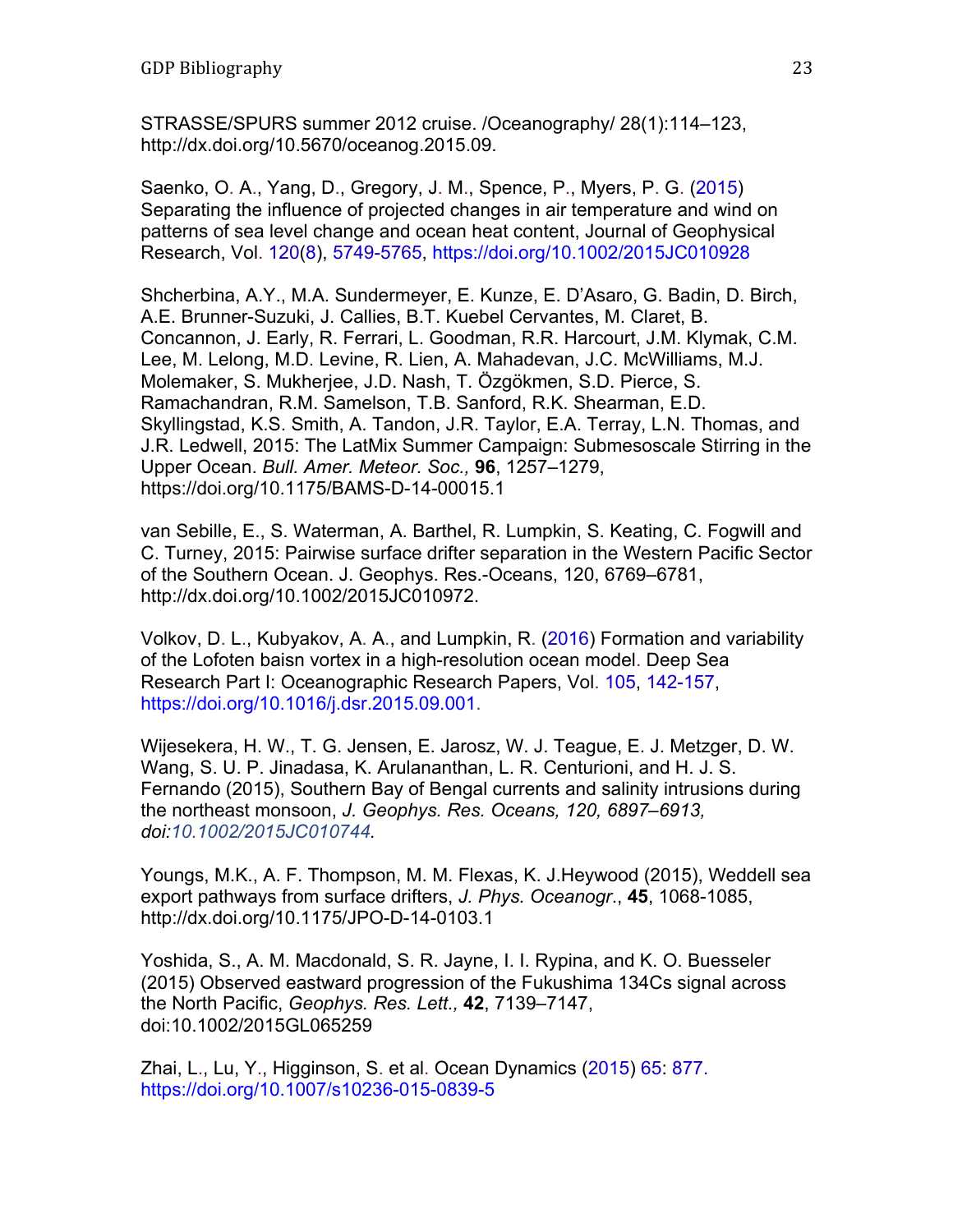STRASSE/SPURS summer 2012 cruise. /Oceanography/ 28(1):114–123, http://dx.doi.org/10.5670/oceanog.2015.09.

Saenko, O. A., Yang, D., Gregory, J. M., Spence, P., Myers, P. G. (2015) Separating the influence of projected changes in air temperature and wind on patterns of sea level change and ocean heat content, Journal of Geophysical Research, Vol. 120(8), 5749-5765, https://doi.org/10.1002/2015JC010928

Shcherbina, A.Y., M.A. Sundermeyer, E. Kunze, E. D'Asaro, G. Badin, D. Birch, A.E. Brunner-Suzuki, J. Callies, B.T. Kuebel Cervantes, M. Claret, B. Concannon, J. Early, R. Ferrari, L. Goodman, R.R. Harcourt, J.M. Klymak, C.M. Lee, M. Lelong, M.D. Levine, R. Lien, A. Mahadevan, J.C. McWilliams, M.J. Molemaker, S. Mukherjee, J.D. Nash, T. Özgökmen, S.D. Pierce, S. Ramachandran, R.M. Samelson, T.B. Sanford, R.K. Shearman, E.D. Skyllingstad, K.S. Smith, A. Tandon, J.R. Taylor, E.A. Terray, L.N. Thomas, and J.R. Ledwell, 2015: The LatMix Summer Campaign: Submesoscale Stirring in the Upper Ocean. *Bull. Amer. Meteor. Soc.,* **96**, 1257–1279, https://doi.org/10.1175/BAMS-D-14-00015.1

van Sebille, E., S. Waterman, A. Barthel, R. Lumpkin, S. Keating, C. Fogwill and C. Turney, 2015: Pairwise surface drifter separation in the Western Pacific Sector of the Southern Ocean. J. Geophys. Res.-Oceans, 120, 6769–6781, http://dx.doi.org/10.1002/2015JC010972.

Volkov, D. L., Kubyakov, A. A., and Lumpkin, R. (2016) Formation and variability of the Lofoten baisn vortex in a high-resolution ocean model. Deep Sea Research Part I: Oceanographic Research Papers, Vol. 105, 142-157, https://doi.org/10.1016/j.dsr.2015.09.001.

Wijesekera, H. W., T. G. Jensen, E. Jarosz, W. J. Teague, E. J. Metzger, D. W. Wang, S. U. P. Jinadasa, K. Arulananthan, L. R. Centurioni, and H. J. S. Fernando (2015), Southern Bay of Bengal currents and salinity intrusions during the northeast monsoon, *J. Geophys. Res. Oceans, 120, 6897–6913, doi:10.1002/2015JC010744.*

Youngs, M.K., A. F. Thompson, M. M. Flexas, K. J.Heywood (2015), Weddell sea export pathways from surface drifters, *J. Phys. Oceanogr.*, **45**, 1068-1085, http://dx.doi.org/10.1175/JPO-D-14-0103.1

Yoshida, S., A. M. Macdonald, S. R. Jayne, I. I. Rypina, and K. O. Buesseler (2015) Observed eastward progression of the Fukushima 134Cs signal across the North Pacific, *Geophys. Res. Lett.,* **42**, 7139–7147, doi:10.1002/2015GL065259

Zhai, L., Lu, Y., Higginson, S. et al. Ocean Dynamics (2015) 65: 877. https://doi.org/10.1007/s10236-015-0839-5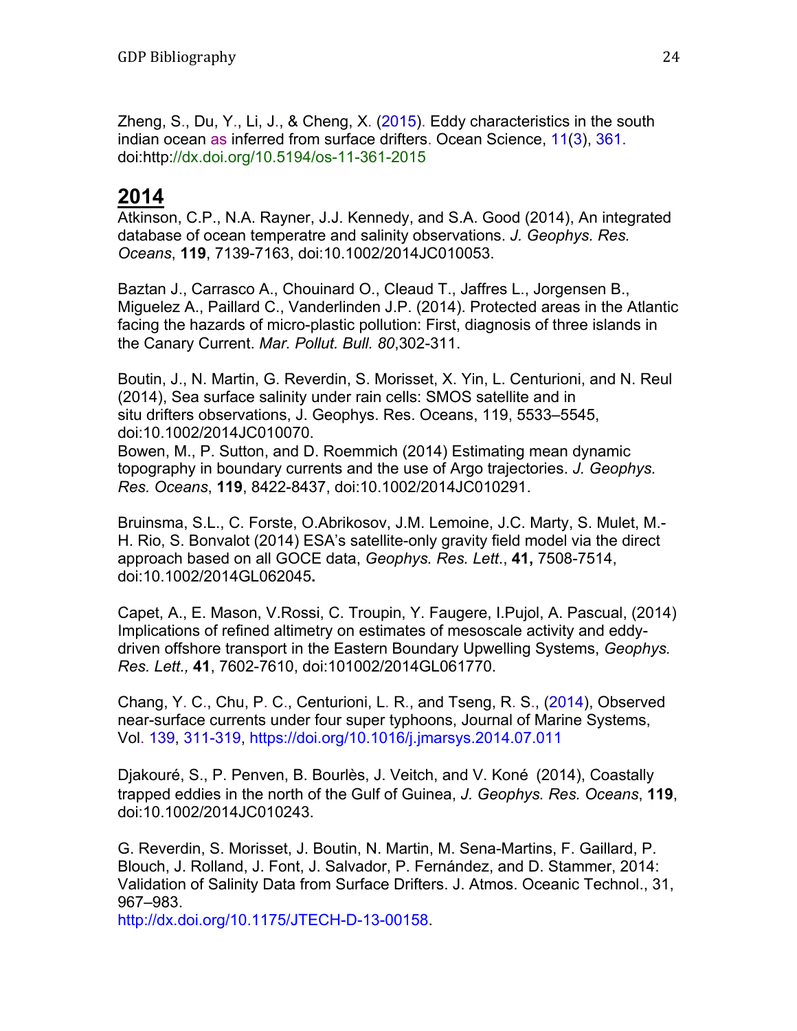Zheng, S., Du, Y., Li, J., & Cheng, X. (2015). Eddy characteristics in the south indian ocean as inferred from surface drifters. Ocean Science, 11(3), 361. doi:http://dx.doi.org/10.5194/os-11-361-2015

## 2014

Atkinson, C.P., N.A. Rayner, J.J. Kennedy, and S.A. Good (2014), An integrated database of ocean temperatre and salinity observations. *J. Geophys. Res. Oceans*, **119**, 7139-7163, doi:10.1002/2014JC010053.

Baztan J., Carrasco A., Chouinard O., Cleaud T., Jaffres L., Jorgensen B., Miguelez A., Paillard C., Vanderlinden J.P. (2014). Protected areas in the Atlantic facing the hazards of micro-plastic pollution: First, diagnosis of three islands in the Canary Current. *Mar. Pollut. Bull. 80*,302-311.

Boutin, J., N. Martin, G. Reverdin, S. Morisset, X. Yin, L. Centurioni, and N. Reul (2014), Sea surface salinity under rain cells: SMOS satellite and in situ drifters observations, J. Geophys. Res. Oceans, 119, 5533–5545, doi:10.1002/2014JC010070.
Bowen, M., P. Sutton, and D. Roemmich (2014) Estimating mean dynamic topography in boundary currents and the use of Argo trajectories. *J. Geophys. Res. Oceans*, **119**, 8422-8437, doi:10.1002/2014JC010291.

Bruinsma, S.L., C. Forste, O.Abrikosov, J.M. Lemoine, J.C. Marty, S. Mulet, M.-H. Rio, S. Bonvalot (2014) ESA's satellite-only gravity field model via the direct approach based on all GOCE data, *Geophys. Res. Lett.*, **41,** 7508-7514, doi:10.1002/2014GL062045**.**

Capet, A., E. Mason, V.Rossi, C. Troupin, Y. Faugere, I.Pujol, A. Pascual, (2014) Implications of refined altimetry on estimates of mesoscale activity and eddy-driven offshore transport in the Eastern Boundary Upwelling Systems, *Geophys. Res. Lett.,* **41**, 7602-7610, doi:101002/2014GL061770.

Chang, Y. C., Chu, P. C., Centurioni, L. R., and Tseng, R. S., (2014), Observed near-surface currents under four super typhoons, Journal of Marine Systems, Vol. 139, 311-319, https://doi.org/10.1016/j.jmarsys.2014.07.011

Djakouré, S., P. Penven, B. Bourlès, J. Veitch, and V. Koné (2014), Coastally trapped eddies in the north of the Gulf of Guinea, *J. Geophys. Res. Oceans*, **119**, doi:10.1002/2014JC010243.

G. Reverdin, S. Morisset, J. Boutin, N. Martin, M. Sena-Martins, F. Gaillard, P. Blouch, J. Rolland, J. Font, J. Salvador, P. Fernández, and D. Stammer, 2014: Validation of Salinity Data from Surface Drifters. J. Atmos. Oceanic Technol., 31, 967–983.
http://dx.doi.org/10.1175/JTECH-D-13-00158.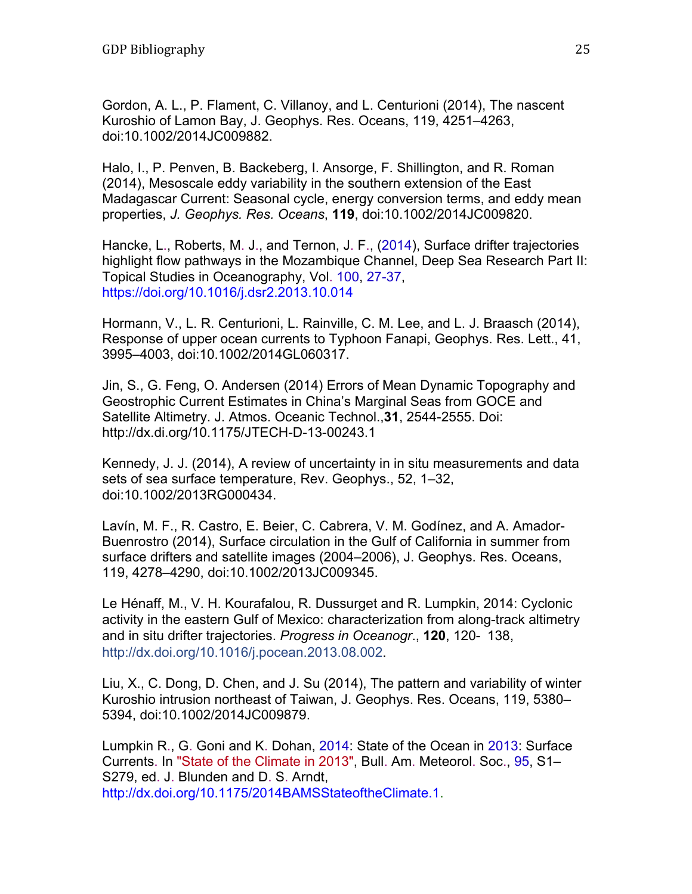Gordon, A. L., P. Flament, C. Villanoy, and L. Centurioni (2014), The nascent Kuroshio of Lamon Bay, J. Geophys. Res. Oceans, 119, 4251–4263, doi:10.1002/2014JC009882.

Halo, I., P. Penven, B. Backeberg, I. Ansorge, F. Shillington, and R. Roman (2014), Mesoscale eddy variability in the southern extension of the East Madagascar Current: Seasonal cycle, energy conversion terms, and eddy mean properties, *J. Geophys. Res. Oceans*, **119**, doi:10.1002/2014JC009820.

Hancke, L., Roberts, M. J., and Ternon, J. F., (2014), Surface drifter trajectories highlight flow pathways in the Mozambique Channel, Deep Sea Research Part II: Topical Studies in Oceanography, Vol. 100, 27-37, https://doi.org/10.1016/j.dsr2.2013.10.014

Hormann, V., L. R. Centurioni, L. Rainville, C. M. Lee, and L. J. Braasch (2014), Response of upper ocean currents to Typhoon Fanapi, Geophys. Res. Lett., 41, 3995–4003, doi:10.1002/2014GL060317.

Jin, S., G. Feng, O. Andersen (2014) Errors of Mean Dynamic Topography and Geostrophic Current Estimates in China's Marginal Seas from GOCE and Satellite Altimetry. J. Atmos. Oceanic Technol.,**31**, 2544-2555. Doi: http://dx.di.org/10.1175/JTECH-D-13-00243.1

Kennedy, J. J. (2014), A review of uncertainty in in situ measurements and data sets of sea surface temperature, Rev. Geophys., 52, 1–32, doi:10.1002/2013RG000434.

Lavín, M. F., R. Castro, E. Beier, C. Cabrera, V. M. Godínez, and A. Amador-Buenrostro (2014), Surface circulation in the Gulf of California in summer from surface drifters and satellite images (2004–2006), J. Geophys. Res. Oceans, 119, 4278–4290, doi:10.1002/2013JC009345.

Le Hénaff, M., V. H. Kourafalou, R. Dussurget and R. Lumpkin, 2014: Cyclonic activity in the eastern Gulf of Mexico: characterization from along-track altimetry and in situ drifter trajectories. *Progress in Oceanogr.*, **120**, 120- 138, http://dx.doi.org/10.1016/j.pocean.2013.08.002.

Liu, X., C. Dong, D. Chen, and J. Su (2014), The pattern and variability of winter Kuroshio intrusion northeast of Taiwan, J. Geophys. Res. Oceans, 119, 5380–5394, doi:10.1002/2014JC009879.

Lumpkin R., G. Goni and K. Dohan, 2014: State of the Ocean in 2013: Surface Currents. In "State of the Climate in 2013", Bull. Am. Meteorol. Soc., 95, S1–S279, ed. J. Blunden and D. S. Arndt, http://dx.doi.org/10.1175/2014BAMSStateoftheClimate.1.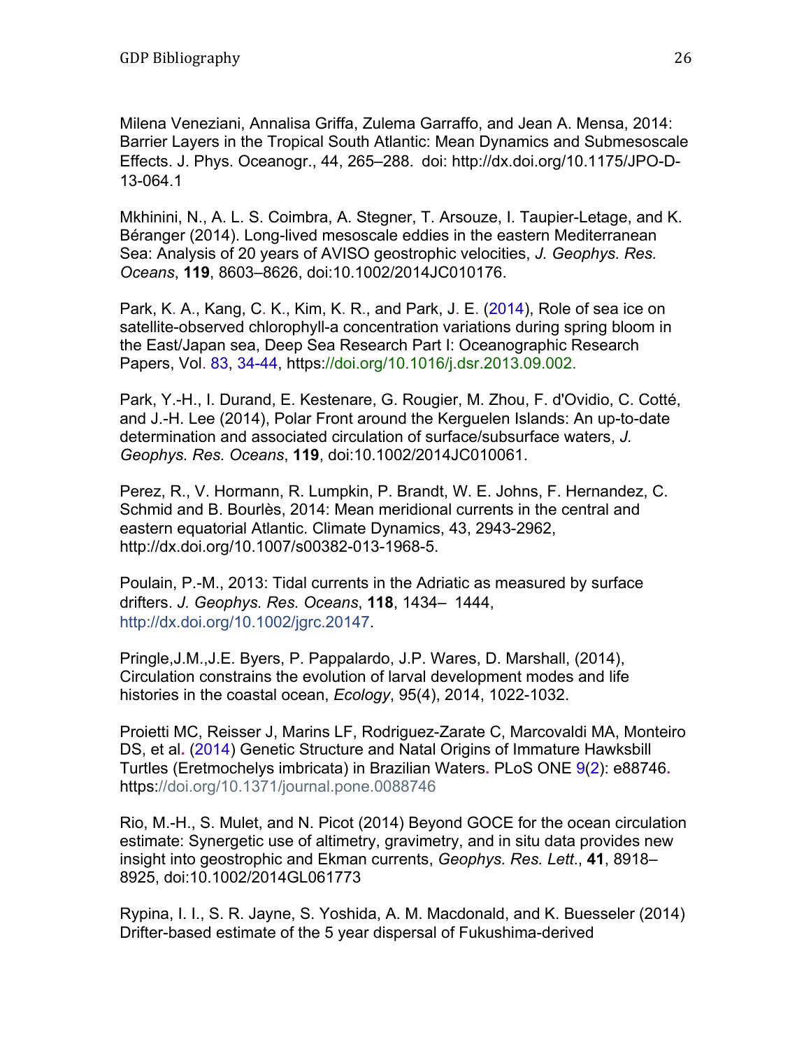Milena Veneziani, Annalisa Griffa, Zulema Garraffo, and Jean A. Mensa, 2014: Barrier Layers in the Tropical South Atlantic: Mean Dynamics and Submesoscale Effects. J. Phys. Oceanogr., 44, 265–288. doi: http://dx.doi.org/10.1175/JPO-D-13-064.1

Mkhinini, N., A. L. S. Coimbra, A. Stegner, T. Arsouze, I. Taupier-Letage, and K. Béranger (2014). Long-lived mesoscale eddies in the eastern Mediterranean Sea: Analysis of 20 years of AVISO geostrophic velocities, *J. Geophys. Res. Oceans*, **119**, 8603–8626, doi:10.1002/2014JC010176.

Park, K. A., Kang, C. K., Kim, K. R., and Park, J. E. (2014), Role of sea ice on satellite-observed chlorophyll-a concentration variations during spring bloom in the East/Japan sea, Deep Sea Research Part I: Oceanographic Research Papers, Vol. 83, 34-44, https://doi.org/10.1016/j.dsr.2013.09.002.

Park, Y.-H., I. Durand, E. Kestenare, G. Rougier, M. Zhou, F. d'Ovidio, C. Cotté, and J.-H. Lee (2014), Polar Front around the Kerguelen Islands: An up-to-date determination and associated circulation of surface/subsurface waters, *J. Geophys. Res. Oceans*, **119**, doi:10.1002/2014JC010061.

Perez, R., V. Hormann, R. Lumpkin, P. Brandt, W. E. Johns, F. Hernandez, C. Schmid and B. Bourlès, 2014: Mean meridional currents in the central and eastern equatorial Atlantic. Climate Dynamics, 43, 2943-2962, http://dx.doi.org/10.1007/s00382-013-1968-5.

Poulain, P.-M., 2013: Tidal currents in the Adriatic as measured by surface drifters. *J. Geophys. Res. Oceans*, **118**, 1434– 1444, http://dx.doi.org/10.1002/jgrc.20147.

Pringle,J.M.,J.E. Byers, P. Pappalardo, J.P. Wares, D. Marshall, (2014), Circulation constrains the evolution of larval development modes and life histories in the coastal ocean, *Ecology*, 95(4), 2014, 1022-1032.

Proietti MC, Reisser J, Marins LF, Rodriguez-Zarate C, Marcovaldi MA, Monteiro DS, et al. (2014) Genetic Structure and Natal Origins of Immature Hawksbill Turtles (Eretmochelys imbricata) in Brazilian Waters. PLoS ONE 9(2): e88746. https://doi.org/10.1371/journal.pone.0088746

Rio, M.-H., S. Mulet, and N. Picot (2014) Beyond GOCE for the ocean circulation estimate: Synergetic use of altimetry, gravimetry, and in situ data provides new insight into geostrophic and Ekman currents, *Geophys. Res. Lett.*, **41**, 8918–8925, doi:10.1002/2014GL061773

Rypina, I. I., S. R. Jayne, S. Yoshida, A. M. Macdonald, and K. Buesseler (2014) Drifter-based estimate of the 5 year dispersal of Fukushima-derived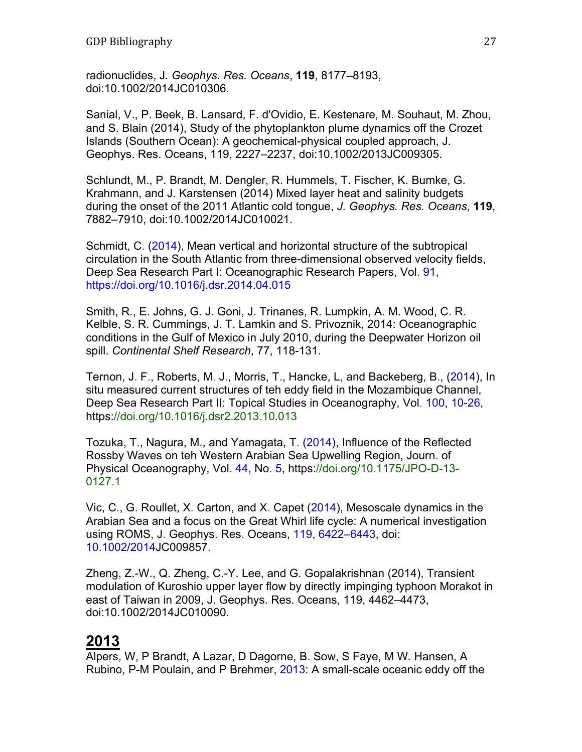radionuclides, J. *Geophys. Res. Oceans*, **119**, 8177–8193, doi:10.1002/2014JC010306.

Sanial, V., P. Beek, B. Lansard, F. d'Ovidio, E. Kestenare, M. Souhaut, M. Zhou, and S. Blain (2014), Study of the phytoplankton plume dynamics off the Crozet Islands (Southern Ocean): A geochemical-physical coupled approach, J. Geophys. Res. Oceans, 119, 2227–2237, doi:10.1002/2013JC009305.

Schlundt, M., P. Brandt, M. Dengler, R. Hummels, T. Fischer, K. Bumke, G. Krahmann, and J. Karstensen (2014) Mixed layer heat and salinity budgets during the onset of the 2011 Atlantic cold tongue, *J. Geophys. Res. Oceans*, **119**, 7882–7910, doi:10.1002/2014JC010021.

Schmidt, C. (2014), Mean vertical and horizontal structure of the subtropical circulation in the South Atlantic from three-dimensional observed velocity fields, Deep Sea Research Part I: Oceanographic Research Papers, Vol. 91, https://doi.org/10.1016/j.dsr.2014.04.015

Smith, R., E. Johns, G. J. Goni, J. Trinanes, R. Lumpkin, A. M. Wood, C. R. Kelble, S. R. Cummings, J. T. Lamkin and S. Privoznik, 2014: Oceanographic conditions in the Gulf of Mexico in July 2010, during the Deepwater Horizon oil spill. *Continental Shelf Research*, 77, 118-131.

Ternon, J. F., Roberts, M. J., Morris, T., Hancke, L, and Backeberg, B., (2014), In situ measured current structures of teh eddy field in the Mozambique Channel, Deep Sea Research Part II: Topical Studies in Oceanography, Vol. 100, 10-26, https://doi.org/10.1016/j.dsr2.2013.10.013

Tozuka, T., Nagura, M., and Yamagata, T. (2014), Influence of the Reflected Rossby Waves on teh Western Arabian Sea Upwelling Region, Journ. of Physical Oceanography, Vol. 44, No. 5, https://doi.org/10.1175/JPO-D-13-0127.1

Vic, C., G. Roullet, X. Carton, and X. Capet (2014), Mesoscale dynamics in the Arabian Sea and a focus on the Great Whirl life cycle: A numerical investigation using ROMS, J. Geophys. Res. Oceans, 119, 6422–6443, doi: 10.1002/2014JC009857.

Zheng, Z.-W., Q. Zheng, C.-Y. Lee, and G. Gopalakrishnan (2014), Transient modulation of Kuroshio upper layer flow by directly impinging typhoon Morakot in east of Taiwan in 2009, J. Geophys. Res. Oceans, 119, 4462–4473, doi:10.1002/2014JC010090.

## 2013

Alpers, W, P Brandt, A Lazar, D Dagorne, B. Sow, S Faye, M W. Hansen, A Rubino, P-M Poulain, and P Brehmer, 2013: A small-scale oceanic eddy off the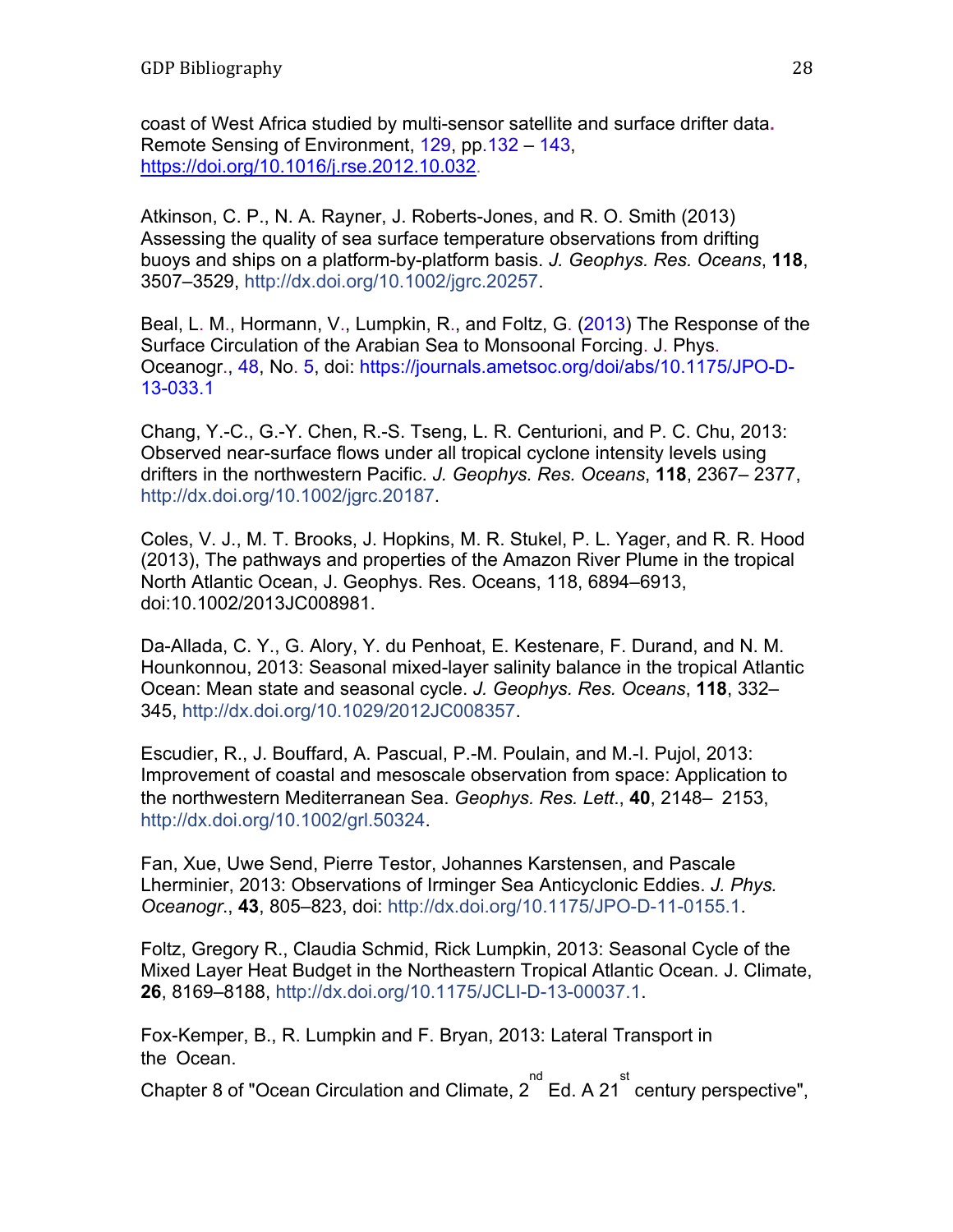coast of West Africa studied by multi-sensor satellite and surface drifter data. Remote Sensing of Environment, 129, pp.132 – 143, https://doi.org/10.1016/j.rse.2012.10.032.

Atkinson, C. P., N. A. Rayner, J. Roberts-Jones, and R. O. Smith (2013) Assessing the quality of sea surface temperature observations from drifting buoys and ships on a platform-by-platform basis. *J. Geophys. Res. Oceans*, **118**, 3507–3529, http://dx.doi.org/10.1002/jgrc.20257.

Beal, L. M., Hormann, V., Lumpkin, R., and Foltz, G. (2013) The Response of the Surface Circulation of the Arabian Sea to Monsoonal Forcing. J. Phys. Oceanogr., 48, No. 5, doi: https://journals.ametsoc.org/doi/abs/10.1175/JPO-D-13-033.1

Chang, Y.-C., G.-Y. Chen, R.-S. Tseng, L. R. Centurioni, and P. C. Chu, 2013: Observed near-surface flows under all tropical cyclone intensity levels using drifters in the northwestern Pacific. *J. Geophys. Res. Oceans*, **118**, 2367– 2377, http://dx.doi.org/10.1002/jgrc.20187.

Coles, V. J., M. T. Brooks, J. Hopkins, M. R. Stukel, P. L. Yager, and R. R. Hood (2013), The pathways and properties of the Amazon River Plume in the tropical North Atlantic Ocean, J. Geophys. Res. Oceans, 118, 6894–6913, doi:10.1002/2013JC008981.

Da-Allada, C. Y., G. Alory, Y. du Penhoat, E. Kestenare, F. Durand, and N. M. Hounkonnou, 2013: Seasonal mixed-layer salinity balance in the tropical Atlantic Ocean: Mean state and seasonal cycle. *J. Geophys. Res. Oceans*, **118**, 332–345, http://dx.doi.org/10.1029/2012JC008357.

Escudier, R., J. Bouffard, A. Pascual, P.-M. Poulain, and M.-I. Pujol, 2013: Improvement of coastal and mesoscale observation from space: Application to the northwestern Mediterranean Sea. *Geophys. Res. Lett.*, **40**, 2148– 2153, http://dx.doi.org/10.1002/grl.50324.

Fan, Xue, Uwe Send, Pierre Testor, Johannes Karstensen, and Pascale Lherminier, 2013: Observations of Irminger Sea Anticyclonic Eddies. *J. Phys. Oceanogr.*, **43**, 805–823, doi: http://dx.doi.org/10.1175/JPO-D-11-0155.1.

Foltz, Gregory R., Claudia Schmid, Rick Lumpkin, 2013: Seasonal Cycle of the Mixed Layer Heat Budget in the Northeastern Tropical Atlantic Ocean. J. Climate, **26**, 8169–8188, http://dx.doi.org/10.1175/JCLI-D-13-00037.1.

Fox-Kemper, B., R. Lumpkin and F. Bryan, 2013: Lateral Transport in the Ocean.
Chapter 8 of "Ocean Circulation and Climate, 2nd Ed. A 21st century perspective",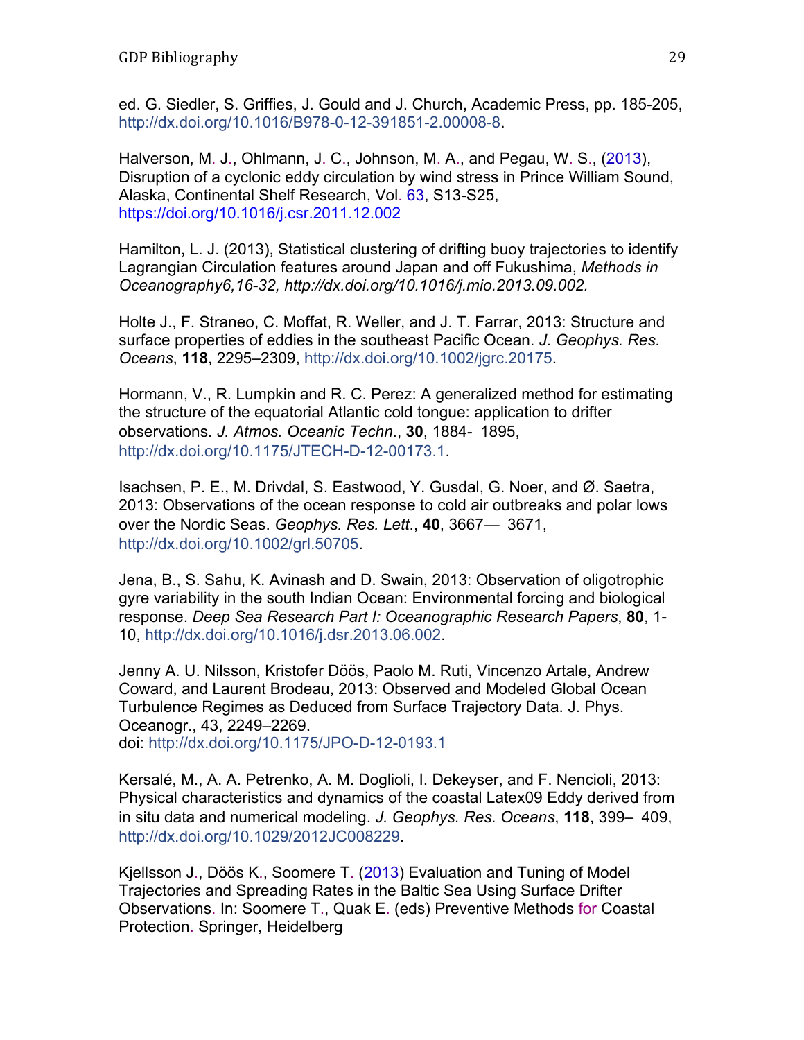ed. G. Siedler, S. Griffies, J. Gould and J. Church, Academic Press, pp. 185-205, http://dx.doi.org/10.1016/B978-0-12-391851-2.00008-8.

Halverson, M. J., Ohlmann, J. C., Johnson, M. A., and Pegau, W. S., (2013), Disruption of a cyclonic eddy circulation by wind stress in Prince William Sound, Alaska, Continental Shelf Research, Vol. 63, S13-S25, https://doi.org/10.1016/j.csr.2011.12.002

Hamilton, L. J. (2013), Statistical clustering of drifting buoy trajectories to identify Lagrangian Circulation features around Japan and off Fukushima, *Methods in Oceanography6,16-32, http://dx.doi.org/10.1016/j.mio.2013.09.002.*

Holte J., F. Straneo, C. Moffat, R. Weller, and J. T. Farrar, 2013: Structure and surface properties of eddies in the southeast Pacific Ocean. *J. Geophys. Res. Oceans*, **118**, 2295–2309, http://dx.doi.org/10.1002/jgrc.20175.

Hormann, V., R. Lumpkin and R. C. Perez: A generalized method for estimating the structure of the equatorial Atlantic cold tongue: application to drifter observations. *J. Atmos. Oceanic Techn*., **30**, 1884- 1895, http://dx.doi.org/10.1175/JTECH-D-12-00173.1.

Isachsen, P. E., M. Drivdal, S. Eastwood, Y. Gusdal, G. Noer, and Ø. Saetra, 2013: Observations of the ocean response to cold air outbreaks and polar lows over the Nordic Seas. *Geophys. Res. Lett*., **40**, 3667— 3671, http://dx.doi.org/10.1002/grl.50705.

Jena, B., S. Sahu, K. Avinash and D. Swain, 2013: Observation of oligotrophic gyre variability in the south Indian Ocean: Environmental forcing and biological response. *Deep Sea Research Part I: Oceanographic Research Papers*, **80**, 1-10, http://dx.doi.org/10.1016/j.dsr.2013.06.002.

Jenny A. U. Nilsson, Kristofer Döös, Paolo M. Ruti, Vincenzo Artale, Andrew Coward, and Laurent Brodeau, 2013: Observed and Modeled Global Ocean Turbulence Regimes as Deduced from Surface Trajectory Data. J. Phys. Oceanogr., 43, 2249–2269.
doi: http://dx.doi.org/10.1175/JPO-D-12-0193.1

Kersalé, M., A. A. Petrenko, A. M. Doglioli, I. Dekeyser, and F. Nencioli, 2013: Physical characteristics and dynamics of the coastal Latex09 Eddy derived from in situ data and numerical modeling. *J. Geophys. Res. Oceans*, **118**, 399– 409, http://dx.doi.org/10.1029/2012JC008229.

Kjellsson J., Döös K., Soomere T. (2013) Evaluation and Tuning of Model Trajectories and Spreading Rates in the Baltic Sea Using Surface Drifter Observations. In: Soomere T., Quak E. (eds) Preventive Methods for Coastal Protection. Springer, Heidelberg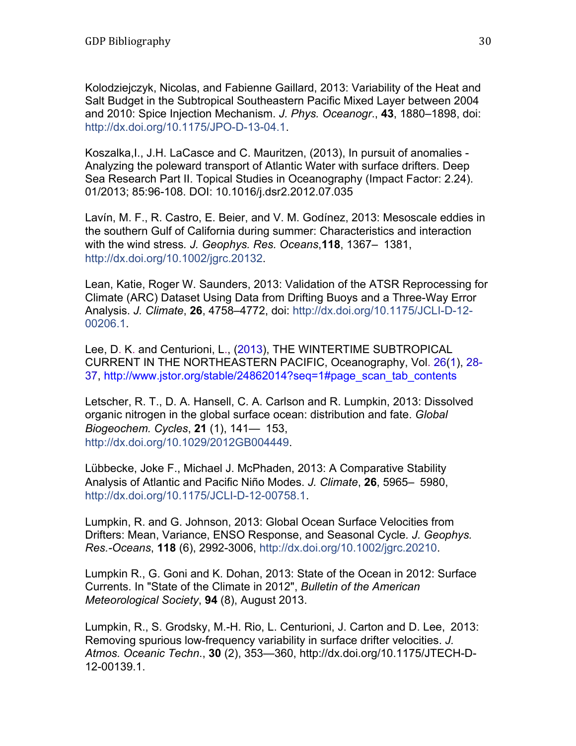Kolodziejczyk, Nicolas, and Fabienne Gaillard, 2013: Variability of the Heat and Salt Budget in the Subtropical Southeastern Pacific Mixed Layer between 2004 and 2010: Spice Injection Mechanism. *J. Phys. Oceanogr.*, **43**, 1880–1898, doi: http://dx.doi.org/10.1175/JPO-D-13-04.1.

Koszalka,I., J.H. LaCasce and C. Mauritzen, (2013), In pursuit of anomalies - Analyzing the poleward transport of Atlantic Water with surface drifters. Deep Sea Research Part II. Topical Studies in Oceanography (Impact Factor: 2.24). 01/2013; 85:96-108. DOI: 10.1016/j.dsr2.2012.07.035

Lavín, M. F., R. Castro, E. Beier, and V. M. Godínez, 2013: Mesoscale eddies in the southern Gulf of California during summer: Characteristics and interaction with the wind stress*. J. Geophys. Res. Oceans*,**118**, 1367– 1381, http://dx.doi.org/10.1002/jgrc.20132.

Lean, Katie, Roger W. Saunders, 2013: Validation of the ATSR Reprocessing for Climate (ARC) Dataset Using Data from Drifting Buoys and a Three-Way Error Analysis. *J. Climate*, **26**, 4758–4772, doi: http://dx.doi.org/10.1175/JCLI-D-12-00206.1.

Lee, D. K. and Centurioni, L., (2013), THE WINTERTIME SUBTROPICAL CURRENT IN THE NORTHEASTERN PACIFIC, Oceanography, Vol. 26(1), 28-37, http://www.jstor.org/stable/24862014?seq=1#page_scan_tab_contents

Letscher, R. T., D. A. Hansell, C. A. Carlson and R. Lumpkin, 2013: Dissolved organic nitrogen in the global surface ocean: distribution and fate. *Global Biogeochem. Cycles*, **21** (1), 141— 153, http://dx.doi.org/10.1029/2012GB004449.

Lübbecke, Joke F., Michael J. McPhaden, 2013: A Comparative Stability Analysis of Atlantic and Pacific Niño Modes. *J. Climate*, **26**, 5965– 5980, http://dx.doi.org/10.1175/JCLI-D-12-00758.1.

Lumpkin, R. and G. Johnson, 2013: Global Ocean Surface Velocities from Drifters: Mean, Variance, ENSO Response, and Seasonal Cycle*. J. Geophys. Res.-Oceans*, **118** (6), 2992-3006, http://dx.doi.org/10.1002/jgrc.20210.

Lumpkin R., G. Goni and K. Dohan, 2013: State of the Ocean in 2012: Surface Currents. In "State of the Climate in 2012", *Bulletin of the American Meteorological Society*, **94** (8), August 2013.

Lumpkin, R., S. Grodsky, M.-H. Rio, L. Centurioni, J. Carton and D. Lee, 2013: Removing spurious low-frequency variability in surface drifter velocities. *J. Atmos. Oceanic Techn.*, **30** (2), 353—360, http://dx.doi.org/10.1175/JTECH-D-12-00139.1.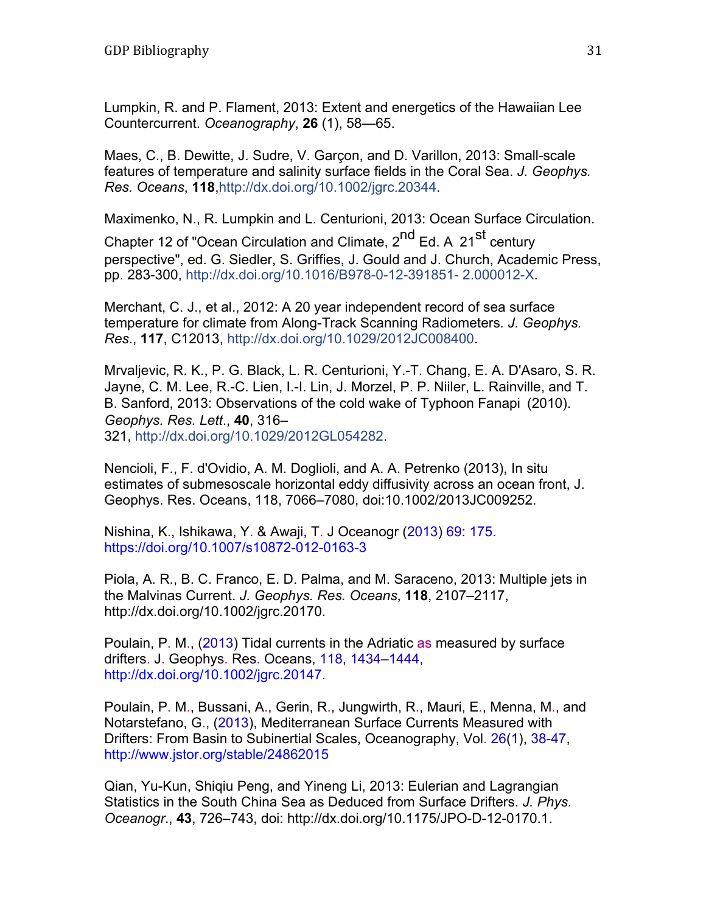Lumpkin, R. and P. Flament, 2013: Extent and energetics of the Hawaiian Lee Countercurrent. *Oceanography*, **26** (1), 58—65.

Maes, C., B. Dewitte, J. Sudre, V. Garçon, and D. Varillon, 2013: Small-scale features of temperature and salinity surface fields in the Coral Sea. *J. Geophys. Res. Oceans*, **118**,http://dx.doi.org/10.1002/jgrc.20344.

Maximenko, N., R. Lumpkin and L. Centurioni, 2013: Ocean Surface Circulation. Chapter 12 of "Ocean Circulation and Climate, 2nd Ed. A 21st century perspective", ed. G. Siedler, S. Griffies, J. Gould and J. Church, Academic Press, pp. 283-300, http://dx.doi.org/10.1016/B978-0-12-391851- 2.000012-X.

Merchant, C. J., et al., 2012: A 20 year independent record of sea surface temperature for climate from Along-Track Scanning Radiometers. *J. Geophys. Res*., **117**, C12013, http://dx.doi.org/10.1029/2012JC008400.

Mrvaljevic, R. K., P. G. Black, L. R. Centurioni, Y.-T. Chang, E. A. D'Asaro, S. R. Jayne, C. M. Lee, R.-C. Lien, I.-I. Lin, J. Morzel, P. P. Niiler, L. Rainville, and T. B. Sanford, 2013: Observations of the cold wake of Typhoon Fanapi (2010). *Geophys. Res. Lett*., **40**, 316–321, http://dx.doi.org/10.1029/2012GL054282.

Nencioli, F., F. d'Ovidio, A. M. Doglioli, and A. A. Petrenko (2013), In situ estimates of submesoscale horizontal eddy diffusivity across an ocean front, J. Geophys. Res. Oceans, 118, 7066–7080, doi:10.1002/2013JC009252.

Nishina, K., Ishikawa, Y. & Awaji, T. J Oceanogr (2013) 69: 175. https://doi.org/10.1007/s10872-012-0163-3

Piola, A. R., B. C. Franco, E. D. Palma, and M. Saraceno, 2013: Multiple jets in the Malvinas Current. *J. Geophys. Res. Oceans*, **118**, 2107–2117, http://dx.doi.org/10.1002/jgrc.20170.

Poulain, P. M., (2013) Tidal currents in the Adriatic as measured by surface drifters. J. Geophys. Res. Oceans, 118, 1434–1444, http://dx.doi.org/10.1002/jgrc.20147.

Poulain, P. M., Bussani, A., Gerin, R., Jungwirth, R., Mauri, E., Menna, M., and Notarstefano, G., (2013), Mediterranean Surface Currents Measured with Drifters: From Basin to Subinertial Scales, Oceanography, Vol. 26(1), 38-47, http://www.jstor.org/stable/24862015

Qian, Yu-Kun, Shiqiu Peng, and Yineng Li, 2013: Eulerian and Lagrangian Statistics in the South China Sea as Deduced from Surface Drifters. *J. Phys. Oceanogr*., **43**, 726–743, doi: http://dx.doi.org/10.1175/JPO-D-12-0170.1.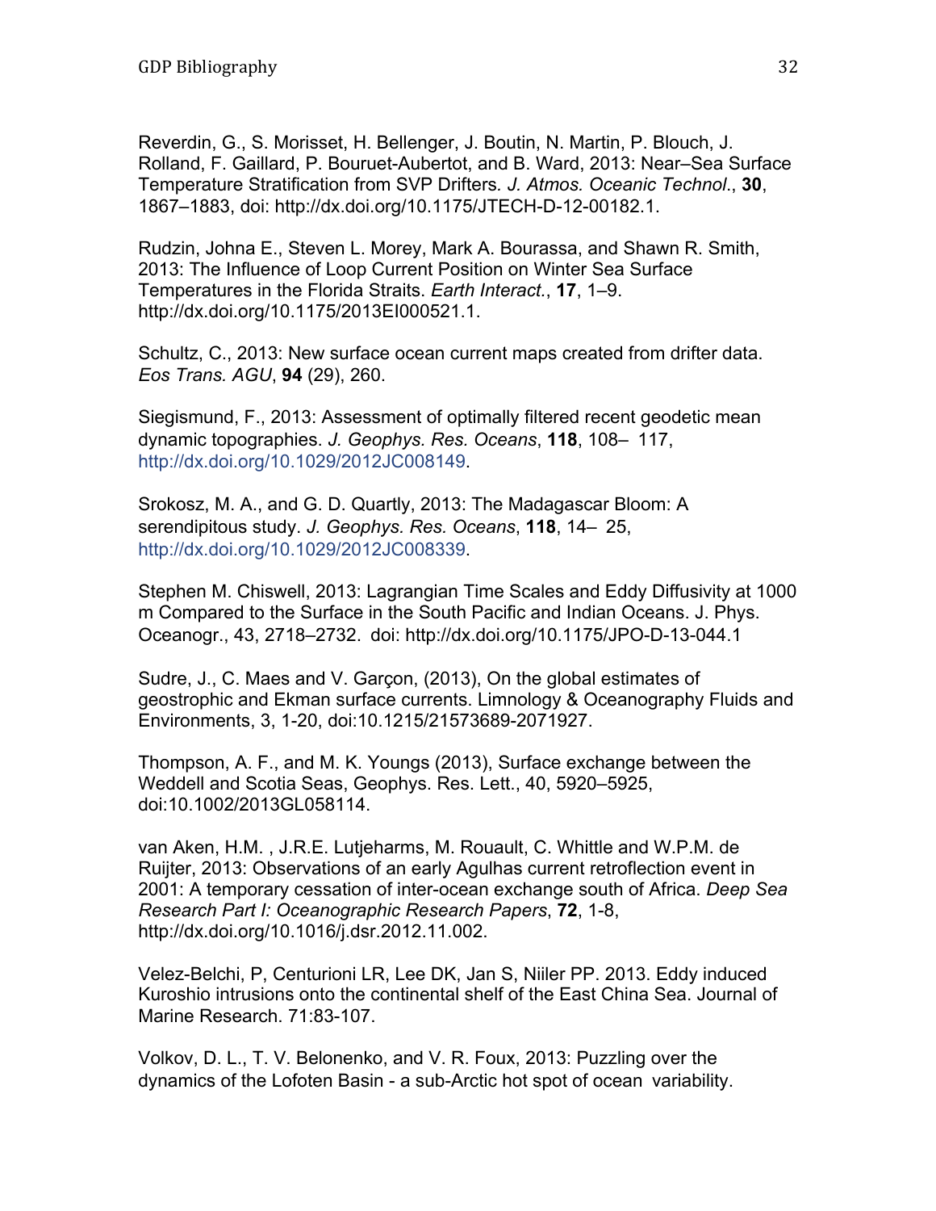Reverdin, G., S. Morisset, H. Bellenger, J. Boutin, N. Martin, P. Blouch, J. Rolland, F. Gaillard, P. Bouruet-Aubertot, and B. Ward, 2013: Near–Sea Surface Temperature Stratification from SVP Drifters. *J. Atmos. Oceanic Technol.*, **30**, 1867–1883, doi: http://dx.doi.org/10.1175/JTECH-D-12-00182.1.

Rudzin, Johna E., Steven L. Morey, Mark A. Bourassa, and Shawn R. Smith, 2013: The Influence of Loop Current Position on Winter Sea Surface Temperatures in the Florida Straits. *Earth Interact.*, **17**, 1–9. http://dx.doi.org/10.1175/2013EI000521.1.

Schultz, C., 2013: New surface ocean current maps created from drifter data. *Eos Trans. AGU*, **94** (29), 260.

Siegismund, F., 2013: Assessment of optimally filtered recent geodetic mean dynamic topographies. *J. Geophys. Res. Oceans*, **118**, 108– 117, http://dx.doi.org/10.1029/2012JC008149.

Srokosz, M. A., and G. D. Quartly, 2013: The Madagascar Bloom: A serendipitous study. *J. Geophys. Res. Oceans*, **118**, 14– 25, http://dx.doi.org/10.1029/2012JC008339.

Stephen M. Chiswell, 2013: Lagrangian Time Scales and Eddy Diffusivity at 1000 m Compared to the Surface in the South Pacific and Indian Oceans. J. Phys. Oceanogr., 43, 2718–2732. doi: http://dx.doi.org/10.1175/JPO-D-13-044.1

Sudre, J., C. Maes and V. Garçon, (2013), On the global estimates of geostrophic and Ekman surface currents. Limnology & Oceanography Fluids and Environments, 3, 1-20, doi:10.1215/21573689-2071927.

Thompson, A. F., and M. K. Youngs (2013), Surface exchange between the Weddell and Scotia Seas, Geophys. Res. Lett., 40, 5920–5925, doi:10.1002/2013GL058114.

van Aken, H.M. , J.R.E. Lutjeharms, M. Rouault, C. Whittle and W.P.M. de Ruijter, 2013: Observations of an early Agulhas current retroflection event in 2001: A temporary cessation of inter-ocean exchange south of Africa. *Deep Sea Research Part I: Oceanographic Research Papers*, **72**, 1-8, http://dx.doi.org/10.1016/j.dsr.2012.11.002.

Velez-Belchi, P, Centurioni LR, Lee DK, Jan S, Niiler PP. 2013. Eddy induced Kuroshio intrusions onto the continental shelf of the East China Sea. Journal of Marine Research. 71:83-107.

Volkov, D. L., T. V. Belonenko, and V. R. Foux, 2013: Puzzling over the dynamics of the Lofoten Basin - a sub-Arctic hot spot of ocean variability.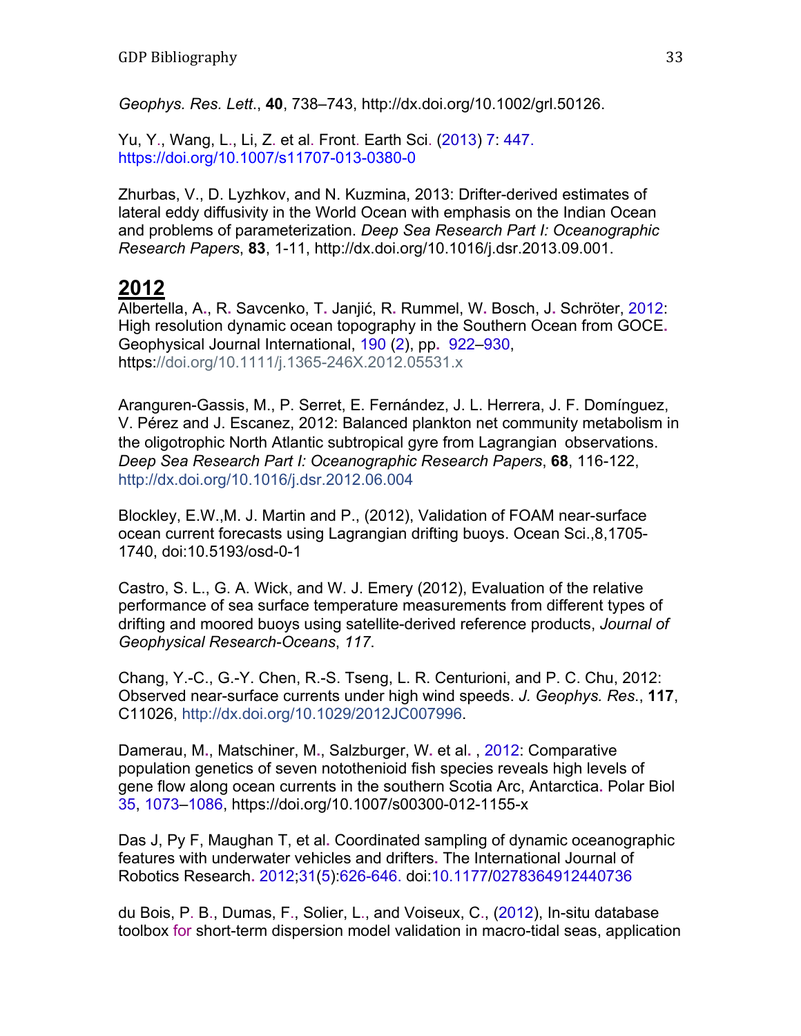*Geophys. Res. Lett*., **40**, 738–743, http://dx.doi.org/10.1002/grl.50126.

Yu, Y., Wang, L., Li, Z. et al. Front. Earth Sci. (2013) 7: 447. https://doi.org/10.1007/s11707-013-0380-0

Zhurbas, V., D. Lyzhkov, and N. Kuzmina, 2013: Drifter-derived estimates of lateral eddy diffusivity in the World Ocean with emphasis on the Indian Ocean and problems of parameterization. *Deep Sea Research Part I: Oceanographic Research Papers*, **83**, 1-11, http://dx.doi.org/10.1016/j.dsr.2013.09.001.

## 2012

Albertella, A., R. Savcenko, T. Janjić, R. Rummel, W. Bosch, J. Schröter, 2012: High resolution dynamic ocean topography in the Southern Ocean from GOCE. Geophysical Journal International, 190 (2), pp. 922–930, https://doi.org/10.1111/j.1365-246X.2012.05531.x

Aranguren-Gassis, M., P. Serret, E. Fernández, J. L. Herrera, J. F. Domínguez, V. Pérez and J. Escanez, 2012: Balanced plankton net community metabolism in the oligotrophic North Atlantic subtropical gyre from Lagrangian observations. *Deep Sea Research Part I: Oceanographic Research Papers*, **68**, 116-122, http://dx.doi.org/10.1016/j.dsr.2012.06.004

Blockley, E.W.,M. J. Martin and P., (2012), Validation of FOAM near-surface ocean current forecasts using Lagrangian drifting buoys. Ocean Sci.,8,1705-1740, doi:10.5193/osd-0-1

Castro, S. L., G. A. Wick, and W. J. Emery (2012), Evaluation of the relative performance of sea surface temperature measurements from different types of drifting and moored buoys using satellite-derived reference products, *Journal of Geophysical Research-Oceans*, *117*.

Chang, Y.-C., G.-Y. Chen, R.-S. Tseng, L. R. Centurioni, and P. C. Chu, 2012: Observed near-surface currents under high wind speeds. *J. Geophys. Res*., **117**, C11026, http://dx.doi.org/10.1029/2012JC007996.

Damerau, M., Matschiner, M., Salzburger, W. et al. , 2012: Comparative population genetics of seven notothenioid fish species reveals high levels of gene flow along ocean currents in the southern Scotia Arc, Antarctica. Polar Biol 35, 1073–1086, https://doi.org/10.1007/s00300-012-1155-x

Das J, Py F, Maughan T, et al. Coordinated sampling of dynamic oceanographic features with underwater vehicles and drifters. The International Journal of Robotics Research. 2012;31(5):626-646. doi:10.1177/0278364912440736

du Bois, P. B., Dumas, F., Solier, L., and Voiseux, C., (2012), In-situ database toolbox for short-term dispersion model validation in macro-tidal seas, application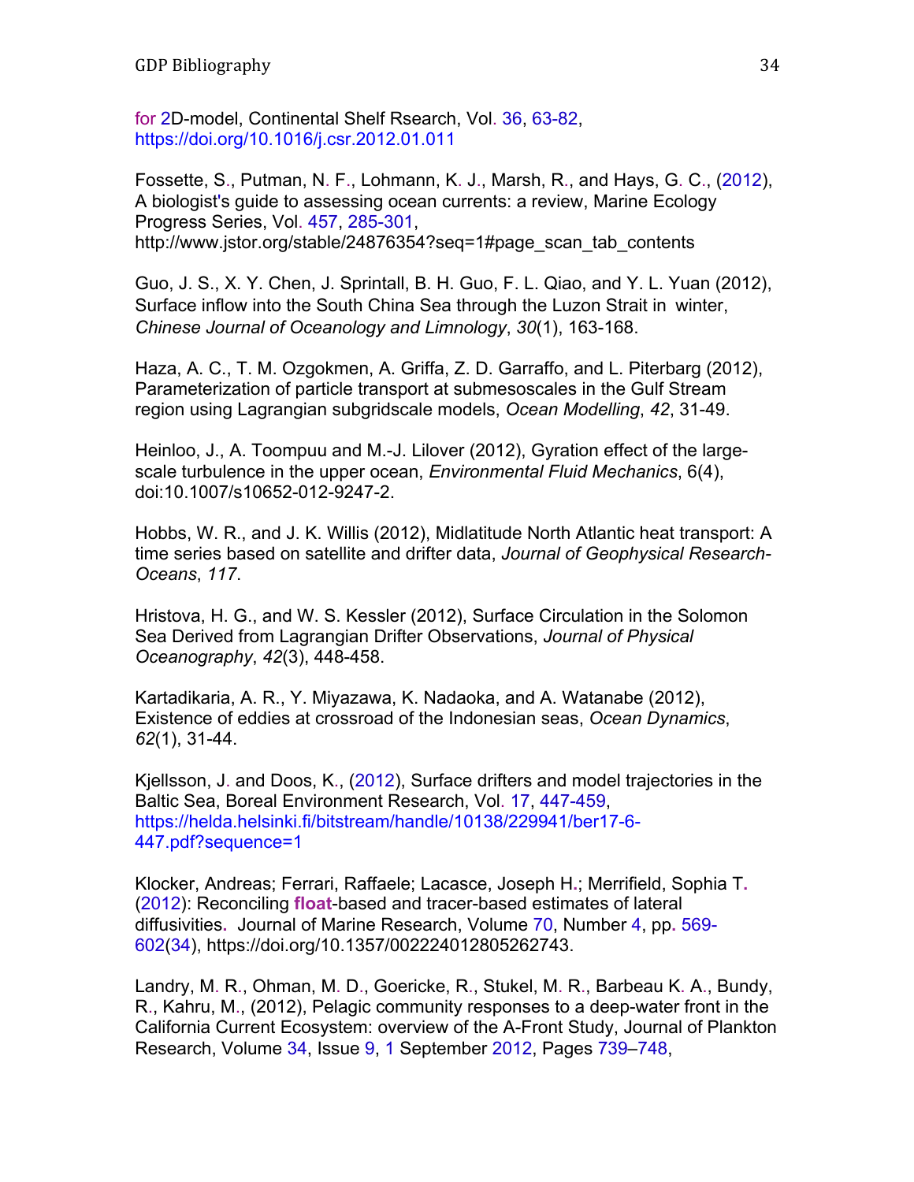for 2D-model, Continental Shelf Rsearch, Vol. 36, 63-82, https://doi.org/10.1016/j.csr.2012.01.011

Fossette, S., Putman, N. F., Lohmann, K. J., Marsh, R., and Hays, G. C., (2012), A biologist's guide to assessing ocean currents: a review, Marine Ecology Progress Series, Vol. 457, 285-301, http://www.jstor.org/stable/24876354?seq=1#page_scan_tab_contents

Guo, J. S., X. Y. Chen, J. Sprintall, B. H. Guo, F. L. Qiao, and Y. L. Yuan (2012), Surface inflow into the South China Sea through the Luzon Strait in winter, *Chinese Journal of Oceanology and Limnology*, *30*(1), 163-168.

Haza, A. C., T. M. Ozgokmen, A. Griffa, Z. D. Garraffo, and L. Piterbarg (2012), Parameterization of particle transport at submesoscales in the Gulf Stream region using Lagrangian subgridscale models, *Ocean Modelling*, *42*, 31-49.

Heinloo, J., A. Toompuu and M.-J. Lilover (2012), Gyration effect of the large-scale turbulence in the upper ocean, *Environmental Fluid Mechanics*, 6(4), doi:10.1007/s10652-012-9247-2.

Hobbs, W. R., and J. K. Willis (2012), Midlatitude North Atlantic heat transport: A time series based on satellite and drifter data, *Journal of Geophysical Research-Oceans*, *117*.

Hristova, H. G., and W. S. Kessler (2012), Surface Circulation in the Solomon Sea Derived from Lagrangian Drifter Observations, *Journal of Physical Oceanography*, *42*(3), 448-458.

Kartadikaria, A. R., Y. Miyazawa, K. Nadaoka, and A. Watanabe (2012), Existence of eddies at crossroad of the Indonesian seas, *Ocean Dynamics*, *62*(1), 31-44.

Kjellsson, J. and Doos, K., (2012), Surface drifters and model trajectories in the Baltic Sea, Boreal Environment Research, Vol. 17, 447-459, https://helda.helsinki.fi/bitstream/handle/10138/229941/ber17-6-447.pdf?sequence=1

Klocker, Andreas; Ferrari, Raffaele; Lacasce, Joseph H.; Merrifield, Sophia T. (2012): Reconciling **float**-based and tracer-based estimates of lateral diffusivities. Journal of Marine Research, Volume 70, Number 4, pp. 569-602(34), https://doi.org/10.1357/002224012805262743.

Landry, M. R., Ohman, M. D., Goericke, R., Stukel, M. R., Barbeau K. A., Bundy, R., Kahru, M., (2012), Pelagic community responses to a deep-water front in the California Current Ecosystem: overview of the A-Front Study, Journal of Plankton Research, Volume 34, Issue 9, 1 September 2012, Pages 739–748,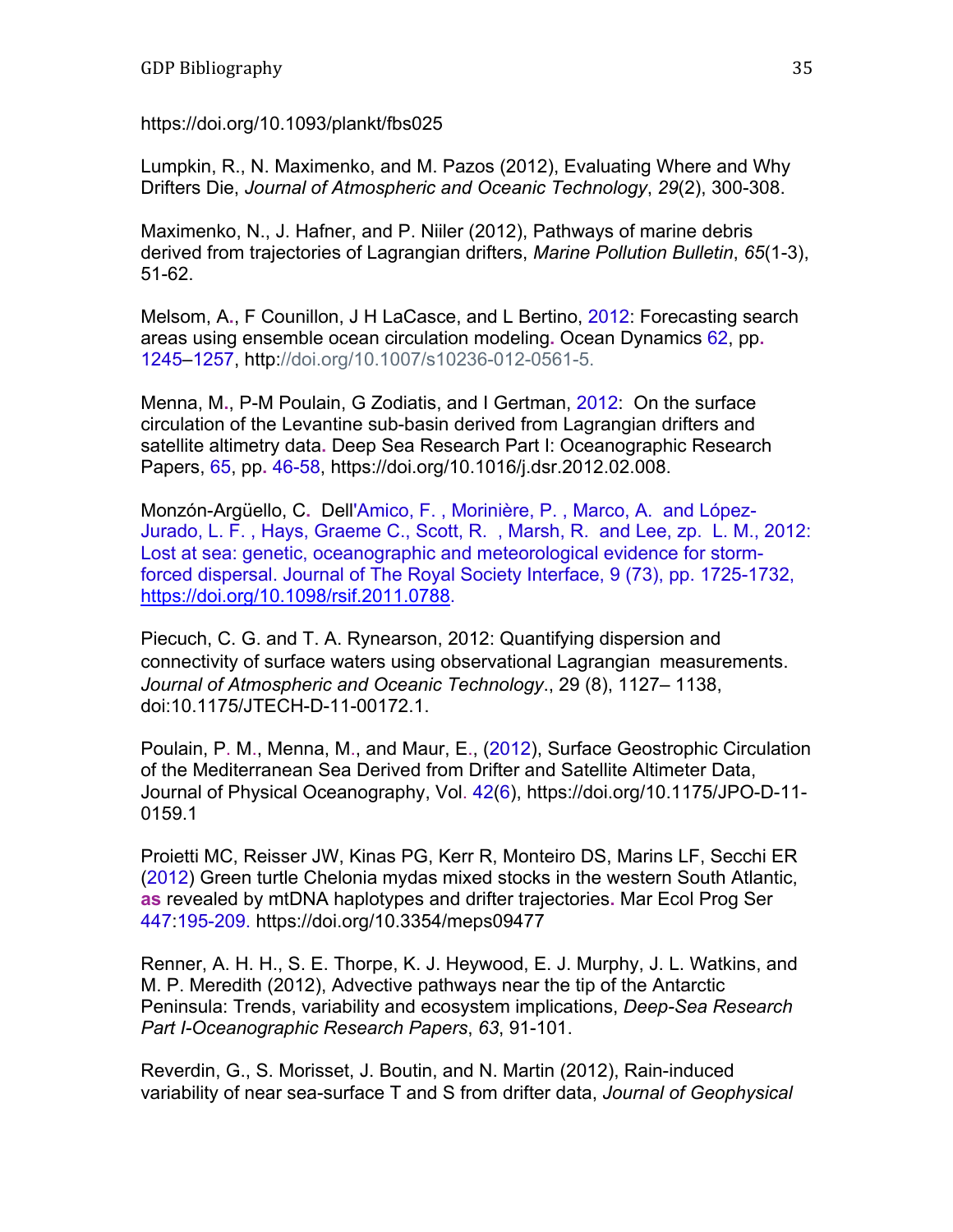https://doi.org/10.1093/plankt/fbs025

Lumpkin, R., N. Maximenko, and M. Pazos (2012), Evaluating Where and Why Drifters Die, *Journal of Atmospheric and Oceanic Technology*, *29*(2), 300-308.

Maximenko, N., J. Hafner, and P. Niiler (2012), Pathways of marine debris derived from trajectories of Lagrangian drifters, *Marine Pollution Bulletin*, *65*(1-3), 51-62.

Melsom, A., F Counillon, J H LaCasce, and L Bertino, 2012: Forecasting search areas using ensemble ocean circulation modeling. Ocean Dynamics 62, pp. 1245–1257, http://doi.org/10.1007/s10236-012-0561-5.

Menna, M., P-M Poulain, G Zodiatis, and I Gertman, 2012: On the surface circulation of the Levantine sub-basin derived from Lagrangian drifters and satellite altimetry data. Deep Sea Research Part I: Oceanographic Research Papers, 65, pp. 46-58, https://doi.org/10.1016/j.dsr.2012.02.008.

Monzón-Argüello, C. Dell'Amico, F. , Morinière, P. , Marco, A. and López-Jurado, L. F. , Hays, Graeme C., Scott, R. , Marsh, R. and Lee, zp. L. M., 2012: Lost at sea: genetic, oceanographic and meteorological evidence for storm-forced dispersal. Journal of The Royal Society Interface, 9 (73), pp. 1725-1732, https://doi.org/10.1098/rsif.2011.0788.

Piecuch, C. G. and T. A. Rynearson, 2012: Quantifying dispersion and connectivity of surface waters using observational Lagrangian measurements. *Journal of Atmospheric and Oceanic Technology*., 29 (8), 1127– 1138, doi:10.1175/JTECH-D-11-00172.1.

Poulain, P. M., Menna, M., and Maur, E., (2012), Surface Geostrophic Circulation of the Mediterranean Sea Derived from Drifter and Satellite Altimeter Data, Journal of Physical Oceanography, Vol. 42(6), https://doi.org/10.1175/JPO-D-11-0159.1

Proietti MC, Reisser JW, Kinas PG, Kerr R, Monteiro DS, Marins LF, Secchi ER (2012) Green turtle Chelonia mydas mixed stocks in the western South Atlantic, **as** revealed by mtDNA haplotypes and drifter trajectories. Mar Ecol Prog Ser 447:195-209. https://doi.org/10.3354/meps09477

Renner, A. H. H., S. E. Thorpe, K. J. Heywood, E. J. Murphy, J. L. Watkins, and M. P. Meredith (2012), Advective pathways near the tip of the Antarctic Peninsula: Trends, variability and ecosystem implications, *Deep-Sea Research Part I-Oceanographic Research Papers*, *63*, 91-101.

Reverdin, G., S. Morisset, J. Boutin, and N. Martin (2012), Rain-induced variability of near sea-surface T and S from drifter data, *Journal of Geophysical*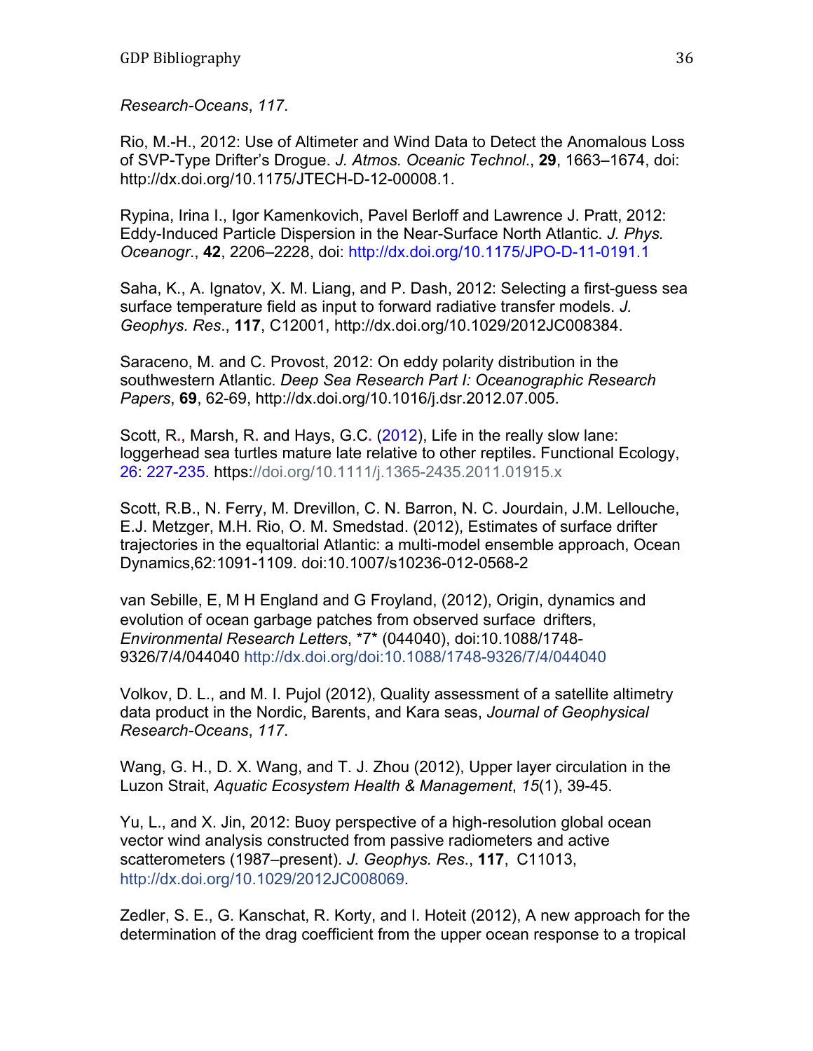*Research-Oceans*, *117*.

Rio, M.-H., 2012: Use of Altimeter and Wind Data to Detect the Anomalous Loss of SVP-Type Drifter's Drogue. *J. Atmos. Oceanic Technol*., **29**, 1663–1674, doi: http://dx.doi.org/10.1175/JTECH-D-12-00008.1.

Rypina, Irina I., Igor Kamenkovich, Pavel Berloff and Lawrence J. Pratt, 2012: Eddy-Induced Particle Dispersion in the Near-Surface North Atlantic. *J. Phys. Oceanogr*., **42**, 2206–2228, doi: http://dx.doi.org/10.1175/JPO-D-11-0191.1

Saha, K., A. Ignatov, X. M. Liang, and P. Dash, 2012: Selecting a first-guess sea surface temperature field as input to forward radiative transfer models. *J. Geophys. Res*., **117**, C12001, http://dx.doi.org/10.1029/2012JC008384.

Saraceno, M. and C. Provost, 2012: On eddy polarity distribution in the southwestern Atlantic. *Deep Sea Research Part I: Oceanographic Research Papers*, **69**, 62-69, http://dx.doi.org/10.1016/j.dsr.2012.07.005.

Scott, R., Marsh, R. and Hays, G.C. (2012), Life in the really slow lane: loggerhead sea turtles mature late relative to other reptiles. Functional Ecology, 26: 227-235. https://doi.org/10.1111/j.1365-2435.2011.01915.x

Scott, R.B., N. Ferry, M. Drevillon, C. N. Barron, N. C. Jourdain, J.M. Lellouche, E.J. Metzger, M.H. Rio, O. M. Smedstad. (2012), Estimates of surface drifter trajectories in the equaltorial Atlantic: a multi-model ensemble approach, Ocean Dynamics,62:1091-1109. doi:10.1007/s10236-012-0568-2

van Sebille, E, M H England and G Froyland, (2012), Origin, dynamics and evolution of ocean garbage patches from observed surface drifters, *Environmental Research Letters*, *7* (044040), doi:10.1088/1748-9326/7/4/044040 http://dx.doi.org/doi:10.1088/1748-9326/7/4/044040

Volkov, D. L., and M. I. Pujol (2012), Quality assessment of a satellite altimetry data product in the Nordic, Barents, and Kara seas, *Journal of Geophysical Research-Oceans*, *117*.

Wang, G. H., D. X. Wang, and T. J. Zhou (2012), Upper layer circulation in the Luzon Strait, *Aquatic Ecosystem Health & Management*, *15*(1), 39-45.

Yu, L., and X. Jin, 2012: Buoy perspective of a high-resolution global ocean vector wind analysis constructed from passive radiometers and active scatterometers (1987–present). *J. Geophys. Res*., **117**, C11013, http://dx.doi.org/10.1029/2012JC008069.

Zedler, S. E., G. Kanschat, R. Korty, and I. Hoteit (2012), A new approach for the determination of the drag coefficient from the upper ocean response to a tropical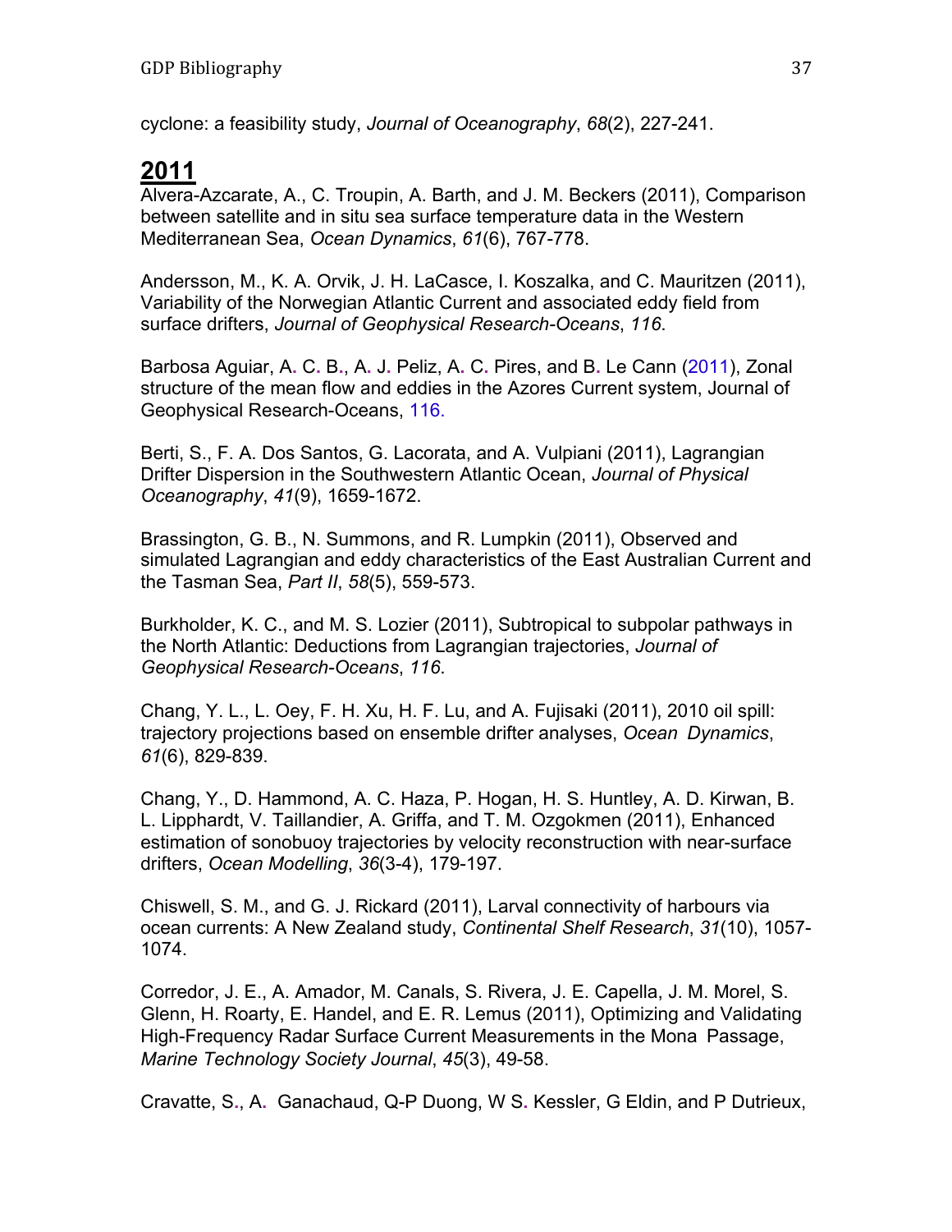cyclone: a feasibility study, *Journal of Oceanography*, *68*(2), 227-241.

## 2011

Alvera-Azcarate, A., C. Troupin, A. Barth, and J. M. Beckers (2011), Comparison between satellite and in situ sea surface temperature data in the Western Mediterranean Sea, *Ocean Dynamics*, *61*(6), 767-778.

Andersson, M., K. A. Orvik, J. H. LaCasce, I. Koszalka, and C. Mauritzen (2011), Variability of the Norwegian Atlantic Current and associated eddy field from surface drifters, *Journal of Geophysical Research-Oceans*, *116*.

Barbosa Aguiar, A. C. B., A. J. Peliz, A. C. Pires, and B. Le Cann (2011), Zonal structure of the mean flow and eddies in the Azores Current system, Journal of Geophysical Research-Oceans, 116.

Berti, S., F. A. Dos Santos, G. Lacorata, and A. Vulpiani (2011), Lagrangian Drifter Dispersion in the Southwestern Atlantic Ocean, *Journal of Physical Oceanography*, *41*(9), 1659-1672.

Brassington, G. B., N. Summons, and R. Lumpkin (2011), Observed and simulated Lagrangian and eddy characteristics of the East Australian Current and the Tasman Sea, *Part II*, *58*(5), 559-573.

Burkholder, K. C., and M. S. Lozier (2011), Subtropical to subpolar pathways in the North Atlantic: Deductions from Lagrangian trajectories, *Journal of Geophysical Research-Oceans*, *116*.

Chang, Y. L., L. Oey, F. H. Xu, H. F. Lu, and A. Fujisaki (2011), 2010 oil spill: trajectory projections based on ensemble drifter analyses, *Ocean Dynamics*, *61*(6), 829-839.

Chang, Y., D. Hammond, A. C. Haza, P. Hogan, H. S. Huntley, A. D. Kirwan, B. L. Lipphardt, V. Taillandier, A. Griffa, and T. M. Ozgokmen (2011), Enhanced estimation of sonobuoy trajectories by velocity reconstruction with near-surface drifters, *Ocean Modelling*, *36*(3-4), 179-197.

Chiswell, S. M., and G. J. Rickard (2011), Larval connectivity of harbours via ocean currents: A New Zealand study, *Continental Shelf Research*, *31*(10), 1057-1074.

Corredor, J. E., A. Amador, M. Canals, S. Rivera, J. E. Capella, J. M. Morel, S. Glenn, H. Roarty, E. Handel, and E. R. Lemus (2011), Optimizing and Validating High-Frequency Radar Surface Current Measurements in the Mona Passage, *Marine Technology Society Journal*, *45*(3), 49-58.

Cravatte, S., A. Ganachaud, Q-P Duong, W S. Kessler, G Eldin, and P Dutrieux,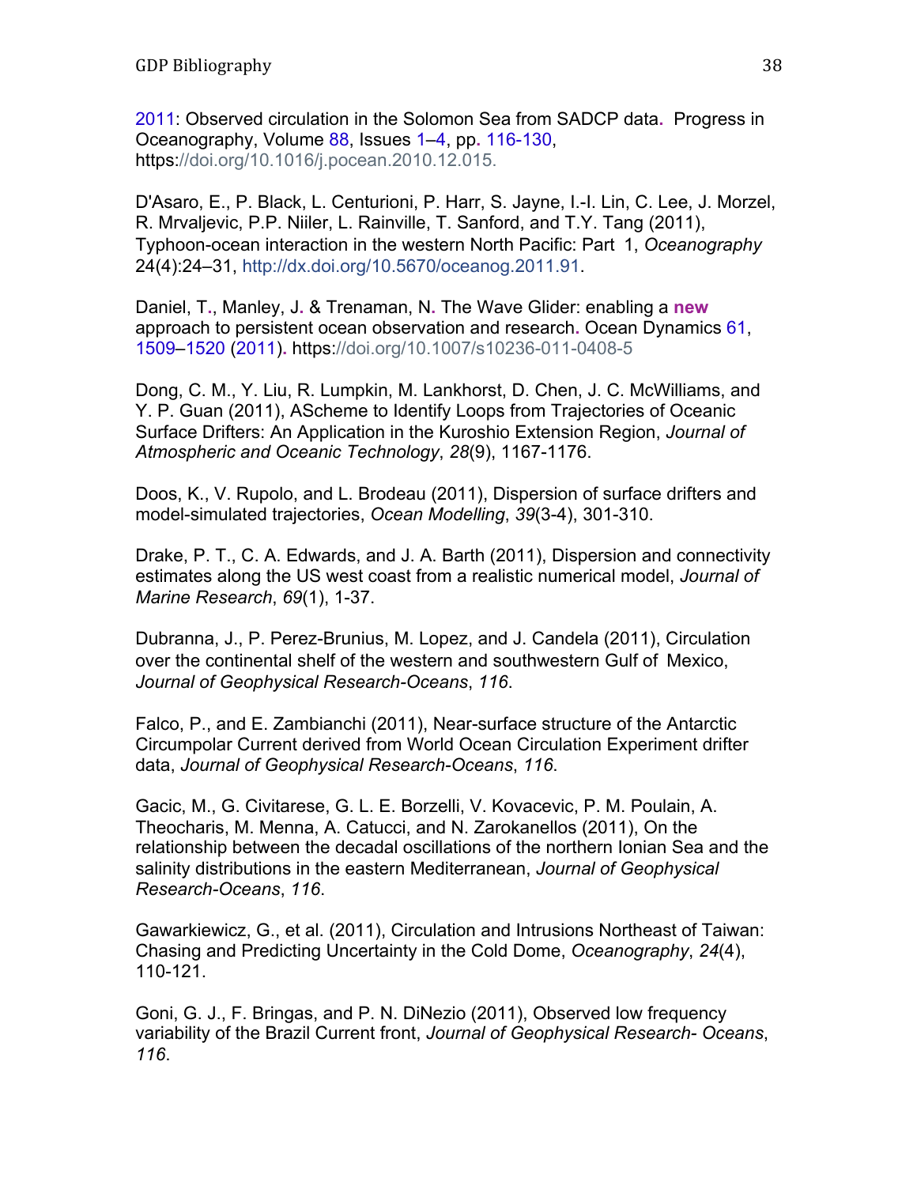2011: Observed circulation in the Solomon Sea from SADCP data. Progress in Oceanography, Volume 88, Issues 1–4, pp. 116-130, https://doi.org/10.1016/j.pocean.2010.12.015.

D'Asaro, E., P. Black, L. Centurioni, P. Harr, S. Jayne, I.-I. Lin, C. Lee, J. Morzel, R. Mrvaljevic, P.P. Niiler, L. Rainville, T. Sanford, and T.Y. Tang (2011), Typhoon-ocean interaction in the western North Pacific: Part 1, *Oceanography* 24(4):24–31, http://dx.doi.org/10.5670/oceanog.2011.91.

Daniel, T., Manley, J. & Trenaman, N. The Wave Glider: enabling a **new** approach to persistent ocean observation and research. Ocean Dynamics 61, 1509–1520 (2011). https://doi.org/10.1007/s10236-011-0408-5

Dong, C. M., Y. Liu, R. Lumpkin, M. Lankhorst, D. Chen, J. C. McWilliams, and Y. P. Guan (2011), AScheme to Identify Loops from Trajectories of Oceanic Surface Drifters: An Application in the Kuroshio Extension Region, *Journal of Atmospheric and Oceanic Technology*, *28*(9), 1167-1176.

Doos, K., V. Rupolo, and L. Brodeau (2011), Dispersion of surface drifters and model-simulated trajectories, *Ocean Modelling*, *39*(3-4), 301-310.

Drake, P. T., C. A. Edwards, and J. A. Barth (2011), Dispersion and connectivity estimates along the US west coast from a realistic numerical model, *Journal of Marine Research*, *69*(1), 1-37.

Dubranna, J., P. Perez-Brunius, M. Lopez, and J. Candela (2011), Circulation over the continental shelf of the western and southwestern Gulf of Mexico, *Journal of Geophysical Research-Oceans*, *116*.

Falco, P., and E. Zambianchi (2011), Near-surface structure of the Antarctic Circumpolar Current derived from World Ocean Circulation Experiment drifter data, *Journal of Geophysical Research-Oceans*, *116*.

Gacic, M., G. Civitarese, G. L. E. Borzelli, V. Kovacevic, P. M. Poulain, A. Theocharis, M. Menna, A. Catucci, and N. Zarokanellos (2011), On the relationship between the decadal oscillations of the northern Ionian Sea and the salinity distributions in the eastern Mediterranean, *Journal of Geophysical Research-Oceans*, *116*.

Gawarkiewicz, G., et al. (2011), Circulation and Intrusions Northeast of Taiwan: Chasing and Predicting Uncertainty in the Cold Dome, *Oceanography*, *24*(4), 110-121.

Goni, G. J., F. Bringas, and P. N. DiNezio (2011), Observed low frequency variability of the Brazil Current front, *Journal of Geophysical Research- Oceans*, *116*.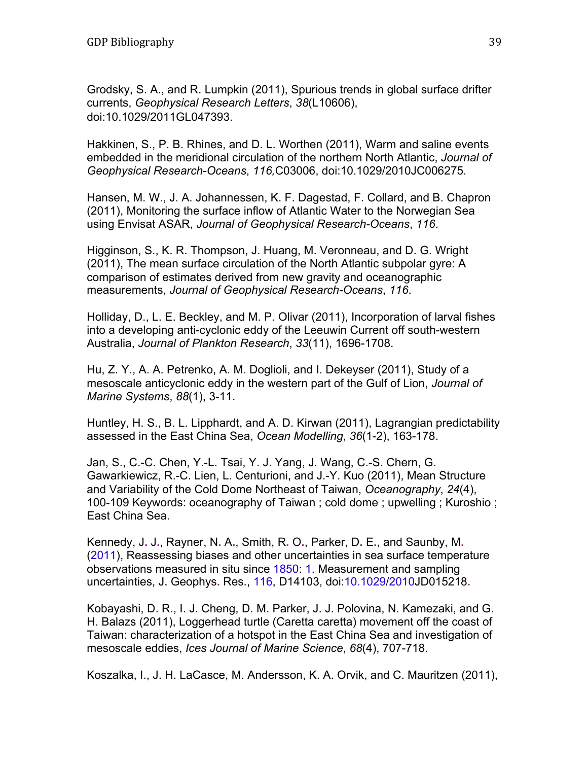Grodsky, S. A., and R. Lumpkin (2011), Spurious trends in global surface drifter currents, *Geophysical Research Letters*, *38*(L10606), doi:10.1029/2011GL047393.

Hakkinen, S., P. B. Rhines, and D. L. Worthen (2011), Warm and saline events embedded in the meridional circulation of the northern North Atlantic, *Journal of Geophysical Research-Oceans*, *116,*C03006, doi:10.1029/2010JC006275.

Hansen, M. W., J. A. Johannessen, K. F. Dagestad, F. Collard, and B. Chapron (2011), Monitoring the surface inflow of Atlantic Water to the Norwegian Sea using Envisat ASAR, *Journal of Geophysical Research-Oceans*, *116*.

Higginson, S., K. R. Thompson, J. Huang, M. Veronneau, and D. G. Wright (2011), The mean surface circulation of the North Atlantic subpolar gyre: A comparison of estimates derived from new gravity and oceanographic measurements, *Journal of Geophysical Research-Oceans*, *116*.

Holliday, D., L. E. Beckley, and M. P. Olivar (2011), Incorporation of larval fishes into a developing anti-cyclonic eddy of the Leeuwin Current off south-western Australia, *Journal of Plankton Research*, *33*(11), 1696-1708.

Hu, Z. Y., A. A. Petrenko, A. M. Doglioli, and I. Dekeyser (2011), Study of a mesoscale anticyclonic eddy in the western part of the Gulf of Lion, *Journal of Marine Systems*, *88*(1), 3-11.

Huntley, H. S., B. L. Lipphardt, and A. D. Kirwan (2011), Lagrangian predictability assessed in the East China Sea, *Ocean Modelling*, *36*(1-2), 163-178.

Jan, S., C.-C. Chen, Y.-L. Tsai, Y. J. Yang, J. Wang, C.-S. Chern, G. Gawarkiewicz, R.-C. Lien, L. Centurioni, and J.-Y. Kuo (2011), Mean Structure and Variability of the Cold Dome Northeast of Taiwan, *Oceanography*, *24*(4), 100-109 Keywords: oceanography of Taiwan ; cold dome ; upwelling ; Kuroshio ; East China Sea.

Kennedy, J. J., Rayner, N. A., Smith, R. O., Parker, D. E., and Saunby, M. (2011), Reassessing biases and other uncertainties in sea surface temperature observations measured in situ since 1850: 1. Measurement and sampling uncertainties, J. Geophys. Res., 116, D14103, doi:10.1029/2010JD015218.

Kobayashi, D. R., I. J. Cheng, D. M. Parker, J. J. Polovina, N. Kamezaki, and G. H. Balazs (2011), Loggerhead turtle (Caretta caretta) movement off the coast of Taiwan: characterization of a hotspot in the East China Sea and investigation of mesoscale eddies, *Ices Journal of Marine Science*, *68*(4), 707-718.

Koszalka, I., J. H. LaCasce, M. Andersson, K. A. Orvik, and C. Mauritzen (2011),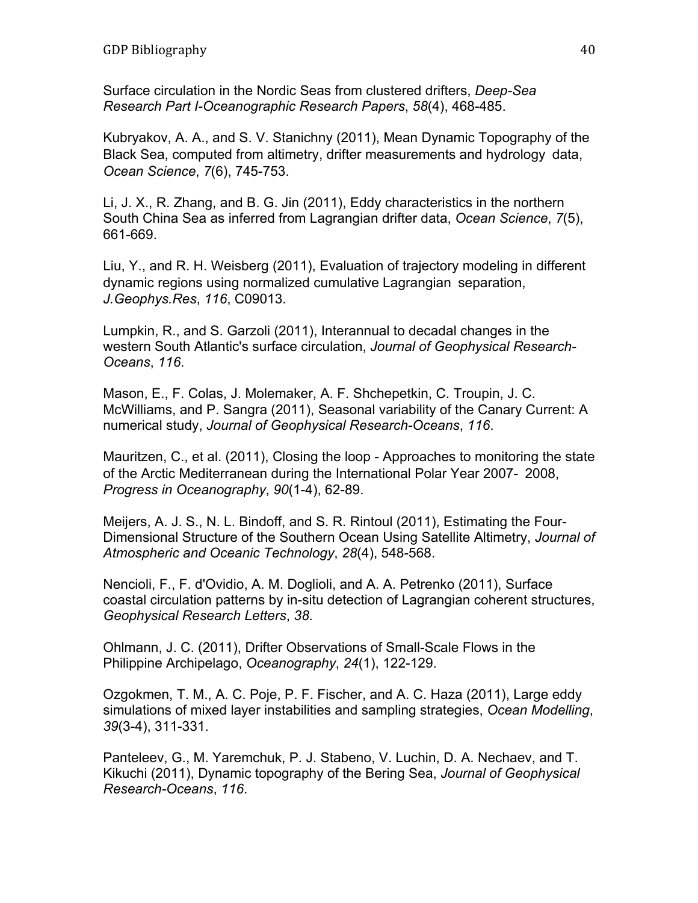Surface circulation in the Nordic Seas from clustered drifters, *Deep-Sea Research Part I-Oceanographic Research Papers*, *58*(4), 468-485.

Kubryakov, A. A., and S. V. Stanichny (2011), Mean Dynamic Topography of the Black Sea, computed from altimetry, drifter measurements and hydrology data, *Ocean Science*, *7*(6), 745-753.

Li, J. X., R. Zhang, and B. G. Jin (2011), Eddy characteristics in the northern South China Sea as inferred from Lagrangian drifter data, *Ocean Science*, *7*(5), 661-669.

Liu, Y., and R. H. Weisberg (2011), Evaluation of trajectory modeling in different dynamic regions using normalized cumulative Lagrangian separation, *J.Geophys.Res*, *116*, C09013.

Lumpkin, R., and S. Garzoli (2011), Interannual to decadal changes in the western South Atlantic's surface circulation, *Journal of Geophysical Research-Oceans*, *116*.

Mason, E., F. Colas, J. Molemaker, A. F. Shchepetkin, C. Troupin, J. C. McWilliams, and P. Sangra (2011), Seasonal variability of the Canary Current: A numerical study, *Journal of Geophysical Research-Oceans*, *116*.

Mauritzen, C., et al. (2011), Closing the loop - Approaches to monitoring the state of the Arctic Mediterranean during the International Polar Year 2007- 2008, *Progress in Oceanography*, *90*(1-4), 62-89.

Meijers, A. J. S., N. L. Bindoff, and S. R. Rintoul (2011), Estimating the Four-Dimensional Structure of the Southern Ocean Using Satellite Altimetry, *Journal of Atmospheric and Oceanic Technology*, *28*(4), 548-568.

Nencioli, F., F. d'Ovidio, A. M. Doglioli, and A. A. Petrenko (2011), Surface coastal circulation patterns by in-situ detection of Lagrangian coherent structures, *Geophysical Research Letters*, *38*.

Ohlmann, J. C. (2011), Drifter Observations of Small-Scale Flows in the Philippine Archipelago, *Oceanography*, *24*(1), 122-129.

Ozgokmen, T. M., A. C. Poje, P. F. Fischer, and A. C. Haza (2011), Large eddy simulations of mixed layer instabilities and sampling strategies, *Ocean Modelling*, *39*(3-4), 311-331.

Panteleev, G., M. Yaremchuk, P. J. Stabeno, V. Luchin, D. A. Nechaev, and T. Kikuchi (2011), Dynamic topography of the Bering Sea, *Journal of Geophysical Research-Oceans*, *116*.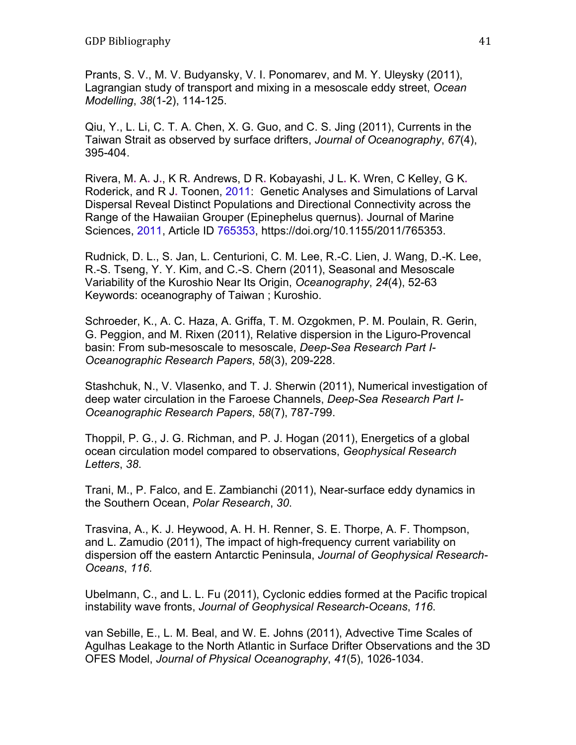Prants, S. V., M. V. Budyansky, V. I. Ponomarev, and M. Y. Uleysky (2011), Lagrangian study of transport and mixing in a mesoscale eddy street, *Ocean Modelling*, *38*(1-2), 114-125.

Qiu, Y., L. Li, C. T. A. Chen, X. G. Guo, and C. S. Jing (2011), Currents in the Taiwan Strait as observed by surface drifters, *Journal of Oceanography*, *67*(4), 395-404.

Rivera, M. A. J., K R. Andrews, D R. Kobayashi, J L. K. Wren, C Kelley, G K. Roderick, and R J. Toonen, 2011: Genetic Analyses and Simulations of Larval Dispersal Reveal Distinct Populations and Directional Connectivity across the Range of the Hawaiian Grouper (Epinephelus quernus). Journal of Marine Sciences, 2011, Article ID 765353, https://doi.org/10.1155/2011/765353.

Rudnick, D. L., S. Jan, L. Centurioni, C. M. Lee, R.-C. Lien, J. Wang, D.-K. Lee, R.-S. Tseng, Y. Y. Kim, and C.-S. Chern (2011), Seasonal and Mesoscale Variability of the Kuroshio Near Its Origin, *Oceanography*, *24*(4), 52-63 Keywords: oceanography of Taiwan ; Kuroshio.

Schroeder, K., A. C. Haza, A. Griffa, T. M. Ozgokmen, P. M. Poulain, R. Gerin, G. Peggion, and M. Rixen (2011), Relative dispersion in the Liguro-Provencal basin: From sub-mesoscale to mesoscale, *Deep-Sea Research Part I-Oceanographic Research Papers*, *58*(3), 209-228.

Stashchuk, N., V. Vlasenko, and T. J. Sherwin (2011), Numerical investigation of deep water circulation in the Faroese Channels, *Deep-Sea Research Part I-Oceanographic Research Papers*, *58*(7), 787-799.

Thoppil, P. G., J. G. Richman, and P. J. Hogan (2011), Energetics of a global ocean circulation model compared to observations, *Geophysical Research Letters*, *38*.

Trani, M., P. Falco, and E. Zambianchi (2011), Near-surface eddy dynamics in the Southern Ocean, *Polar Research*, *30*.

Trasvina, A., K. J. Heywood, A. H. H. Renner, S. E. Thorpe, A. F. Thompson, and L. Zamudio (2011), The impact of high-frequency current variability on dispersion off the eastern Antarctic Peninsula, *Journal of Geophysical Research-Oceans*, *116*.

Ubelmann, C., and L. L. Fu (2011), Cyclonic eddies formed at the Pacific tropical instability wave fronts, *Journal of Geophysical Research-Oceans*, *116*.

van Sebille, E., L. M. Beal, and W. E. Johns (2011), Advective Time Scales of Agulhas Leakage to the North Atlantic in Surface Drifter Observations and the 3D OFES Model, *Journal of Physical Oceanography*, *41*(5), 1026-1034.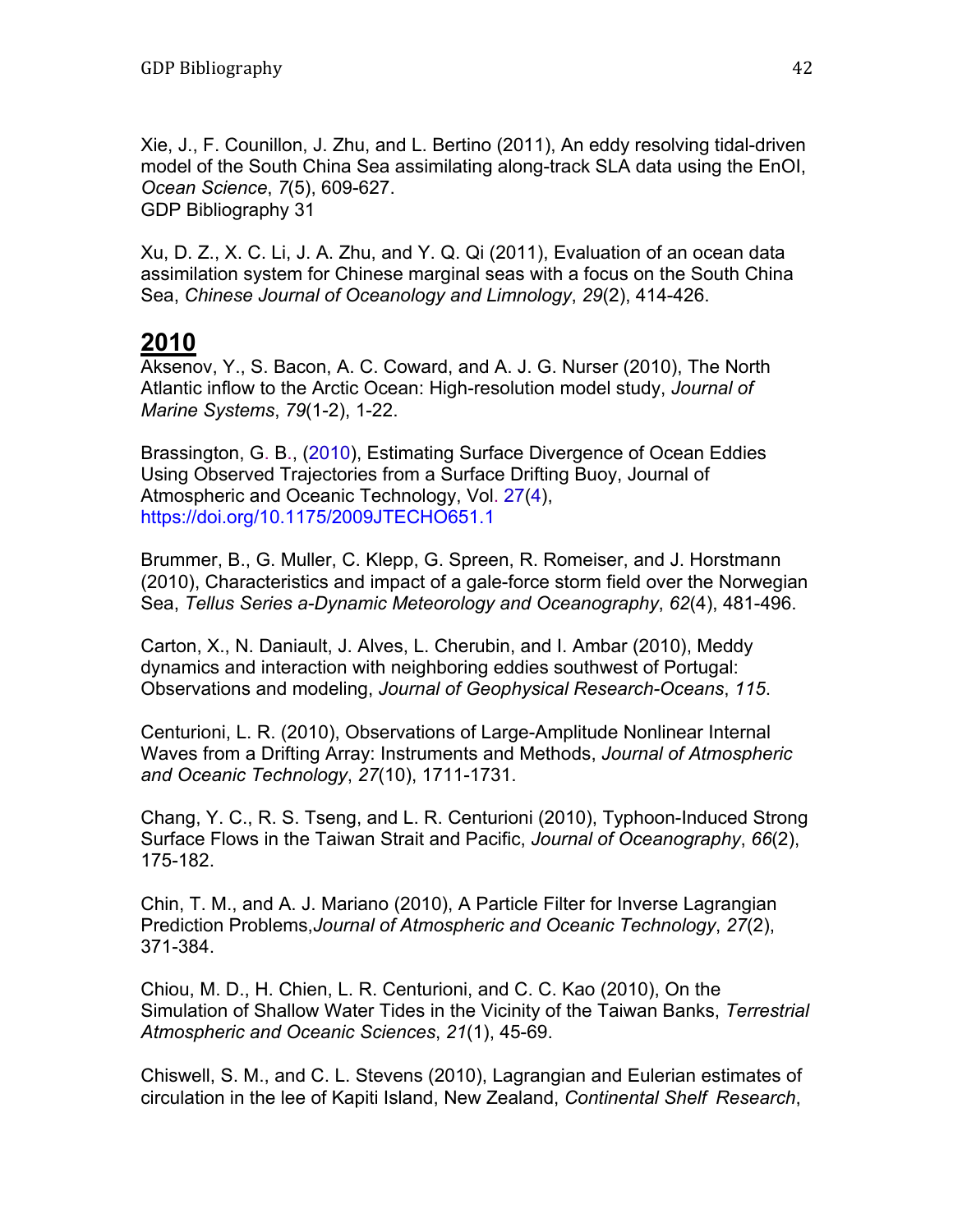Xie, J., F. Counillon, J. Zhu, and L. Bertino (2011), An eddy resolving tidal-driven model of the South China Sea assimilating along-track SLA data using the EnOI, *Ocean Science*, *7*(5), 609-627.
GDP Bibliography 31

Xu, D. Z., X. C. Li, J. A. Zhu, and Y. Q. Qi (2011), Evaluation of an ocean data assimilation system for Chinese marginal seas with a focus on the South China Sea, *Chinese Journal of Oceanology and Limnology*, *29*(2), 414-426.

## 2010

Aksenov, Y., S. Bacon, A. C. Coward, and A. J. G. Nurser (2010), The North Atlantic inflow to the Arctic Ocean: High-resolution model study, *Journal of Marine Systems*, *79*(1-2), 1-22.

Brassington, G. B., (2010), Estimating Surface Divergence of Ocean Eddies Using Observed Trajectories from a Surface Drifting Buoy, Journal of Atmospheric and Oceanic Technology, Vol. 27(4), https://doi.org/10.1175/2009JTECHO651.1

Brummer, B., G. Muller, C. Klepp, G. Spreen, R. Romeiser, and J. Horstmann (2010), Characteristics and impact of a gale-force storm field over the Norwegian Sea, *Tellus Series a-Dynamic Meteorology and Oceanography*, *62*(4), 481-496.

Carton, X., N. Daniault, J. Alves, L. Cherubin, and I. Ambar (2010), Meddy dynamics and interaction with neighboring eddies southwest of Portugal: Observations and modeling, *Journal of Geophysical Research-Oceans*, *115*.

Centurioni, L. R. (2010), Observations of Large-Amplitude Nonlinear Internal Waves from a Drifting Array: Instruments and Methods, *Journal of Atmospheric and Oceanic Technology*, *27*(10), 1711-1731.

Chang, Y. C., R. S. Tseng, and L. R. Centurioni (2010), Typhoon-Induced Strong Surface Flows in the Taiwan Strait and Pacific, *Journal of Oceanography*, *66*(2), 175-182.

Chin, T. M., and A. J. Mariano (2010), A Particle Filter for Inverse Lagrangian Prediction Problems,*Journal of Atmospheric and Oceanic Technology*, *27*(2), 371-384.

Chiou, M. D., H. Chien, L. R. Centurioni, and C. C. Kao (2010), On the Simulation of Shallow Water Tides in the Vicinity of the Taiwan Banks, *Terrestrial Atmospheric and Oceanic Sciences*, *21*(1), 45-69.

Chiswell, S. M., and C. L. Stevens (2010), Lagrangian and Eulerian estimates of circulation in the lee of Kapiti Island, New Zealand, *Continental Shelf Research*,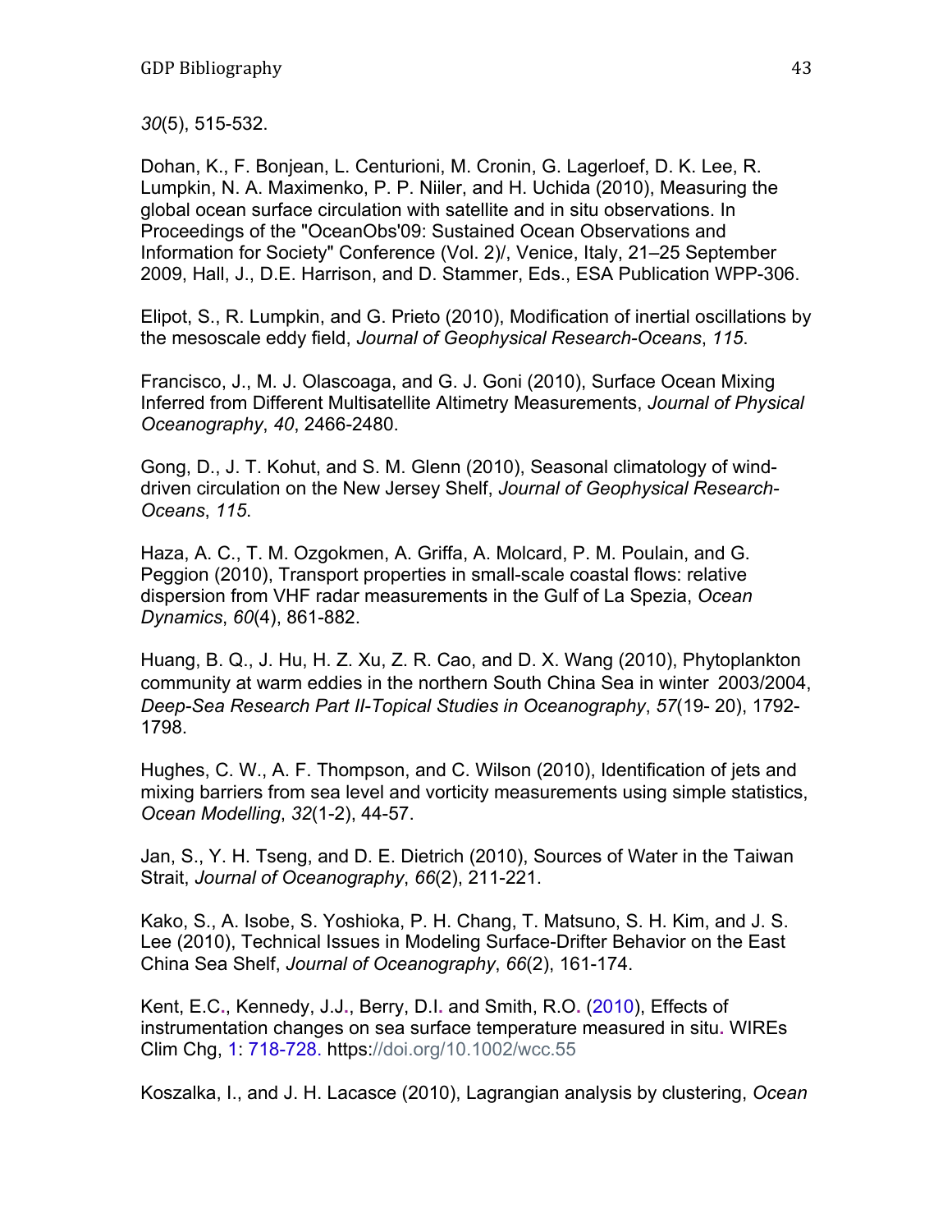*30*(5), 515-532.

Dohan, K., F. Bonjean, L. Centurioni, M. Cronin, G. Lagerloef, D. K. Lee, R. Lumpkin, N. A. Maximenko, P. P. Niiler, and H. Uchida (2010), Measuring the global ocean surface circulation with satellite and in situ observations. In Proceedings of the "OceanObs'09: Sustained Ocean Observations and Information for Society" Conference (Vol. 2)/, Venice, Italy, 21–25 September 2009, Hall, J., D.E. Harrison, and D. Stammer, Eds., ESA Publication WPP-306.

Elipot, S., R. Lumpkin, and G. Prieto (2010), Modification of inertial oscillations by the mesoscale eddy field, *Journal of Geophysical Research-Oceans*, *115*.

Francisco, J., M. J. Olascoaga, and G. J. Goni (2010), Surface Ocean Mixing Inferred from Different Multisatellite Altimetry Measurements, *Journal of Physical Oceanography*, *40*, 2466-2480.

Gong, D., J. T. Kohut, and S. M. Glenn (2010), Seasonal climatology of wind-driven circulation on the New Jersey Shelf, *Journal of Geophysical Research-Oceans*, *115*.

Haza, A. C., T. M. Ozgokmen, A. Griffa, A. Molcard, P. M. Poulain, and G. Peggion (2010), Transport properties in small-scale coastal flows: relative dispersion from VHF radar measurements in the Gulf of La Spezia, *Ocean Dynamics*, *60*(4), 861-882.

Huang, B. Q., J. Hu, H. Z. Xu, Z. R. Cao, and D. X. Wang (2010), Phytoplankton community at warm eddies in the northern South China Sea in winter 2003/2004, *Deep-Sea Research Part II-Topical Studies in Oceanography*, *57*(19- 20), 1792-1798.

Hughes, C. W., A. F. Thompson, and C. Wilson (2010), Identification of jets and mixing barriers from sea level and vorticity measurements using simple statistics, *Ocean Modelling*, *32*(1-2), 44-57.

Jan, S., Y. H. Tseng, and D. E. Dietrich (2010), Sources of Water in the Taiwan Strait, *Journal of Oceanography*, *66*(2), 211-221.

Kako, S., A. Isobe, S. Yoshioka, P. H. Chang, T. Matsuno, S. H. Kim, and J. S. Lee (2010), Technical Issues in Modeling Surface-Drifter Behavior on the East China Sea Shelf, *Journal of Oceanography*, *66*(2), 161-174.

Kent, E.C., Kennedy, J.J., Berry, D.I. and Smith, R.O. (2010), Effects of instrumentation changes on sea surface temperature measured in situ. WIREs Clim Chg, 1: 718-728. https://doi.org/10.1002/wcc.55

Koszalka, I., and J. H. Lacasce (2010), Lagrangian analysis by clustering, *Ocean*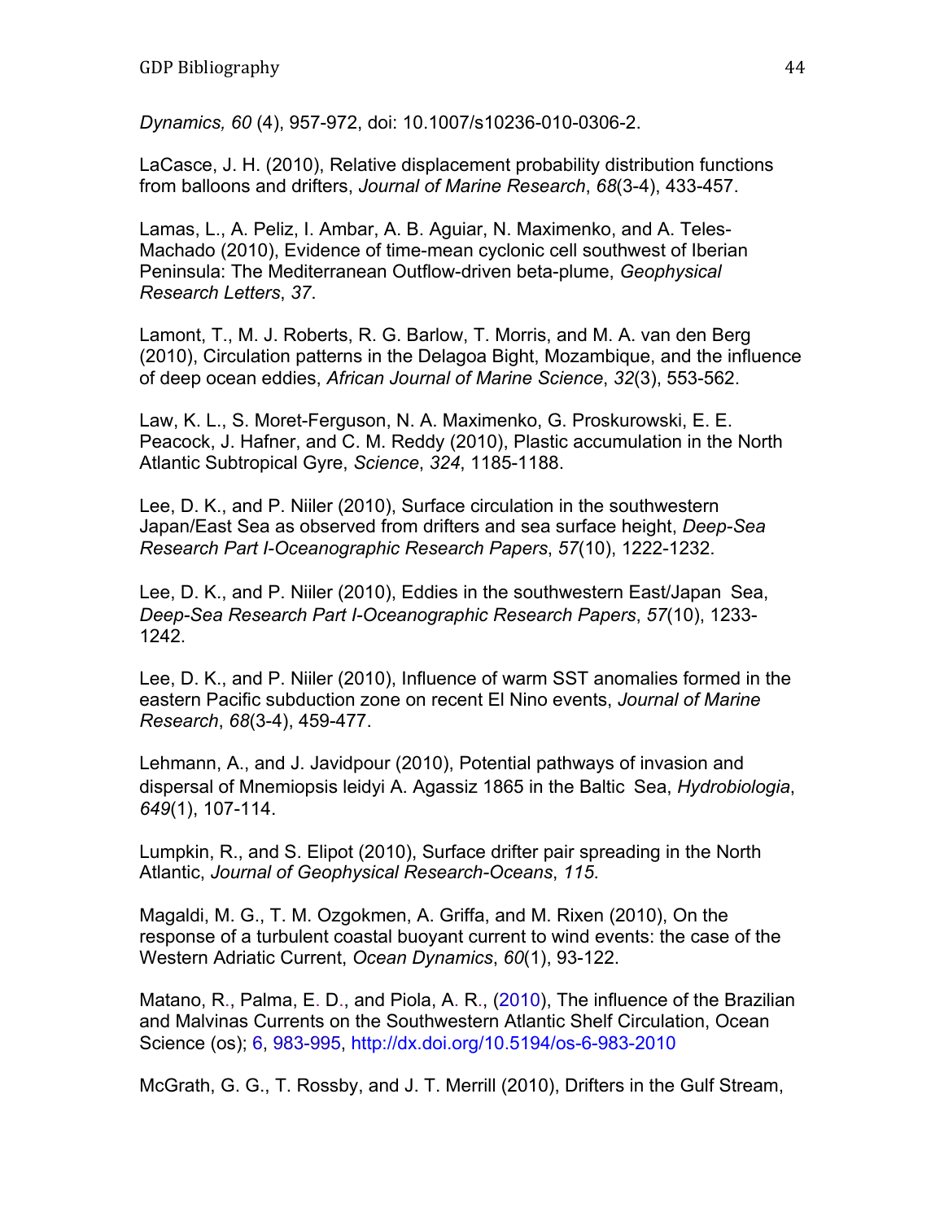*Dynamics, 60* (4), 957-972, doi: 10.1007/s10236-010-0306-2.

LaCasce, J. H. (2010), Relative displacement probability distribution functions from balloons and drifters, *Journal of Marine Research*, *68*(3-4), 433-457.

Lamas, L., A. Peliz, I. Ambar, A. B. Aguiar, N. Maximenko, and A. Teles-Machado (2010), Evidence of time-mean cyclonic cell southwest of Iberian Peninsula: The Mediterranean Outflow-driven beta-plume, *Geophysical Research Letters*, *37*.

Lamont, T., M. J. Roberts, R. G. Barlow, T. Morris, and M. A. van den Berg (2010), Circulation patterns in the Delagoa Bight, Mozambique, and the influence of deep ocean eddies, *African Journal of Marine Science*, *32*(3), 553-562.

Law, K. L., S. Moret-Ferguson, N. A. Maximenko, G. Proskurowski, E. E. Peacock, J. Hafner, and C. M. Reddy (2010), Plastic accumulation in the North Atlantic Subtropical Gyre, *Science*, *324*, 1185-1188.

Lee, D. K., and P. Niiler (2010), Surface circulation in the southwestern Japan/East Sea as observed from drifters and sea surface height, *Deep-Sea Research Part I-Oceanographic Research Papers*, *57*(10), 1222-1232.

Lee, D. K., and P. Niiler (2010), Eddies in the southwestern East/Japan Sea, *Deep-Sea Research Part I-Oceanographic Research Papers*, *57*(10), 1233-1242.

Lee, D. K., and P. Niiler (2010), Influence of warm SST anomalies formed in the eastern Pacific subduction zone on recent El Nino events, *Journal of Marine Research*, *68*(3-4), 459-477.

Lehmann, A., and J. Javidpour (2010), Potential pathways of invasion and dispersal of Mnemiopsis leidyi A. Agassiz 1865 in the Baltic Sea, *Hydrobiologia*, *649*(1), 107-114.

Lumpkin, R., and S. Elipot (2010), Surface drifter pair spreading in the North Atlantic, *Journal of Geophysical Research-Oceans*, *115.*

Magaldi, M. G., T. M. Ozgokmen, A. Griffa, and M. Rixen (2010), On the response of a turbulent coastal buoyant current to wind events: the case of the Western Adriatic Current, *Ocean Dynamics*, *60*(1), 93-122.

Matano, R., Palma, E. D., and Piola, A. R., (2010), The influence of the Brazilian and Malvinas Currents on the Southwestern Atlantic Shelf Circulation, Ocean Science (os); 6, 983-995, http://dx.doi.org/10.5194/os-6-983-2010

McGrath, G. G., T. Rossby, and J. T. Merrill (2010), Drifters in the Gulf Stream,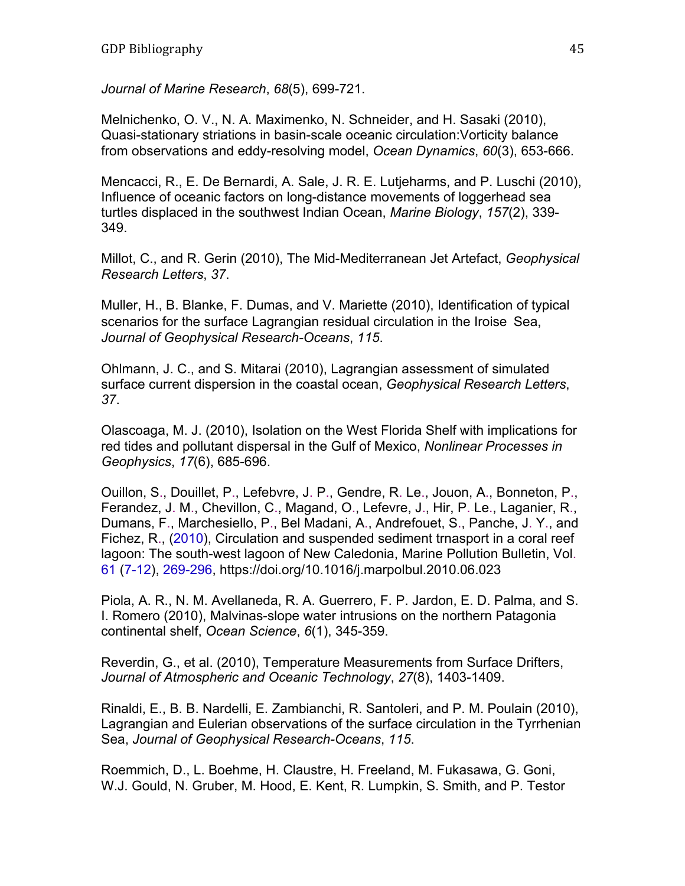*Journal of Marine Research*, *68*(5), 699-721.

Melnichenko, O. V., N. A. Maximenko, N. Schneider, and H. Sasaki (2010), Quasi-stationary striations in basin-scale oceanic circulation:Vorticity balance from observations and eddy-resolving model, *Ocean Dynamics*, *60*(3), 653-666.

Mencacci, R., E. De Bernardi, A. Sale, J. R. E. Lutjeharms, and P. Luschi (2010), Influence of oceanic factors on long-distance movements of loggerhead sea turtles displaced in the southwest Indian Ocean, *Marine Biology*, *157*(2), 339-349.

Millot, C., and R. Gerin (2010), The Mid-Mediterranean Jet Artefact, *Geophysical Research Letters*, *37*.

Muller, H., B. Blanke, F. Dumas, and V. Mariette (2010), Identification of typical scenarios for the surface Lagrangian residual circulation in the Iroise Sea, *Journal of Geophysical Research-Oceans*, *115*.

Ohlmann, J. C., and S. Mitarai (2010), Lagrangian assessment of simulated surface current dispersion in the coastal ocean, *Geophysical Research Letters*, *37*.

Olascoaga, M. J. (2010), Isolation on the West Florida Shelf with implications for red tides and pollutant dispersal in the Gulf of Mexico, *Nonlinear Processes in Geophysics*, *17*(6), 685-696.

Ouillon, S., Douillet, P., Lefebvre, J. P., Gendre, R. Le., Jouon, A., Bonneton, P., Ferandez, J. M., Chevillon, C., Magand, O., Lefevre, J., Hir, P. Le., Laganier, R., Dumans, F., Marchesiello, P., Bel Madani, A., Andrefouet, S., Panche, J. Y., and Fichez, R., (2010), Circulation and suspended sediment trnasport in a coral reef lagoon: The south-west lagoon of New Caledonia, Marine Pollution Bulletin, Vol. 61 (7-12), 269-296, https://doi.org/10.1016/j.marpolbul.2010.06.023

Piola, A. R., N. M. Avellaneda, R. A. Guerrero, F. P. Jardon, E. D. Palma, and S. I. Romero (2010), Malvinas-slope water intrusions on the northern Patagonia continental shelf, *Ocean Science*, *6*(1), 345-359.

Reverdin, G., et al. (2010), Temperature Measurements from Surface Drifters, *Journal of Atmospheric and Oceanic Technology*, *27*(8), 1403-1409.

Rinaldi, E., B. B. Nardelli, E. Zambianchi, R. Santoleri, and P. M. Poulain (2010), Lagrangian and Eulerian observations of the surface circulation in the Tyrrhenian Sea, *Journal of Geophysical Research-Oceans*, *115*.

Roemmich, D., L. Boehme, H. Claustre, H. Freeland, M. Fukasawa, G. Goni, W.J. Gould, N. Gruber, M. Hood, E. Kent, R. Lumpkin, S. Smith, and P. Testor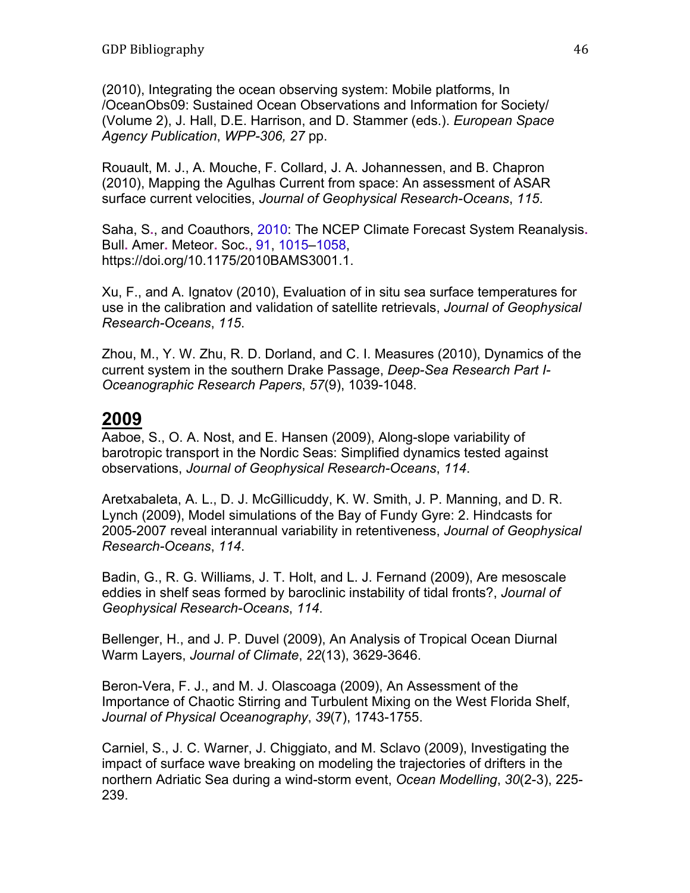(2010), Integrating the ocean observing system: Mobile platforms, In /OceanObs09: Sustained Ocean Observations and Information for Society/ (Volume 2), J. Hall, D.E. Harrison, and D. Stammer (eds.). *European Space Agency Publication*, *WPP-306, 27* pp.

Rouault, M. J., A. Mouche, F. Collard, J. A. Johannessen, and B. Chapron (2010), Mapping the Agulhas Current from space: An assessment of ASAR surface current velocities, *Journal of Geophysical Research-Oceans*, *115*.

Saha, S., and Coauthors, 2010: The NCEP Climate Forecast System Reanalysis. Bull. Amer. Meteor. Soc., 91, 1015–1058, https://doi.org/10.1175/2010BAMS3001.1.

Xu, F., and A. Ignatov (2010), Evaluation of in situ sea surface temperatures for use in the calibration and validation of satellite retrievals, *Journal of Geophysical Research-Oceans*, *115*.

Zhou, M., Y. W. Zhu, R. D. Dorland, and C. I. Measures (2010), Dynamics of the current system in the southern Drake Passage, *Deep-Sea Research Part I-Oceanographic Research Papers*, *57*(9), 1039-1048.

## 2009

Aaboe, S., O. A. Nost, and E. Hansen (2009), Along-slope variability of barotropic transport in the Nordic Seas: Simplified dynamics tested against observations, *Journal of Geophysical Research-Oceans*, *114*.

Aretxabaleta, A. L., D. J. McGillicuddy, K. W. Smith, J. P. Manning, and D. R. Lynch (2009), Model simulations of the Bay of Fundy Gyre: 2. Hindcasts for 2005-2007 reveal interannual variability in retentiveness, *Journal of Geophysical Research-Oceans*, *114*.

Badin, G., R. G. Williams, J. T. Holt, and L. J. Fernand (2009), Are mesoscale eddies in shelf seas formed by baroclinic instability of tidal fronts?, *Journal of Geophysical Research-Oceans*, *114*.

Bellenger, H., and J. P. Duvel (2009), An Analysis of Tropical Ocean Diurnal Warm Layers, *Journal of Climate*, *22*(13), 3629-3646.

Beron-Vera, F. J., and M. J. Olascoaga (2009), An Assessment of the Importance of Chaotic Stirring and Turbulent Mixing on the West Florida Shelf, *Journal of Physical Oceanography*, *39*(7), 1743-1755.

Carniel, S., J. C. Warner, J. Chiggiato, and M. Sclavo (2009), Investigating the impact of surface wave breaking on modeling the trajectories of drifters in the northern Adriatic Sea during a wind-storm event, *Ocean Modelling*, *30*(2-3), 225-239.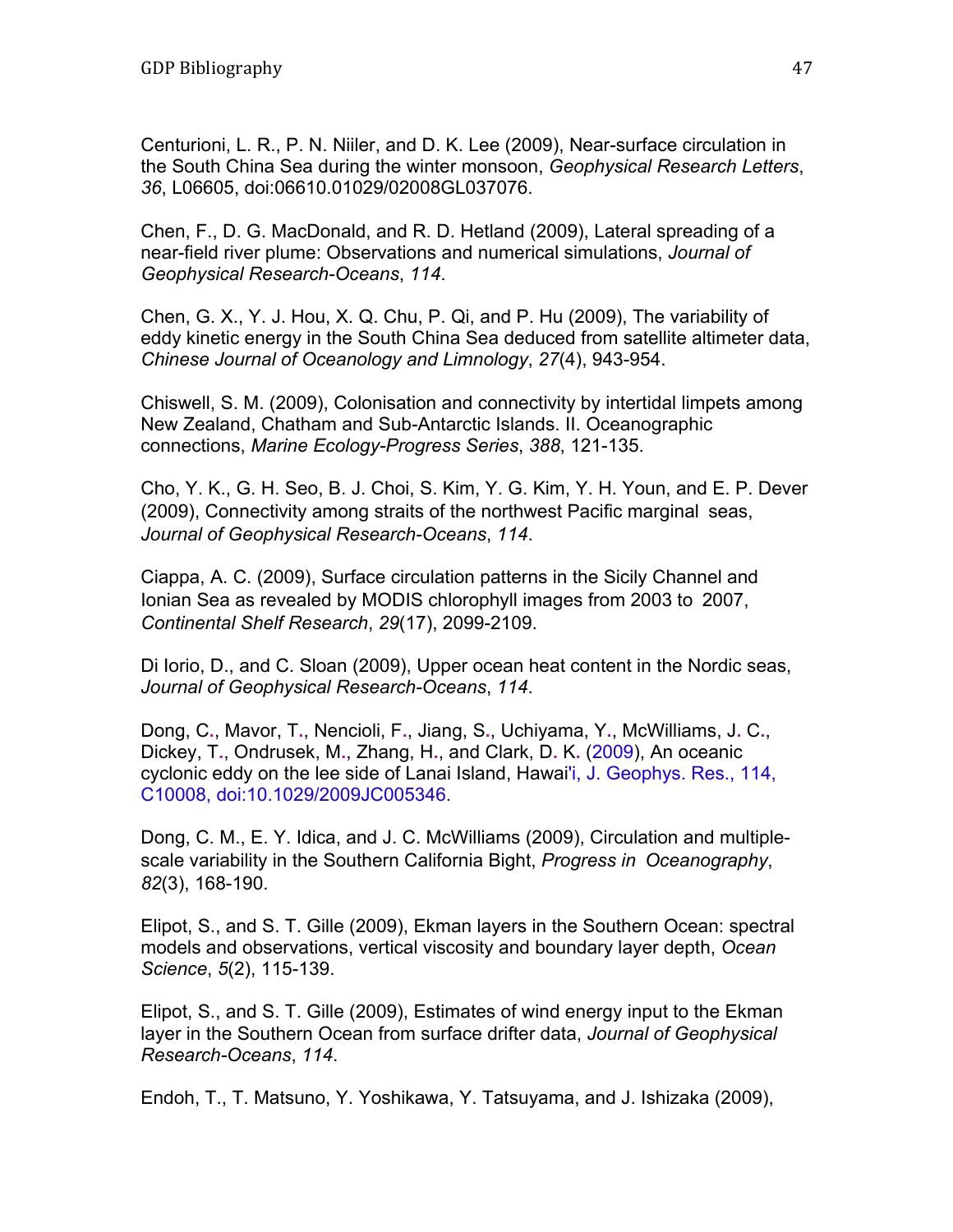Centurioni, L. R., P. N. Niiler, and D. K. Lee (2009), Near-surface circulation in the South China Sea during the winter monsoon, *Geophysical Research Letters*, *36*, L06605, doi:06610.01029/02008GL037076.

Chen, F., D. G. MacDonald, and R. D. Hetland (2009), Lateral spreading of a near-field river plume: Observations and numerical simulations, *Journal of Geophysical Research-Oceans*, *114*.

Chen, G. X., Y. J. Hou, X. Q. Chu, P. Qi, and P. Hu (2009), The variability of eddy kinetic energy in the South China Sea deduced from satellite altimeter data, *Chinese Journal of Oceanology and Limnology*, *27*(4), 943-954.

Chiswell, S. M. (2009), Colonisation and connectivity by intertidal limpets among New Zealand, Chatham and Sub-Antarctic Islands. II. Oceanographic connections, *Marine Ecology-Progress Series*, *388*, 121-135.

Cho, Y. K., G. H. Seo, B. J. Choi, S. Kim, Y. G. Kim, Y. H. Youn, and E. P. Dever (2009), Connectivity among straits of the northwest Pacific marginal seas, *Journal of Geophysical Research-Oceans*, *114*.

Ciappa, A. C. (2009), Surface circulation patterns in the Sicily Channel and Ionian Sea as revealed by MODIS chlorophyll images from 2003 to 2007, *Continental Shelf Research*, *29*(17), 2099-2109.

Di Iorio, D., and C. Sloan (2009), Upper ocean heat content in the Nordic seas, *Journal of Geophysical Research-Oceans*, *114*.

Dong, C., Mavor, T., Nencioli, F., Jiang, S., Uchiyama, Y., McWilliams, J. C., Dickey, T., Ondrusek, M., Zhang, H., and Clark, D. K. (2009), An oceanic cyclonic eddy on the lee side of Lanai Island, Hawai'i, J. Geophys. Res., 114, C10008, doi:10.1029/2009JC005346.

Dong, C. M., E. Y. Idica, and J. C. McWilliams (2009), Circulation and multiple-scale variability in the Southern California Bight, *Progress in Oceanography*, *82*(3), 168-190.

Elipot, S., and S. T. Gille (2009), Ekman layers in the Southern Ocean: spectral models and observations, vertical viscosity and boundary layer depth, *Ocean Science*, *5*(2), 115-139.

Elipot, S., and S. T. Gille (2009), Estimates of wind energy input to the Ekman layer in the Southern Ocean from surface drifter data, *Journal of Geophysical Research-Oceans*, *114*.

Endoh, T., T. Matsuno, Y. Yoshikawa, Y. Tatsuyama, and J. Ishizaka (2009),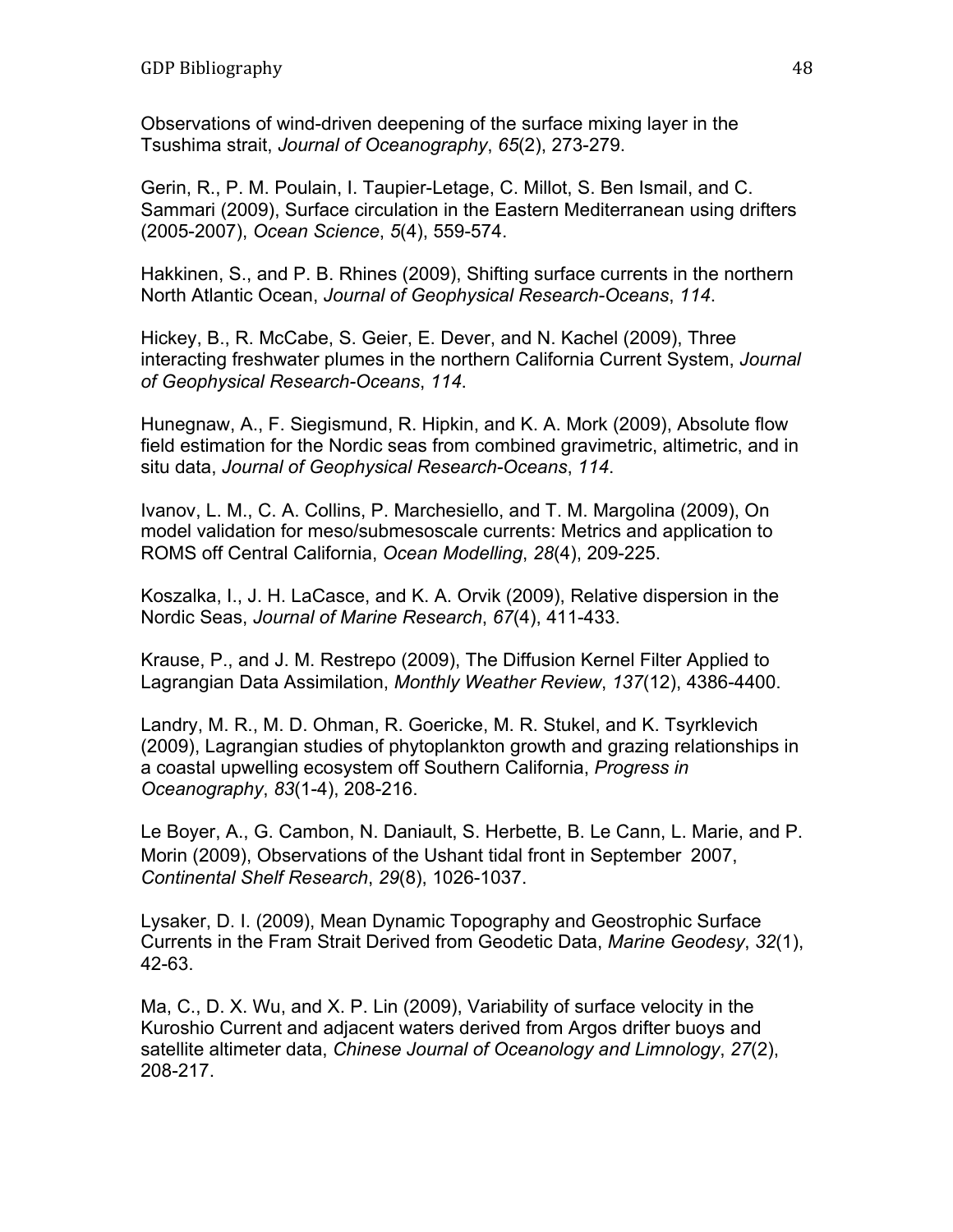Observations of wind-driven deepening of the surface mixing layer in the Tsushima strait, *Journal of Oceanography*, *65*(2), 273-279.

Gerin, R., P. M. Poulain, I. Taupier-Letage, C. Millot, S. Ben Ismail, and C. Sammari (2009), Surface circulation in the Eastern Mediterranean using drifters (2005-2007), *Ocean Science*, *5*(4), 559-574.

Hakkinen, S., and P. B. Rhines (2009), Shifting surface currents in the northern North Atlantic Ocean, *Journal of Geophysical Research-Oceans*, *114*.

Hickey, B., R. McCabe, S. Geier, E. Dever, and N. Kachel (2009), Three interacting freshwater plumes in the northern California Current System, *Journal of Geophysical Research-Oceans*, *114*.

Hunegnaw, A., F. Siegismund, R. Hipkin, and K. A. Mork (2009), Absolute flow field estimation for the Nordic seas from combined gravimetric, altimetric, and in situ data, *Journal of Geophysical Research-Oceans*, *114*.

Ivanov, L. M., C. A. Collins, P. Marchesiello, and T. M. Margolina (2009), On model validation for meso/submesoscale currents: Metrics and application to ROMS off Central California, *Ocean Modelling*, *28*(4), 209-225.

Koszalka, I., J. H. LaCasce, and K. A. Orvik (2009), Relative dispersion in the Nordic Seas, *Journal of Marine Research*, *67*(4), 411-433.

Krause, P., and J. M. Restrepo (2009), The Diffusion Kernel Filter Applied to Lagrangian Data Assimilation, *Monthly Weather Review*, *137*(12), 4386-4400.

Landry, M. R., M. D. Ohman, R. Goericke, M. R. Stukel, and K. Tsyrklevich (2009), Lagrangian studies of phytoplankton growth and grazing relationships in a coastal upwelling ecosystem off Southern California, *Progress in Oceanography*, *83*(1-4), 208-216.

Le Boyer, A., G. Cambon, N. Daniault, S. Herbette, B. Le Cann, L. Marie, and P. Morin (2009), Observations of the Ushant tidal front in September 2007, *Continental Shelf Research*, *29*(8), 1026-1037.

Lysaker, D. I. (2009), Mean Dynamic Topography and Geostrophic Surface Currents in the Fram Strait Derived from Geodetic Data, *Marine Geodesy*, *32*(1), 42-63.

Ma, C., D. X. Wu, and X. P. Lin (2009), Variability of surface velocity in the Kuroshio Current and adjacent waters derived from Argos drifter buoys and satellite altimeter data, *Chinese Journal of Oceanology and Limnology*, *27*(2), 208-217.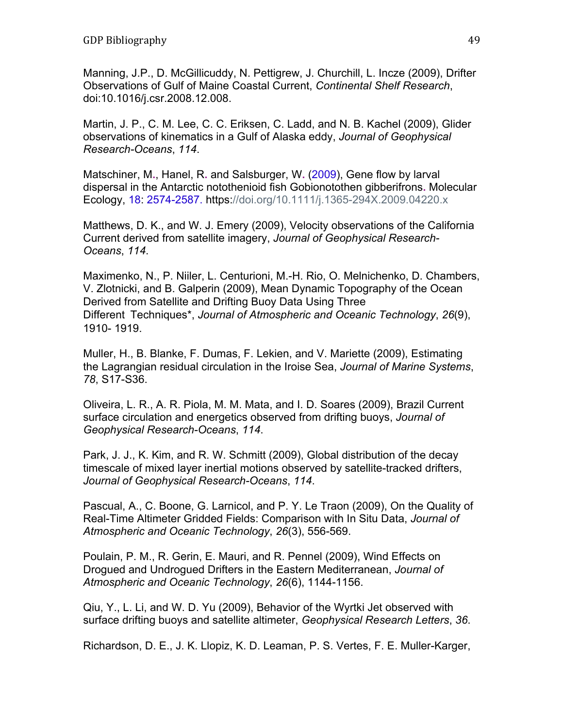Manning, J.P., D. McGillicuddy, N. Pettigrew, J. Churchill, L. Incze (2009), Drifter Observations of Gulf of Maine Coastal Current, *Continental Shelf Research*, doi:10.1016/j.csr.2008.12.008.

Martin, J. P., C. M. Lee, C. C. Eriksen, C. Ladd, and N. B. Kachel (2009), Glider observations of kinematics in a Gulf of Alaska eddy, *Journal of Geophysical Research-Oceans*, *114*.

Matschiner, M., Hanel, R. and Salsburger, W. (2009), Gene flow by larval dispersal in the Antarctic notothenioid fish Gobionotothen gibberifrons. Molecular Ecology, 18: 2574-2587. https://doi.org/10.1111/j.1365-294X.2009.04220.x

Matthews, D. K., and W. J. Emery (2009), Velocity observations of the California Current derived from satellite imagery, *Journal of Geophysical Research-Oceans*, *114*.

Maximenko, N., P. Niiler, L. Centurioni, M.-H. Rio, O. Melnichenko, D. Chambers, V. Zlotnicki, and B. Galperin (2009), Mean Dynamic Topography of the Ocean Derived from Satellite and Drifting Buoy Data Using Three Different Techniques*, *Journal of Atmospheric and Oceanic Technology*, *26*(9), 1910- 1919.

Muller, H., B. Blanke, F. Dumas, F. Lekien, and V. Mariette (2009), Estimating the Lagrangian residual circulation in the Iroise Sea, *Journal of Marine Systems*, *78*, S17-S36.

Oliveira, L. R., A. R. Piola, M. M. Mata, and I. D. Soares (2009), Brazil Current surface circulation and energetics observed from drifting buoys, *Journal of Geophysical Research-Oceans*, *114*.

Park, J. J., K. Kim, and R. W. Schmitt (2009), Global distribution of the decay timescale of mixed layer inertial motions observed by satellite-tracked drifters, *Journal of Geophysical Research-Oceans*, *114*.

Pascual, A., C. Boone, G. Larnicol, and P. Y. Le Traon (2009), On the Quality of Real-Time Altimeter Gridded Fields: Comparison with In Situ Data, *Journal of Atmospheric and Oceanic Technology*, *26*(3), 556-569.

Poulain, P. M., R. Gerin, E. Mauri, and R. Pennel (2009), Wind Effects on Drogued and Undrogued Drifters in the Eastern Mediterranean, *Journal of Atmospheric and Oceanic Technology*, *26*(6), 1144-1156.

Qiu, Y., L. Li, and W. D. Yu (2009), Behavior of the Wyrtki Jet observed with surface drifting buoys and satellite altimeter, *Geophysical Research Letters*, *36*.

Richardson, D. E., J. K. Llopiz, K. D. Leaman, P. S. Vertes, F. E. Muller-Karger,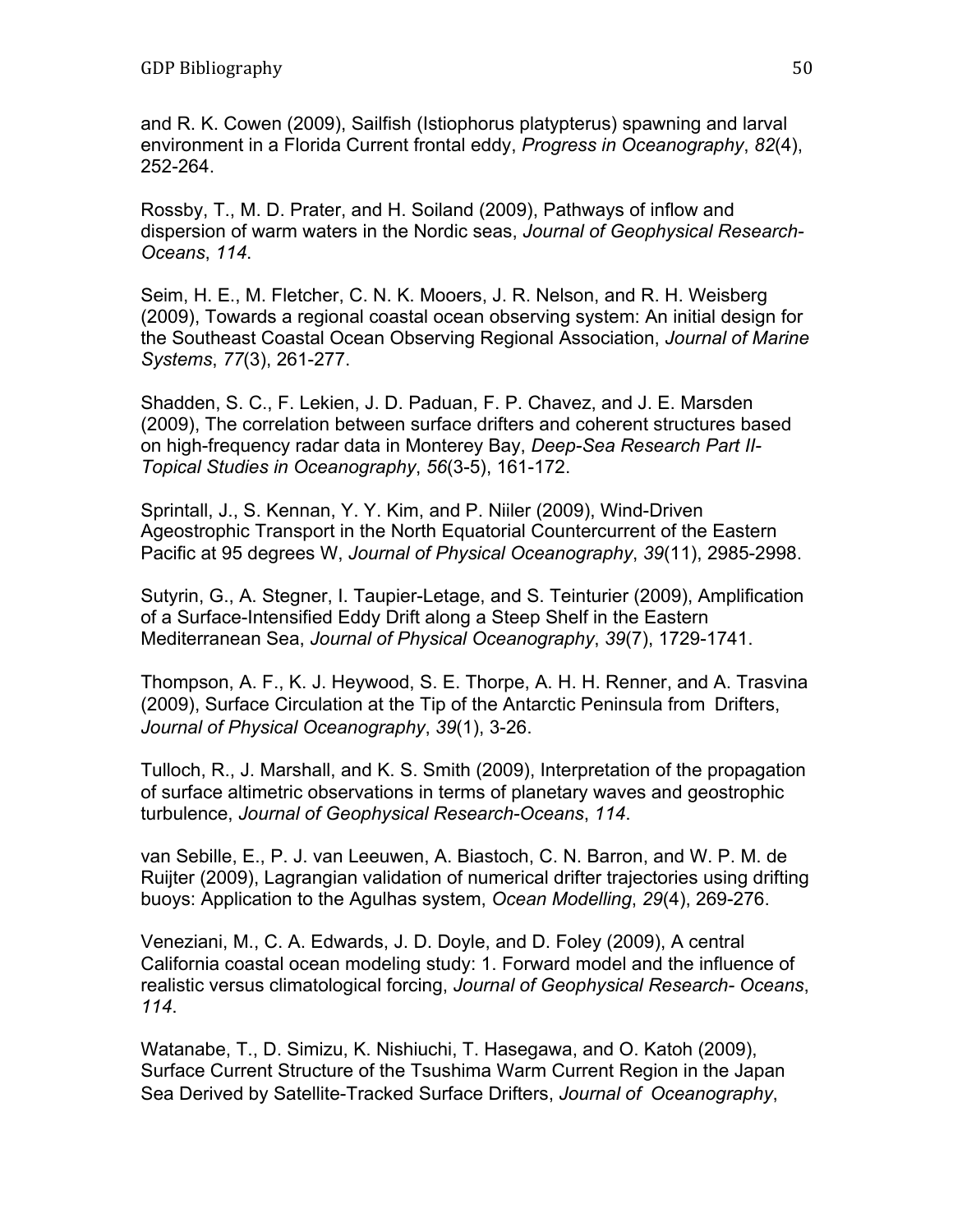and R. K. Cowen (2009), Sailfish (Istiophorus platypterus) spawning and larval environment in a Florida Current frontal eddy, *Progress in Oceanography*, *82*(4), 252-264.

Rossby, T., M. D. Prater, and H. Soiland (2009), Pathways of inflow and dispersion of warm waters in the Nordic seas, *Journal of Geophysical Research-Oceans*, *114*.

Seim, H. E., M. Fletcher, C. N. K. Mooers, J. R. Nelson, and R. H. Weisberg (2009), Towards a regional coastal ocean observing system: An initial design for the Southeast Coastal Ocean Observing Regional Association, *Journal of Marine Systems*, *77*(3), 261-277.

Shadden, S. C., F. Lekien, J. D. Paduan, F. P. Chavez, and J. E. Marsden (2009), The correlation between surface drifters and coherent structures based on high-frequency radar data in Monterey Bay, *Deep-Sea Research Part II-Topical Studies in Oceanography*, *56*(3-5), 161-172.

Sprintall, J., S. Kennan, Y. Y. Kim, and P. Niiler (2009), Wind-Driven Ageostrophic Transport in the North Equatorial Countercurrent of the Eastern Pacific at 95 degrees W, *Journal of Physical Oceanography*, *39*(11), 2985-2998.

Sutyrin, G., A. Stegner, I. Taupier-Letage, and S. Teinturier (2009), Amplification of a Surface-Intensified Eddy Drift along a Steep Shelf in the Eastern Mediterranean Sea, *Journal of Physical Oceanography*, *39*(7), 1729-1741.

Thompson, A. F., K. J. Heywood, S. E. Thorpe, A. H. H. Renner, and A. Trasvina (2009), Surface Circulation at the Tip of the Antarctic Peninsula from Drifters, *Journal of Physical Oceanography*, *39*(1), 3-26.

Tulloch, R., J. Marshall, and K. S. Smith (2009), Interpretation of the propagation of surface altimetric observations in terms of planetary waves and geostrophic turbulence, *Journal of Geophysical Research-Oceans*, *114*.

van Sebille, E., P. J. van Leeuwen, A. Biastoch, C. N. Barron, and W. P. M. de Ruijter (2009), Lagrangian validation of numerical drifter trajectories using drifting buoys: Application to the Agulhas system, *Ocean Modelling*, *29*(4), 269-276.

Veneziani, M., C. A. Edwards, J. D. Doyle, and D. Foley (2009), A central California coastal ocean modeling study: 1. Forward model and the influence of realistic versus climatological forcing, *Journal of Geophysical Research- Oceans*, *114*.

Watanabe, T., D. Simizu, K. Nishiuchi, T. Hasegawa, and O. Katoh (2009), Surface Current Structure of the Tsushima Warm Current Region in the Japan Sea Derived by Satellite-Tracked Surface Drifters, *Journal of Oceanography*,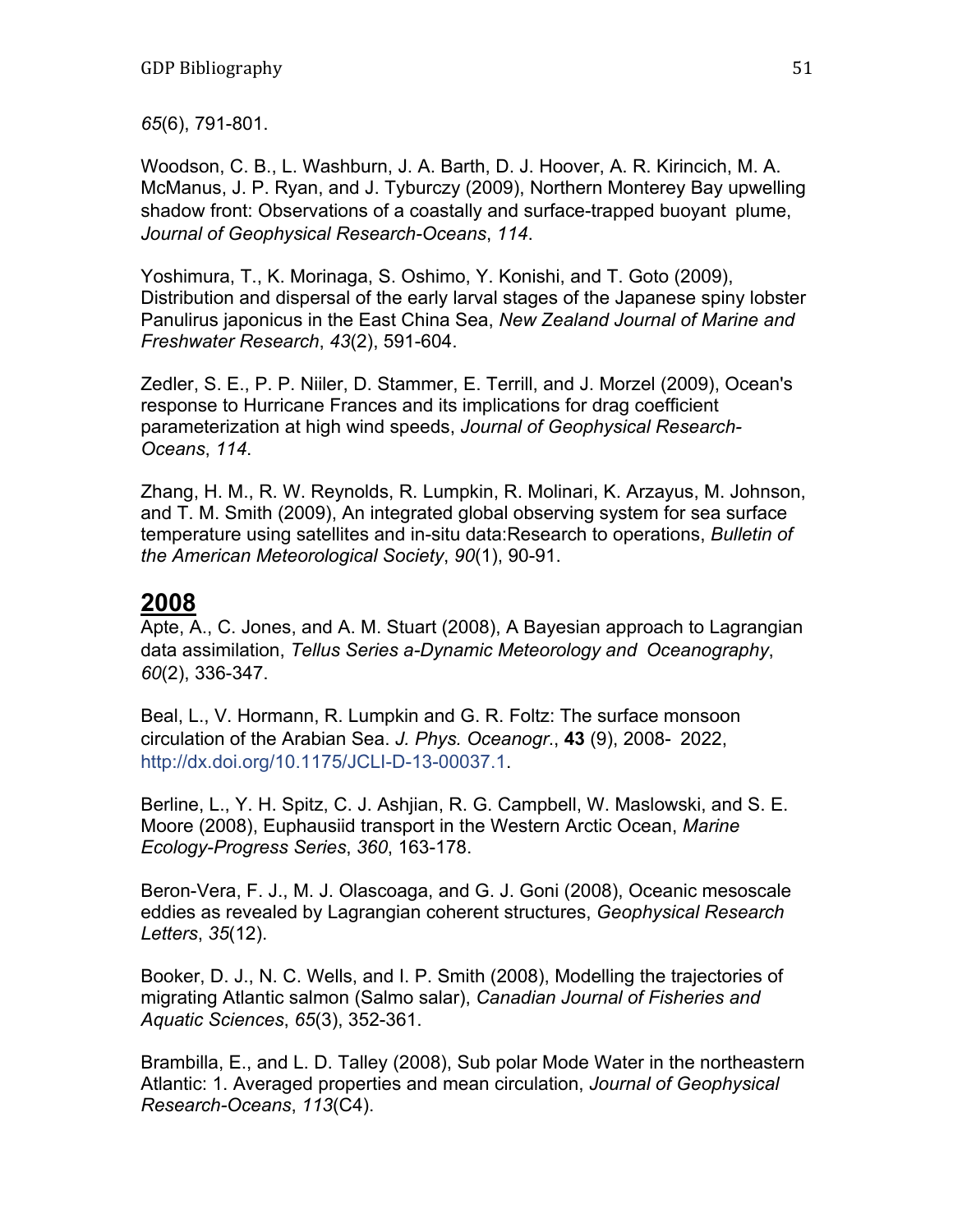*65*(6), 791-801.

Woodson, C. B., L. Washburn, J. A. Barth, D. J. Hoover, A. R. Kirincich, M. A. McManus, J. P. Ryan, and J. Tyburczy (2009), Northern Monterey Bay upwelling shadow front: Observations of a coastally and surface-trapped buoyant plume, *Journal of Geophysical Research-Oceans*, *114*.

Yoshimura, T., K. Morinaga, S. Oshimo, Y. Konishi, and T. Goto (2009), Distribution and dispersal of the early larval stages of the Japanese spiny lobster Panulirus japonicus in the East China Sea, *New Zealand Journal of Marine and Freshwater Research*, *43*(2), 591-604.

Zedler, S. E., P. P. Niiler, D. Stammer, E. Terrill, and J. Morzel (2009), Ocean's response to Hurricane Frances and its implications for drag coefficient parameterization at high wind speeds, *Journal of Geophysical Research-Oceans*, *114*.

Zhang, H. M., R. W. Reynolds, R. Lumpkin, R. Molinari, K. Arzayus, M. Johnson, and T. M. Smith (2009), An integrated global observing system for sea surface temperature using satellites and in-situ data:Research to operations, *Bulletin of the American Meteorological Society*, *90*(1), 90-91.

## **2008**

Apte, A., C. Jones, and A. M. Stuart (2008), A Bayesian approach to Lagrangian data assimilation, *Tellus Series a-Dynamic Meteorology and Oceanography*, *60*(2), 336-347.

Beal, L., V. Hormann, R. Lumpkin and G. R. Foltz: The surface monsoon circulation of the Arabian Sea. *J. Phys. Oceanogr.*, **43** (9), 2008- 2022, http://dx.doi.org/10.1175/JCLI-D-13-00037.1.

Berline, L., Y. H. Spitz, C. J. Ashjian, R. G. Campbell, W. Maslowski, and S. E. Moore (2008), Euphausiid transport in the Western Arctic Ocean, *Marine Ecology-Progress Series*, *360*, 163-178.

Beron-Vera, F. J., M. J. Olascoaga, and G. J. Goni (2008), Oceanic mesoscale eddies as revealed by Lagrangian coherent structures, *Geophysical Research Letters*, *35*(12).

Booker, D. J., N. C. Wells, and I. P. Smith (2008), Modelling the trajectories of migrating Atlantic salmon (Salmo salar), *Canadian Journal of Fisheries and Aquatic Sciences*, *65*(3), 352-361.

Brambilla, E., and L. D. Talley (2008), Sub polar Mode Water in the northeastern Atlantic: 1. Averaged properties and mean circulation, *Journal of Geophysical Research-Oceans*, *113*(C4).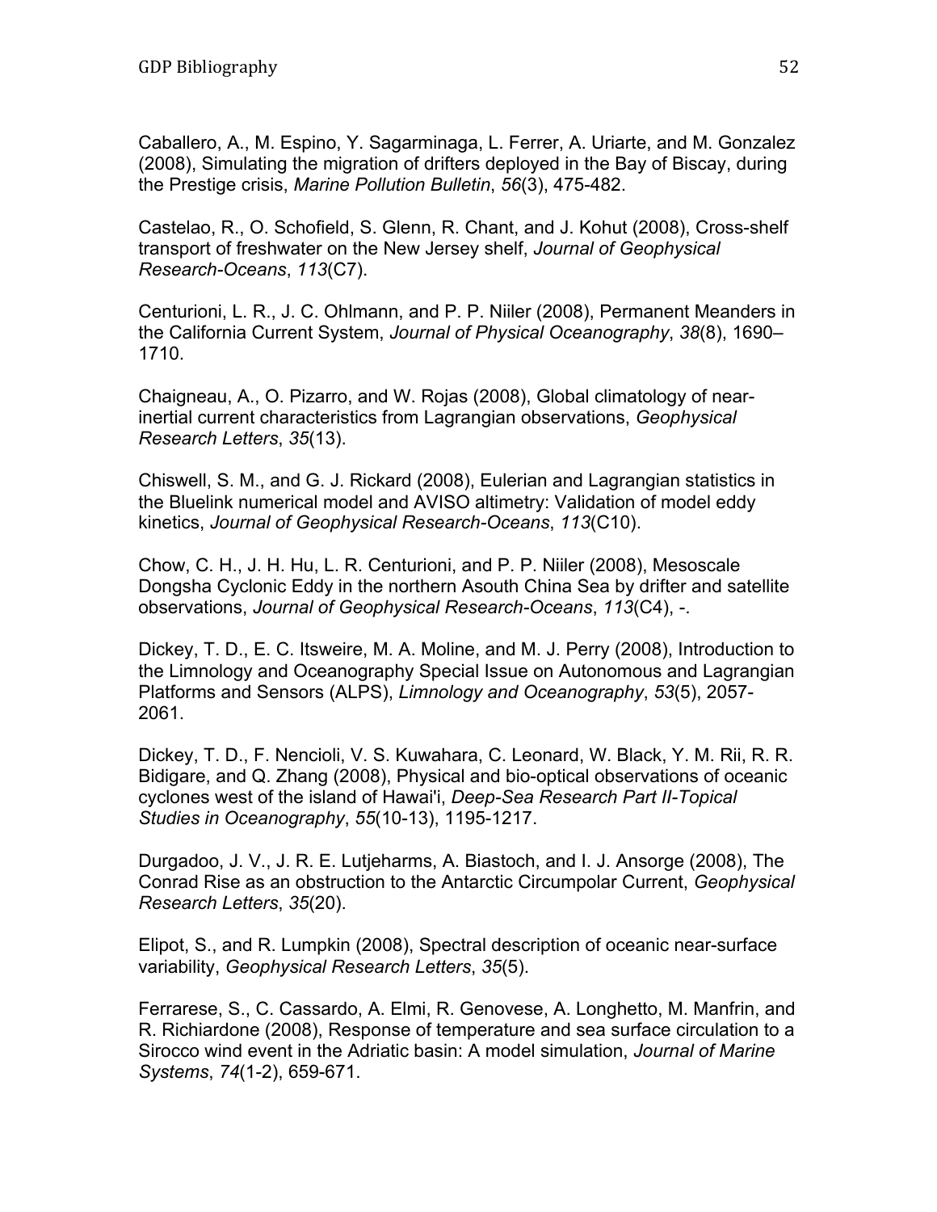Caballero, A., M. Espino, Y. Sagarminaga, L. Ferrer, A. Uriarte, and M. Gonzalez (2008), Simulating the migration of drifters deployed in the Bay of Biscay, during the Prestige crisis, *Marine Pollution Bulletin*, *56*(3), 475-482.

Castelao, R., O. Schofield, S. Glenn, R. Chant, and J. Kohut (2008), Cross-shelf transport of freshwater on the New Jersey shelf, *Journal of Geophysical Research-Oceans*, *113*(C7).

Centurioni, L. R., J. C. Ohlmann, and P. P. Niiler (2008), Permanent Meanders in the California Current System, *Journal of Physical Oceanography*, *38*(8), 1690–1710.

Chaigneau, A., O. Pizarro, and W. Rojas (2008), Global climatology of near-inertial current characteristics from Lagrangian observations, *Geophysical Research Letters*, *35*(13).

Chiswell, S. M., and G. J. Rickard (2008), Eulerian and Lagrangian statistics in the Bluelink numerical model and AVISO altimetry: Validation of model eddy kinetics, *Journal of Geophysical Research-Oceans*, *113*(C10).

Chow, C. H., J. H. Hu, L. R. Centurioni, and P. P. Niiler (2008), Mesoscale Dongsha Cyclonic Eddy in the northern Asouth China Sea by drifter and satellite observations, *Journal of Geophysical Research-Oceans*, *113*(C4), -.

Dickey, T. D., E. C. Itsweire, M. A. Moline, and M. J. Perry (2008), Introduction to the Limnology and Oceanography Special Issue on Autonomous and Lagrangian Platforms and Sensors (ALPS), *Limnology and Oceanography*, *53*(5), 2057-2061.

Dickey, T. D., F. Nencioli, V. S. Kuwahara, C. Leonard, W. Black, Y. M. Rii, R. R. Bidigare, and Q. Zhang (2008), Physical and bio-optical observations of oceanic cyclones west of the island of Hawai'i, *Deep-Sea Research Part II-Topical Studies in Oceanography*, *55*(10-13), 1195-1217.

Durgadoo, J. V., J. R. E. Lutjeharms, A. Biastoch, and I. J. Ansorge (2008), The Conrad Rise as an obstruction to the Antarctic Circumpolar Current, *Geophysical Research Letters*, *35*(20).

Elipot, S., and R. Lumpkin (2008), Spectral description of oceanic near-surface variability, *Geophysical Research Letters*, *35*(5).

Ferrarese, S., C. Cassardo, A. Elmi, R. Genovese, A. Longhetto, M. Manfrin, and R. Richiardone (2008), Response of temperature and sea surface circulation to a Sirocco wind event in the Adriatic basin: A model simulation, *Journal of Marine Systems*, *74*(1-2), 659-671.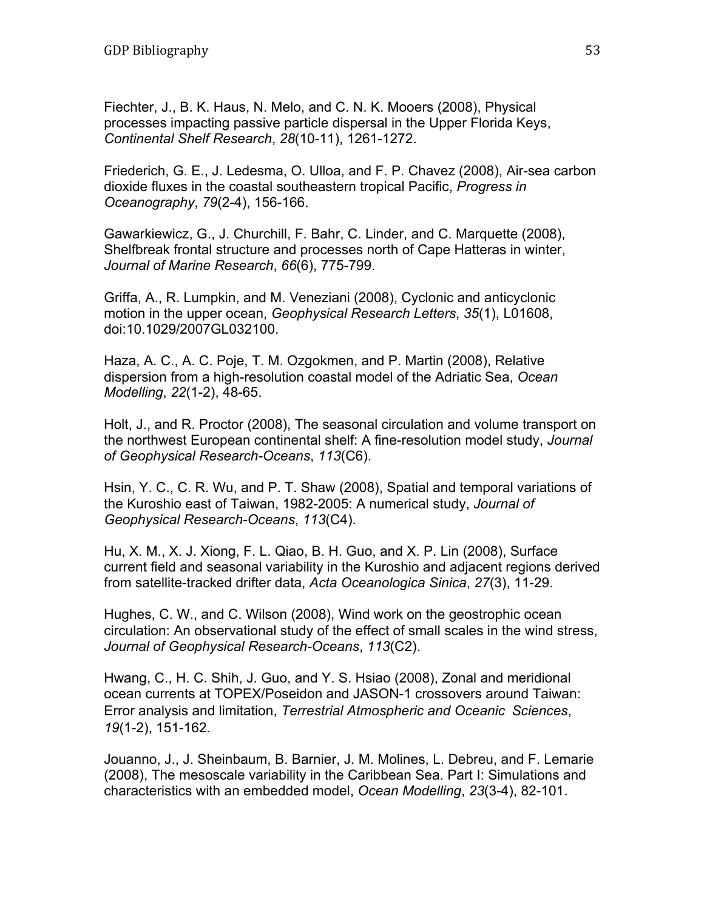Fiechter, J., B. K. Haus, N. Melo, and C. N. K. Mooers (2008), Physical processes impacting passive particle dispersal in the Upper Florida Keys, *Continental Shelf Research*, *28*(10-11), 1261-1272.

Friederich, G. E., J. Ledesma, O. Ulloa, and F. P. Chavez (2008), Air-sea carbon dioxide fluxes in the coastal southeastern tropical Pacific, *Progress in Oceanography*, *79*(2-4), 156-166.

Gawarkiewicz, G., J. Churchill, F. Bahr, C. Linder, and C. Marquette (2008), Shelfbreak frontal structure and processes north of Cape Hatteras in winter, *Journal of Marine Research*, *66*(6), 775-799.

Griffa, A., R. Lumpkin, and M. Veneziani (2008), Cyclonic and anticyclonic motion in the upper ocean, *Geophysical Research Letters*, *35*(1), L01608, doi:10.1029/2007GL032100.

Haza, A. C., A. C. Poje, T. M. Ozgokmen, and P. Martin (2008), Relative dispersion from a high-resolution coastal model of the Adriatic Sea, *Ocean Modelling*, *22*(1-2), 48-65.

Holt, J., and R. Proctor (2008), The seasonal circulation and volume transport on the northwest European continental shelf: A fine-resolution model study, *Journal of Geophysical Research-Oceans*, *113*(C6).

Hsin, Y. C., C. R. Wu, and P. T. Shaw (2008), Spatial and temporal variations of the Kuroshio east of Taiwan, 1982-2005: A numerical study, *Journal of Geophysical Research-Oceans*, *113*(C4).

Hu, X. M., X. J. Xiong, F. L. Qiao, B. H. Guo, and X. P. Lin (2008), Surface current field and seasonal variability in the Kuroshio and adjacent regions derived from satellite-tracked drifter data, *Acta Oceanologica Sinica*, *27*(3), 11-29.

Hughes, C. W., and C. Wilson (2008), Wind work on the geostrophic ocean circulation: An observational study of the effect of small scales in the wind stress, *Journal of Geophysical Research-Oceans*, *113*(C2).

Hwang, C., H. C. Shih, J. Guo, and Y. S. Hsiao (2008), Zonal and meridional ocean currents at TOPEX/Poseidon and JASON-1 crossovers around Taiwan: Error analysis and limitation, *Terrestrial Atmospheric and Oceanic Sciences*, *19*(1-2), 151-162.

Jouanno, J., J. Sheinbaum, B. Barnier, J. M. Molines, L. Debreu, and F. Lemarie (2008), The mesoscale variability in the Caribbean Sea. Part I: Simulations and characteristics with an embedded model, *Ocean Modelling*, *23*(3-4), 82-101.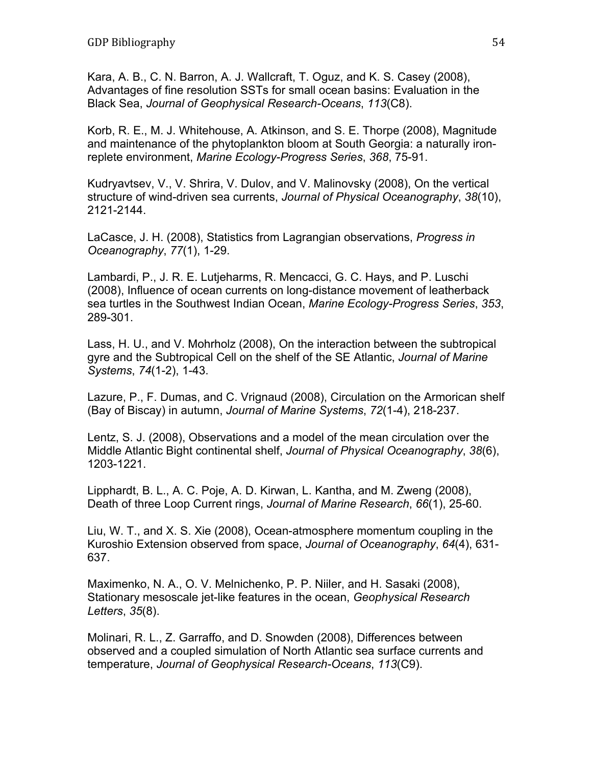Kara, A. B., C. N. Barron, A. J. Wallcraft, T. Oguz, and K. S. Casey (2008), Advantages of fine resolution SSTs for small ocean basins: Evaluation in the Black Sea, *Journal of Geophysical Research-Oceans*, *113*(C8).

Korb, R. E., M. J. Whitehouse, A. Atkinson, and S. E. Thorpe (2008), Magnitude and maintenance of the phytoplankton bloom at South Georgia: a naturally iron-replete environment, *Marine Ecology-Progress Series*, *368*, 75-91.

Kudryavtsev, V., V. Shrira, V. Dulov, and V. Malinovsky (2008), On the vertical structure of wind-driven sea currents, *Journal of Physical Oceanography*, *38*(10), 2121-2144.

LaCasce, J. H. (2008), Statistics from Lagrangian observations, *Progress in Oceanography*, *77*(1), 1-29.

Lambardi, P., J. R. E. Lutjeharms, R. Mencacci, G. C. Hays, and P. Luschi (2008), Influence of ocean currents on long-distance movement of leatherback sea turtles in the Southwest Indian Ocean, *Marine Ecology-Progress Series*, *353*, 289-301.

Lass, H. U., and V. Mohrholz (2008), On the interaction between the subtropical gyre and the Subtropical Cell on the shelf of the SE Atlantic, *Journal of Marine Systems*, *74*(1-2), 1-43.

Lazure, P., F. Dumas, and C. Vrignaud (2008), Circulation on the Armorican shelf (Bay of Biscay) in autumn, *Journal of Marine Systems*, *72*(1-4), 218-237.

Lentz, S. J. (2008), Observations and a model of the mean circulation over the Middle Atlantic Bight continental shelf, *Journal of Physical Oceanography*, *38*(6), 1203-1221.

Lipphardt, B. L., A. C. Poje, A. D. Kirwan, L. Kantha, and M. Zweng (2008), Death of three Loop Current rings, *Journal of Marine Research*, *66*(1), 25-60.

Liu, W. T., and X. S. Xie (2008), Ocean-atmosphere momentum coupling in the Kuroshio Extension observed from space, *Journal of Oceanography*, *64*(4), 631-637.

Maximenko, N. A., O. V. Melnichenko, P. P. Niiler, and H. Sasaki (2008), Stationary mesoscale jet-like features in the ocean, *Geophysical Research Letters*, *35*(8).

Molinari, R. L., Z. Garraffo, and D. Snowden (2008), Differences between observed and a coupled simulation of North Atlantic sea surface currents and temperature, *Journal of Geophysical Research-Oceans*, *113*(C9).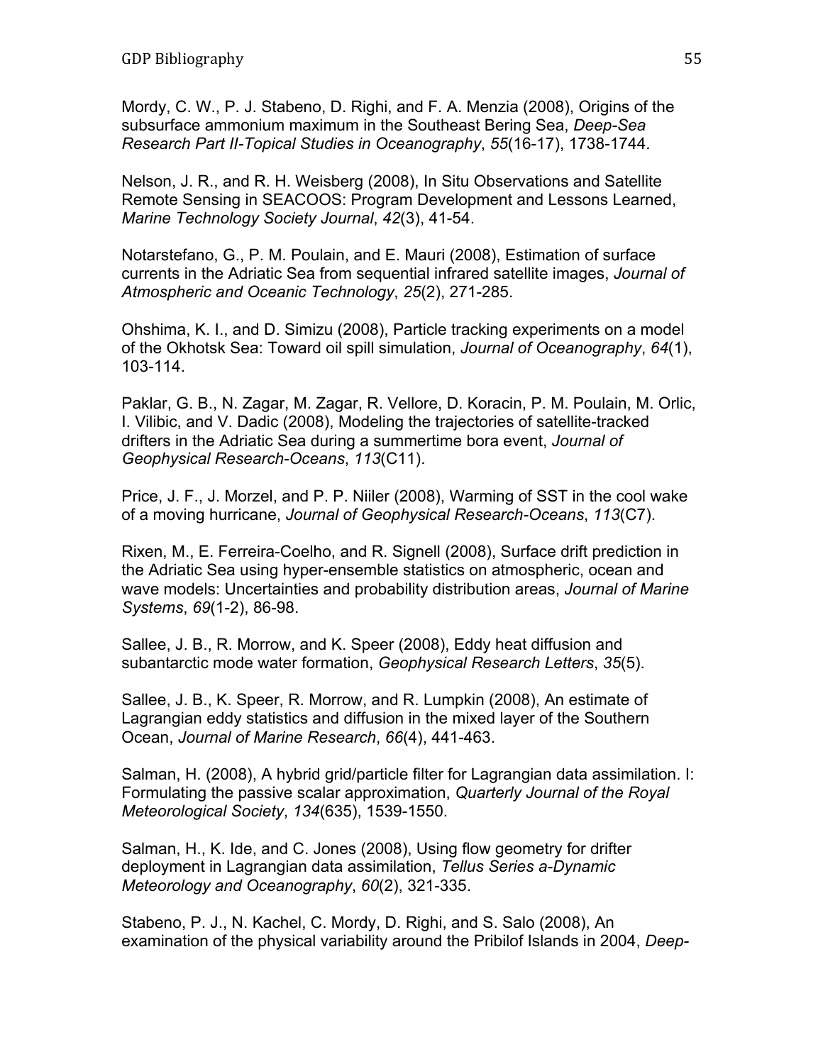Mordy, C. W., P. J. Stabeno, D. Righi, and F. A. Menzia (2008), Origins of the subsurface ammonium maximum in the Southeast Bering Sea, *Deep-Sea Research Part II-Topical Studies in Oceanography*, *55*(16-17), 1738-1744.

Nelson, J. R., and R. H. Weisberg (2008), In Situ Observations and Satellite Remote Sensing in SEACOOS: Program Development and Lessons Learned, *Marine Technology Society Journal*, *42*(3), 41-54.

Notarstefano, G., P. M. Poulain, and E. Mauri (2008), Estimation of surface currents in the Adriatic Sea from sequential infrared satellite images, *Journal of Atmospheric and Oceanic Technology*, *25*(2), 271-285.

Ohshima, K. I., and D. Simizu (2008), Particle tracking experiments on a model of the Okhotsk Sea: Toward oil spill simulation, *Journal of Oceanography*, *64*(1), 103-114.

Paklar, G. B., N. Zagar, M. Zagar, R. Vellore, D. Koracin, P. M. Poulain, M. Orlic, I. Vilibic, and V. Dadic (2008), Modeling the trajectories of satellite-tracked drifters in the Adriatic Sea during a summertime bora event, *Journal of Geophysical Research-Oceans*, *113*(C11).

Price, J. F., J. Morzel, and P. P. Niiler (2008), Warming of SST in the cool wake of a moving hurricane, *Journal of Geophysical Research-Oceans*, *113*(C7).

Rixen, M., E. Ferreira-Coelho, and R. Signell (2008), Surface drift prediction in the Adriatic Sea using hyper-ensemble statistics on atmospheric, ocean and wave models: Uncertainties and probability distribution areas, *Journal of Marine Systems*, *69*(1-2), 86-98.

Sallee, J. B., R. Morrow, and K. Speer (2008), Eddy heat diffusion and subantarctic mode water formation, *Geophysical Research Letters*, *35*(5).

Sallee, J. B., K. Speer, R. Morrow, and R. Lumpkin (2008), An estimate of Lagrangian eddy statistics and diffusion in the mixed layer of the Southern Ocean, *Journal of Marine Research*, *66*(4), 441-463.

Salman, H. (2008), A hybrid grid/particle filter for Lagrangian data assimilation. I: Formulating the passive scalar approximation, *Quarterly Journal of the Royal Meteorological Society*, *134*(635), 1539-1550.

Salman, H., K. Ide, and C. Jones (2008), Using flow geometry for drifter deployment in Lagrangian data assimilation, *Tellus Series a-Dynamic Meteorology and Oceanography*, *60*(2), 321-335.

Stabeno, P. J., N. Kachel, C. Mordy, D. Righi, and S. Salo (2008), An examination of the physical variability around the Pribilof Islands in 2004, *Deep-*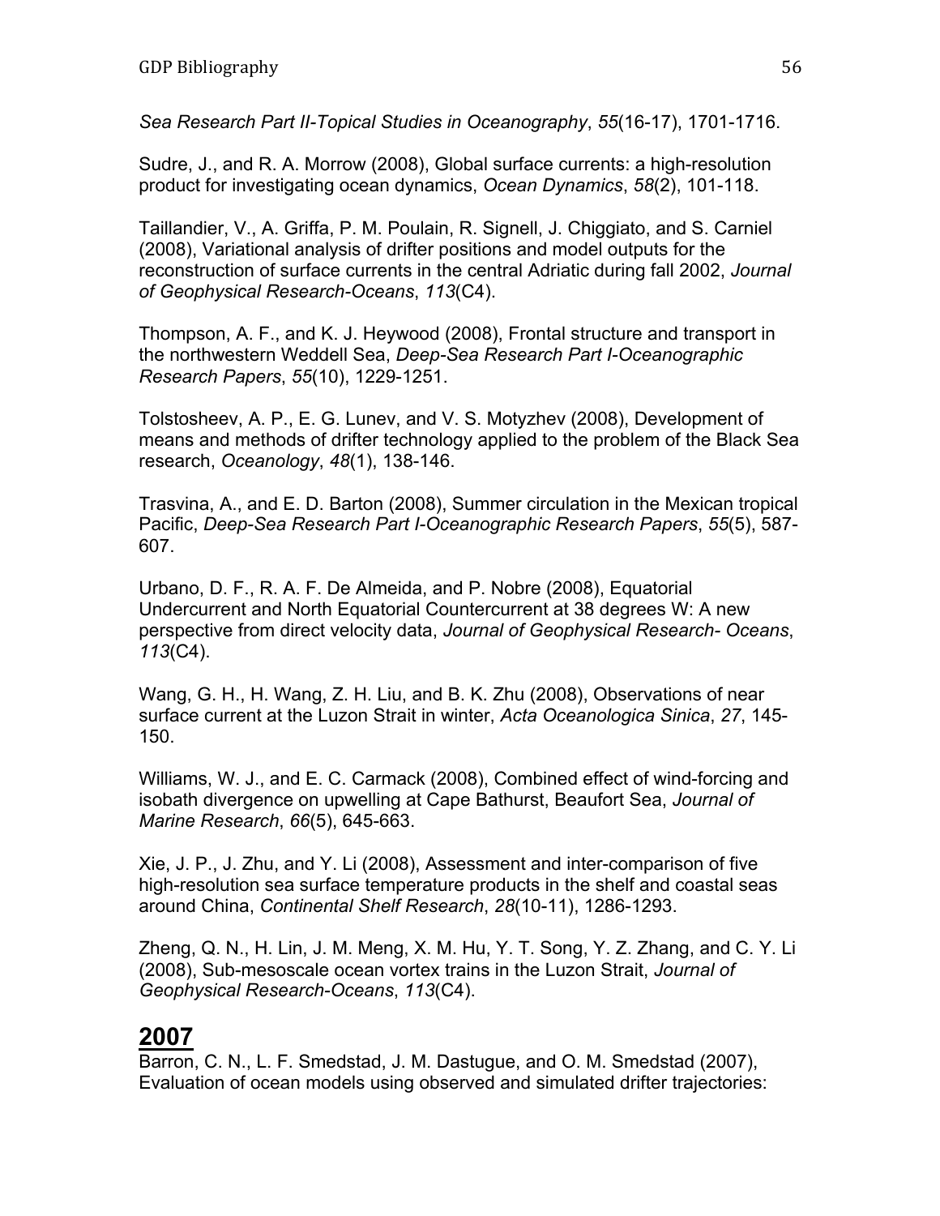*Sea Research Part II-Topical Studies in Oceanography*, *55*(16-17), 1701-1716.

Sudre, J., and R. A. Morrow (2008), Global surface currents: a high-resolution product for investigating ocean dynamics, *Ocean Dynamics*, *58*(2), 101-118.

Taillandier, V., A. Griffa, P. M. Poulain, R. Signell, J. Chiggiato, and S. Carniel (2008), Variational analysis of drifter positions and model outputs for the reconstruction of surface currents in the central Adriatic during fall 2002, *Journal of Geophysical Research-Oceans*, *113*(C4).

Thompson, A. F., and K. J. Heywood (2008), Frontal structure and transport in the northwestern Weddell Sea, *Deep-Sea Research Part I-Oceanographic Research Papers*, *55*(10), 1229-1251.

Tolstosheev, A. P., E. G. Lunev, and V. S. Motyzhev (2008), Development of means and methods of drifter technology applied to the problem of the Black Sea research, *Oceanology*, *48*(1), 138-146.

Trasvina, A., and E. D. Barton (2008), Summer circulation in the Mexican tropical Pacific, *Deep-Sea Research Part I-Oceanographic Research Papers*, *55*(5), 587-607.

Urbano, D. F., R. A. F. De Almeida, and P. Nobre (2008), Equatorial Undercurrent and North Equatorial Countercurrent at 38 degrees W: A new perspective from direct velocity data, *Journal of Geophysical Research- Oceans*, *113*(C4).

Wang, G. H., H. Wang, Z. H. Liu, and B. K. Zhu (2008), Observations of near surface current at the Luzon Strait in winter, *Acta Oceanologica Sinica*, *27*, 145-150.

Williams, W. J., and E. C. Carmack (2008), Combined effect of wind-forcing and isobath divergence on upwelling at Cape Bathurst, Beaufort Sea, *Journal of Marine Research*, *66*(5), 645-663.

Xie, J. P., J. Zhu, and Y. Li (2008), Assessment and inter-comparison of five high-resolution sea surface temperature products in the shelf and coastal seas around China, *Continental Shelf Research*, *28*(10-11), 1286-1293.

Zheng, Q. N., H. Lin, J. M. Meng, X. M. Hu, Y. T. Song, Y. Z. Zhang, and C. Y. Li (2008), Sub-mesoscale ocean vortex trains in the Luzon Strait, *Journal of Geophysical Research-Oceans*, *113*(C4).

## 2007

Barron, C. N., L. F. Smedstad, J. M. Dastugue, and O. M. Smedstad (2007), Evaluation of ocean models using observed and simulated drifter trajectories: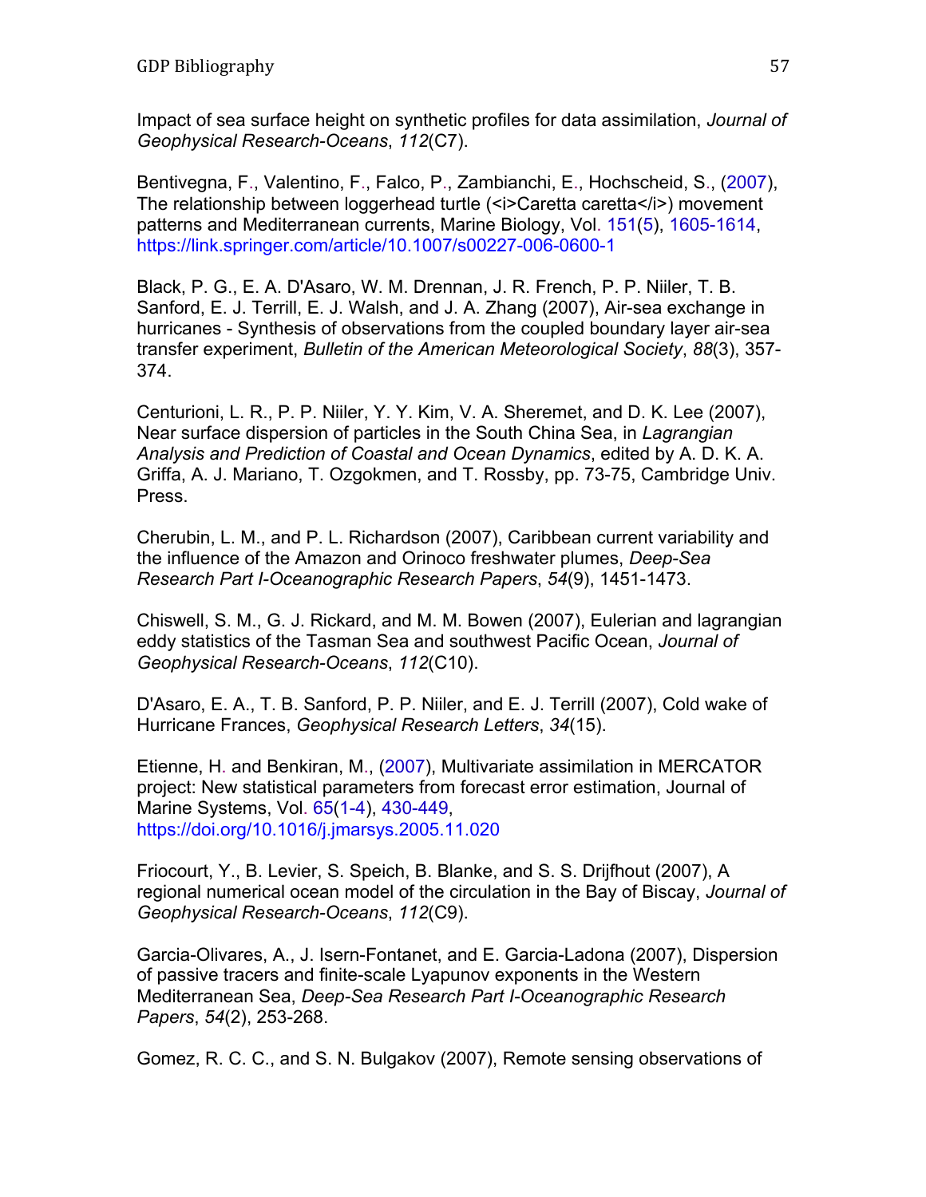Impact of sea surface height on synthetic profiles for data assimilation, *Journal of Geophysical Research-Oceans*, *112*(C7).

Bentivegna, F., Valentino, F., Falco, P., Zambianchi, E., Hochscheid, S., (2007), The relationship between loggerhead turtle (<i>Caretta caretta</i>) movement patterns and Mediterranean currents, Marine Biology, Vol. 151(5), 1605-1614, https://link.springer.com/article/10.1007/s00227-006-0600-1

Black, P. G., E. A. D'Asaro, W. M. Drennan, J. R. French, P. P. Niiler, T. B. Sanford, E. J. Terrill, E. J. Walsh, and J. A. Zhang (2007), Air-sea exchange in hurricanes - Synthesis of observations from the coupled boundary layer air-sea transfer experiment, *Bulletin of the American Meteorological Society*, *88*(3), 357-374.

Centurioni, L. R., P. P. Niiler, Y. Y. Kim, V. A. Sheremet, and D. K. Lee (2007), Near surface dispersion of particles in the South China Sea, in *Lagrangian Analysis and Prediction of Coastal and Ocean Dynamics*, edited by A. D. K. A. Griffa, A. J. Mariano, T. Ozgokmen, and T. Rossby, pp. 73-75, Cambridge Univ. Press.

Cherubin, L. M., and P. L. Richardson (2007), Caribbean current variability and the influence of the Amazon and Orinoco freshwater plumes, *Deep-Sea Research Part I-Oceanographic Research Papers*, *54*(9), 1451-1473.

Chiswell, S. M., G. J. Rickard, and M. M. Bowen (2007), Eulerian and lagrangian eddy statistics of the Tasman Sea and southwest Pacific Ocean, *Journal of Geophysical Research-Oceans*, *112*(C10).

D'Asaro, E. A., T. B. Sanford, P. P. Niiler, and E. J. Terrill (2007), Cold wake of Hurricane Frances, *Geophysical Research Letters*, *34*(15).

Etienne, H. and Benkiran, M., (2007), Multivariate assimilation in MERCATOR project: New statistical parameters from forecast error estimation, Journal of Marine Systems, Vol. 65(1-4), 430-449, https://doi.org/10.1016/j.jmarsys.2005.11.020

Friocourt, Y., B. Levier, S. Speich, B. Blanke, and S. S. Drijfhout (2007), A regional numerical ocean model of the circulation in the Bay of Biscay, *Journal of Geophysical Research-Oceans*, *112*(C9).

Garcia-Olivares, A., J. Isern-Fontanet, and E. Garcia-Ladona (2007), Dispersion of passive tracers and finite-scale Lyapunov exponents in the Western Mediterranean Sea, *Deep-Sea Research Part I-Oceanographic Research Papers*, *54*(2), 253-268.

Gomez, R. C. C., and S. N. Bulgakov (2007), Remote sensing observations of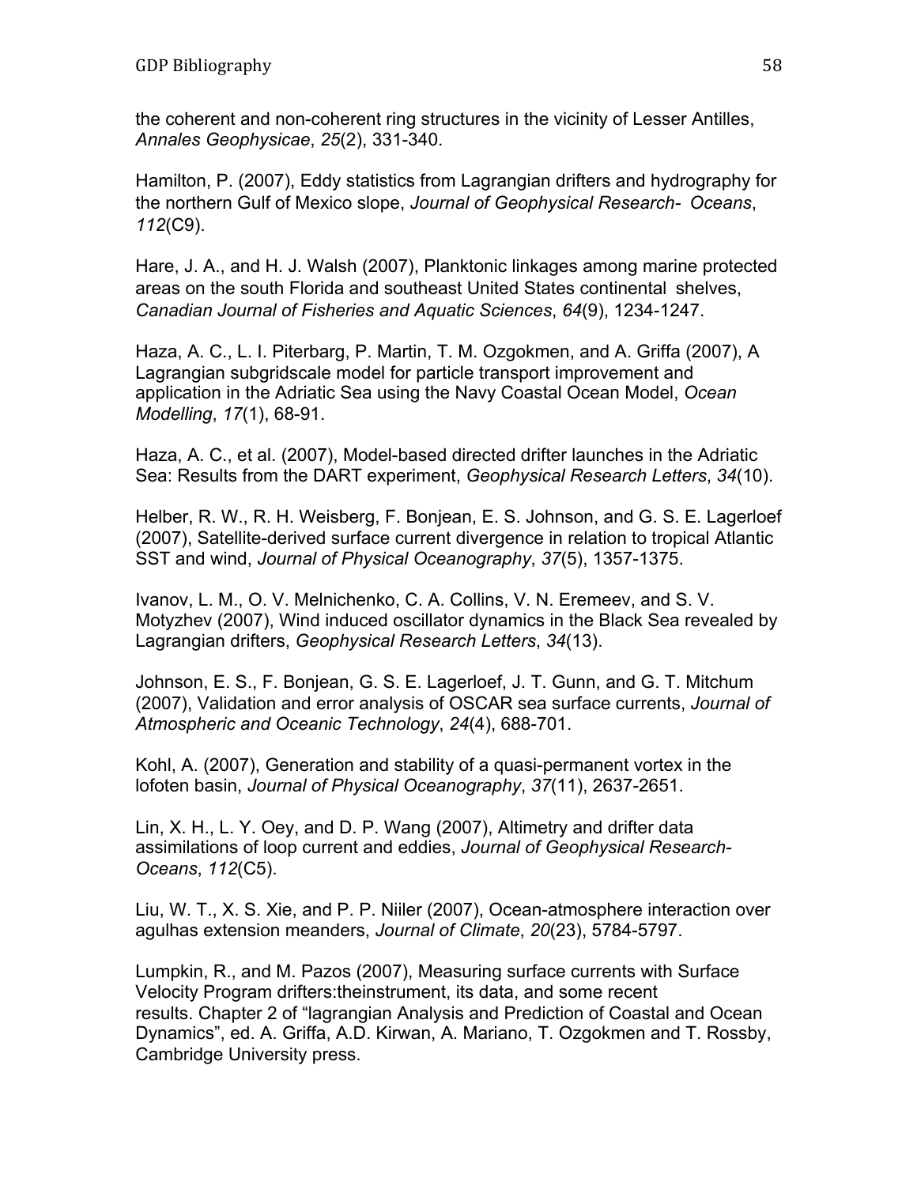the coherent and non-coherent ring structures in the vicinity of Lesser Antilles, *Annales Geophysicae*, *25*(2), 331-340.

Hamilton, P. (2007), Eddy statistics from Lagrangian drifters and hydrography for the northern Gulf of Mexico slope, *Journal of Geophysical Research- Oceans*, *112*(C9).

Hare, J. A., and H. J. Walsh (2007), Planktonic linkages among marine protected areas on the south Florida and southeast United States continental shelves, *Canadian Journal of Fisheries and Aquatic Sciences*, *64*(9), 1234-1247.

Haza, A. C., L. I. Piterbarg, P. Martin, T. M. Ozgokmen, and A. Griffa (2007), A Lagrangian subgridscale model for particle transport improvement and application in the Adriatic Sea using the Navy Coastal Ocean Model, *Ocean Modelling*, *17*(1), 68-91.

Haza, A. C., et al. (2007), Model-based directed drifter launches in the Adriatic Sea: Results from the DART experiment, *Geophysical Research Letters*, *34*(10).

Helber, R. W., R. H. Weisberg, F. Bonjean, E. S. Johnson, and G. S. E. Lagerloef (2007), Satellite-derived surface current divergence in relation to tropical Atlantic SST and wind, *Journal of Physical Oceanography*, *37*(5), 1357-1375.

Ivanov, L. M., O. V. Melnichenko, C. A. Collins, V. N. Eremeev, and S. V. Motyzhev (2007), Wind induced oscillator dynamics in the Black Sea revealed by Lagrangian drifters, *Geophysical Research Letters*, *34*(13).

Johnson, E. S., F. Bonjean, G. S. E. Lagerloef, J. T. Gunn, and G. T. Mitchum (2007), Validation and error analysis of OSCAR sea surface currents, *Journal of Atmospheric and Oceanic Technology*, *24*(4), 688-701.

Kohl, A. (2007), Generation and stability of a quasi-permanent vortex in the lofoten basin, *Journal of Physical Oceanography*, *37*(11), 2637-2651.

Lin, X. H., L. Y. Oey, and D. P. Wang (2007), Altimetry and drifter data assimilations of loop current and eddies, *Journal of Geophysical Research-Oceans*, *112*(C5).

Liu, W. T., X. S. Xie, and P. P. Niiler (2007), Ocean-atmosphere interaction over agulhas extension meanders, *Journal of Climate*, *20*(23), 5784-5797.

Lumpkin, R., and M. Pazos (2007), Measuring surface currents with Surface Velocity Program drifters:theinstrument, its data, and some recent results. Chapter 2 of "lagrangian Analysis and Prediction of Coastal and Ocean Dynamics", ed. A. Griffa, A.D. Kirwan, A. Mariano, T. Ozgokmen and T. Rossby, Cambridge University press.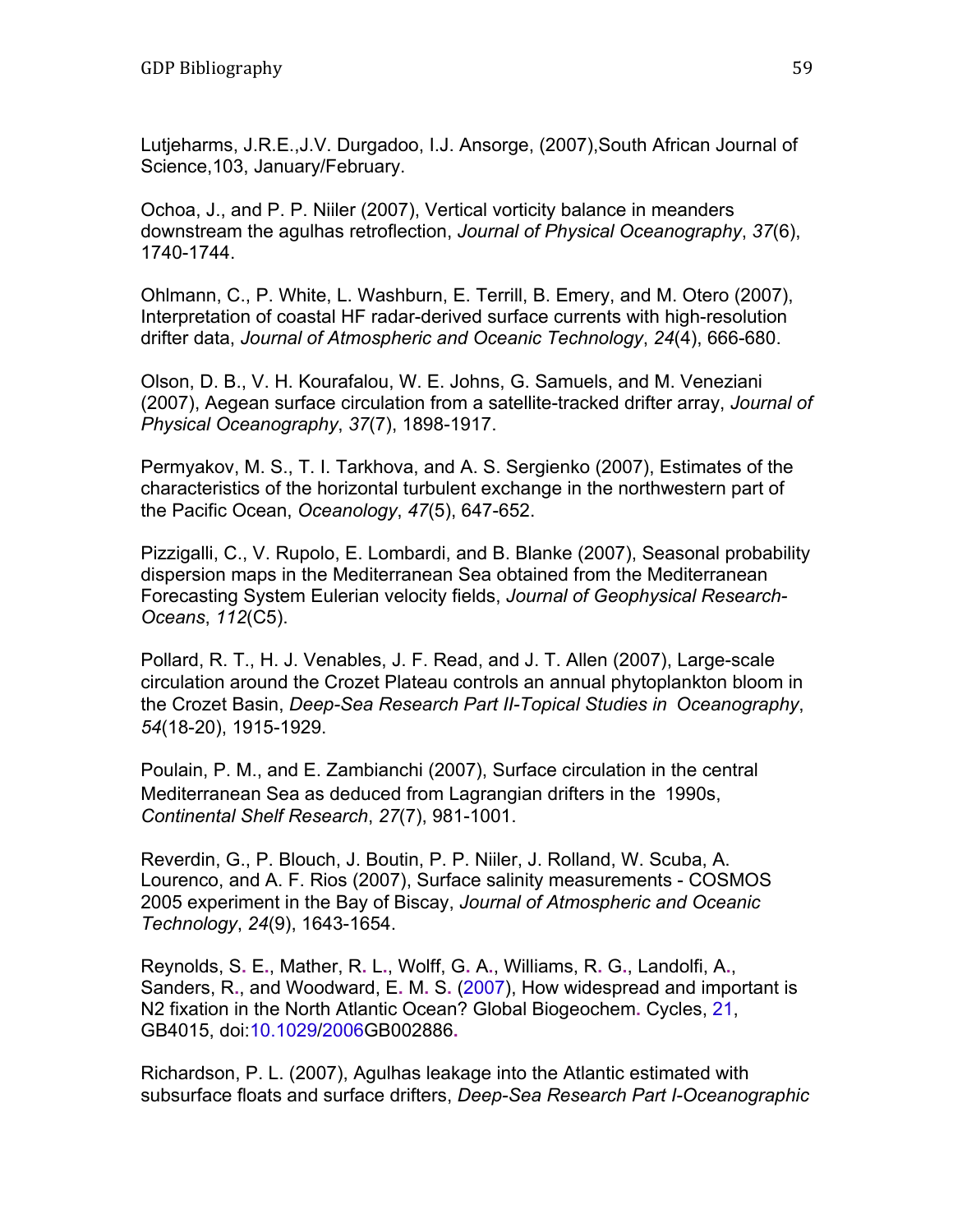Lutjeharms, J.R.E.,J.V. Durgadoo, I.J. Ansorge, (2007),South African Journal of Science,103, January/February.

Ochoa, J., and P. P. Niiler (2007), Vertical vorticity balance in meanders downstream the agulhas retroflection, *Journal of Physical Oceanography*, *37*(6), 1740-1744.

Ohlmann, C., P. White, L. Washburn, E. Terrill, B. Emery, and M. Otero (2007), Interpretation of coastal HF radar-derived surface currents with high-resolution drifter data, *Journal of Atmospheric and Oceanic Technology*, *24*(4), 666-680.

Olson, D. B., V. H. Kourafalou, W. E. Johns, G. Samuels, and M. Veneziani (2007), Aegean surface circulation from a satellite-tracked drifter array, *Journal of Physical Oceanography*, *37*(7), 1898-1917.

Permyakov, M. S., T. I. Tarkhova, and A. S. Sergienko (2007), Estimates of the characteristics of the horizontal turbulent exchange in the northwestern part of the Pacific Ocean, *Oceanology*, *47*(5), 647-652.

Pizzigalli, C., V. Rupolo, E. Lombardi, and B. Blanke (2007), Seasonal probability dispersion maps in the Mediterranean Sea obtained from the Mediterranean Forecasting System Eulerian velocity fields, *Journal of Geophysical Research-Oceans*, *112*(C5).

Pollard, R. T., H. J. Venables, J. F. Read, and J. T. Allen (2007), Large-scale circulation around the Crozet Plateau controls an annual phytoplankton bloom in the Crozet Basin, *Deep-Sea Research Part II-Topical Studies in Oceanography*, *54*(18-20), 1915-1929.

Poulain, P. M., and E. Zambianchi (2007), Surface circulation in the central Mediterranean Sea as deduced from Lagrangian drifters in the 1990s, *Continental Shelf Research*, *27*(7), 981-1001.

Reverdin, G., P. Blouch, J. Boutin, P. P. Niiler, J. Rolland, W. Scuba, A. Lourenco, and A. F. Rios (2007), Surface salinity measurements - COSMOS 2005 experiment in the Bay of Biscay, *Journal of Atmospheric and Oceanic Technology*, *24*(9), 1643-1654.

Reynolds, S. E., Mather, R. L., Wolff, G. A., Williams, R. G., Landolfi, A., Sanders, R., and Woodward, E. M. S. (2007), How widespread and important is N2 fixation in the North Atlantic Ocean? Global Biogeochem. Cycles, 21, GB4015, doi:10.1029/2006GB002886.

Richardson, P. L. (2007), Agulhas leakage into the Atlantic estimated with subsurface floats and surface drifters, *Deep-Sea Research Part I-Oceanographic*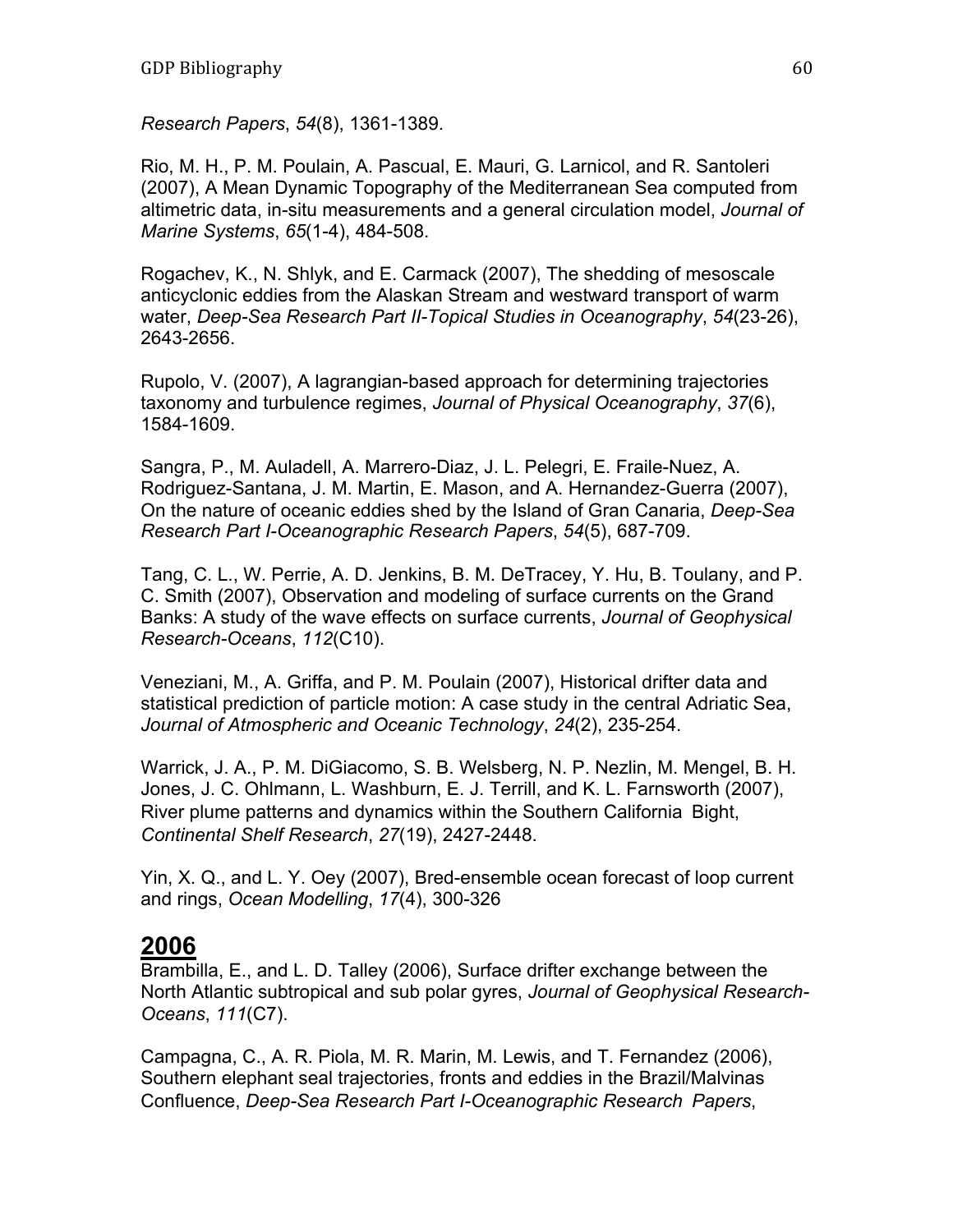*Research Papers*, *54*(8), 1361-1389.

Rio, M. H., P. M. Poulain, A. Pascual, E. Mauri, G. Larnicol, and R. Santoleri (2007), A Mean Dynamic Topography of the Mediterranean Sea computed from altimetric data, in-situ measurements and a general circulation model, *Journal of Marine Systems*, *65*(1-4), 484-508.

Rogachev, K., N. Shlyk, and E. Carmack (2007), The shedding of mesoscale anticyclonic eddies from the Alaskan Stream and westward transport of warm water, *Deep-Sea Research Part II-Topical Studies in Oceanography*, *54*(23-26), 2643-2656.

Rupolo, V. (2007), A lagrangian-based approach for determining trajectories taxonomy and turbulence regimes, *Journal of Physical Oceanography*, *37*(6), 1584-1609.

Sangra, P., M. Auladell, A. Marrero-Diaz, J. L. Pelegri, E. Fraile-Nuez, A. Rodriguez-Santana, J. M. Martin, E. Mason, and A. Hernandez-Guerra (2007), On the nature of oceanic eddies shed by the Island of Gran Canaria, *Deep-Sea Research Part I-Oceanographic Research Papers*, *54*(5), 687-709.

Tang, C. L., W. Perrie, A. D. Jenkins, B. M. DeTracey, Y. Hu, B. Toulany, and P. C. Smith (2007), Observation and modeling of surface currents on the Grand Banks: A study of the wave effects on surface currents, *Journal of Geophysical Research-Oceans*, *112*(C10).

Veneziani, M., A. Griffa, and P. M. Poulain (2007), Historical drifter data and statistical prediction of particle motion: A case study in the central Adriatic Sea, *Journal of Atmospheric and Oceanic Technology*, *24*(2), 235-254.

Warrick, J. A., P. M. DiGiacomo, S. B. Welsberg, N. P. Nezlin, M. Mengel, B. H. Jones, J. C. Ohlmann, L. Washburn, E. J. Terrill, and K. L. Farnsworth (2007), River plume patterns and dynamics within the Southern California Bight, *Continental Shelf Research*, *27*(19), 2427-2448.

Yin, X. Q., and L. Y. Oey (2007), Bred-ensemble ocean forecast of loop current and rings, *Ocean Modelling*, *17*(4), 300-326

## 2006

Brambilla, E., and L. D. Talley (2006), Surface drifter exchange between the North Atlantic subtropical and sub polar gyres, *Journal of Geophysical Research-Oceans*, *111*(C7).

Campagna, C., A. R. Piola, M. R. Marin, M. Lewis, and T. Fernandez (2006), Southern elephant seal trajectories, fronts and eddies in the Brazil/Malvinas Confluence, *Deep-Sea Research Part I-Oceanographic Research Papers*,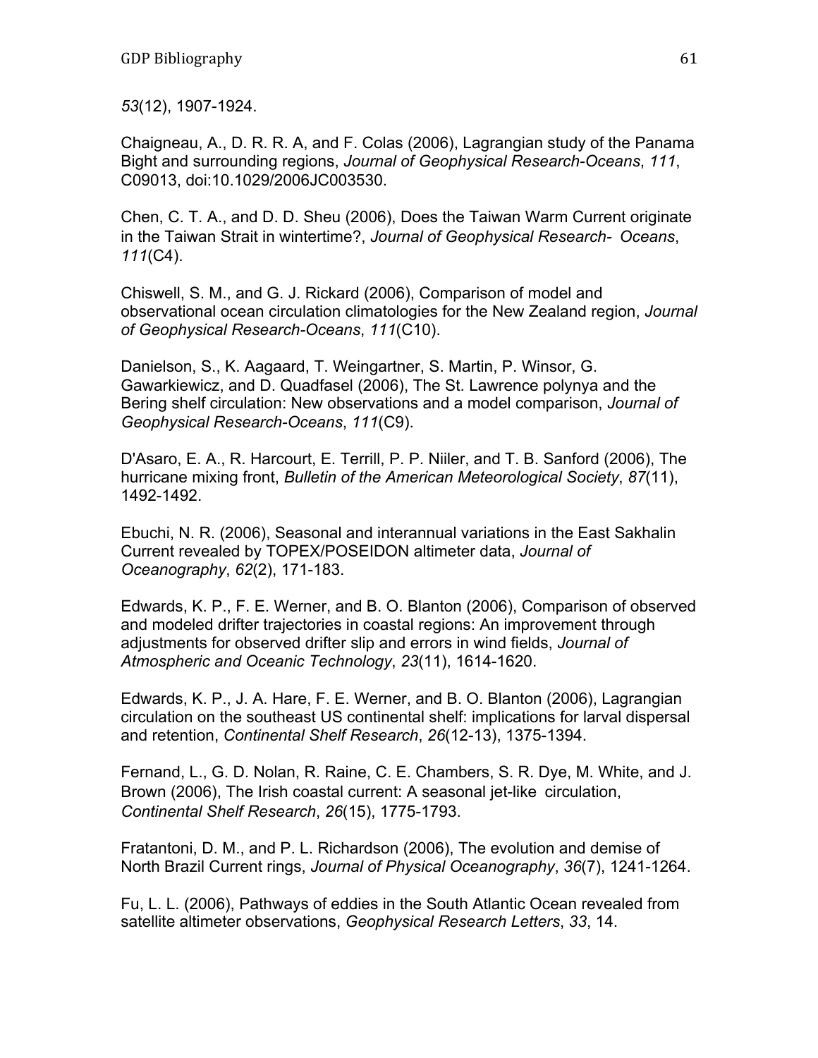*53*(12), 1907-1924.

Chaigneau, A., D. R. R. A, and F. Colas (2006), Lagrangian study of the Panama Bight and surrounding regions, *Journal of Geophysical Research-Oceans*, *111*, C09013, doi:10.1029/2006JC003530.

Chen, C. T. A., and D. D. Sheu (2006), Does the Taiwan Warm Current originate in the Taiwan Strait in wintertime?, *Journal of Geophysical Research- Oceans*, *111*(C4).

Chiswell, S. M., and G. J. Rickard (2006), Comparison of model and observational ocean circulation climatologies for the New Zealand region, *Journal of Geophysical Research-Oceans*, *111*(C10).

Danielson, S., K. Aagaard, T. Weingartner, S. Martin, P. Winsor, G. Gawarkiewicz, and D. Quadfasel (2006), The St. Lawrence polynya and the Bering shelf circulation: New observations and a model comparison, *Journal of Geophysical Research-Oceans*, *111*(C9).

D'Asaro, E. A., R. Harcourt, E. Terrill, P. P. Niiler, and T. B. Sanford (2006), The hurricane mixing front, *Bulletin of the American Meteorological Society*, *87*(11), 1492-1492.

Ebuchi, N. R. (2006), Seasonal and interannual variations in the East Sakhalin Current revealed by TOPEX/POSEIDON altimeter data, *Journal of Oceanography*, *62*(2), 171-183.

Edwards, K. P., F. E. Werner, and B. O. Blanton (2006), Comparison of observed and modeled drifter trajectories in coastal regions: An improvement through adjustments for observed drifter slip and errors in wind fields, *Journal of Atmospheric and Oceanic Technology*, *23*(11), 1614-1620.

Edwards, K. P., J. A. Hare, F. E. Werner, and B. O. Blanton (2006), Lagrangian circulation on the southeast US continental shelf: implications for larval dispersal and retention, *Continental Shelf Research*, *26*(12-13), 1375-1394.

Fernand, L., G. D. Nolan, R. Raine, C. E. Chambers, S. R. Dye, M. White, and J. Brown (2006), The Irish coastal current: A seasonal jet-like circulation, *Continental Shelf Research*, *26*(15), 1775-1793.

Fratantoni, D. M., and P. L. Richardson (2006), The evolution and demise of North Brazil Current rings, *Journal of Physical Oceanography*, *36*(7), 1241-1264.

Fu, L. L. (2006), Pathways of eddies in the South Atlantic Ocean revealed from satellite altimeter observations, *Geophysical Research Letters*, *33*, 14.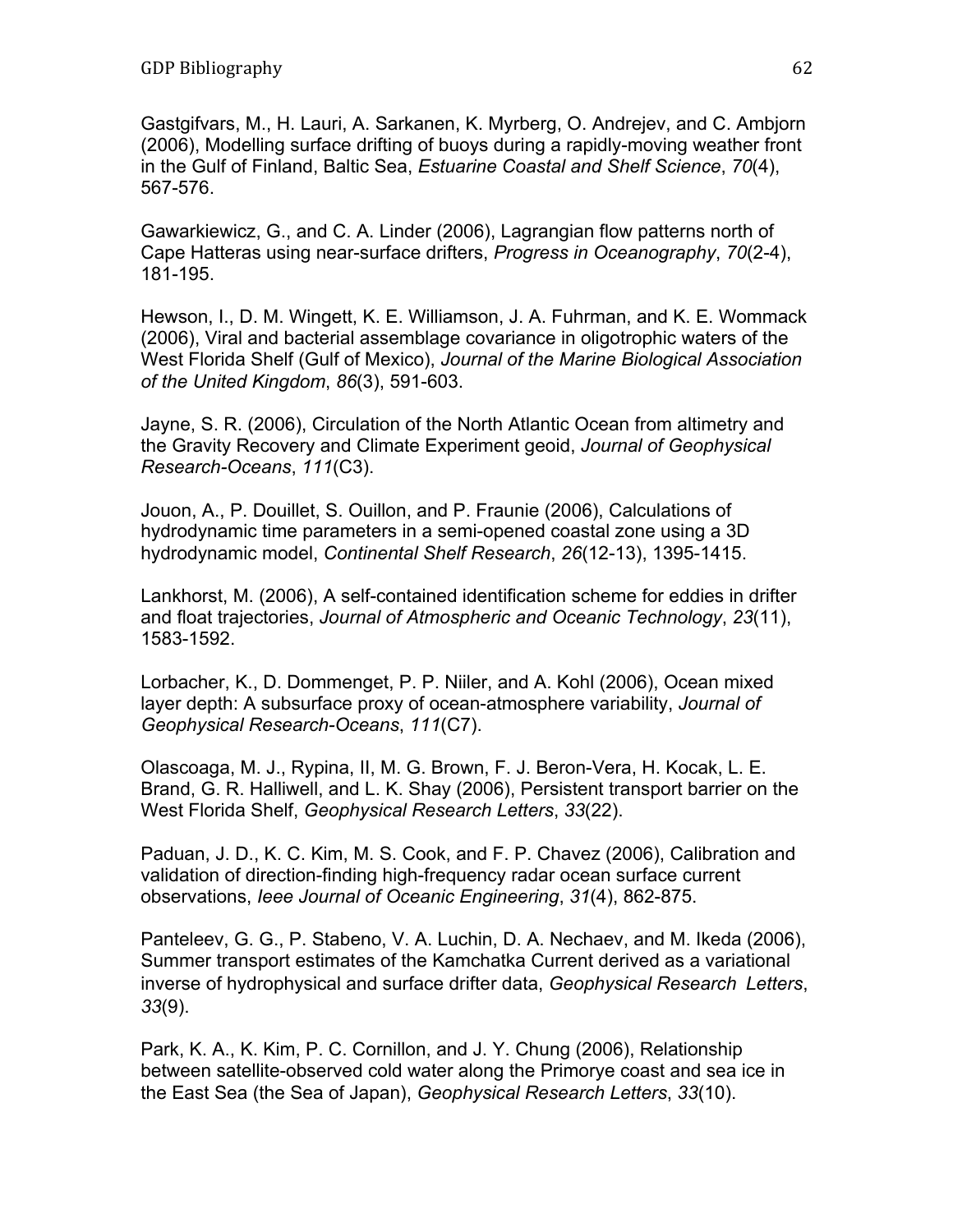Gastgifvars, M., H. Lauri, A. Sarkanen, K. Myrberg, O. Andrejev, and C. Ambjorn (2006), Modelling surface drifting of buoys during a rapidly-moving weather front in the Gulf of Finland, Baltic Sea, *Estuarine Coastal and Shelf Science*, *70*(4), 567-576.

Gawarkiewicz, G., and C. A. Linder (2006), Lagrangian flow patterns north of Cape Hatteras using near-surface drifters, *Progress in Oceanography*, *70*(2-4), 181-195.

Hewson, I., D. M. Wingett, K. E. Williamson, J. A. Fuhrman, and K. E. Wommack (2006), Viral and bacterial assemblage covariance in oligotrophic waters of the West Florida Shelf (Gulf of Mexico), *Journal of the Marine Biological Association of the United Kingdom*, *86*(3), 591-603.

Jayne, S. R. (2006), Circulation of the North Atlantic Ocean from altimetry and the Gravity Recovery and Climate Experiment geoid, *Journal of Geophysical Research-Oceans*, *111*(C3).

Jouon, A., P. Douillet, S. Ouillon, and P. Fraunie (2006), Calculations of hydrodynamic time parameters in a semi-opened coastal zone using a 3D hydrodynamic model, *Continental Shelf Research*, *26*(12-13), 1395-1415.

Lankhorst, M. (2006), A self-contained identification scheme for eddies in drifter and float trajectories, *Journal of Atmospheric and Oceanic Technology*, *23*(11), 1583-1592.

Lorbacher, K., D. Dommenget, P. P. Niiler, and A. Kohl (2006), Ocean mixed layer depth: A subsurface proxy of ocean-atmosphere variability, *Journal of Geophysical Research-Oceans*, *111*(C7).

Olascoaga, M. J., Rypina, II, M. G. Brown, F. J. Beron-Vera, H. Kocak, L. E. Brand, G. R. Halliwell, and L. K. Shay (2006), Persistent transport barrier on the West Florida Shelf, *Geophysical Research Letters*, *33*(22).

Paduan, J. D., K. C. Kim, M. S. Cook, and F. P. Chavez (2006), Calibration and validation of direction-finding high-frequency radar ocean surface current observations, *Ieee Journal of Oceanic Engineering*, *31*(4), 862-875.

Panteleev, G. G., P. Stabeno, V. A. Luchin, D. A. Nechaev, and M. Ikeda (2006), Summer transport estimates of the Kamchatka Current derived as a variational inverse of hydrophysical and surface drifter data, *Geophysical Research Letters*, *33*(9).

Park, K. A., K. Kim, P. C. Cornillon, and J. Y. Chung (2006), Relationship between satellite-observed cold water along the Primorye coast and sea ice in the East Sea (the Sea of Japan), *Geophysical Research Letters*, *33*(10).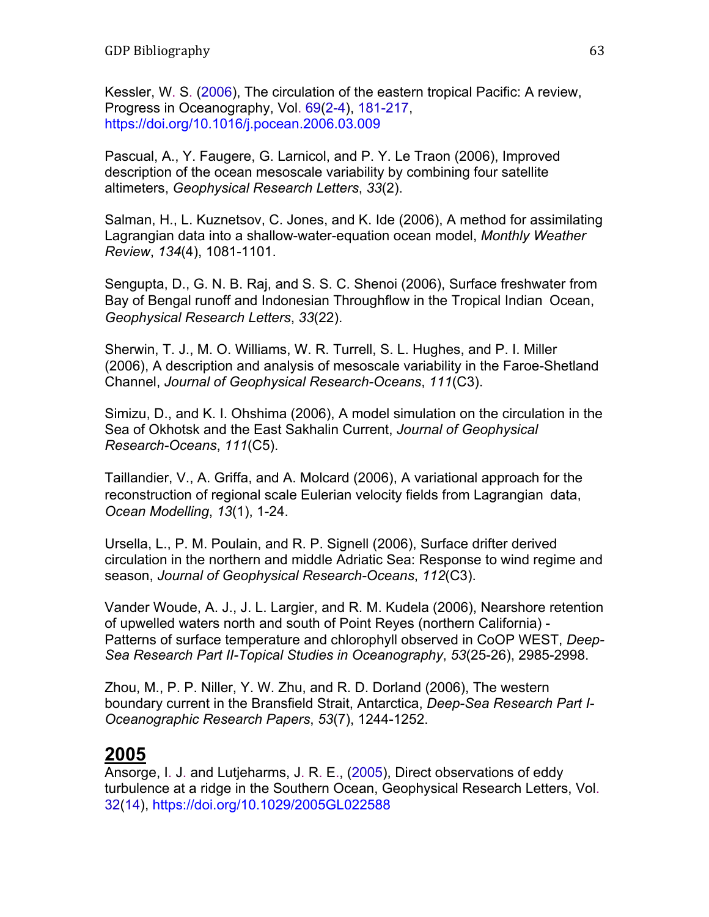Kessler, W. S. (2006), The circulation of the eastern tropical Pacific: A review, Progress in Oceanography, Vol. 69(2-4), 181-217, https://doi.org/10.1016/j.pocean.2006.03.009

Pascual, A., Y. Faugere, G. Larnicol, and P. Y. Le Traon (2006), Improved description of the ocean mesoscale variability by combining four satellite altimeters, *Geophysical Research Letters*, *33*(2).

Salman, H., L. Kuznetsov, C. Jones, and K. Ide (2006), A method for assimilating Lagrangian data into a shallow-water-equation ocean model, *Monthly Weather Review*, *134*(4), 1081-1101.

Sengupta, D., G. N. B. Raj, and S. S. C. Shenoi (2006), Surface freshwater from Bay of Bengal runoff and Indonesian Throughflow in the Tropical Indian Ocean, *Geophysical Research Letters*, *33*(22).

Sherwin, T. J., M. O. Williams, W. R. Turrell, S. L. Hughes, and P. I. Miller (2006), A description and analysis of mesoscale variability in the Faroe-Shetland Channel, *Journal of Geophysical Research-Oceans*, *111*(C3).

Simizu, D., and K. I. Ohshima (2006), A model simulation on the circulation in the Sea of Okhotsk and the East Sakhalin Current, *Journal of Geophysical Research-Oceans*, *111*(C5).

Taillandier, V., A. Griffa, and A. Molcard (2006), A variational approach for the reconstruction of regional scale Eulerian velocity fields from Lagrangian data, *Ocean Modelling*, *13*(1), 1-24.

Ursella, L., P. M. Poulain, and R. P. Signell (2006), Surface drifter derived circulation in the northern and middle Adriatic Sea: Response to wind regime and season, *Journal of Geophysical Research-Oceans*, *112*(C3).

Vander Woude, A. J., J. L. Largier, and R. M. Kudela (2006), Nearshore retention of upwelled waters north and south of Point Reyes (northern California) - Patterns of surface temperature and chlorophyll observed in CoOP WEST, *Deep-Sea Research Part II-Topical Studies in Oceanography*, *53*(25-26), 2985-2998.

Zhou, M., P. P. Niller, Y. W. Zhu, and R. D. Dorland (2006), The western boundary current in the Bransfield Strait, Antarctica, *Deep-Sea Research Part I-Oceanographic Research Papers*, *53*(7), 1244-1252.

## 2005

Ansorge, I. J. and Lutjeharms, J. R. E., (2005), Direct observations of eddy turbulence at a ridge in the Southern Ocean, Geophysical Research Letters, Vol. 32(14), https://doi.org/10.1029/2005GL022588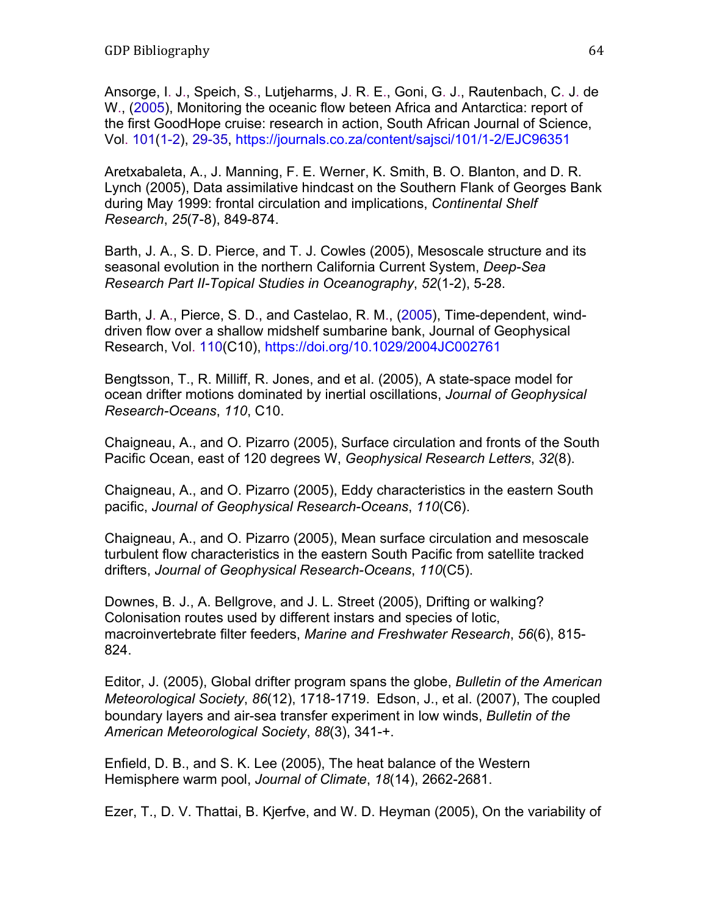Ansorge, I. J., Speich, S., Lutjeharms, J. R. E., Goni, G. J., Rautenbach, C. J. de W., (2005), Monitoring the oceanic flow beteen Africa and Antarctica: report of the first GoodHope cruise: research in action, South African Journal of Science, Vol. 101(1-2), 29-35, https://journals.co.za/content/sajsci/101/1-2/EJC96351

Aretxabaleta, A., J. Manning, F. E. Werner, K. Smith, B. O. Blanton, and D. R. Lynch (2005), Data assimilative hindcast on the Southern Flank of Georges Bank during May 1999: frontal circulation and implications, *Continental Shelf Research*, *25*(7-8), 849-874.

Barth, J. A., S. D. Pierce, and T. J. Cowles (2005), Mesoscale structure and its seasonal evolution in the northern California Current System, *Deep-Sea Research Part II-Topical Studies in Oceanography*, *52*(1-2), 5-28.

Barth, J. A., Pierce, S. D., and Castelao, R. M., (2005), Time-dependent, wind-driven flow over a shallow midshelf sumbarine bank, Journal of Geophysical Research, Vol. 110(C10), https://doi.org/10.1029/2004JC002761

Bengtsson, T., R. Milliff, R. Jones, and et al. (2005), A state-space model for ocean drifter motions dominated by inertial oscillations, *Journal of Geophysical Research-Oceans*, *110*, C10.

Chaigneau, A., and O. Pizarro (2005), Surface circulation and fronts of the South Pacific Ocean, east of 120 degrees W, *Geophysical Research Letters*, *32*(8).

Chaigneau, A., and O. Pizarro (2005), Eddy characteristics in the eastern South pacific, *Journal of Geophysical Research-Oceans*, *110*(C6).

Chaigneau, A., and O. Pizarro (2005), Mean surface circulation and mesoscale turbulent flow characteristics in the eastern South Pacific from satellite tracked drifters, *Journal of Geophysical Research-Oceans*, *110*(C5).

Downes, B. J., A. Bellgrove, and J. L. Street (2005), Drifting or walking? Colonisation routes used by different instars and species of lotic, macroinvertebrate filter feeders, *Marine and Freshwater Research*, *56*(6), 815-824.

Editor, J. (2005), Global drifter program spans the globe, *Bulletin of the American Meteorological Society*, *86*(12), 1718-1719. Edson, J., et al. (2007), The coupled boundary layers and air-sea transfer experiment in low winds, *Bulletin of the American Meteorological Society*, *88*(3), 341-+.

Enfield, D. B., and S. K. Lee (2005), The heat balance of the Western Hemisphere warm pool, *Journal of Climate*, *18*(14), 2662-2681.

Ezer, T., D. V. Thattai, B. Kjerfve, and W. D. Heyman (2005), On the variability of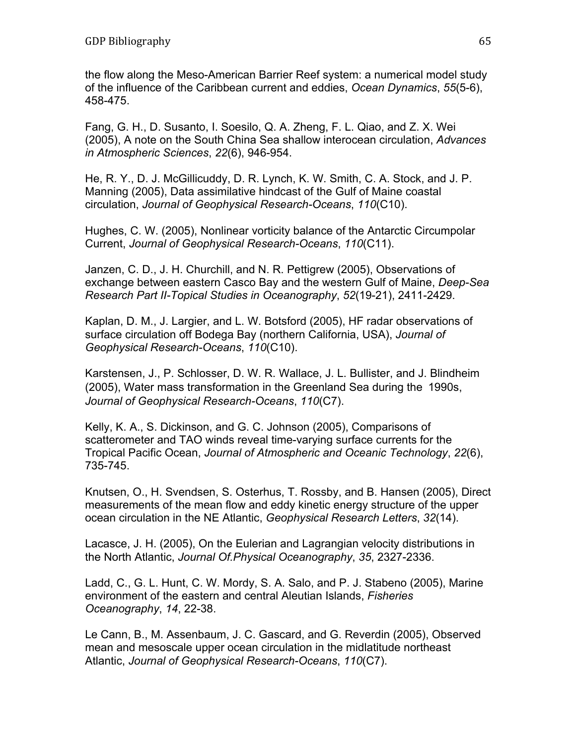the flow along the Meso-American Barrier Reef system: a numerical model study of the influence of the Caribbean current and eddies, *Ocean Dynamics*, *55*(5-6), 458-475.

Fang, G. H., D. Susanto, I. Soesilo, Q. A. Zheng, F. L. Qiao, and Z. X. Wei (2005), A note on the South China Sea shallow interocean circulation, *Advances in Atmospheric Sciences*, *22*(6), 946-954.

He, R. Y., D. J. McGillicuddy, D. R. Lynch, K. W. Smith, C. A. Stock, and J. P. Manning (2005), Data assimilative hindcast of the Gulf of Maine coastal circulation, *Journal of Geophysical Research-Oceans*, *110*(C10).

Hughes, C. W. (2005), Nonlinear vorticity balance of the Antarctic Circumpolar Current, *Journal of Geophysical Research-Oceans*, *110*(C11).

Janzen, C. D., J. H. Churchill, and N. R. Pettigrew (2005), Observations of exchange between eastern Casco Bay and the western Gulf of Maine, *Deep-Sea Research Part II-Topical Studies in Oceanography*, *52*(19-21), 2411-2429.

Kaplan, D. M., J. Largier, and L. W. Botsford (2005), HF radar observations of surface circulation off Bodega Bay (northern California, USA), *Journal of Geophysical Research-Oceans*, *110*(C10).

Karstensen, J., P. Schlosser, D. W. R. Wallace, J. L. Bullister, and J. Blindheim (2005), Water mass transformation in the Greenland Sea during the 1990s, *Journal of Geophysical Research-Oceans*, *110*(C7).

Kelly, K. A., S. Dickinson, and G. C. Johnson (2005), Comparisons of scatterometer and TAO winds reveal time-varying surface currents for the Tropical Pacific Ocean, *Journal of Atmospheric and Oceanic Technology*, *22*(6), 735-745.

Knutsen, O., H. Svendsen, S. Osterhus, T. Rossby, and B. Hansen (2005), Direct measurements of the mean flow and eddy kinetic energy structure of the upper ocean circulation in the NE Atlantic, *Geophysical Research Letters*, *32*(14).

Lacasce, J. H. (2005), On the Eulerian and Lagrangian velocity distributions in the North Atlantic, *Journal Of.Physical Oceanography*, *35*, 2327-2336.

Ladd, C., G. L. Hunt, C. W. Mordy, S. A. Salo, and P. J. Stabeno (2005), Marine environment of the eastern and central Aleutian Islands, *Fisheries Oceanography*, *14*, 22-38.

Le Cann, B., M. Assenbaum, J. C. Gascard, and G. Reverdin (2005), Observed mean and mesoscale upper ocean circulation in the midlatitude northeast Atlantic, *Journal of Geophysical Research-Oceans*, *110*(C7).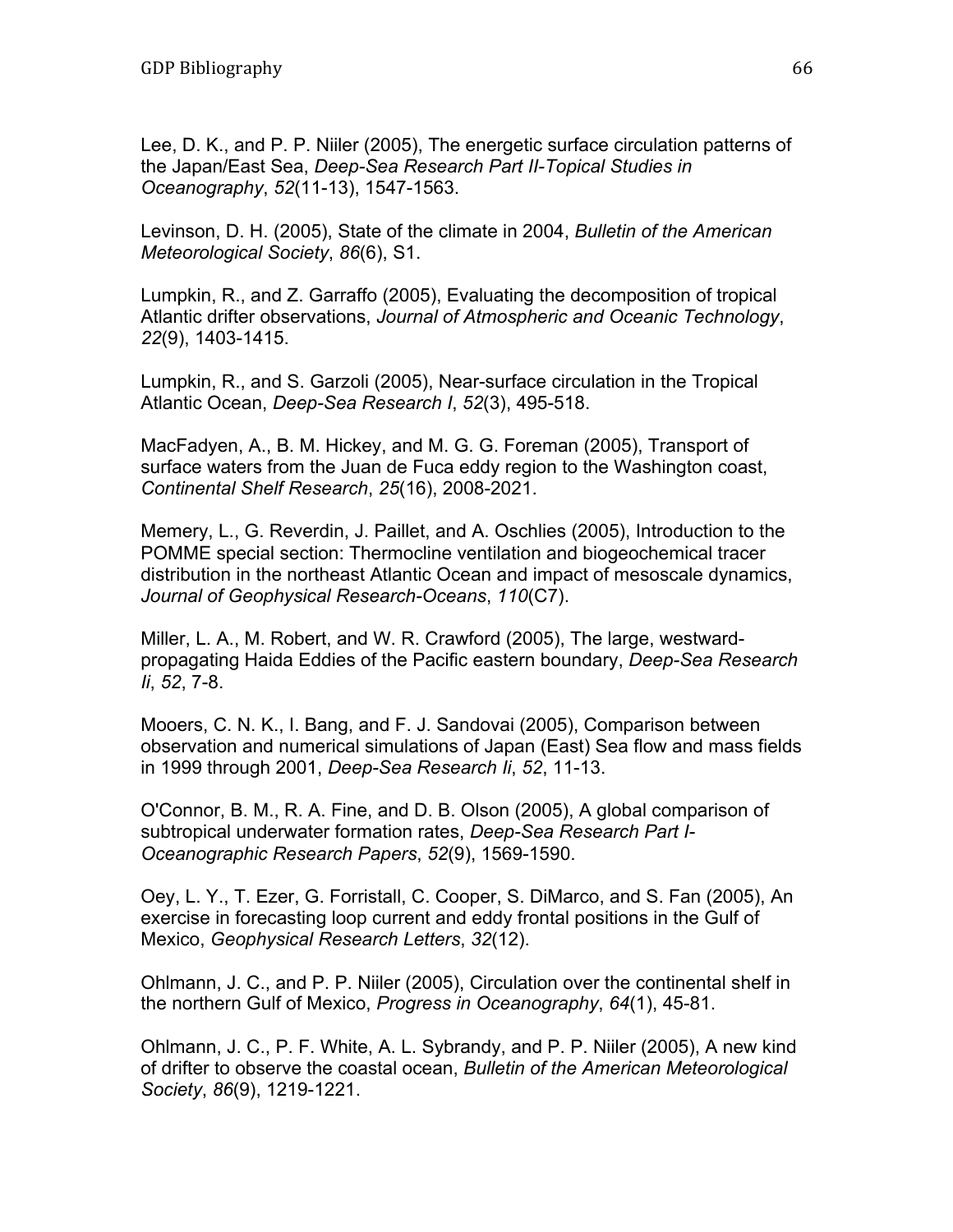Lee, D. K., and P. P. Niiler (2005), The energetic surface circulation patterns of the Japan/East Sea, *Deep-Sea Research Part II-Topical Studies in Oceanography*, *52*(11-13), 1547-1563.

Levinson, D. H. (2005), State of the climate in 2004, *Bulletin of the American Meteorological Society*, *86*(6), S1.

Lumpkin, R., and Z. Garraffo (2005), Evaluating the decomposition of tropical Atlantic drifter observations, *Journal of Atmospheric and Oceanic Technology*, *22*(9), 1403-1415.

Lumpkin, R., and S. Garzoli (2005), Near-surface circulation in the Tropical Atlantic Ocean, *Deep-Sea Research I*, *52*(3), 495-518.

MacFadyen, A., B. M. Hickey, and M. G. G. Foreman (2005), Transport of surface waters from the Juan de Fuca eddy region to the Washington coast, *Continental Shelf Research*, *25*(16), 2008-2021.

Memery, L., G. Reverdin, J. Paillet, and A. Oschlies (2005), Introduction to the POMME special section: Thermocline ventilation and biogeochemical tracer distribution in the northeast Atlantic Ocean and impact of mesoscale dynamics, *Journal of Geophysical Research-Oceans*, *110*(C7).

Miller, L. A., M. Robert, and W. R. Crawford (2005), The large, westward-propagating Haida Eddies of the Pacific eastern boundary, *Deep-Sea Research Ii*, *52*, 7-8.

Mooers, C. N. K., I. Bang, and F. J. Sandovai (2005), Comparison between observation and numerical simulations of Japan (East) Sea flow and mass fields in 1999 through 2001, *Deep-Sea Research Ii*, *52*, 11-13.

O'Connor, B. M., R. A. Fine, and D. B. Olson (2005), A global comparison of subtropical underwater formation rates, *Deep-Sea Research Part I-Oceanographic Research Papers*, *52*(9), 1569-1590.

Oey, L. Y., T. Ezer, G. Forristall, C. Cooper, S. DiMarco, and S. Fan (2005), An exercise in forecasting loop current and eddy frontal positions in the Gulf of Mexico, *Geophysical Research Letters*, *32*(12).

Ohlmann, J. C., and P. P. Niiler (2005), Circulation over the continental shelf in the northern Gulf of Mexico, *Progress in Oceanography*, *64*(1), 45-81.

Ohlmann, J. C., P. F. White, A. L. Sybrandy, and P. P. Niiler (2005), A new kind of drifter to observe the coastal ocean, *Bulletin of the American Meteorological Society*, *86*(9), 1219-1221.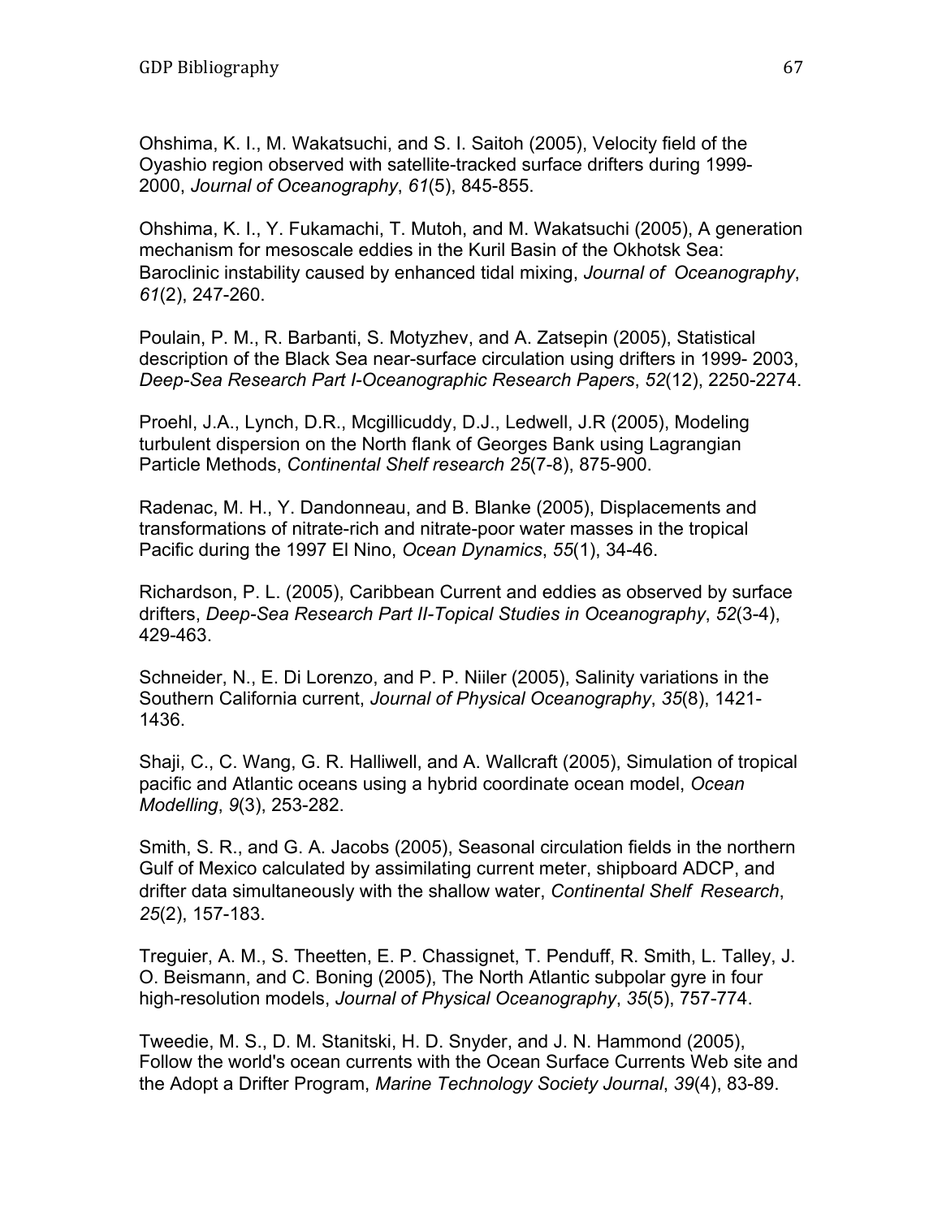Ohshima, K. I., M. Wakatsuchi, and S. I. Saitoh (2005), Velocity field of the Oyashio region observed with satellite-tracked surface drifters during 1999-2000, *Journal of Oceanography*, *61*(5), 845-855.

Ohshima, K. I., Y. Fukamachi, T. Mutoh, and M. Wakatsuchi (2005), A generation mechanism for mesoscale eddies in the Kuril Basin of the Okhotsk Sea: Baroclinic instability caused by enhanced tidal mixing, *Journal of Oceanography*, *61*(2), 247-260.

Poulain, P. M., R. Barbanti, S. Motyzhev, and A. Zatsepin (2005), Statistical description of the Black Sea near-surface circulation using drifters in 1999- 2003, *Deep-Sea Research Part I-Oceanographic Research Papers*, *52*(12), 2250-2274.

Proehl, J.A., Lynch, D.R., Mcgillicuddy, D.J., Ledwell, J.R (2005), Modeling turbulent dispersion on the North flank of Georges Bank using Lagrangian Particle Methods, *Continental Shelf research 25*(7-8), 875-900.

Radenac, M. H., Y. Dandonneau, and B. Blanke (2005), Displacements and transformations of nitrate-rich and nitrate-poor water masses in the tropical Pacific during the 1997 El Nino, *Ocean Dynamics*, *55*(1), 34-46.

Richardson, P. L. (2005), Caribbean Current and eddies as observed by surface drifters, *Deep-Sea Research Part II-Topical Studies in Oceanography*, *52*(3-4), 429-463.

Schneider, N., E. Di Lorenzo, and P. P. Niiler (2005), Salinity variations in the Southern California current, *Journal of Physical Oceanography*, *35*(8), 1421-1436.

Shaji, C., C. Wang, G. R. Halliwell, and A. Wallcraft (2005), Simulation of tropical pacific and Atlantic oceans using a hybrid coordinate ocean model, *Ocean Modelling*, *9*(3), 253-282.

Smith, S. R., and G. A. Jacobs (2005), Seasonal circulation fields in the northern Gulf of Mexico calculated by assimilating current meter, shipboard ADCP, and drifter data simultaneously with the shallow water, *Continental Shelf Research*, *25*(2), 157-183.

Treguier, A. M., S. Theetten, E. P. Chassignet, T. Penduff, R. Smith, L. Talley, J. O. Beismann, and C. Boning (2005), The North Atlantic subpolar gyre in four high-resolution models, *Journal of Physical Oceanography*, *35*(5), 757-774.

Tweedie, M. S., D. M. Stanitski, H. D. Snyder, and J. N. Hammond (2005), Follow the world's ocean currents with the Ocean Surface Currents Web site and the Adopt a Drifter Program, *Marine Technology Society Journal*, *39*(4), 83-89.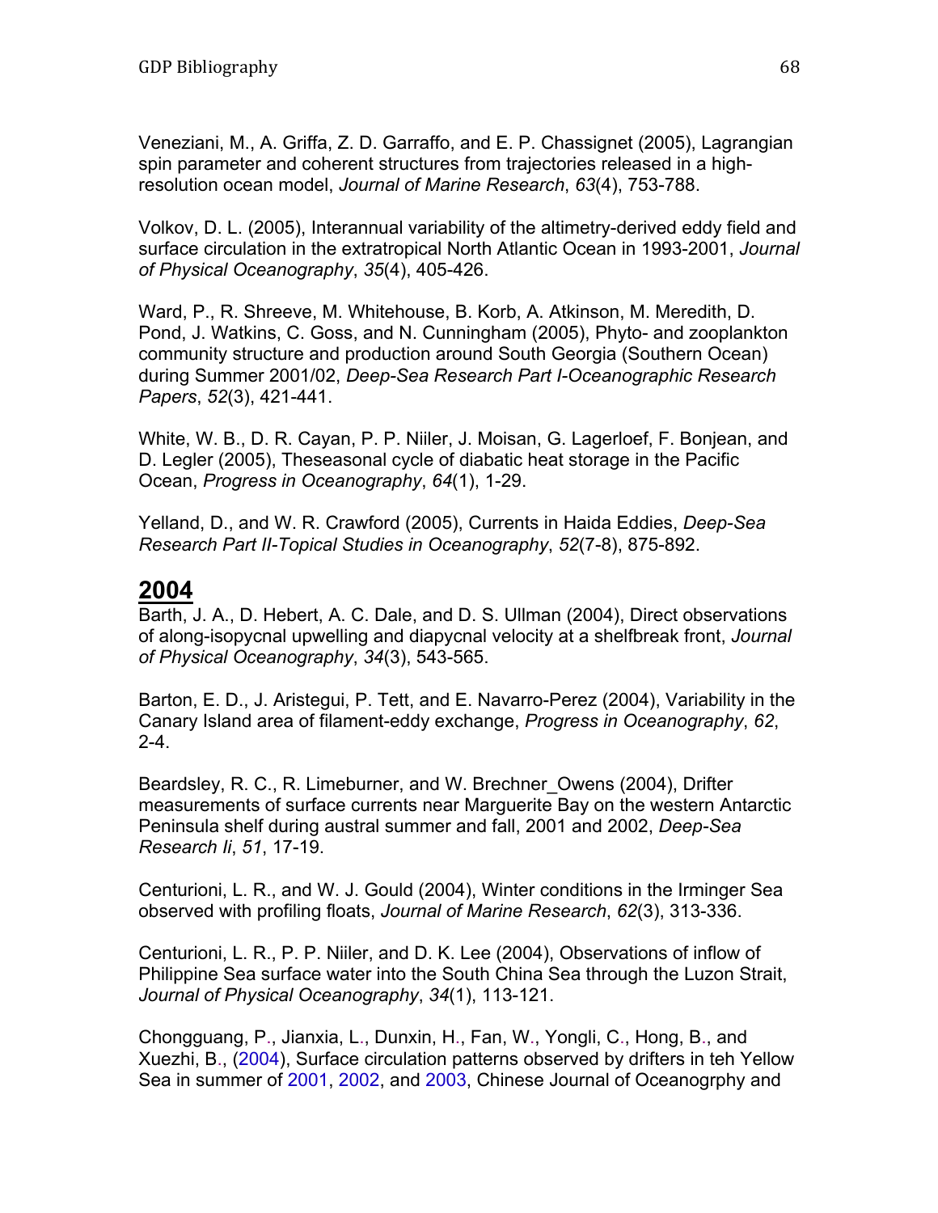Veneziani, M., A. Griffa, Z. D. Garraffo, and E. P. Chassignet (2005), Lagrangian spin parameter and coherent structures from trajectories released in a high-resolution ocean model, *Journal of Marine Research*, *63*(4), 753-788.

Volkov, D. L. (2005), Interannual variability of the altimetry-derived eddy field and surface circulation in the extratropical North Atlantic Ocean in 1993-2001, *Journal of Physical Oceanography*, *35*(4), 405-426.

Ward, P., R. Shreeve, M. Whitehouse, B. Korb, A. Atkinson, M. Meredith, D. Pond, J. Watkins, C. Goss, and N. Cunningham (2005), Phyto- and zooplankton community structure and production around South Georgia (Southern Ocean) during Summer 2001/02, *Deep-Sea Research Part I-Oceanographic Research Papers*, *52*(3), 421-441.

White, W. B., D. R. Cayan, P. P. Niiler, J. Moisan, G. Lagerloef, F. Bonjean, and D. Legler (2005), Theseasonal cycle of diabatic heat storage in the Pacific Ocean, *Progress in Oceanography*, *64*(1), 1-29.

Yelland, D., and W. R. Crawford (2005), Currents in Haida Eddies, *Deep-Sea Research Part II-Topical Studies in Oceanography*, *52*(7-8), 875-892.

## 2004

Barth, J. A., D. Hebert, A. C. Dale, and D. S. Ullman (2004), Direct observations of along-isopycnal upwelling and diapycnal velocity at a shelfbreak front, *Journal of Physical Oceanography*, *34*(3), 543-565.

Barton, E. D., J. Aristegui, P. Tett, and E. Navarro-Perez (2004), Variability in the Canary Island area of filament-eddy exchange, *Progress in Oceanography*, *62*, 2-4.

Beardsley, R. C., R. Limeburner, and W. Brechner_Owens (2004), Drifter measurements of surface currents near Marguerite Bay on the western Antarctic Peninsula shelf during austral summer and fall, 2001 and 2002, *Deep-Sea Research Ii*, *51*, 17-19.

Centurioni, L. R., and W. J. Gould (2004), Winter conditions in the Irminger Sea observed with profiling floats, *Journal of Marine Research*, *62*(3), 313-336.

Centurioni, L. R., P. P. Niiler, and D. K. Lee (2004), Observations of inflow of Philippine Sea surface water into the South China Sea through the Luzon Strait, *Journal of Physical Oceanography*, *34*(1), 113-121.

Chongguang, P., Jianxia, L., Dunxin, H., Fan, W., Yongli, C., Hong, B., and Xuezhi, B., (2004), Surface circulation patterns observed by drifters in teh Yellow Sea in summer of 2001, 2002, and 2003, Chinese Journal of Oceanogrphy and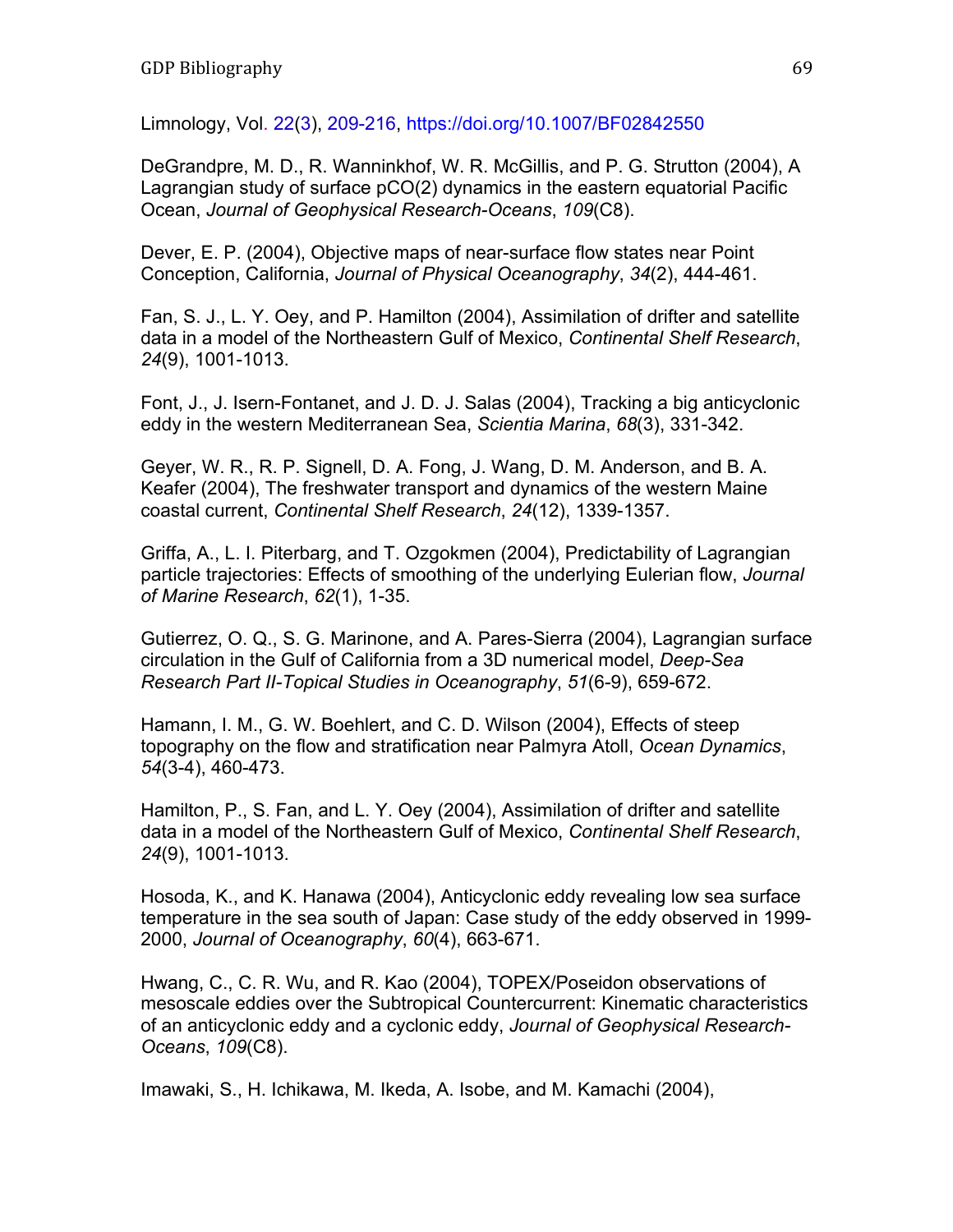Limnology, Vol. 22(3), 209-216, https://doi.org/10.1007/BF02842550

DeGrandpre, M. D., R. Wanninkhof, W. R. McGillis, and P. G. Strutton (2004), A Lagrangian study of surface pCO(2) dynamics in the eastern equatorial Pacific Ocean, *Journal of Geophysical Research-Oceans*, *109*(C8).

Dever, E. P. (2004), Objective maps of near-surface flow states near Point Conception, California, *Journal of Physical Oceanography*, *34*(2), 444-461.

Fan, S. J., L. Y. Oey, and P. Hamilton (2004), Assimilation of drifter and satellite data in a model of the Northeastern Gulf of Mexico, *Continental Shelf Research*, *24*(9), 1001-1013.

Font, J., J. Isern-Fontanet, and J. D. J. Salas (2004), Tracking a big anticyclonic eddy in the western Mediterranean Sea, *Scientia Marina*, *68*(3), 331-342.

Geyer, W. R., R. P. Signell, D. A. Fong, J. Wang, D. M. Anderson, and B. A. Keafer (2004), The freshwater transport and dynamics of the western Maine coastal current, *Continental Shelf Research*, *24*(12), 1339-1357.

Griffa, A., L. I. Piterbarg, and T. Ozgokmen (2004), Predictability of Lagrangian particle trajectories: Effects of smoothing of the underlying Eulerian flow, *Journal of Marine Research*, *62*(1), 1-35.

Gutierrez, O. Q., S. G. Marinone, and A. Pares-Sierra (2004), Lagrangian surface circulation in the Gulf of California from a 3D numerical model, *Deep-Sea Research Part II-Topical Studies in Oceanography*, *51*(6-9), 659-672.

Hamann, I. M., G. W. Boehlert, and C. D. Wilson (2004), Effects of steep topography on the flow and stratification near Palmyra Atoll, *Ocean Dynamics*, *54*(3-4), 460-473.

Hamilton, P., S. Fan, and L. Y. Oey (2004), Assimilation of drifter and satellite data in a model of the Northeastern Gulf of Mexico, *Continental Shelf Research*, *24*(9), 1001-1013.

Hosoda, K., and K. Hanawa (2004), Anticyclonic eddy revealing low sea surface temperature in the sea south of Japan: Case study of the eddy observed in 1999-2000, *Journal of Oceanography*, *60*(4), 663-671.

Hwang, C., C. R. Wu, and R. Kao (2004), TOPEX/Poseidon observations of mesoscale eddies over the Subtropical Countercurrent: Kinematic characteristics of an anticyclonic eddy and a cyclonic eddy, *Journal of Geophysical Research-Oceans*, *109*(C8).

Imawaki, S., H. Ichikawa, M. Ikeda, A. Isobe, and M. Kamachi (2004),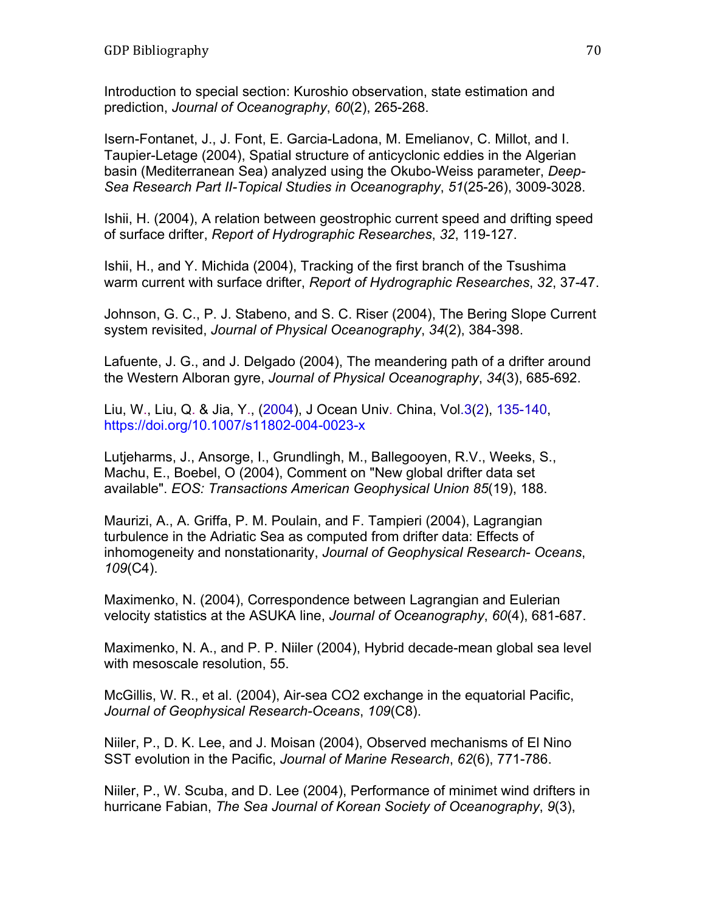Introduction to special section: Kuroshio observation, state estimation and prediction, *Journal of Oceanography*, *60*(2), 265-268.

Isern-Fontanet, J., J. Font, E. Garcia-Ladona, M. Emelianov, C. Millot, and I. Taupier-Letage (2004), Spatial structure of anticyclonic eddies in the Algerian basin (Mediterranean Sea) analyzed using the Okubo-Weiss parameter, *Deep-Sea Research Part II-Topical Studies in Oceanography*, *51*(25-26), 3009-3028.

Ishii, H. (2004), A relation between geostrophic current speed and drifting speed of surface drifter, *Report of Hydrographic Researches*, *32*, 119-127.

Ishii, H., and Y. Michida (2004), Tracking of the first branch of the Tsushima warm current with surface drifter, *Report of Hydrographic Researches*, *32*, 37-47.

Johnson, G. C., P. J. Stabeno, and S. C. Riser (2004), The Bering Slope Current system revisited, *Journal of Physical Oceanography*, *34*(2), 384-398.

Lafuente, J. G., and J. Delgado (2004), The meandering path of a drifter around the Western Alboran gyre, *Journal of Physical Oceanography*, *34*(3), 685-692.

Liu, W., Liu, Q. & Jia, Y., (2004), J Ocean Univ. China, Vol.3(2), 135-140, https://doi.org/10.1007/s11802-004-0023-x

Lutjeharms, J., Ansorge, I., Grundlingh, M., Ballegooyen, R.V., Weeks, S., Machu, E., Boebel, O (2004), Comment on "New global drifter data set available". *EOS: Transactions American Geophysical Union 85*(19), 188.

Maurizi, A., A. Griffa, P. M. Poulain, and F. Tampieri (2004), Lagrangian turbulence in the Adriatic Sea as computed from drifter data: Effects of inhomogeneity and nonstationarity, *Journal of Geophysical Research- Oceans*, *109*(C4).

Maximenko, N. (2004), Correspondence between Lagrangian and Eulerian velocity statistics at the ASUKA line, *Journal of Oceanography*, *60*(4), 681-687.

Maximenko, N. A., and P. P. Niiler (2004), Hybrid decade-mean global sea level with mesoscale resolution, 55.

McGillis, W. R., et al. (2004), Air-sea CO2 exchange in the equatorial Pacific, *Journal of Geophysical Research-Oceans*, *109*(C8).

Niiler, P., D. K. Lee, and J. Moisan (2004), Observed mechanisms of El Nino SST evolution in the Pacific, *Journal of Marine Research*, *62*(6), 771-786.

Niiler, P., W. Scuba, and D. Lee (2004), Performance of minimet wind drifters in hurricane Fabian, *The Sea Journal of Korean Society of Oceanography*, *9*(3),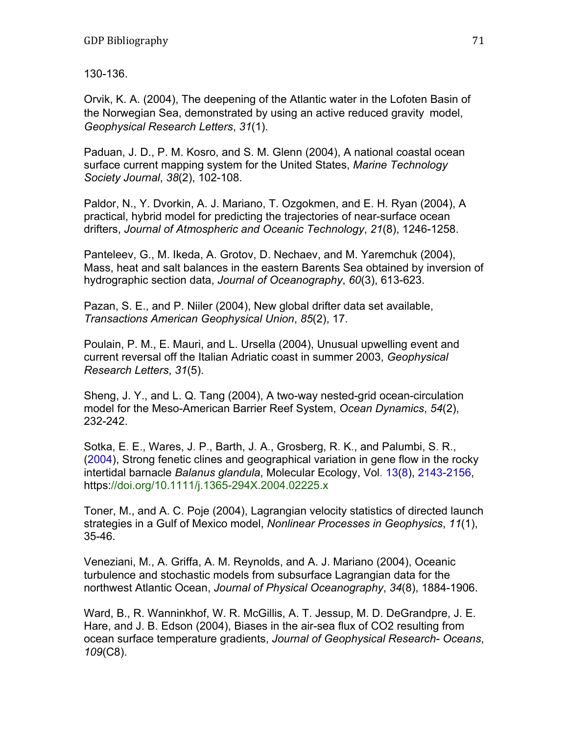130-136.

Orvik, K. A. (2004), The deepening of the Atlantic water in the Lofoten Basin of the Norwegian Sea, demonstrated by using an active reduced gravity model, *Geophysical Research Letters*, *31*(1).

Paduan, J. D., P. M. Kosro, and S. M. Glenn (2004), A national coastal ocean surface current mapping system for the United States, *Marine Technology Society Journal*, *38*(2), 102-108.

Paldor, N., Y. Dvorkin, A. J. Mariano, T. Ozgokmen, and E. H. Ryan (2004), A practical, hybrid model for predicting the trajectories of near-surface ocean drifters, *Journal of Atmospheric and Oceanic Technology*, *21*(8), 1246-1258.

Panteleev, G., M. Ikeda, A. Grotov, D. Nechaev, and M. Yaremchuk (2004), Mass, heat and salt balances in the eastern Barents Sea obtained by inversion of hydrographic section data, *Journal of Oceanography*, *60*(3), 613-623.

Pazan, S. E., and P. Niiler (2004), New global drifter data set available, *Transactions American Geophysical Union*, *85*(2), 17.

Poulain, P. M., E. Mauri, and L. Ursella (2004), Unusual upwelling event and current reversal off the Italian Adriatic coast in summer 2003, *Geophysical Research Letters*, *31*(5).

Sheng, J. Y., and L. Q. Tang (2004), A two-way nested-grid ocean-circulation model for the Meso-American Barrier Reef System, *Ocean Dynamics*, *54*(2), 232-242.

Sotka, E. E., Wares, J. P., Barth, J. A., Grosberg, R. K., and Palumbi, S. R., (2004), Strong fenetic clines and geographical variation in gene flow in the rocky intertidal barnacle *Balanus glandula*, Molecular Ecology, Vol. 13(8), 2143-2156, https://doi.org/10.1111/j.1365-294X.2004.02225.x

Toner, M., and A. C. Poje (2004), Lagrangian velocity statistics of directed launch strategies in a Gulf of Mexico model, *Nonlinear Processes in Geophysics*, *11*(1), 35-46.

Veneziani, M., A. Griffa, A. M. Reynolds, and A. J. Mariano (2004), Oceanic turbulence and stochastic models from subsurface Lagrangian data for the northwest Atlantic Ocean, *Journal of Physical Oceanography*, *34*(8), 1884-1906.

Ward, B., R. Wanninkhof, W. R. McGillis, A. T. Jessup, M. D. DeGrandpre, J. E. Hare, and J. B. Edson (2004), Biases in the air-sea flux of CO2 resulting from ocean surface temperature gradients, *Journal of Geophysical Research- Oceans*, *109*(C8).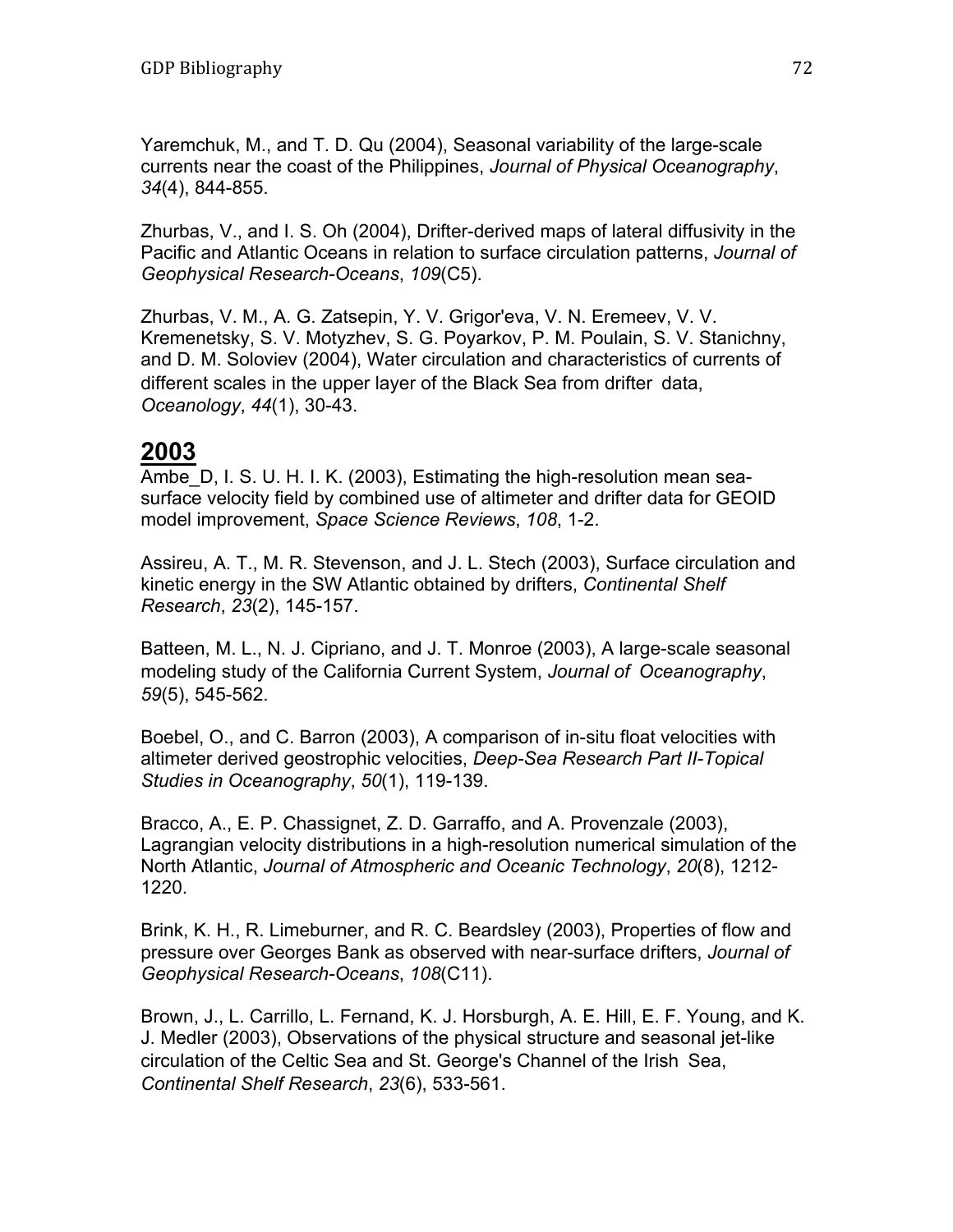Yaremchuk, M., and T. D. Qu (2004), Seasonal variability of the large-scale currents near the coast of the Philippines, *Journal of Physical Oceanography*, *34*(4), 844-855.

Zhurbas, V., and I. S. Oh (2004), Drifter-derived maps of lateral diffusivity in the Pacific and Atlantic Oceans in relation to surface circulation patterns, *Journal of Geophysical Research-Oceans*, *109*(C5).

Zhurbas, V. M., A. G. Zatsepin, Y. V. Grigor'eva, V. N. Eremeev, V. V. Kremenetsky, S. V. Motyzhev, S. G. Poyarkov, P. M. Poulain, S. V. Stanichny, and D. M. Soloviev (2004), Water circulation and characteristics of currents of different scales in the upper layer of the Black Sea from drifter data, *Oceanology*, *44*(1), 30-43.

## 2003

Ambe_D, I. S. U. H. I. K. (2003), Estimating the high-resolution mean sea-surface velocity field by combined use of altimeter and drifter data for GEOID model improvement, *Space Science Reviews*, *108*, 1-2.

Assireu, A. T., M. R. Stevenson, and J. L. Stech (2003), Surface circulation and kinetic energy in the SW Atlantic obtained by drifters, *Continental Shelf Research*, *23*(2), 145-157.

Batteen, M. L., N. J. Cipriano, and J. T. Monroe (2003), A large-scale seasonal modeling study of the California Current System, *Journal of Oceanography*, *59*(5), 545-562.

Boebel, O., and C. Barron (2003), A comparison of in-situ float velocities with altimeter derived geostrophic velocities, *Deep-Sea Research Part II-Topical Studies in Oceanography*, *50*(1), 119-139.

Bracco, A., E. P. Chassignet, Z. D. Garraffo, and A. Provenzale (2003), Lagrangian velocity distributions in a high-resolution numerical simulation of the North Atlantic, *Journal of Atmospheric and Oceanic Technology*, *20*(8), 1212-1220.

Brink, K. H., R. Limeburner, and R. C. Beardsley (2003), Properties of flow and pressure over Georges Bank as observed with near-surface drifters, *Journal of Geophysical Research-Oceans*, *108*(C11).

Brown, J., L. Carrillo, L. Fernand, K. J. Horsburgh, A. E. Hill, E. F. Young, and K. J. Medler (2003), Observations of the physical structure and seasonal jet-like circulation of the Celtic Sea and St. George's Channel of the Irish Sea, *Continental Shelf Research*, *23*(6), 533-561.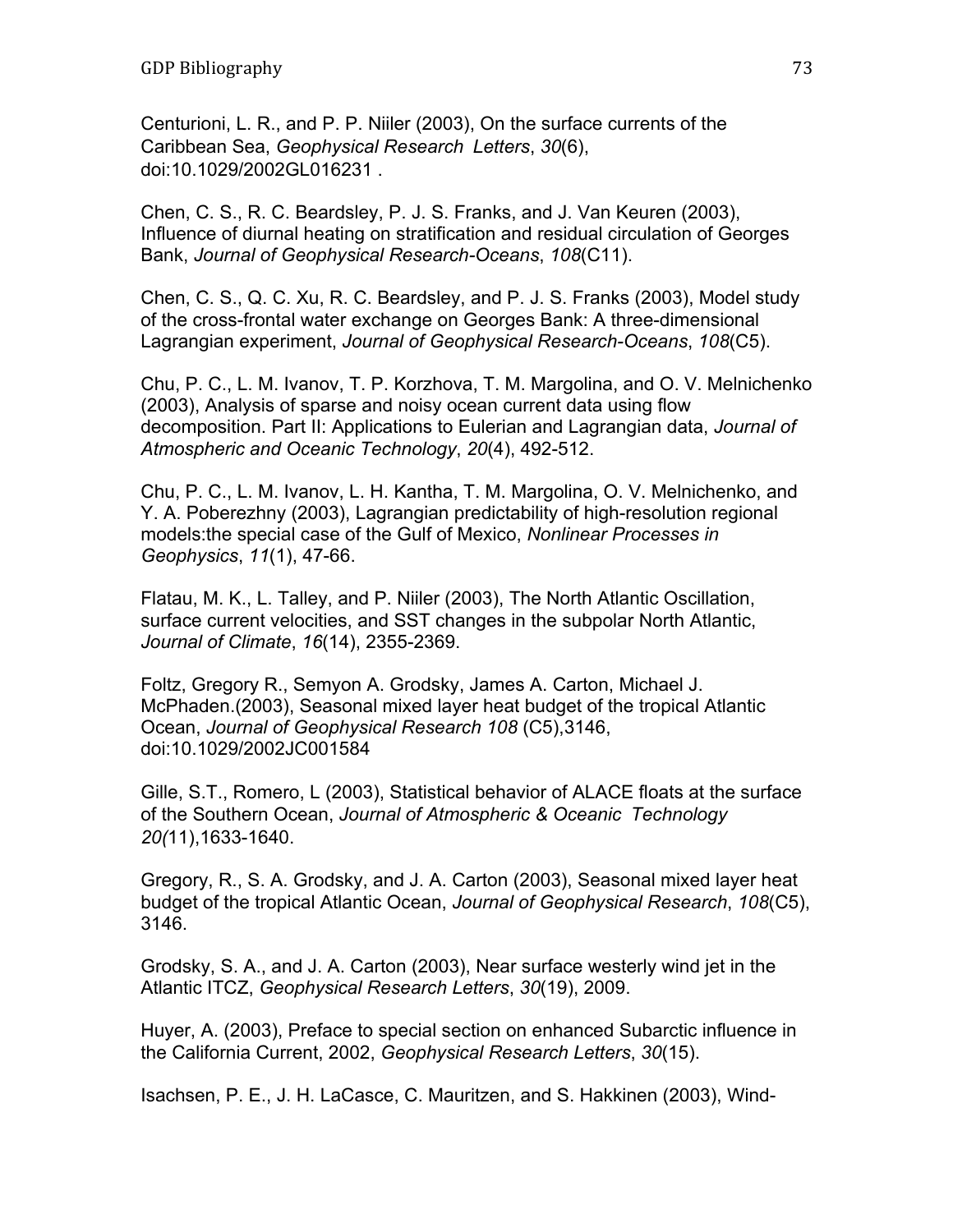Centurioni, L. R., and P. P. Niiler (2003), On the surface currents of the Caribbean Sea, *Geophysical Research Letters*, *30*(6), doi:10.1029/2002GL016231 .

Chen, C. S., R. C. Beardsley, P. J. S. Franks, and J. Van Keuren (2003), Influence of diurnal heating on stratification and residual circulation of Georges Bank, *Journal of Geophysical Research-Oceans*, *108*(C11).

Chen, C. S., Q. C. Xu, R. C. Beardsley, and P. J. S. Franks (2003), Model study of the cross-frontal water exchange on Georges Bank: A three-dimensional Lagrangian experiment, *Journal of Geophysical Research-Oceans*, *108*(C5).

Chu, P. C., L. M. Ivanov, T. P. Korzhova, T. M. Margolina, and O. V. Melnichenko (2003), Analysis of sparse and noisy ocean current data using flow decomposition. Part II: Applications to Eulerian and Lagrangian data, *Journal of Atmospheric and Oceanic Technology*, *20*(4), 492-512.

Chu, P. C., L. M. Ivanov, L. H. Kantha, T. M. Margolina, O. V. Melnichenko, and Y. A. Poberezhny (2003), Lagrangian predictability of high-resolution regional models:the special case of the Gulf of Mexico, *Nonlinear Processes in Geophysics*, *11*(1), 47-66.

Flatau, M. K., L. Talley, and P. Niiler (2003), The North Atlantic Oscillation, surface current velocities, and SST changes in the subpolar North Atlantic, *Journal of Climate*, *16*(14), 2355-2369.

Foltz, Gregory R., Semyon A. Grodsky, James A. Carton, Michael J. McPhaden.(2003), Seasonal mixed layer heat budget of the tropical Atlantic Ocean, *Journal of Geophysical Research 108* (C5),3146, doi:10.1029/2002JC001584

Gille, S.T., Romero, L (2003), Statistical behavior of ALACE floats at the surface of the Southern Ocean, *Journal of Atmospheric & Oceanic Technology 20(*11),1633-1640.

Gregory, R., S. A. Grodsky, and J. A. Carton (2003), Seasonal mixed layer heat budget of the tropical Atlantic Ocean, *Journal of Geophysical Research*, *108*(C5), 3146.

Grodsky, S. A., and J. A. Carton (2003), Near surface westerly wind jet in the Atlantic ITCZ, *Geophysical Research Letters*, *30*(19), 2009.

Huyer, A. (2003), Preface to special section on enhanced Subarctic influence in the California Current, 2002, *Geophysical Research Letters*, *30*(15).

Isachsen, P. E., J. H. LaCasce, C. Mauritzen, and S. Hakkinen (2003), Wind-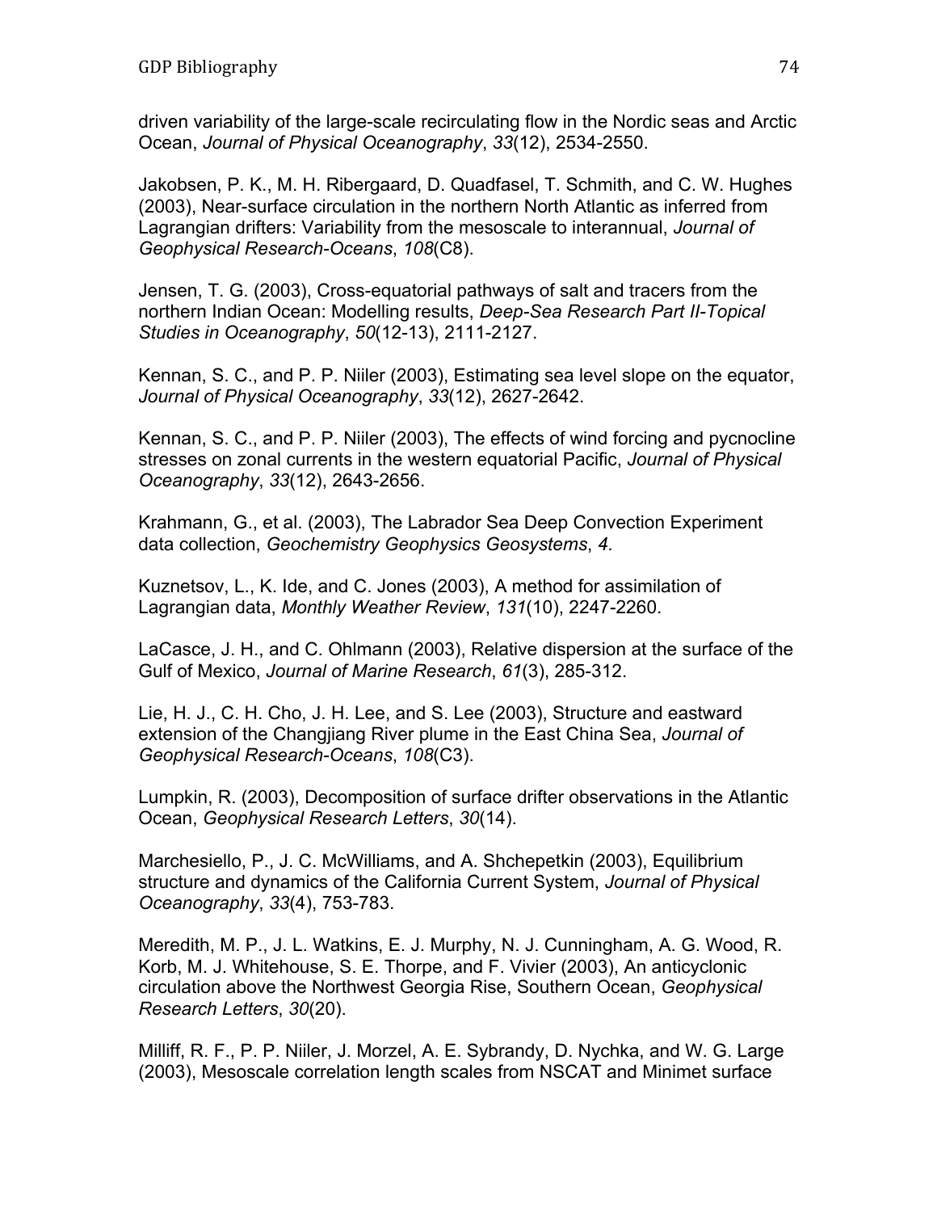driven variability of the large-scale recirculating flow in the Nordic seas and Arctic Ocean, *Journal of Physical Oceanography*, *33*(12), 2534-2550.

Jakobsen, P. K., M. H. Ribergaard, D. Quadfasel, T. Schmith, and C. W. Hughes (2003), Near-surface circulation in the northern North Atlantic as inferred from Lagrangian drifters: Variability from the mesoscale to interannual, *Journal of Geophysical Research-Oceans*, *108*(C8).

Jensen, T. G. (2003), Cross-equatorial pathways of salt and tracers from the northern Indian Ocean: Modelling results, *Deep-Sea Research Part II-Topical Studies in Oceanography*, *50*(12-13), 2111-2127.

Kennan, S. C., and P. P. Niiler (2003), Estimating sea level slope on the equator, *Journal of Physical Oceanography*, *33*(12), 2627-2642.

Kennan, S. C., and P. P. Niiler (2003), The effects of wind forcing and pycnocline stresses on zonal currents in the western equatorial Pacific, *Journal of Physical Oceanography*, *33*(12), 2643-2656.

Krahmann, G., et al. (2003), The Labrador Sea Deep Convection Experiment data collection, *Geochemistry Geophysics Geosystems*, *4*.

Kuznetsov, L., K. Ide, and C. Jones (2003), A method for assimilation of Lagrangian data, *Monthly Weather Review*, *131*(10), 2247-2260.

LaCasce, J. H., and C. Ohlmann (2003), Relative dispersion at the surface of the Gulf of Mexico, *Journal of Marine Research*, *61*(3), 285-312.

Lie, H. J., C. H. Cho, J. H. Lee, and S. Lee (2003), Structure and eastward extension of the Changjiang River plume in the East China Sea, *Journal of Geophysical Research-Oceans*, *108*(C3).

Lumpkin, R. (2003), Decomposition of surface drifter observations in the Atlantic Ocean, *Geophysical Research Letters*, *30*(14).

Marchesiello, P., J. C. McWilliams, and A. Shchepetkin (2003), Equilibrium structure and dynamics of the California Current System, *Journal of Physical Oceanography*, *33*(4), 753-783.

Meredith, M. P., J. L. Watkins, E. J. Murphy, N. J. Cunningham, A. G. Wood, R. Korb, M. J. Whitehouse, S. E. Thorpe, and F. Vivier (2003), An anticyclonic circulation above the Northwest Georgia Rise, Southern Ocean, *Geophysical Research Letters*, *30*(20).

Milliff, R. F., P. P. Niiler, J. Morzel, A. E. Sybrandy, D. Nychka, and W. G. Large (2003), Mesoscale correlation length scales from NSCAT and Minimet surface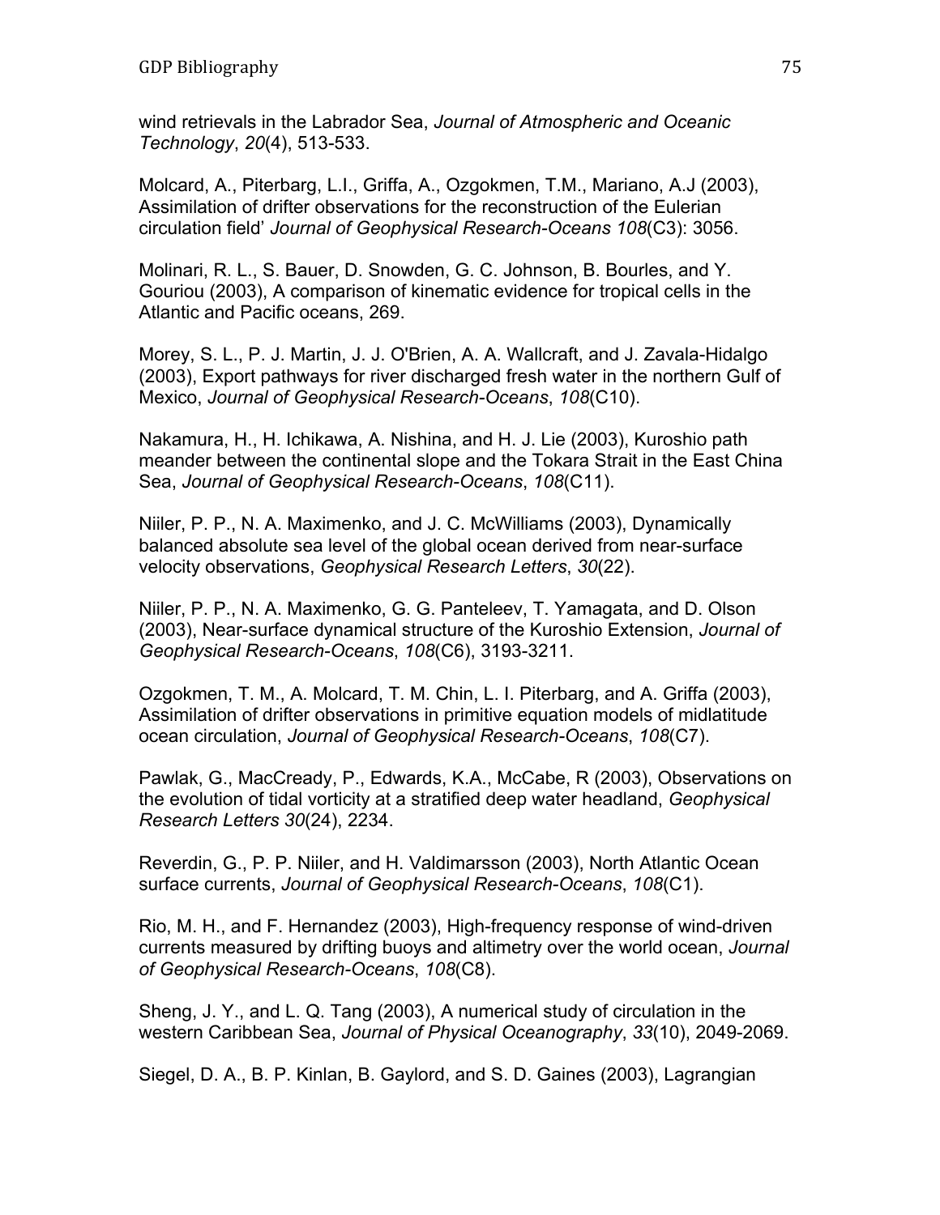wind retrievals in the Labrador Sea, *Journal of Atmospheric and Oceanic Technology*, *20*(4), 513-533.

Molcard, A., Piterbarg, L.I., Griffa, A., Ozgokmen, T.M., Mariano, A.J (2003), Assimilation of drifter observations for the reconstruction of the Eulerian circulation field' *Journal of Geophysical Research-Oceans 108*(C3): 3056.

Molinari, R. L., S. Bauer, D. Snowden, G. C. Johnson, B. Bourles, and Y. Gouriou (2003), A comparison of kinematic evidence for tropical cells in the Atlantic and Pacific oceans, 269.

Morey, S. L., P. J. Martin, J. J. O'Brien, A. A. Wallcraft, and J. Zavala-Hidalgo (2003), Export pathways for river discharged fresh water in the northern Gulf of Mexico, *Journal of Geophysical Research-Oceans*, *108*(C10).

Nakamura, H., H. Ichikawa, A. Nishina, and H. J. Lie (2003), Kuroshio path meander between the continental slope and the Tokara Strait in the East China Sea, *Journal of Geophysical Research-Oceans*, *108*(C11).

Niiler, P. P., N. A. Maximenko, and J. C. McWilliams (2003), Dynamically balanced absolute sea level of the global ocean derived from near-surface velocity observations, *Geophysical Research Letters*, *30*(22).

Niiler, P. P., N. A. Maximenko, G. G. Panteleev, T. Yamagata, and D. Olson (2003), Near-surface dynamical structure of the Kuroshio Extension, *Journal of Geophysical Research-Oceans*, *108*(C6), 3193-3211.

Ozgokmen, T. M., A. Molcard, T. M. Chin, L. I. Piterbarg, and A. Griffa (2003), Assimilation of drifter observations in primitive equation models of midlatitude ocean circulation, *Journal of Geophysical Research-Oceans*, *108*(C7).

Pawlak, G., MacCready, P., Edwards, K.A., McCabe, R (2003), Observations on the evolution of tidal vorticity at a stratified deep water headland, *Geophysical Research Letters 30*(24), 2234.

Reverdin, G., P. P. Niiler, and H. Valdimarsson (2003), North Atlantic Ocean surface currents, *Journal of Geophysical Research-Oceans*, *108*(C1).

Rio, M. H., and F. Hernandez (2003), High-frequency response of wind-driven currents measured by drifting buoys and altimetry over the world ocean, *Journal of Geophysical Research-Oceans*, *108*(C8).

Sheng, J. Y., and L. Q. Tang (2003), A numerical study of circulation in the western Caribbean Sea, *Journal of Physical Oceanography*, *33*(10), 2049-2069.

Siegel, D. A., B. P. Kinlan, B. Gaylord, and S. D. Gaines (2003), Lagrangian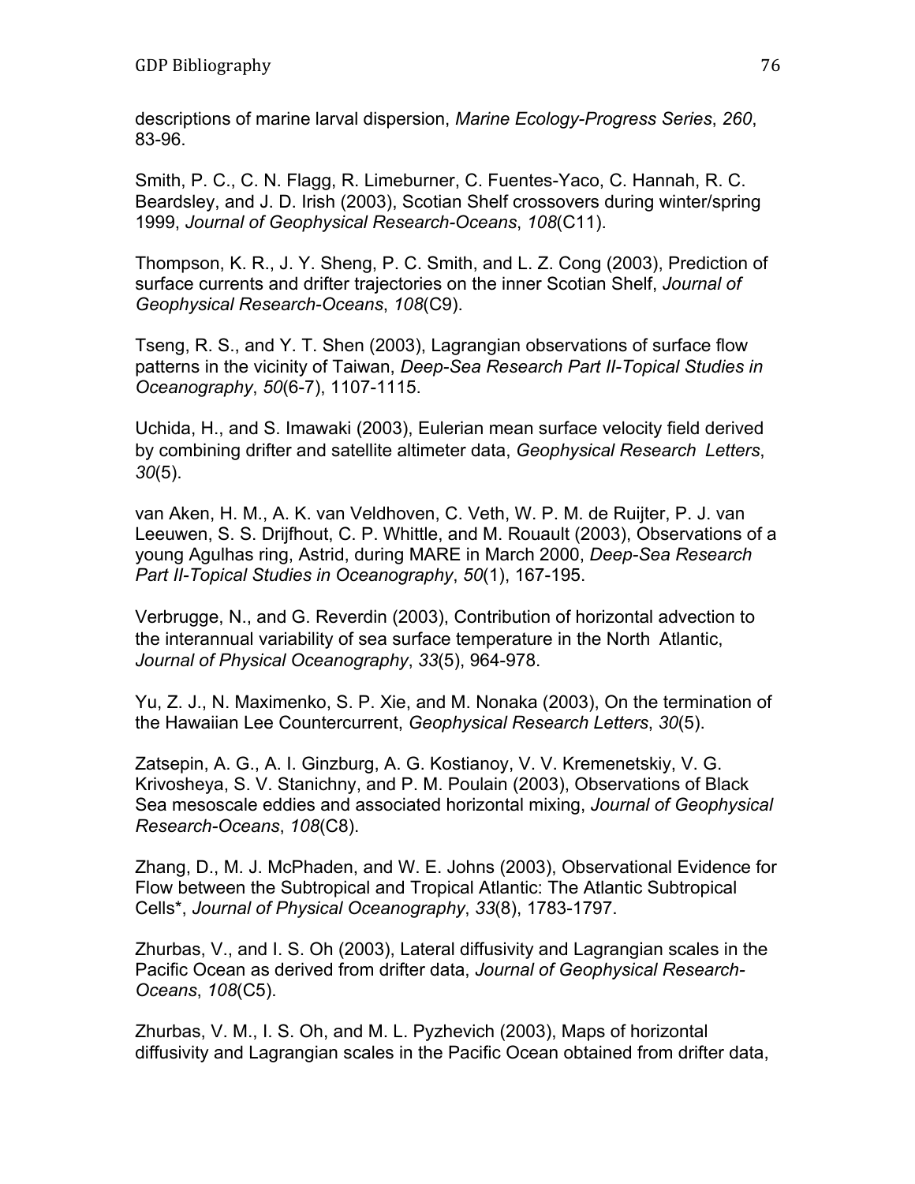descriptions of marine larval dispersion, *Marine Ecology-Progress Series*, *260*, 83-96.

Smith, P. C., C. N. Flagg, R. Limeburner, C. Fuentes-Yaco, C. Hannah, R. C. Beardsley, and J. D. Irish (2003), Scotian Shelf crossovers during winter/spring 1999, *Journal of Geophysical Research-Oceans*, *108*(C11).

Thompson, K. R., J. Y. Sheng, P. C. Smith, and L. Z. Cong (2003), Prediction of surface currents and drifter trajectories on the inner Scotian Shelf, *Journal of Geophysical Research-Oceans*, *108*(C9).

Tseng, R. S., and Y. T. Shen (2003), Lagrangian observations of surface flow patterns in the vicinity of Taiwan, *Deep-Sea Research Part II-Topical Studies in Oceanography*, *50*(6-7), 1107-1115.

Uchida, H., and S. Imawaki (2003), Eulerian mean surface velocity field derived by combining drifter and satellite altimeter data, *Geophysical Research Letters*, *30*(5).

van Aken, H. M., A. K. van Veldhoven, C. Veth, W. P. M. de Ruijter, P. J. van Leeuwen, S. S. Drijfhout, C. P. Whittle, and M. Rouault (2003), Observations of a young Agulhas ring, Astrid, during MARE in March 2000, *Deep-Sea Research Part II-Topical Studies in Oceanography*, *50*(1), 167-195.

Verbrugge, N., and G. Reverdin (2003), Contribution of horizontal advection to the interannual variability of sea surface temperature in the North Atlantic, *Journal of Physical Oceanography*, *33*(5), 964-978.

Yu, Z. J., N. Maximenko, S. P. Xie, and M. Nonaka (2003), On the termination of the Hawaiian Lee Countercurrent, *Geophysical Research Letters*, *30*(5).

Zatsepin, A. G., A. I. Ginzburg, A. G. Kostianoy, V. V. Kremenetskiy, V. G. Krivosheya, S. V. Stanichny, and P. M. Poulain (2003), Observations of Black Sea mesoscale eddies and associated horizontal mixing, *Journal of Geophysical Research-Oceans*, *108*(C8).

Zhang, D., M. J. McPhaden, and W. E. Johns (2003), Observational Evidence for Flow between the Subtropical and Tropical Atlantic: The Atlantic Subtropical Cells*, *Journal of Physical Oceanography*, *33*(8), 1783-1797.

Zhurbas, V., and I. S. Oh (2003), Lateral diffusivity and Lagrangian scales in the Pacific Ocean as derived from drifter data, *Journal of Geophysical Research-Oceans*, *108*(C5).

Zhurbas, V. M., I. S. Oh, and M. L. Pyzhevich (2003), Maps of horizontal diffusivity and Lagrangian scales in the Pacific Ocean obtained from drifter data,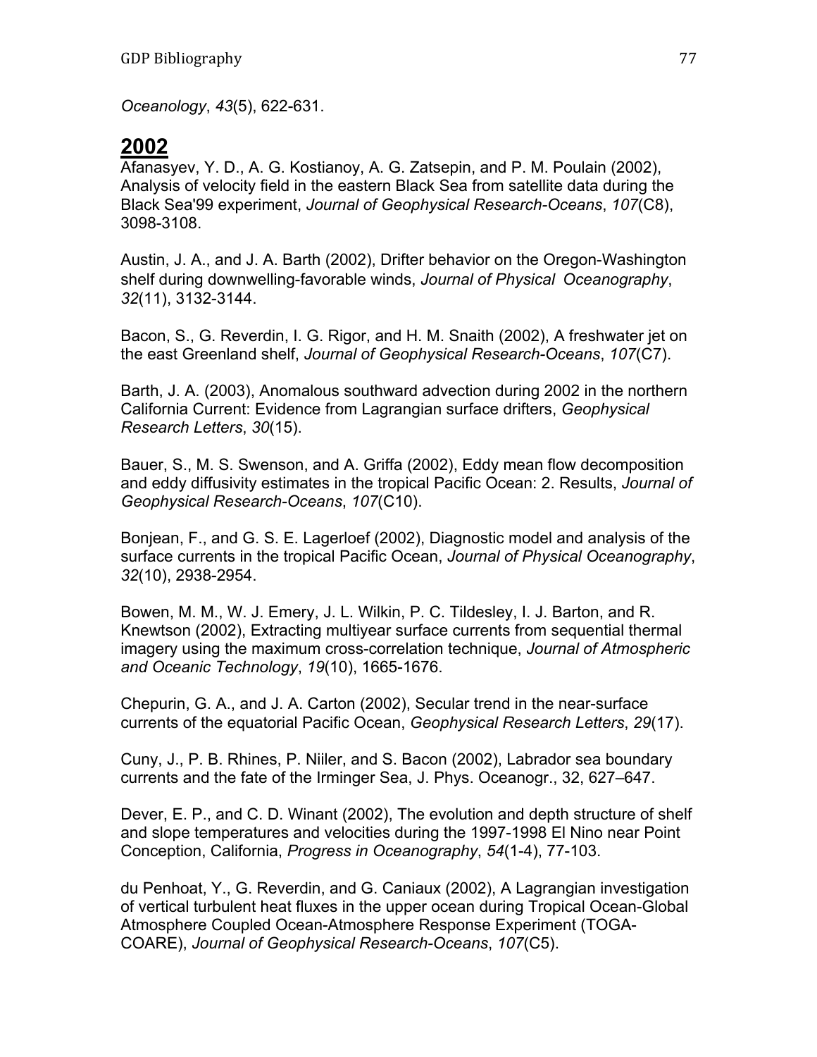*Oceanology*, *43*(5), 622-631.

## 2002

Afanasyev, Y. D., A. G. Kostianoy, A. G. Zatsepin, and P. M. Poulain (2002), Analysis of velocity field in the eastern Black Sea from satellite data during the Black Sea'99 experiment, *Journal of Geophysical Research-Oceans*, *107*(C8), 3098-3108.

Austin, J. A., and J. A. Barth (2002), Drifter behavior on the Oregon-Washington shelf during downwelling-favorable winds, *Journal of Physical Oceanography*, *32*(11), 3132-3144.

Bacon, S., G. Reverdin, I. G. Rigor, and H. M. Snaith (2002), A freshwater jet on the east Greenland shelf, *Journal of Geophysical Research-Oceans*, *107*(C7).

Barth, J. A. (2003), Anomalous southward advection during 2002 in the northern California Current: Evidence from Lagrangian surface drifters, *Geophysical Research Letters*, *30*(15).

Bauer, S., M. S. Swenson, and A. Griffa (2002), Eddy mean flow decomposition and eddy diffusivity estimates in the tropical Pacific Ocean: 2. Results, *Journal of Geophysical Research-Oceans*, *107*(C10).

Bonjean, F., and G. S. E. Lagerloef (2002), Diagnostic model and analysis of the surface currents in the tropical Pacific Ocean, *Journal of Physical Oceanography*, *32*(10), 2938-2954.

Bowen, M. M., W. J. Emery, J. L. Wilkin, P. C. Tildesley, I. J. Barton, and R. Knewtson (2002), Extracting multiyear surface currents from sequential thermal imagery using the maximum cross-correlation technique, *Journal of Atmospheric and Oceanic Technology*, *19*(10), 1665-1676.

Chepurin, G. A., and J. A. Carton (2002), Secular trend in the near-surface currents of the equatorial Pacific Ocean, *Geophysical Research Letters*, *29*(17).

Cuny, J., P. B. Rhines, P. Niiler, and S. Bacon (2002), Labrador sea boundary currents and the fate of the Irminger Sea, J. Phys. Oceanogr., 32, 627–647.

Dever, E. P., and C. D. Winant (2002), The evolution and depth structure of shelf and slope temperatures and velocities during the 1997-1998 El Nino near Point Conception, California, *Progress in Oceanography*, *54*(1-4), 77-103.

du Penhoat, Y., G. Reverdin, and G. Caniaux (2002), A Lagrangian investigation of vertical turbulent heat fluxes in the upper ocean during Tropical Ocean-Global Atmosphere Coupled Ocean-Atmosphere Response Experiment (TOGA-COARE), *Journal of Geophysical Research-Oceans*, *107*(C5).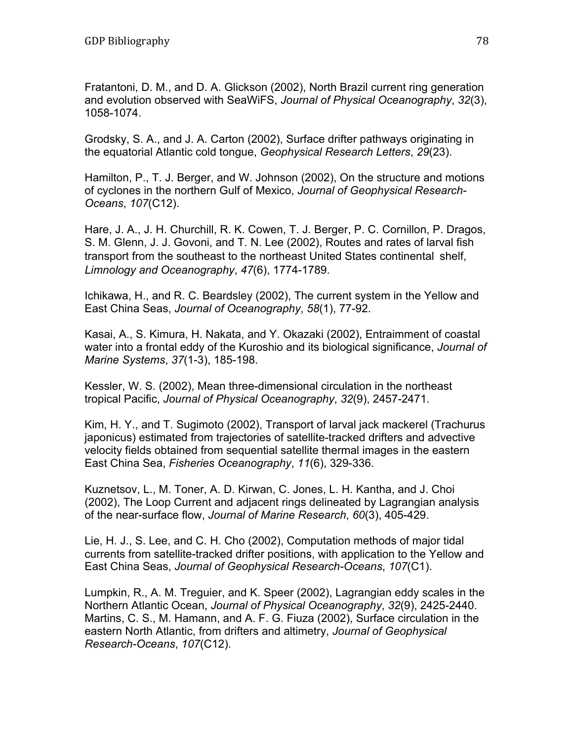Fratantoni, D. M., and D. A. Glickson (2002), North Brazil current ring generation and evolution observed with SeaWiFS, *Journal of Physical Oceanography*, *32*(3), 1058-1074.

Grodsky, S. A., and J. A. Carton (2002), Surface drifter pathways originating in the equatorial Atlantic cold tongue, *Geophysical Research Letters*, *29*(23).

Hamilton, P., T. J. Berger, and W. Johnson (2002), On the structure and motions of cyclones in the northern Gulf of Mexico, *Journal of Geophysical Research-Oceans*, *107*(C12).

Hare, J. A., J. H. Churchill, R. K. Cowen, T. J. Berger, P. C. Cornillon, P. Dragos, S. M. Glenn, J. J. Govoni, and T. N. Lee (2002), Routes and rates of larval fish transport from the southeast to the northeast United States continental shelf, *Limnology and Oceanography*, *47*(6), 1774-1789.

Ichikawa, H., and R. C. Beardsley (2002), The current system in the Yellow and East China Seas, *Journal of Oceanography*, *58*(1), 77-92.

Kasai, A., S. Kimura, H. Nakata, and Y. Okazaki (2002), Entraimment of coastal water into a frontal eddy of the Kuroshio and its biological significance, *Journal of Marine Systems*, *37*(1-3), 185-198.

Kessler, W. S. (2002), Mean three-dimensional circulation in the northeast tropical Pacific, *Journal of Physical Oceanography*, *32*(9), 2457-2471.

Kim, H. Y., and T. Sugimoto (2002), Transport of larval jack mackerel (Trachurus japonicus) estimated from trajectories of satellite-tracked drifters and advective velocity fields obtained from sequential satellite thermal images in the eastern East China Sea, *Fisheries Oceanography*, *11*(6), 329-336.

Kuznetsov, L., M. Toner, A. D. Kirwan, C. Jones, L. H. Kantha, and J. Choi (2002), The Loop Current and adjacent rings delineated by Lagrangian analysis of the near-surface flow, *Journal of Marine Research*, *60*(3), 405-429.

Lie, H. J., S. Lee, and C. H. Cho (2002), Computation methods of major tidal currents from satellite-tracked drifter positions, with application to the Yellow and East China Seas, *Journal of Geophysical Research-Oceans*, *107*(C1).

Lumpkin, R., A. M. Treguier, and K. Speer (2002), Lagrangian eddy scales in the Northern Atlantic Ocean, *Journal of Physical Oceanography*, *32*(9), 2425-2440.

Martins, C. S., M. Hamann, and A. F. G. Fiuza (2002), Surface circulation in the eastern North Atlantic, from drifters and altimetry, *Journal of Geophysical Research-Oceans*, *107*(C12).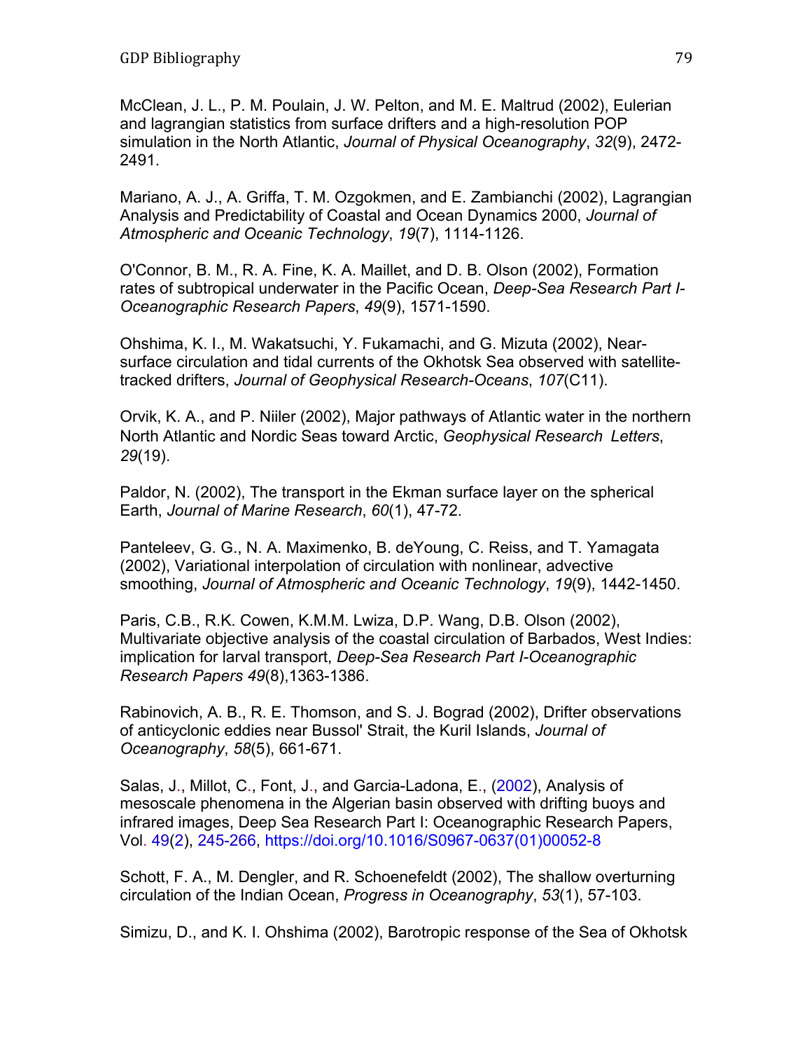McClean, J. L., P. M. Poulain, J. W. Pelton, and M. E. Maltrud (2002), Eulerian and lagrangian statistics from surface drifters and a high-resolution POP simulation in the North Atlantic, *Journal of Physical Oceanography*, *32*(9), 2472-2491.

Mariano, A. J., A. Griffa, T. M. Ozgokmen, and E. Zambianchi (2002), Lagrangian Analysis and Predictability of Coastal and Ocean Dynamics 2000, *Journal of Atmospheric and Oceanic Technology*, *19*(7), 1114-1126.

O'Connor, B. M., R. A. Fine, K. A. Maillet, and D. B. Olson (2002), Formation rates of subtropical underwater in the Pacific Ocean, *Deep-Sea Research Part I-Oceanographic Research Papers*, *49*(9), 1571-1590.

Ohshima, K. I., M. Wakatsuchi, Y. Fukamachi, and G. Mizuta (2002), Near-surface circulation and tidal currents of the Okhotsk Sea observed with satellite-tracked drifters, *Journal of Geophysical Research-Oceans*, *107*(C11).

Orvik, K. A., and P. Niiler (2002), Major pathways of Atlantic water in the northern North Atlantic and Nordic Seas toward Arctic, *Geophysical Research Letters*, *29*(19).

Paldor, N. (2002), The transport in the Ekman surface layer on the spherical Earth, *Journal of Marine Research*, *60*(1), 47-72.

Panteleev, G. G., N. A. Maximenko, B. deYoung, C. Reiss, and T. Yamagata (2002), Variational interpolation of circulation with nonlinear, advective smoothing, *Journal of Atmospheric and Oceanic Technology*, *19*(9), 1442-1450.

Paris, C.B., R.K. Cowen, K.M.M. Lwiza, D.P. Wang, D.B. Olson (2002), Multivariate objective analysis of the coastal circulation of Barbados, West Indies: implication for larval transport, *Deep-Sea Research Part I-Oceanographic Research Papers 49*(8),1363-1386.

Rabinovich, A. B., R. E. Thomson, and S. J. Bograd (2002), Drifter observations of anticyclonic eddies near Bussol' Strait, the Kuril Islands, *Journal of Oceanography*, *58*(5), 661-671.

Salas, J., Millot, C., Font, J., and Garcia-Ladona, E., (2002), Analysis of mesoscale phenomena in the Algerian basin observed with drifting buoys and infrared images, Deep Sea Research Part I: Oceanographic Research Papers, Vol. 49(2), 245-266, https://doi.org/10.1016/S0967-0637(01)00052-8

Schott, F. A., M. Dengler, and R. Schoenefeldt (2002), The shallow overturning circulation of the Indian Ocean, *Progress in Oceanography*, *53*(1), 57-103.

Simizu, D., and K. I. Ohshima (2002), Barotropic response of the Sea of Okhotsk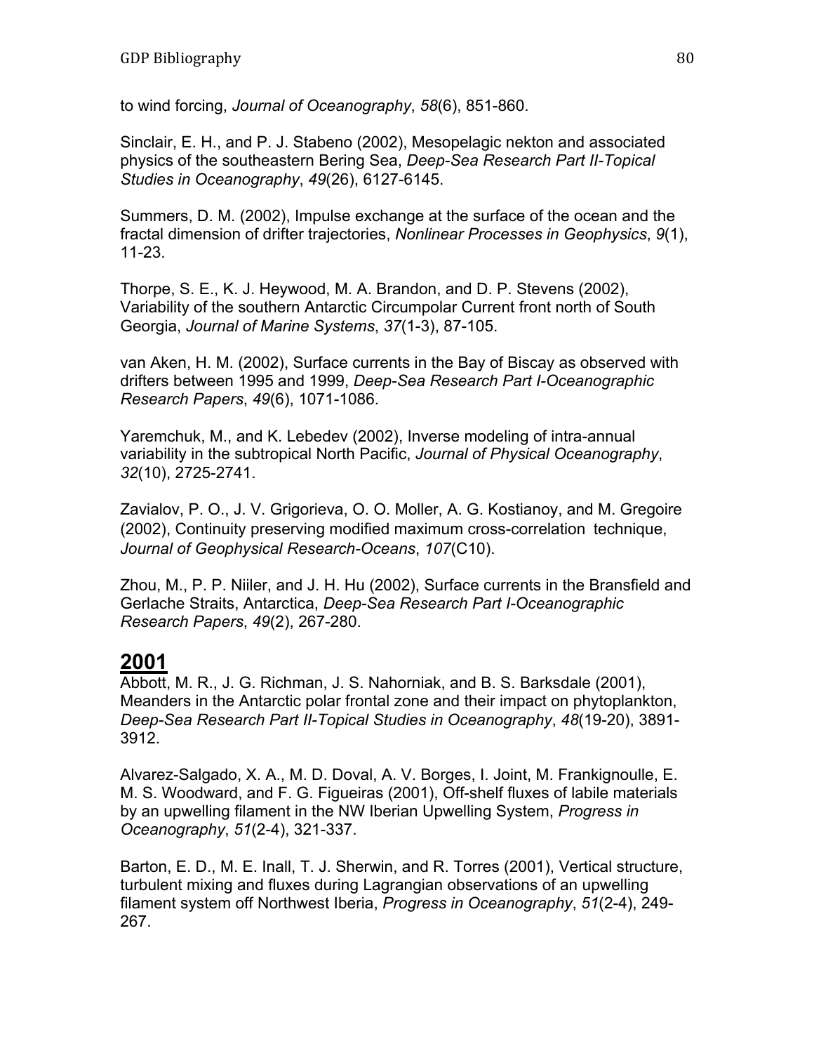to wind forcing, *Journal of Oceanography*, *58*(6), 851-860.

Sinclair, E. H., and P. J. Stabeno (2002), Mesopelagic nekton and associated physics of the southeastern Bering Sea, *Deep-Sea Research Part II-Topical Studies in Oceanography*, *49*(26), 6127-6145.

Summers, D. M. (2002), Impulse exchange at the surface of the ocean and the fractal dimension of drifter trajectories, *Nonlinear Processes in Geophysics*, *9*(1), 11-23.

Thorpe, S. E., K. J. Heywood, M. A. Brandon, and D. P. Stevens (2002), Variability of the southern Antarctic Circumpolar Current front north of South Georgia, *Journal of Marine Systems*, *37*(1-3), 87-105.

van Aken, H. M. (2002), Surface currents in the Bay of Biscay as observed with drifters between 1995 and 1999, *Deep-Sea Research Part I-Oceanographic Research Papers*, *49*(6), 1071-1086.

Yaremchuk, M., and K. Lebedev (2002), Inverse modeling of intra-annual variability in the subtropical North Pacific, *Journal of Physical Oceanography*, *32*(10), 2725-2741.

Zavialov, P. O., J. V. Grigorieva, O. O. Moller, A. G. Kostianoy, and M. Gregoire (2002), Continuity preserving modified maximum cross-correlation technique, *Journal of Geophysical Research-Oceans*, *107*(C10).

Zhou, M., P. P. Niiler, and J. H. Hu (2002), Surface currents in the Bransfield and Gerlache Straits, Antarctica, *Deep-Sea Research Part I-Oceanographic Research Papers*, *49*(2), 267-280.

## 2001

Abbott, M. R., J. G. Richman, J. S. Nahorniak, and B. S. Barksdale (2001), Meanders in the Antarctic polar frontal zone and their impact on phytoplankton, *Deep-Sea Research Part II-Topical Studies in Oceanography*, *48*(19-20), 3891-3912.

Alvarez-Salgado, X. A., M. D. Doval, A. V. Borges, I. Joint, M. Frankignoulle, E. M. S. Woodward, and F. G. Figueiras (2001), Off-shelf fluxes of labile materials by an upwelling filament in the NW Iberian Upwelling System, *Progress in Oceanography*, *51*(2-4), 321-337.

Barton, E. D., M. E. Inall, T. J. Sherwin, and R. Torres (2001), Vertical structure, turbulent mixing and fluxes during Lagrangian observations of an upwelling filament system off Northwest Iberia, *Progress in Oceanography*, *51*(2-4), 249-267.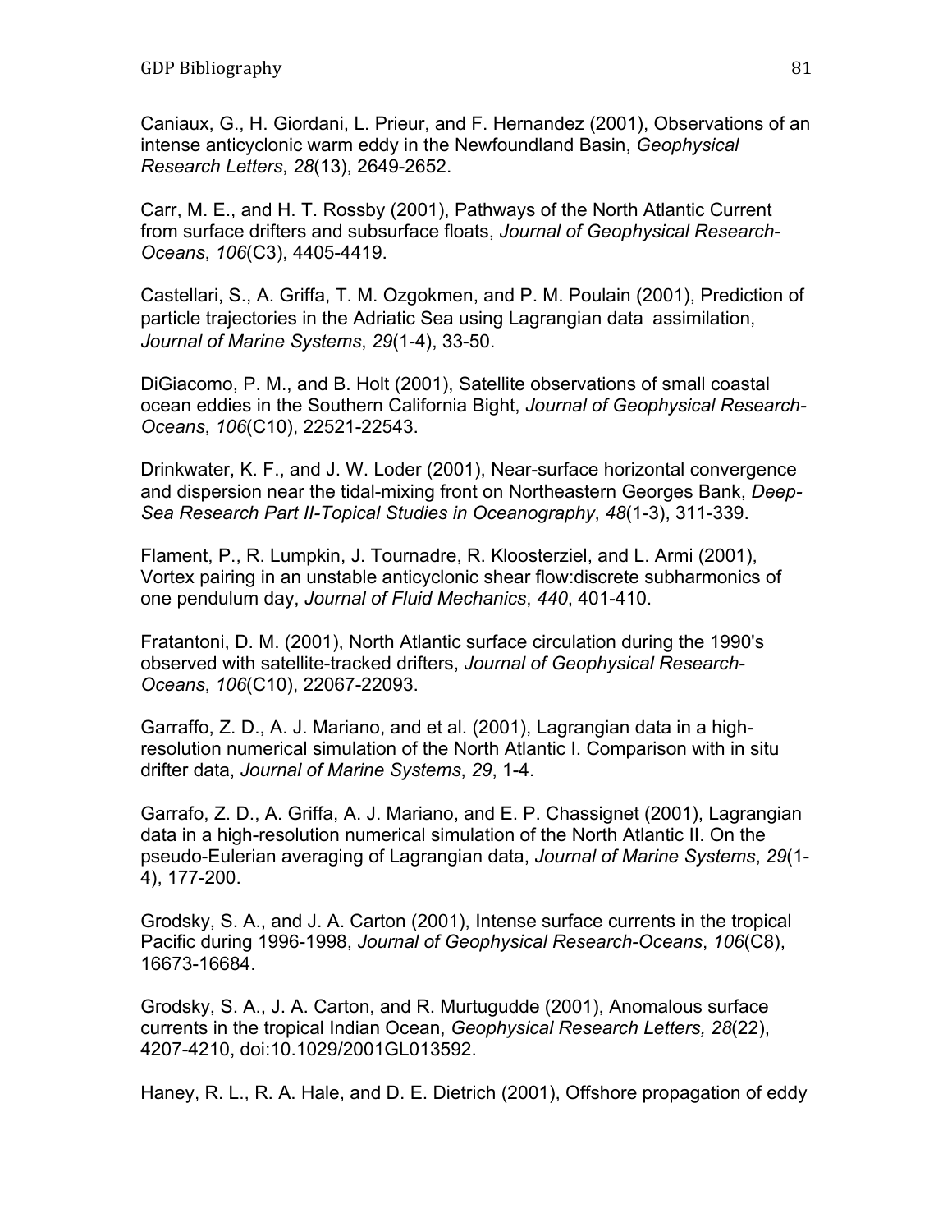Caniaux, G., H. Giordani, L. Prieur, and F. Hernandez (2001), Observations of an intense anticyclonic warm eddy in the Newfoundland Basin, *Geophysical Research Letters*, *28*(13), 2649-2652.

Carr, M. E., and H. T. Rossby (2001), Pathways of the North Atlantic Current from surface drifters and subsurface floats, *Journal of Geophysical Research-Oceans*, *106*(C3), 4405-4419.

Castellari, S., A. Griffa, T. M. Ozgokmen, and P. M. Poulain (2001), Prediction of particle trajectories in the Adriatic Sea using Lagrangian data assimilation, *Journal of Marine Systems*, *29*(1-4), 33-50.

DiGiacomo, P. M., and B. Holt (2001), Satellite observations of small coastal ocean eddies in the Southern California Bight, *Journal of Geophysical Research-Oceans*, *106*(C10), 22521-22543.

Drinkwater, K. F., and J. W. Loder (2001), Near-surface horizontal convergence and dispersion near the tidal-mixing front on Northeastern Georges Bank, *Deep-Sea Research Part II-Topical Studies in Oceanography*, *48*(1-3), 311-339.

Flament, P., R. Lumpkin, J. Tournadre, R. Kloosterziel, and L. Armi (2001), Vortex pairing in an unstable anticyclonic shear flow:discrete subharmonics of one pendulum day, *Journal of Fluid Mechanics*, *440*, 401-410.

Fratantoni, D. M. (2001), North Atlantic surface circulation during the 1990's observed with satellite-tracked drifters, *Journal of Geophysical Research-Oceans*, *106*(C10), 22067-22093.

Garraffo, Z. D., A. J. Mariano, and et al. (2001), Lagrangian data in a high-resolution numerical simulation of the North Atlantic I. Comparison with in situ drifter data, *Journal of Marine Systems*, *29*, 1-4.

Garrafo, Z. D., A. Griffa, A. J. Mariano, and E. P. Chassignet (2001), Lagrangian data in a high-resolution numerical simulation of the North Atlantic II. On the pseudo-Eulerian averaging of Lagrangian data, *Journal of Marine Systems*, *29*(1-4), 177-200.

Grodsky, S. A., and J. A. Carton (2001), Intense surface currents in the tropical Pacific during 1996-1998, *Journal of Geophysical Research-Oceans*, *106*(C8), 16673-16684.

Grodsky, S. A., J. A. Carton, and R. Murtugudde (2001), Anomalous surface currents in the tropical Indian Ocean, *Geophysical Research Letters, 28*(22), 4207-4210, doi:10.1029/2001GL013592.

Haney, R. L., R. A. Hale, and D. E. Dietrich (2001), Offshore propagation of eddy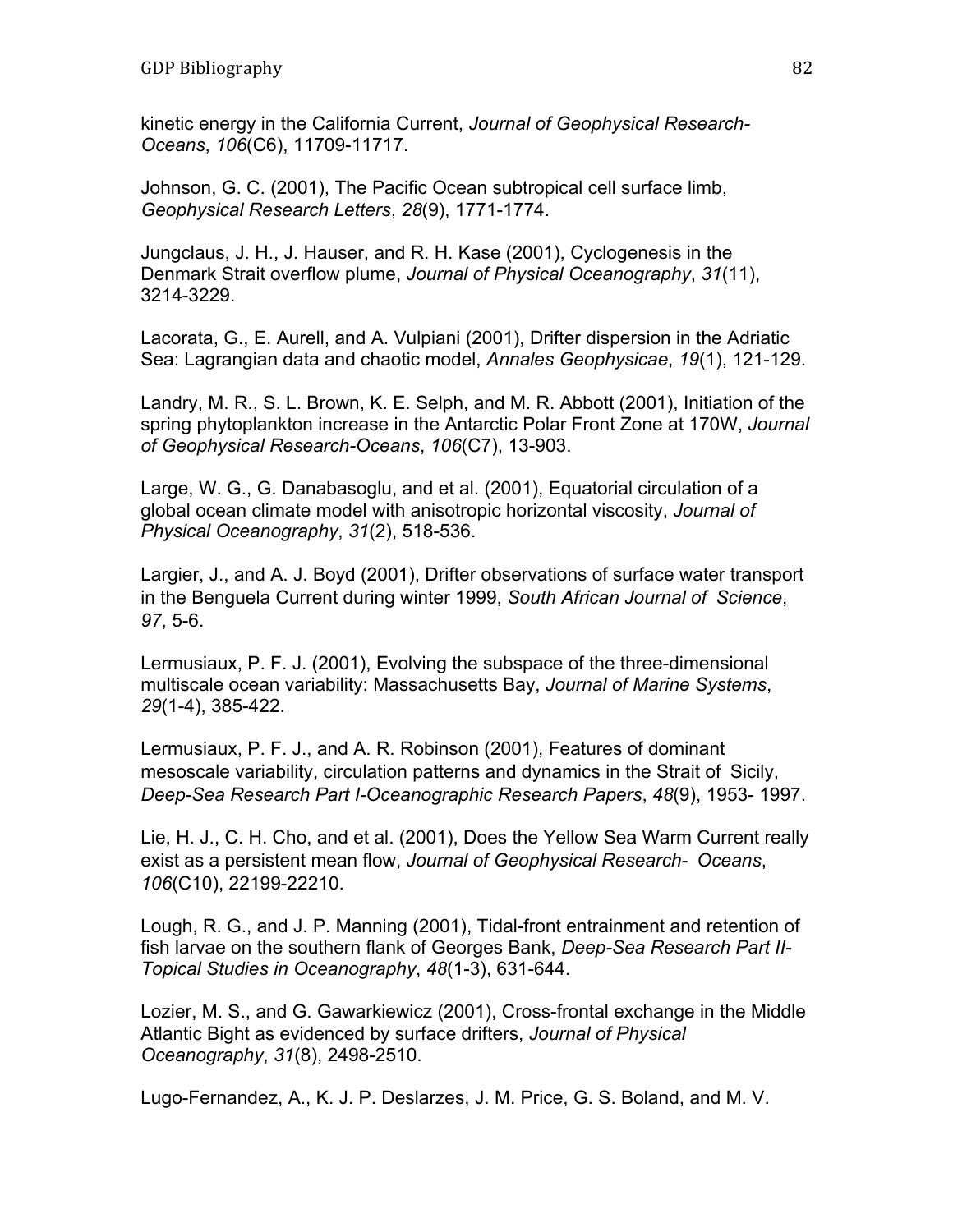kinetic energy in the California Current, *Journal of Geophysical Research-Oceans*, *106*(C6), 11709-11717.

Johnson, G. C. (2001), The Pacific Ocean subtropical cell surface limb, *Geophysical Research Letters*, *28*(9), 1771-1774.

Jungclaus, J. H., J. Hauser, and R. H. Kase (2001), Cyclogenesis in the Denmark Strait overflow plume, *Journal of Physical Oceanography*, *31*(11), 3214-3229.

Lacorata, G., E. Aurell, and A. Vulpiani (2001), Drifter dispersion in the Adriatic Sea: Lagrangian data and chaotic model, *Annales Geophysicae*, *19*(1), 121-129.

Landry, M. R., S. L. Brown, K. E. Selph, and M. R. Abbott (2001), Initiation of the spring phytoplankton increase in the Antarctic Polar Front Zone at 170W, *Journal of Geophysical Research-Oceans*, *106*(C7), 13-903.

Large, W. G., G. Danabasoglu, and et al. (2001), Equatorial circulation of a global ocean climate model with anisotropic horizontal viscosity, *Journal of Physical Oceanography*, *31*(2), 518-536.

Largier, J., and A. J. Boyd (2001), Drifter observations of surface water transport in the Benguela Current during winter 1999, *South African Journal of Science*, *97*, 5-6.

Lermusiaux, P. F. J. (2001), Evolving the subspace of the three-dimensional multiscale ocean variability: Massachusetts Bay, *Journal of Marine Systems*, *29*(1-4), 385-422.

Lermusiaux, P. F. J., and A. R. Robinson (2001), Features of dominant mesoscale variability, circulation patterns and dynamics in the Strait of Sicily, *Deep-Sea Research Part I-Oceanographic Research Papers*, *48*(9), 1953- 1997.

Lie, H. J., C. H. Cho, and et al. (2001), Does the Yellow Sea Warm Current really exist as a persistent mean flow, *Journal of Geophysical Research- Oceans*, *106*(C10), 22199-22210.

Lough, R. G., and J. P. Manning (2001), Tidal-front entrainment and retention of fish larvae on the southern flank of Georges Bank, *Deep-Sea Research Part II-Topical Studies in Oceanography*, *48*(1-3), 631-644.

Lozier, M. S., and G. Gawarkiewicz (2001), Cross-frontal exchange in the Middle Atlantic Bight as evidenced by surface drifters, *Journal of Physical Oceanography*, *31*(8), 2498-2510.

Lugo-Fernandez, A., K. J. P. Deslarzes, J. M. Price, G. S. Boland, and M. V.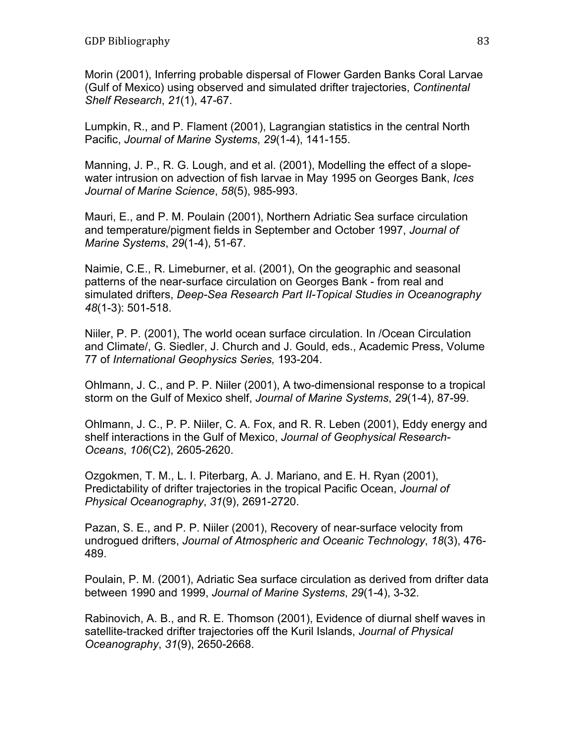Morin (2001), Inferring probable dispersal of Flower Garden Banks Coral Larvae (Gulf of Mexico) using observed and simulated drifter trajectories, *Continental Shelf Research*, *21*(1), 47-67.

Lumpkin, R., and P. Flament (2001), Lagrangian statistics in the central North Pacific, *Journal of Marine Systems*, *29*(1-4), 141-155.

Manning, J. P., R. G. Lough, and et al. (2001), Modelling the effect of a slope-water intrusion on advection of fish larvae in May 1995 on Georges Bank, *Ices Journal of Marine Science*, *58*(5), 985-993.

Mauri, E., and P. M. Poulain (2001), Northern Adriatic Sea surface circulation and temperature/pigment fields in September and October 1997, *Journal of Marine Systems*, *29*(1-4), 51-67.

Naimie, C.E., R. Limeburner, et al. (2001), On the geographic and seasonal patterns of the near-surface circulation on Georges Bank - from real and simulated drifters, *Deep-Sea Research Part II-Topical Studies in Oceanography 48*(1-3): 501-518.

Niiler, P. P. (2001), The world ocean surface circulation. In /Ocean Circulation and Climate/, G. Siedler, J. Church and J. Gould, eds., Academic Press, Volume 77 of *International Geophysics Series,* 193-204.

Ohlmann, J. C., and P. P. Niiler (2001), A two-dimensional response to a tropical storm on the Gulf of Mexico shelf, *Journal of Marine Systems*, *29*(1-4), 87-99.

Ohlmann, J. C., P. P. Niiler, C. A. Fox, and R. R. Leben (2001), Eddy energy and shelf interactions in the Gulf of Mexico, *Journal of Geophysical Research-Oceans*, *106*(C2), 2605-2620.

Ozgokmen, T. M., L. I. Piterbarg, A. J. Mariano, and E. H. Ryan (2001), Predictability of drifter trajectories in the tropical Pacific Ocean, *Journal of Physical Oceanography*, *31*(9), 2691-2720.

Pazan, S. E., and P. P. Niiler (2001), Recovery of near-surface velocity from undrogued drifters, *Journal of Atmospheric and Oceanic Technology*, *18*(3), 476-489.

Poulain, P. M. (2001), Adriatic Sea surface circulation as derived from drifter data between 1990 and 1999, *Journal of Marine Systems*, *29*(1-4), 3-32.

Rabinovich, A. B., and R. E. Thomson (2001), Evidence of diurnal shelf waves in satellite-tracked drifter trajectories off the Kuril Islands, *Journal of Physical Oceanography*, *31*(9), 2650-2668.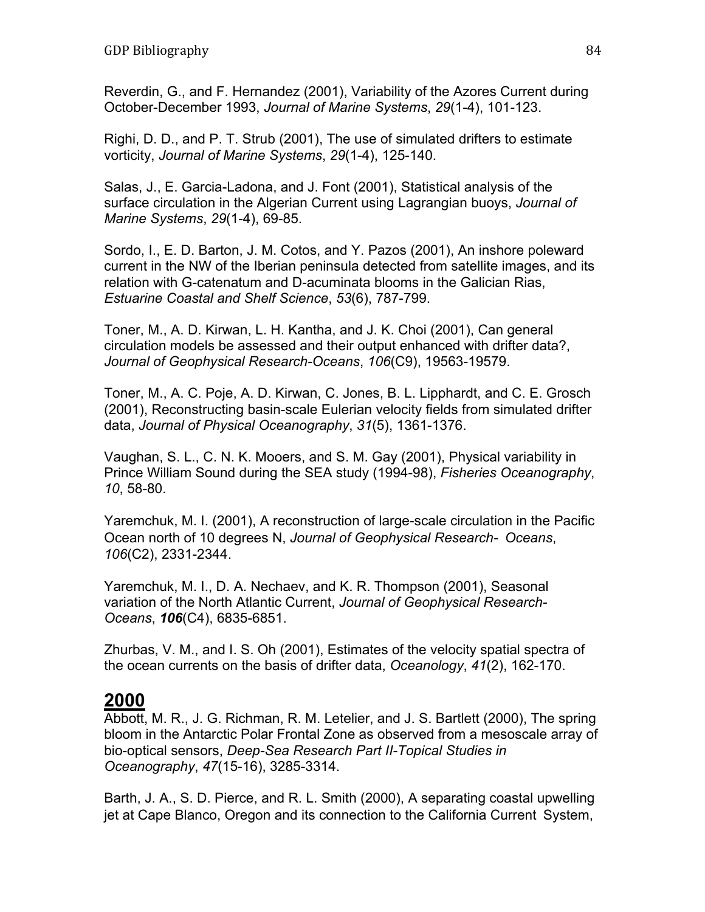Reverdin, G., and F. Hernandez (2001), Variability of the Azores Current during October-December 1993, *Journal of Marine Systems*, *29*(1-4), 101-123.

Righi, D. D., and P. T. Strub (2001), The use of simulated drifters to estimate vorticity, *Journal of Marine Systems*, *29*(1-4), 125-140.

Salas, J., E. Garcia-Ladona, and J. Font (2001), Statistical analysis of the surface circulation in the Algerian Current using Lagrangian buoys, *Journal of Marine Systems*, *29*(1-4), 69-85.

Sordo, I., E. D. Barton, J. M. Cotos, and Y. Pazos (2001), An inshore poleward current in the NW of the Iberian peninsula detected from satellite images, and its relation with G-catenatum and D-acuminata blooms in the Galician Rias, *Estuarine Coastal and Shelf Science*, *53*(6), 787-799.

Toner, M., A. D. Kirwan, L. H. Kantha, and J. K. Choi (2001), Can general circulation models be assessed and their output enhanced with drifter data?, *Journal of Geophysical Research-Oceans*, *106*(C9), 19563-19579.

Toner, M., A. C. Poje, A. D. Kirwan, C. Jones, B. L. Lipphardt, and C. E. Grosch (2001), Reconstructing basin-scale Eulerian velocity fields from simulated drifter data, *Journal of Physical Oceanography*, *31*(5), 1361-1376.

Vaughan, S. L., C. N. K. Mooers, and S. M. Gay (2001), Physical variability in Prince William Sound during the SEA study (1994-98), *Fisheries Oceanography*, *10*, 58-80.

Yaremchuk, M. I. (2001), A reconstruction of large-scale circulation in the Pacific Ocean north of 10 degrees N, *Journal of Geophysical Research- Oceans*, *106*(C2), 2331-2344.

Yaremchuk, M. I., D. A. Nechaev, and K. R. Thompson (2001), Seasonal variation of the North Atlantic Current, *Journal of Geophysical Research-Oceans*, ***106***(C4), 6835-6851.

Zhurbas, V. M., and I. S. Oh (2001), Estimates of the velocity spatial spectra of the ocean currents on the basis of drifter data, *Oceanology*, *41*(2), 162-170.

## 2000

Abbott, M. R., J. G. Richman, R. M. Letelier, and J. S. Bartlett (2000), The spring bloom in the Antarctic Polar Frontal Zone as observed from a mesoscale array of bio-optical sensors, *Deep-Sea Research Part II-Topical Studies in Oceanography*, *47*(15-16), 3285-3314.

Barth, J. A., S. D. Pierce, and R. L. Smith (2000), A separating coastal upwelling jet at Cape Blanco, Oregon and its connection to the California Current System,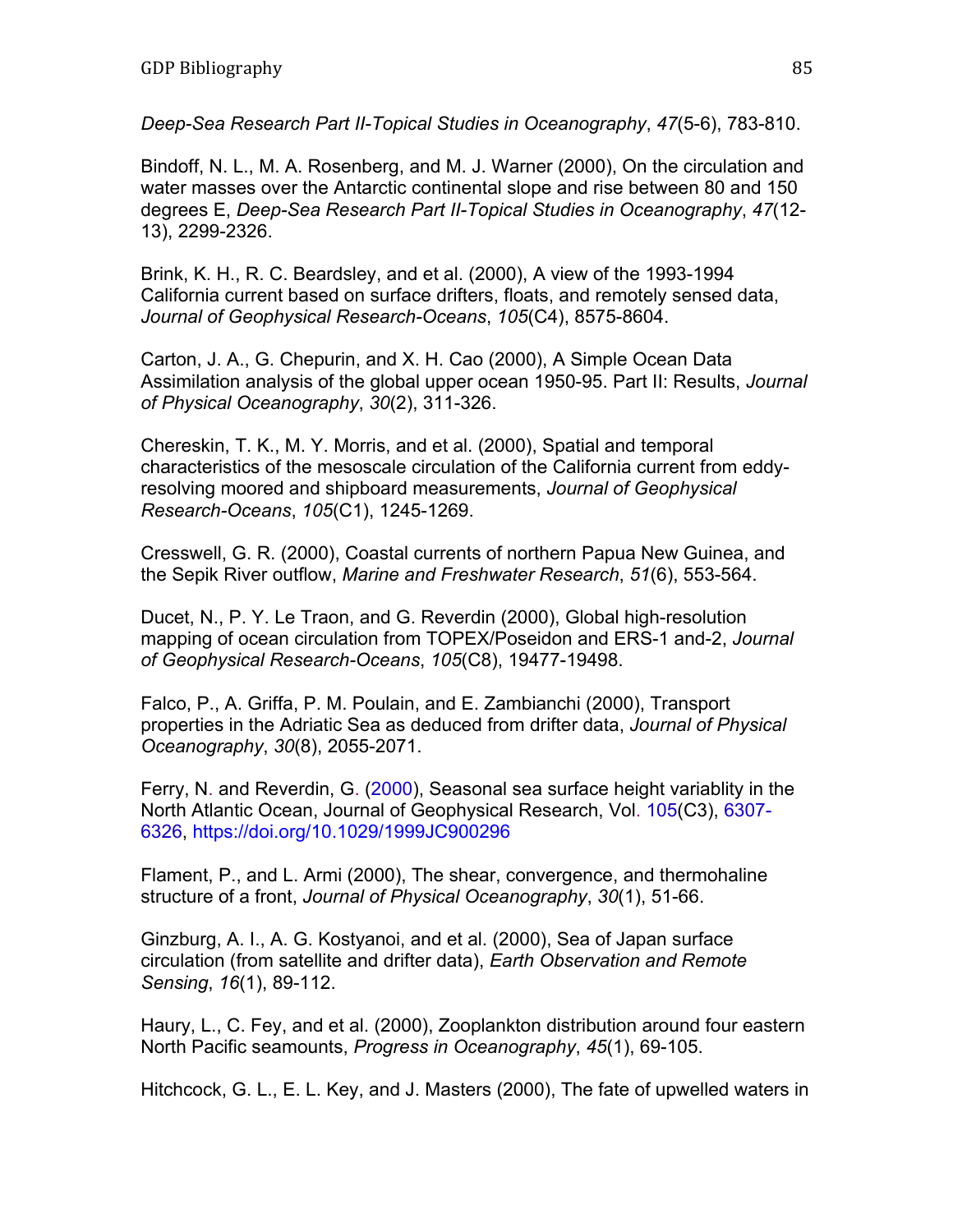*Deep-Sea Research Part II-Topical Studies in Oceanography*, *47*(5-6), 783-810.

Bindoff, N. L., M. A. Rosenberg, and M. J. Warner (2000), On the circulation and water masses over the Antarctic continental slope and rise between 80 and 150 degrees E, *Deep-Sea Research Part II-Topical Studies in Oceanography*, *47*(12-13), 2299-2326.

Brink, K. H., R. C. Beardsley, and et al. (2000), A view of the 1993-1994 California current based on surface drifters, floats, and remotely sensed data, *Journal of Geophysical Research-Oceans*, *105*(C4), 8575-8604.

Carton, J. A., G. Chepurin, and X. H. Cao (2000), A Simple Ocean Data Assimilation analysis of the global upper ocean 1950-95. Part II: Results, *Journal of Physical Oceanography*, *30*(2), 311-326.

Chereskin, T. K., M. Y. Morris, and et al. (2000), Spatial and temporal characteristics of the mesoscale circulation of the California current from eddy-resolving moored and shipboard measurements, *Journal of Geophysical Research-Oceans*, *105*(C1), 1245-1269.

Cresswell, G. R. (2000), Coastal currents of northern Papua New Guinea, and the Sepik River outflow, *Marine and Freshwater Research*, *51*(6), 553-564.

Ducet, N., P. Y. Le Traon, and G. Reverdin (2000), Global high-resolution mapping of ocean circulation from TOPEX/Poseidon and ERS-1 and-2, *Journal of Geophysical Research-Oceans*, *105*(C8), 19477-19498.

Falco, P., A. Griffa, P. M. Poulain, and E. Zambianchi (2000), Transport properties in the Adriatic Sea as deduced from drifter data, *Journal of Physical Oceanography*, *30*(8), 2055-2071.

Ferry, N. and Reverdin, G. (2000), Seasonal sea surface height variablity in the North Atlantic Ocean, Journal of Geophysical Research, Vol. 105(C3), 6307-6326, https://doi.org/10.1029/1999JC900296

Flament, P., and L. Armi (2000), The shear, convergence, and thermohaline structure of a front, *Journal of Physical Oceanography*, *30*(1), 51-66.

Ginzburg, A. I., A. G. Kostyanoi, and et al. (2000), Sea of Japan surface circulation (from satellite and drifter data), *Earth Observation and Remote Sensing*, *16*(1), 89-112.

Haury, L., C. Fey, and et al. (2000), Zooplankton distribution around four eastern North Pacific seamounts, *Progress in Oceanography*, *45*(1), 69-105.

Hitchcock, G. L., E. L. Key, and J. Masters (2000), The fate of upwelled waters in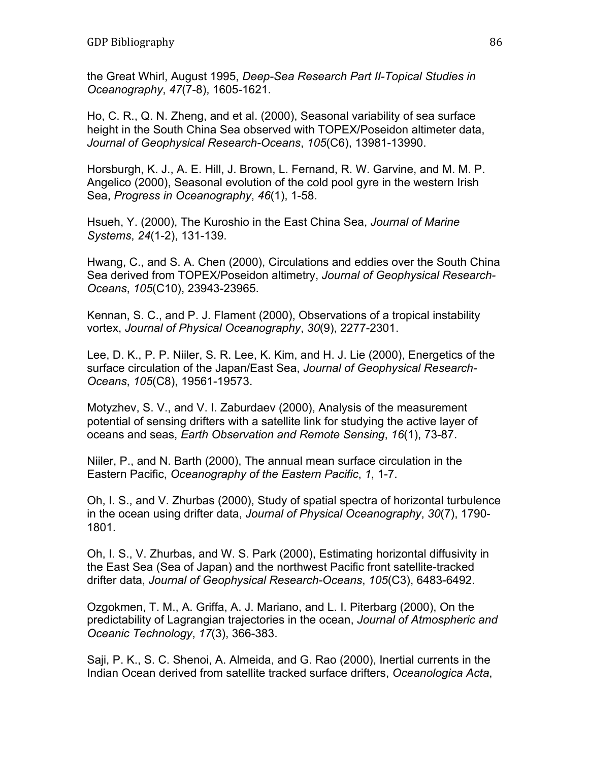the Great Whirl, August 1995, *Deep-Sea Research Part II-Topical Studies in Oceanography*, *47*(7-8), 1605-1621.

Ho, C. R., Q. N. Zheng, and et al. (2000), Seasonal variability of sea surface height in the South China Sea observed with TOPEX/Poseidon altimeter data, *Journal of Geophysical Research-Oceans*, *105*(C6), 13981-13990.

Horsburgh, K. J., A. E. Hill, J. Brown, L. Fernand, R. W. Garvine, and M. M. P. Angelico (2000), Seasonal evolution of the cold pool gyre in the western Irish Sea, *Progress in Oceanography*, *46*(1), 1-58.

Hsueh, Y. (2000), The Kuroshio in the East China Sea, *Journal of Marine Systems*, *24*(1-2), 131-139.

Hwang, C., and S. A. Chen (2000), Circulations and eddies over the South China Sea derived from TOPEX/Poseidon altimetry, *Journal of Geophysical Research-Oceans*, *105*(C10), 23943-23965.

Kennan, S. C., and P. J. Flament (2000), Observations of a tropical instability vortex, *Journal of Physical Oceanography*, *30*(9), 2277-2301.

Lee, D. K., P. P. Niiler, S. R. Lee, K. Kim, and H. J. Lie (2000), Energetics of the surface circulation of the Japan/East Sea, *Journal of Geophysical Research-Oceans*, *105*(C8), 19561-19573.

Motyzhev, S. V., and V. I. Zaburdaev (2000), Analysis of the measurement potential of sensing drifters with a satellite link for studying the active layer of oceans and seas, *Earth Observation and Remote Sensing*, *16*(1), 73-87.

Niiler, P., and N. Barth (2000), The annual mean surface circulation in the Eastern Pacific, *Oceanography of the Eastern Pacific*, *1*, 1-7.

Oh, I. S., and V. Zhurbas (2000), Study of spatial spectra of horizontal turbulence in the ocean using drifter data, *Journal of Physical Oceanography*, *30*(7), 1790-1801.

Oh, I. S., V. Zhurbas, and W. S. Park (2000), Estimating horizontal diffusivity in the East Sea (Sea of Japan) and the northwest Pacific front satellite-tracked drifter data, *Journal of Geophysical Research-Oceans*, *105*(C3), 6483-6492.

Ozgokmen, T. M., A. Griffa, A. J. Mariano, and L. I. Piterbarg (2000), On the predictability of Lagrangian trajectories in the ocean, *Journal of Atmospheric and Oceanic Technology*, *17*(3), 366-383.

Saji, P. K., S. C. Shenoi, A. Almeida, and G. Rao (2000), Inertial currents in the Indian Ocean derived from satellite tracked surface drifters, *Oceanologica Acta*,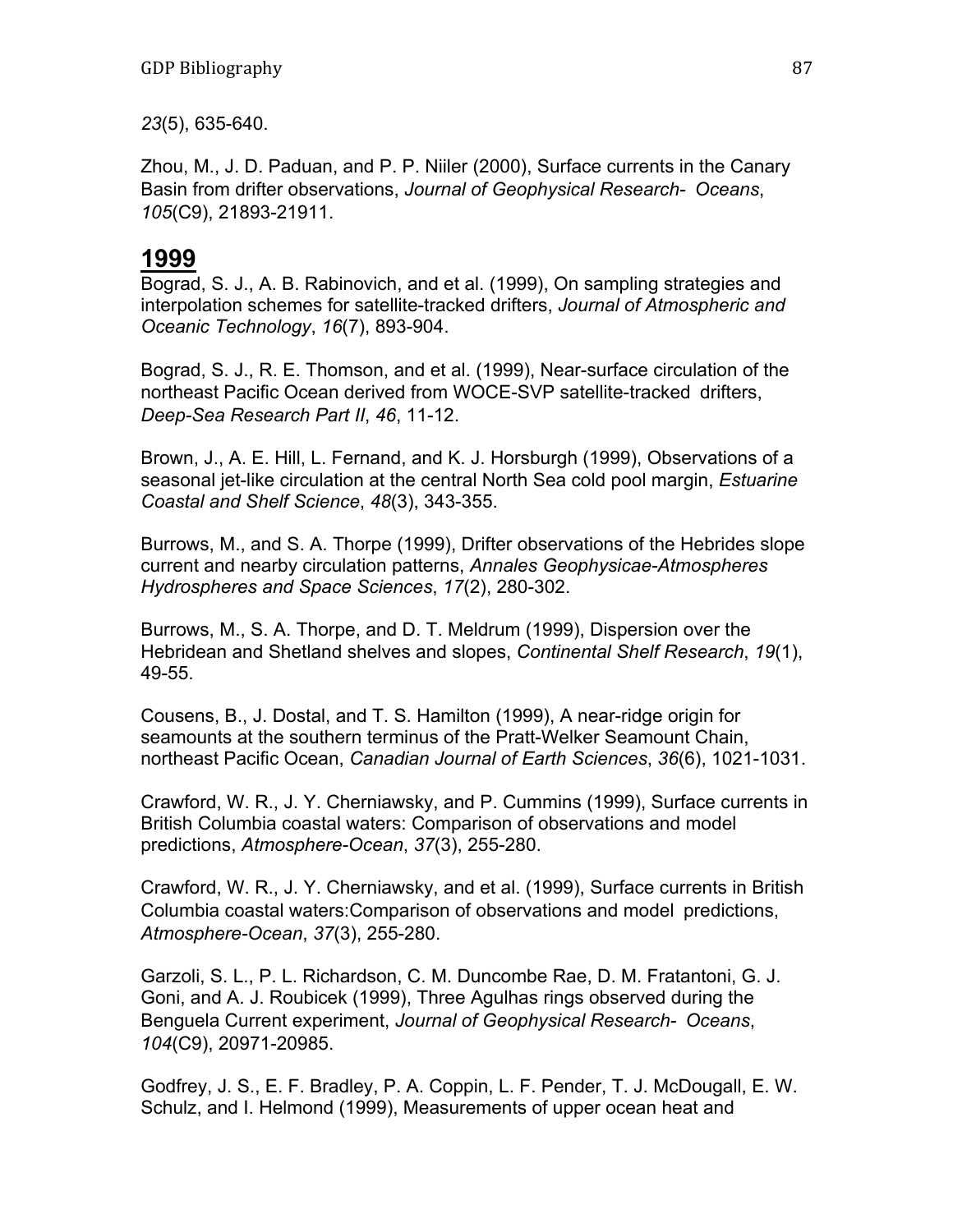*23*(5), 635-640.

Zhou, M., J. D. Paduan, and P. P. Niiler (2000), Surface currents in the Canary Basin from drifter observations, *Journal of Geophysical Research- Oceans*, *105*(C9), 21893-21911.

## **1999**

Bograd, S. J., A. B. Rabinovich, and et al. (1999), On sampling strategies and interpolation schemes for satellite-tracked drifters, *Journal of Atmospheric and Oceanic Technology*, *16*(7), 893-904.

Bograd, S. J., R. E. Thomson, and et al. (1999), Near-surface circulation of the northeast Pacific Ocean derived from WOCE-SVP satellite-tracked drifters, *Deep-Sea Research Part II*, *46*, 11-12.

Brown, J., A. E. Hill, L. Fernand, and K. J. Horsburgh (1999), Observations of a seasonal jet-like circulation at the central North Sea cold pool margin, *Estuarine Coastal and Shelf Science*, *48*(3), 343-355.

Burrows, M., and S. A. Thorpe (1999), Drifter observations of the Hebrides slope current and nearby circulation patterns, *Annales Geophysicae-Atmospheres Hydrospheres and Space Sciences*, *17*(2), 280-302.

Burrows, M., S. A. Thorpe, and D. T. Meldrum (1999), Dispersion over the Hebridean and Shetland shelves and slopes, *Continental Shelf Research*, *19*(1), 49-55.

Cousens, B., J. Dostal, and T. S. Hamilton (1999), A near-ridge origin for seamounts at the southern terminus of the Pratt-Welker Seamount Chain, northeast Pacific Ocean, *Canadian Journal of Earth Sciences*, *36*(6), 1021-1031.

Crawford, W. R., J. Y. Cherniawsky, and P. Cummins (1999), Surface currents in British Columbia coastal waters: Comparison of observations and model predictions, *Atmosphere-Ocean*, *37*(3), 255-280.

Crawford, W. R., J. Y. Cherniawsky, and et al. (1999), Surface currents in British Columbia coastal waters:Comparison of observations and model predictions, *Atmosphere-Ocean*, *37*(3), 255-280.

Garzoli, S. L., P. L. Richardson, C. M. Duncombe Rae, D. M. Fratantoni, G. J. Goni, and A. J. Roubicek (1999), Three Agulhas rings observed during the Benguela Current experiment, *Journal of Geophysical Research- Oceans*, *104*(C9), 20971-20985.

Godfrey, J. S., E. F. Bradley, P. A. Coppin, L. F. Pender, T. J. McDougall, E. W. Schulz, and I. Helmond (1999), Measurements of upper ocean heat and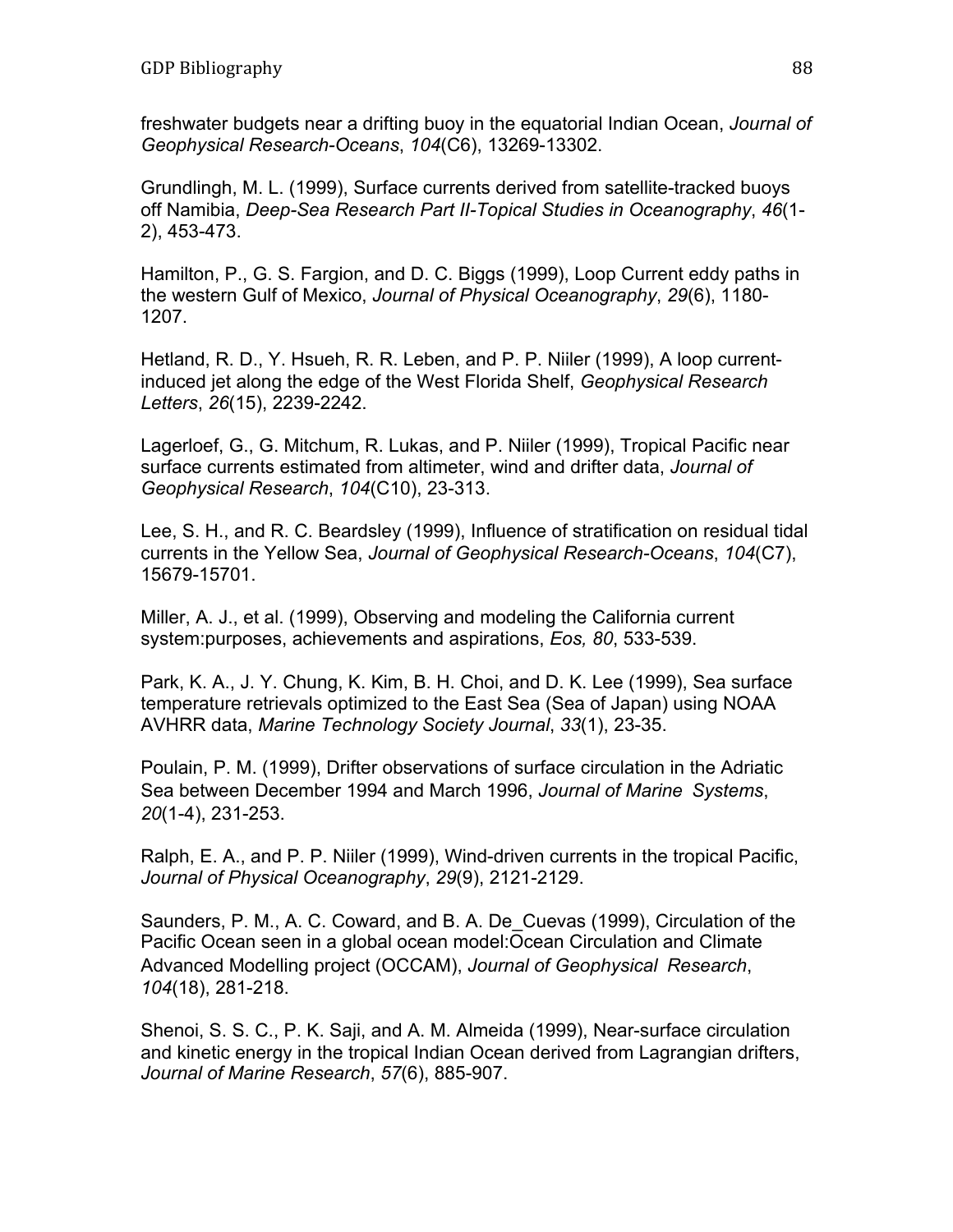freshwater budgets near a drifting buoy in the equatorial Indian Ocean, *Journal of Geophysical Research-Oceans*, *104*(C6), 13269-13302.

Grundlingh, M. L. (1999), Surface currents derived from satellite-tracked buoys off Namibia, *Deep-Sea Research Part II-Topical Studies in Oceanography*, *46*(1-2), 453-473.

Hamilton, P., G. S. Fargion, and D. C. Biggs (1999), Loop Current eddy paths in the western Gulf of Mexico, *Journal of Physical Oceanography*, *29*(6), 1180-1207.

Hetland, R. D., Y. Hsueh, R. R. Leben, and P. P. Niiler (1999), A loop current-induced jet along the edge of the West Florida Shelf, *Geophysical Research Letters*, *26*(15), 2239-2242.

Lagerloef, G., G. Mitchum, R. Lukas, and P. Niiler (1999), Tropical Pacific near surface currents estimated from altimeter, wind and drifter data, *Journal of Geophysical Research*, *104*(C10), 23-313.

Lee, S. H., and R. C. Beardsley (1999), Influence of stratification on residual tidal currents in the Yellow Sea, *Journal of Geophysical Research-Oceans*, *104*(C7), 15679-15701.

Miller, A. J., et al. (1999), Observing and modeling the California current system:purposes, achievements and aspirations, *Eos, 80*, 533-539.

Park, K. A., J. Y. Chung, K. Kim, B. H. Choi, and D. K. Lee (1999), Sea surface temperature retrievals optimized to the East Sea (Sea of Japan) using NOAA AVHRR data, *Marine Technology Society Journal*, *33*(1), 23-35.

Poulain, P. M. (1999), Drifter observations of surface circulation in the Adriatic Sea between December 1994 and March 1996, *Journal of Marine Systems*, *20*(1-4), 231-253.

Ralph, E. A., and P. P. Niiler (1999), Wind-driven currents in the tropical Pacific, *Journal of Physical Oceanography*, *29*(9), 2121-2129.

Saunders, P. M., A. C. Coward, and B. A. De_Cuevas (1999), Circulation of the Pacific Ocean seen in a global ocean model:Ocean Circulation and Climate Advanced Modelling project (OCCAM), *Journal of Geophysical Research*, *104*(18), 281-218.

Shenoi, S. S. C., P. K. Saji, and A. M. Almeida (1999), Near-surface circulation and kinetic energy in the tropical Indian Ocean derived from Lagrangian drifters, *Journal of Marine Research*, *57*(6), 885-907.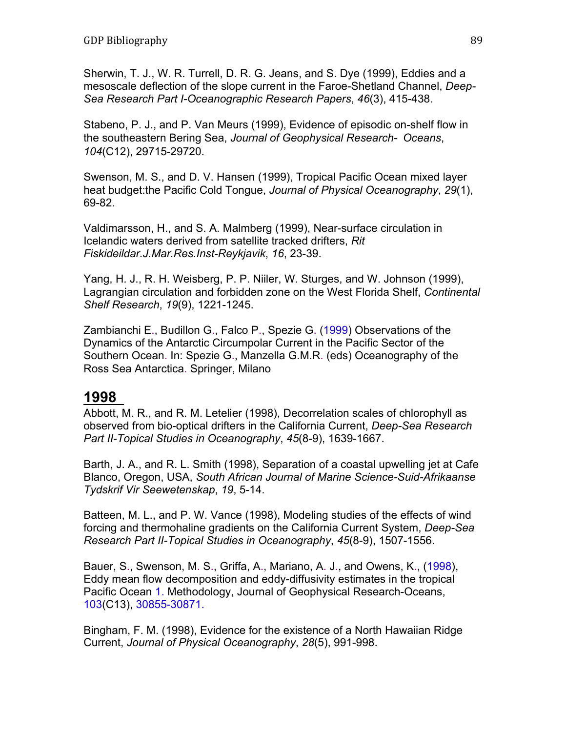Sherwin, T. J., W. R. Turrell, D. R. G. Jeans, and S. Dye (1999), Eddies and a mesoscale deflection of the slope current in the Faroe-Shetland Channel, *Deep-Sea Research Part I-Oceanographic Research Papers*, *46*(3), 415-438.

Stabeno, P. J., and P. Van Meurs (1999), Evidence of episodic on-shelf flow in the southeastern Bering Sea, *Journal of Geophysical Research- Oceans*, *104*(C12), 29715-29720.

Swenson, M. S., and D. V. Hansen (1999), Tropical Pacific Ocean mixed layer heat budget:the Pacific Cold Tongue, *Journal of Physical Oceanography*, *29*(1), 69-82.

Valdimarsson, H., and S. A. Malmberg (1999), Near-surface circulation in Icelandic waters derived from satellite tracked drifters, *Rit Fiskideildar.J.Mar.Res.Inst-Reykjavik*, *16*, 23-39.

Yang, H. J., R. H. Weisberg, P. P. Niiler, W. Sturges, and W. Johnson (1999), Lagrangian circulation and forbidden zone on the West Florida Shelf, *Continental Shelf Research*, *19*(9), 1221-1245.

Zambianchi E., Budillon G., Falco P., Spezie G. (1999) Observations of the Dynamics of the Antarctic Circumpolar Current in the Pacific Sector of the Southern Ocean. In: Spezie G., Manzella G.M.R. (eds) Oceanography of the Ross Sea Antarctica. Springer, Milano

## 1998

Abbott, M. R., and R. M. Letelier (1998), Decorrelation scales of chlorophyll as observed from bio-optical drifters in the California Current, *Deep-Sea Research Part II-Topical Studies in Oceanography*, *45*(8-9), 1639-1667.

Barth, J. A., and R. L. Smith (1998), Separation of a coastal upwelling jet at Cafe Blanco, Oregon, USA, *South African Journal of Marine Science-Suid-Afrikaanse Tydskrif Vir Seewetenskap*, *19*, 5-14.

Batteen, M. L., and P. W. Vance (1998), Modeling studies of the effects of wind forcing and thermohaline gradients on the California Current System, *Deep-Sea Research Part II-Topical Studies in Oceanography*, *45*(8-9), 1507-1556.

Bauer, S., Swenson, M. S., Griffa, A., Mariano, A. J., and Owens, K., (1998), Eddy mean flow decomposition and eddy-diffusivity estimates in the tropical Pacific Ocean 1. Methodology, Journal of Geophysical Research-Oceans, 103(C13), 30855-30871.

Bingham, F. M. (1998), Evidence for the existence of a North Hawaiian Ridge Current, *Journal of Physical Oceanography*, *28*(5), 991-998.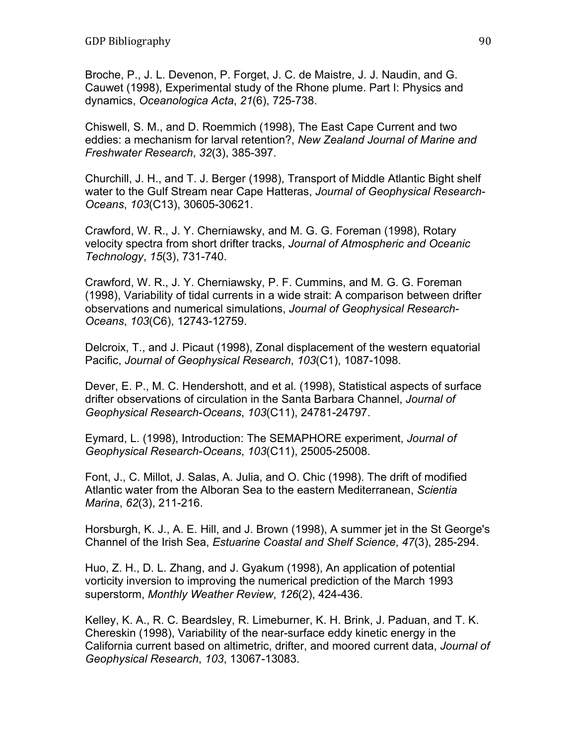Broche, P., J. L. Devenon, P. Forget, J. C. de Maistre, J. J. Naudin, and G. Cauwet (1998), Experimental study of the Rhone plume. Part I: Physics and dynamics, *Oceanologica Acta*, *21*(6), 725-738.

Chiswell, S. M., and D. Roemmich (1998), The East Cape Current and two eddies: a mechanism for larval retention?, *New Zealand Journal of Marine and Freshwater Research*, *32*(3), 385-397.

Churchill, J. H., and T. J. Berger (1998), Transport of Middle Atlantic Bight shelf water to the Gulf Stream near Cape Hatteras, *Journal of Geophysical Research-Oceans*, *103*(C13), 30605-30621.

Crawford, W. R., J. Y. Cherniawsky, and M. G. G. Foreman (1998), Rotary velocity spectra from short drifter tracks, *Journal of Atmospheric and Oceanic Technology*, *15*(3), 731-740.

Crawford, W. R., J. Y. Cherniawsky, P. F. Cummins, and M. G. G. Foreman (1998), Variability of tidal currents in a wide strait: A comparison between drifter observations and numerical simulations, *Journal of Geophysical Research-Oceans*, *103*(C6), 12743-12759.

Delcroix, T., and J. Picaut (1998), Zonal displacement of the western equatorial Pacific, *Journal of Geophysical Research*, *103*(C1), 1087-1098.

Dever, E. P., M. C. Hendershott, and et al. (1998), Statistical aspects of surface drifter observations of circulation in the Santa Barbara Channel, *Journal of Geophysical Research-Oceans*, *103*(C11), 24781-24797.

Eymard, L. (1998), Introduction: The SEMAPHORE experiment, *Journal of Geophysical Research-Oceans*, *103*(C11), 25005-25008.

Font, J., C. Millot, J. Salas, A. Julia, and O. Chic (1998). The drift of modified Atlantic water from the Alboran Sea to the eastern Mediterranean, *Scientia Marina*, *62*(3), 211-216.

Horsburgh, K. J., A. E. Hill, and J. Brown (1998), A summer jet in the St George's Channel of the Irish Sea, *Estuarine Coastal and Shelf Science*, *47*(3), 285-294.

Huo, Z. H., D. L. Zhang, and J. Gyakum (1998), An application of potential vorticity inversion to improving the numerical prediction of the March 1993 superstorm, *Monthly Weather Review*, *126*(2), 424-436.

Kelley, K. A., R. C. Beardsley, R. Limeburner, K. H. Brink, J. Paduan, and T. K. Chereskin (1998), Variability of the near-surface eddy kinetic energy in the California current based on altimetric, drifter, and moored current data, *Journal of Geophysical Research*, *103*, 13067-13083.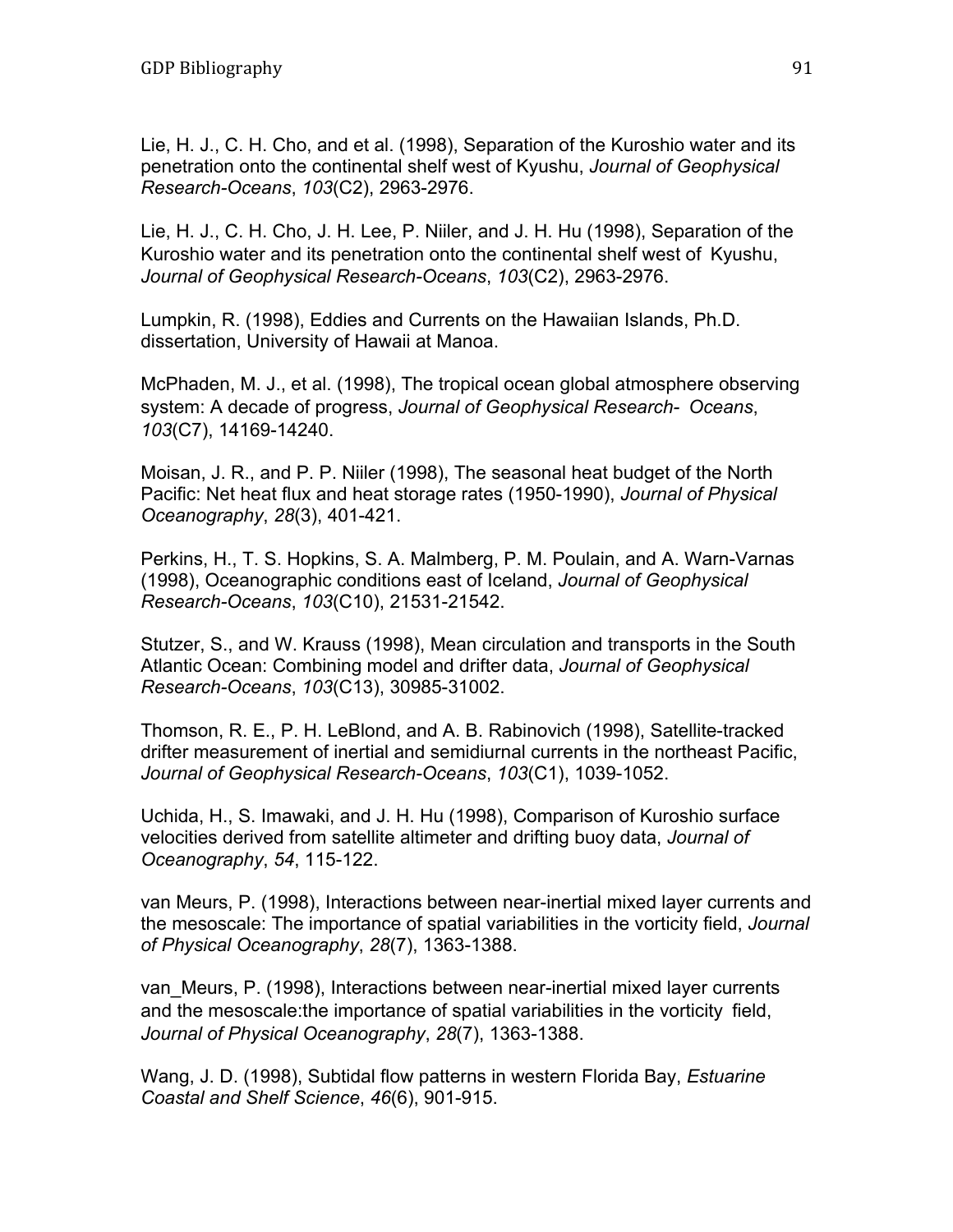Lie, H. J., C. H. Cho, and et al. (1998), Separation of the Kuroshio water and its penetration onto the continental shelf west of Kyushu, *Journal of Geophysical Research-Oceans*, *103*(C2), 2963-2976.

Lie, H. J., C. H. Cho, J. H. Lee, P. Niiler, and J. H. Hu (1998), Separation of the Kuroshio water and its penetration onto the continental shelf west of Kyushu, *Journal of Geophysical Research-Oceans*, *103*(C2), 2963-2976.

Lumpkin, R. (1998), Eddies and Currents on the Hawaiian Islands, Ph.D. dissertation, University of Hawaii at Manoa.

McPhaden, M. J., et al. (1998), The tropical ocean global atmosphere observing system: A decade of progress, *Journal of Geophysical Research- Oceans*, *103*(C7), 14169-14240.

Moisan, J. R., and P. P. Niiler (1998), The seasonal heat budget of the North Pacific: Net heat flux and heat storage rates (1950-1990), *Journal of Physical Oceanography*, *28*(3), 401-421.

Perkins, H., T. S. Hopkins, S. A. Malmberg, P. M. Poulain, and A. Warn-Varnas (1998), Oceanographic conditions east of Iceland, *Journal of Geophysical Research-Oceans*, *103*(C10), 21531-21542.

Stutzer, S., and W. Krauss (1998), Mean circulation and transports in the South Atlantic Ocean: Combining model and drifter data, *Journal of Geophysical Research-Oceans*, *103*(C13), 30985-31002.

Thomson, R. E., P. H. LeBlond, and A. B. Rabinovich (1998), Satellite-tracked drifter measurement of inertial and semidiurnal currents in the northeast Pacific, *Journal of Geophysical Research-Oceans*, *103*(C1), 1039-1052.

Uchida, H., S. Imawaki, and J. H. Hu (1998), Comparison of Kuroshio surface velocities derived from satellite altimeter and drifting buoy data, *Journal of Oceanography*, *54*, 115-122.

van Meurs, P. (1998), Interactions between near-inertial mixed layer currents and the mesoscale: The importance of spatial variabilities in the vorticity field, *Journal of Physical Oceanography*, *28*(7), 1363-1388.

van_Meurs, P. (1998), Interactions between near-inertial mixed layer currents and the mesoscale:the importance of spatial variabilities in the vorticity field, *Journal of Physical Oceanography*, *28*(7), 1363-1388.

Wang, J. D. (1998), Subtidal flow patterns in western Florida Bay, *Estuarine Coastal and Shelf Science*, *46*(6), 901-915.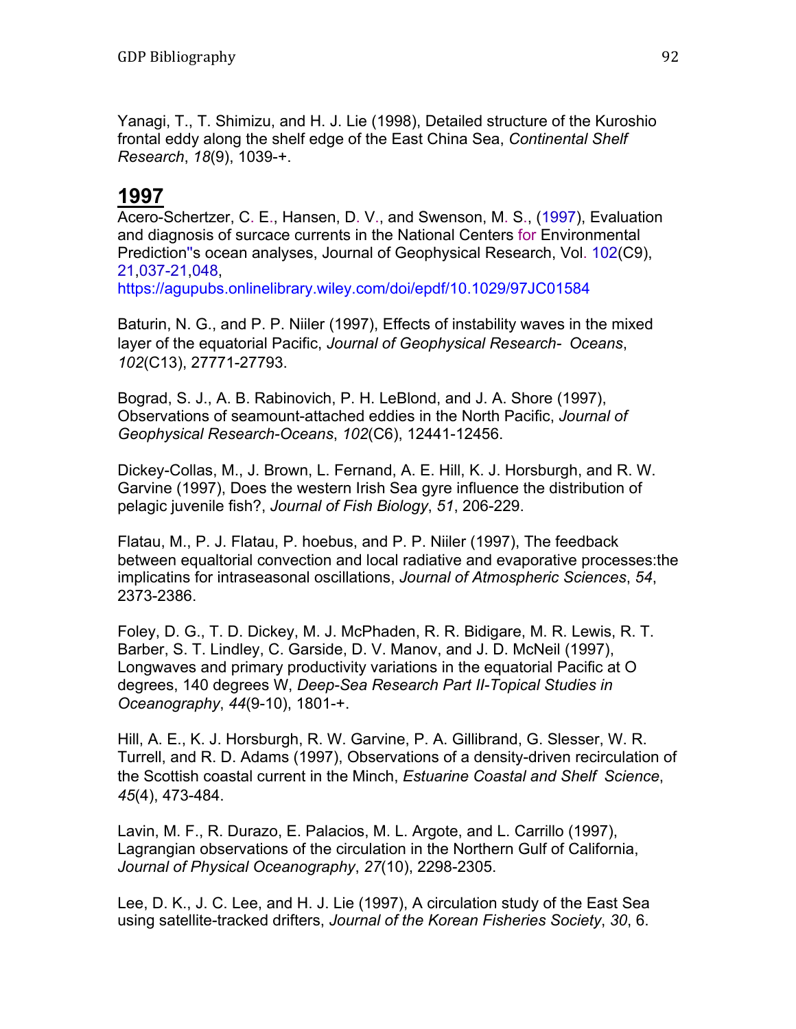Yanagi, T., T. Shimizu, and H. J. Lie (1998), Detailed structure of the Kuroshio frontal eddy along the shelf edge of the East China Sea, *Continental Shelf Research*, *18*(9), 1039-+.

## 1997

Acero-Schertzer, C. E., Hansen, D. V., and Swenson, M. S., (1997), Evaluation and diagnosis of surcace currents in the National Centers for Environmental Prediction''s ocean analyses, Journal of Geophysical Research, Vol. 102(C9), 21,037-21,048, https://agupubs.onlinelibrary.wiley.com/doi/epdf/10.1029/97JC01584

Baturin, N. G., and P. P. Niiler (1997), Effects of instability waves in the mixed layer of the equatorial Pacific, *Journal of Geophysical Research- Oceans*, *102*(C13), 27771-27793.

Bograd, S. J., A. B. Rabinovich, P. H. LeBlond, and J. A. Shore (1997), Observations of seamount-attached eddies in the North Pacific, *Journal of Geophysical Research-Oceans*, *102*(C6), 12441-12456.

Dickey-Collas, M., J. Brown, L. Fernand, A. E. Hill, K. J. Horsburgh, and R. W. Garvine (1997), Does the western Irish Sea gyre influence the distribution of pelagic juvenile fish?, *Journal of Fish Biology*, *51*, 206-229.

Flatau, M., P. J. Flatau, P. hoebus, and P. P. Niiler (1997), The feedback between equaltorial convection and local radiative and evaporative processes:the implicatins for intraseasonal oscillations, *Journal of Atmospheric Sciences*, *54*, 2373-2386.

Foley, D. G., T. D. Dickey, M. J. McPhaden, R. R. Bidigare, M. R. Lewis, R. T. Barber, S. T. Lindley, C. Garside, D. V. Manov, and J. D. McNeil (1997), Longwaves and primary productivity variations in the equatorial Pacific at O degrees, 140 degrees W, *Deep-Sea Research Part II-Topical Studies in Oceanography*, *44*(9-10), 1801-+.

Hill, A. E., K. J. Horsburgh, R. W. Garvine, P. A. Gillibrand, G. Slesser, W. R. Turrell, and R. D. Adams (1997), Observations of a density-driven recirculation of the Scottish coastal current in the Minch, *Estuarine Coastal and Shelf Science*, *45*(4), 473-484.

Lavin, M. F., R. Durazo, E. Palacios, M. L. Argote, and L. Carrillo (1997), Lagrangian observations of the circulation in the Northern Gulf of California, *Journal of Physical Oceanography*, *27*(10), 2298-2305.

Lee, D. K., J. C. Lee, and H. J. Lie (1997), A circulation study of the East Sea using satellite-tracked drifters, *Journal of the Korean Fisheries Society*, *30*, 6.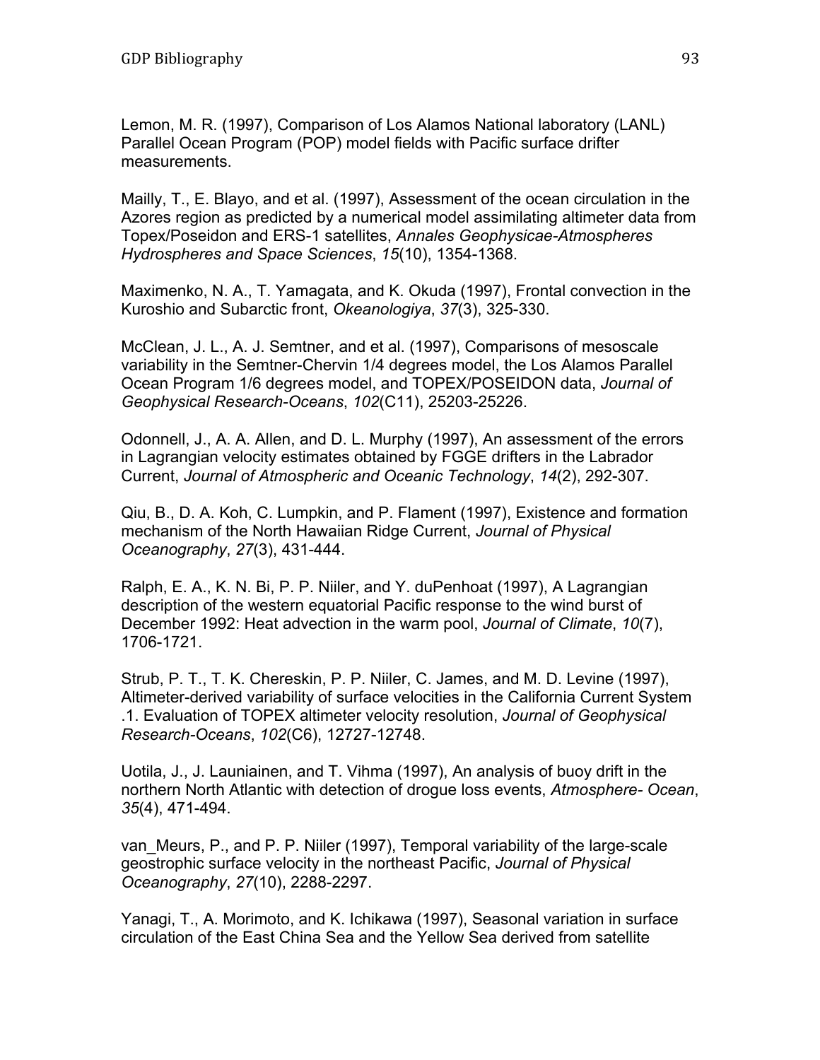Lemon, M. R. (1997), Comparison of Los Alamos National laboratory (LANL) Parallel Ocean Program (POP) model fields with Pacific surface drifter measurements.

Mailly, T., E. Blayo, and et al. (1997), Assessment of the ocean circulation in the Azores region as predicted by a numerical model assimilating altimeter data from Topex/Poseidon and ERS-1 satellites, *Annales Geophysicae-Atmospheres Hydrospheres and Space Sciences*, *15*(10), 1354-1368.

Maximenko, N. A., T. Yamagata, and K. Okuda (1997), Frontal convection in the Kuroshio and Subarctic front, *Okeanologiya*, *37*(3), 325-330.

McClean, J. L., A. J. Semtner, and et al. (1997), Comparisons of mesoscale variability in the Semtner-Chervin 1/4 degrees model, the Los Alamos Parallel Ocean Program 1/6 degrees model, and TOPEX/POSEIDON data, *Journal of Geophysical Research-Oceans*, *102*(C11), 25203-25226.

Odonnell, J., A. A. Allen, and D. L. Murphy (1997), An assessment of the errors in Lagrangian velocity estimates obtained by FGGE drifters in the Labrador Current, *Journal of Atmospheric and Oceanic Technology*, *14*(2), 292-307.

Qiu, B., D. A. Koh, C. Lumpkin, and P. Flament (1997), Existence and formation mechanism of the North Hawaiian Ridge Current, *Journal of Physical Oceanography*, *27*(3), 431-444.

Ralph, E. A., K. N. Bi, P. P. Niiler, and Y. duPenhoat (1997), A Lagrangian description of the western equatorial Pacific response to the wind burst of December 1992: Heat advection in the warm pool, *Journal of Climate*, *10*(7), 1706-1721.

Strub, P. T., T. K. Chereskin, P. P. Niiler, C. James, and M. D. Levine (1997), Altimeter-derived variability of surface velocities in the California Current System .1. Evaluation of TOPEX altimeter velocity resolution, *Journal of Geophysical Research-Oceans*, *102*(C6), 12727-12748.

Uotila, J., J. Launiainen, and T. Vihma (1997), An analysis of buoy drift in the northern North Atlantic with detection of drogue loss events, *Atmosphere- Ocean*, *35*(4), 471-494.

van_Meurs, P., and P. P. Niiler (1997), Temporal variability of the large-scale geostrophic surface velocity in the northeast Pacific, *Journal of Physical Oceanography*, *27*(10), 2288-2297.

Yanagi, T., A. Morimoto, and K. Ichikawa (1997), Seasonal variation in surface circulation of the East China Sea and the Yellow Sea derived from satellite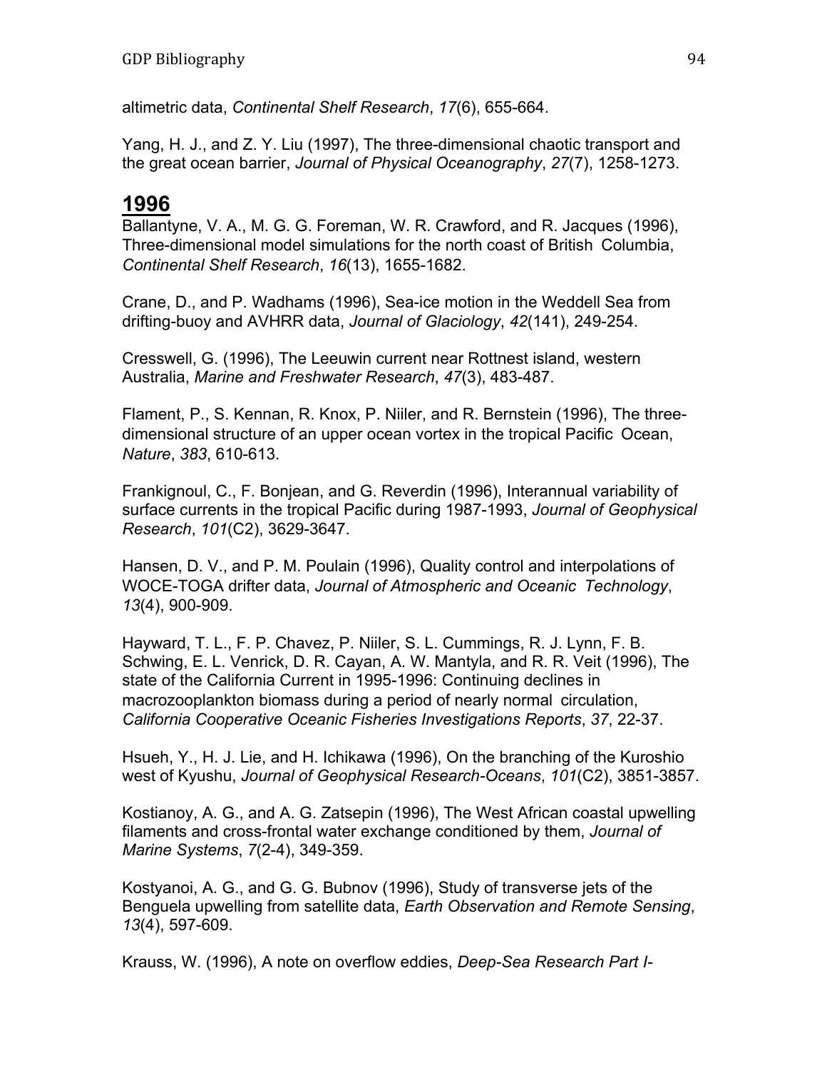altimetric data, *Continental Shelf Research*, *17*(6), 655-664.

Yang, H. J., and Z. Y. Liu (1997), The three-dimensional chaotic transport and the great ocean barrier, *Journal of Physical Oceanography*, *27*(7), 1258-1273.

## 1996

Ballantyne, V. A., M. G. G. Foreman, W. R. Crawford, and R. Jacques (1996), Three-dimensional model simulations for the north coast of British Columbia, *Continental Shelf Research*, *16*(13), 1655-1682.

Crane, D., and P. Wadhams (1996), Sea-ice motion in the Weddell Sea from drifting-buoy and AVHRR data, *Journal of Glaciology*, *42*(141), 249-254.

Cresswell, G. (1996), The Leeuwin current near Rottnest island, western Australia, *Marine and Freshwater Research*, *47*(3), 483-487.

Flament, P., S. Kennan, R. Knox, P. Niiler, and R. Bernstein (1996), The three-dimensional structure of an upper ocean vortex in the tropical Pacific Ocean, *Nature*, *383*, 610-613.

Frankignoul, C., F. Bonjean, and G. Reverdin (1996), Interannual variability of surface currents in the tropical Pacific during 1987-1993, *Journal of Geophysical Research*, *101*(C2), 3629-3647.

Hansen, D. V., and P. M. Poulain (1996), Quality control and interpolations of WOCE-TOGA drifter data, *Journal of Atmospheric and Oceanic Technology*, *13*(4), 900-909.

Hayward, T. L., F. P. Chavez, P. Niiler, S. L. Cummings, R. J. Lynn, F. B. Schwing, E. L. Venrick, D. R. Cayan, A. W. Mantyla, and R. R. Veit (1996), The state of the California Current in 1995-1996: Continuing declines in macrozooplankton biomass during a period of nearly normal circulation, *California Cooperative Oceanic Fisheries Investigations Reports*, *37*, 22-37.

Hsueh, Y., H. J. Lie, and H. Ichikawa (1996), On the branching of the Kuroshio west of Kyushu, *Journal of Geophysical Research-Oceans*, *101*(C2), 3851-3857.

Kostianoy, A. G., and A. G. Zatsepin (1996), The West African coastal upwelling filaments and cross-frontal water exchange conditioned by them, *Journal of Marine Systems*, *7*(2-4), 349-359.

Kostyanoi, A. G., and G. G. Bubnov (1996), Study of transverse jets of the Benguela upwelling from satellite data, *Earth Observation and Remote Sensing*, *13*(4), 597-609.

Krauss, W. (1996), A note on overflow eddies, *Deep-Sea Research Part I-*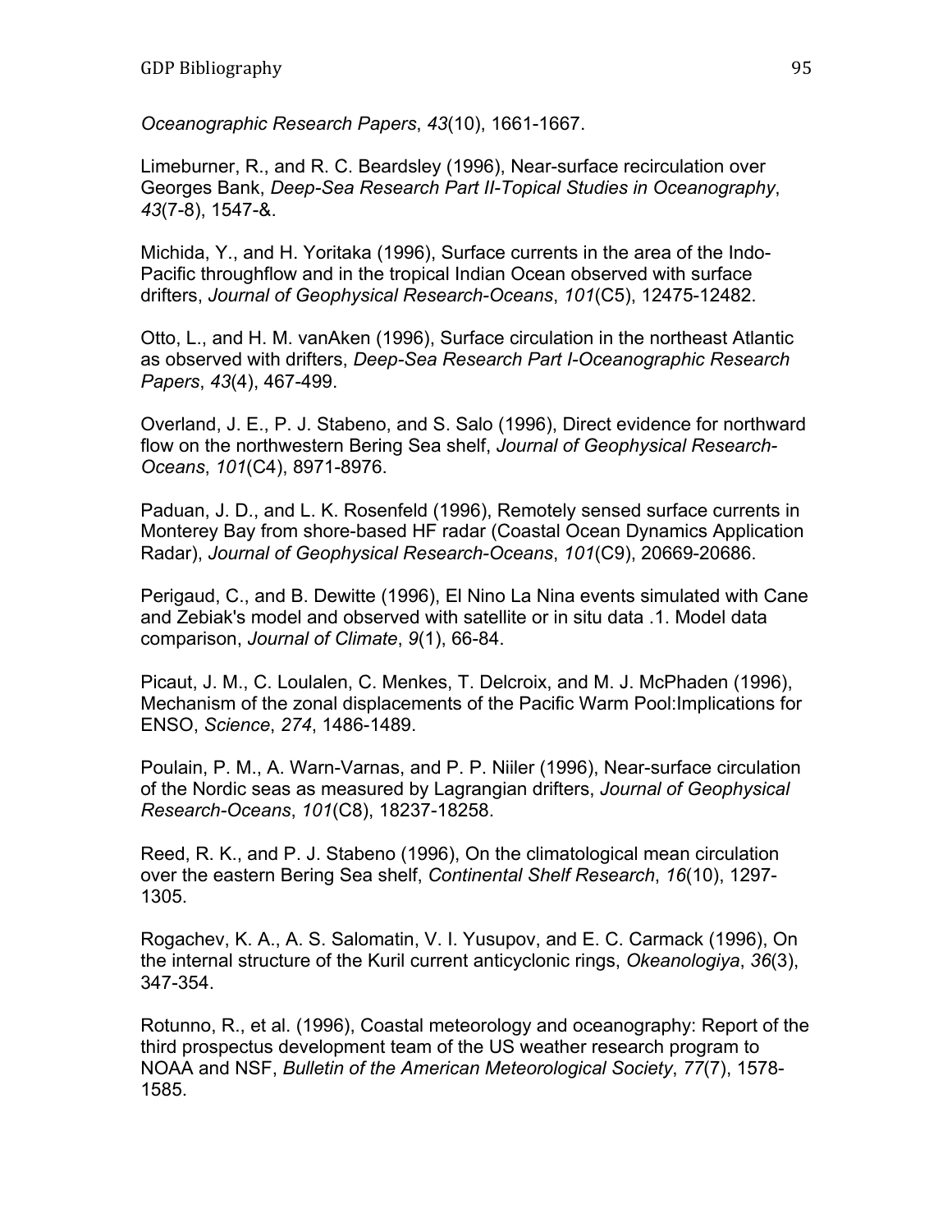*Oceanographic Research Papers*, *43*(10), 1661-1667.

Limeburner, R., and R. C. Beardsley (1996), Near-surface recirculation over Georges Bank, *Deep-Sea Research Part II-Topical Studies in Oceanography*, *43*(7-8), 1547-&.

Michida, Y., and H. Yoritaka (1996), Surface currents in the area of the Indo-Pacific throughflow and in the tropical Indian Ocean observed with surface drifters, *Journal of Geophysical Research-Oceans*, *101*(C5), 12475-12482.

Otto, L., and H. M. vanAken (1996), Surface circulation in the northeast Atlantic as observed with drifters, *Deep-Sea Research Part I-Oceanographic Research Papers*, *43*(4), 467-499.

Overland, J. E., P. J. Stabeno, and S. Salo (1996), Direct evidence for northward flow on the northwestern Bering Sea shelf, *Journal of Geophysical Research-Oceans*, *101*(C4), 8971-8976.

Paduan, J. D., and L. K. Rosenfeld (1996), Remotely sensed surface currents in Monterey Bay from shore-based HF radar (Coastal Ocean Dynamics Application Radar), *Journal of Geophysical Research-Oceans*, *101*(C9), 20669-20686.

Perigaud, C., and B. Dewitte (1996), El Nino La Nina events simulated with Cane and Zebiak's model and observed with satellite or in situ data .1. Model data comparison, *Journal of Climate*, *9*(1), 66-84.

Picaut, J. M., C. Loulalen, C. Menkes, T. Delcroix, and M. J. McPhaden (1996), Mechanism of the zonal displacements of the Pacific Warm Pool:Implications for ENSO, *Science*, *274*, 1486-1489.

Poulain, P. M., A. Warn-Varnas, and P. P. Niiler (1996), Near-surface circulation of the Nordic seas as measured by Lagrangian drifters, *Journal of Geophysical Research-Oceans*, *101*(C8), 18237-18258.

Reed, R. K., and P. J. Stabeno (1996), On the climatological mean circulation over the eastern Bering Sea shelf, *Continental Shelf Research*, *16*(10), 1297-1305.

Rogachev, K. A., A. S. Salomatin, V. I. Yusupov, and E. C. Carmack (1996), On the internal structure of the Kuril current anticyclonic rings, *Okeanologiya*, *36*(3), 347-354.

Rotunno, R., et al. (1996), Coastal meteorology and oceanography: Report of the third prospectus development team of the US weather research program to NOAA and NSF, *Bulletin of the American Meteorological Society*, *77*(7), 1578-1585.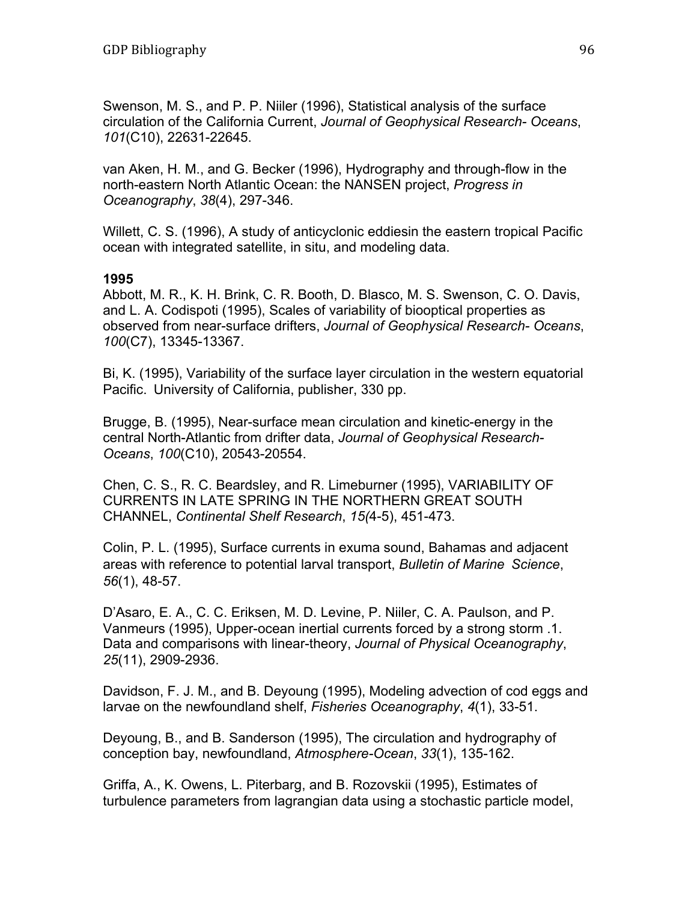Swenson, M. S., and P. P. Niiler (1996), Statistical analysis of the surface circulation of the California Current, *Journal of Geophysical Research- Oceans*, *101*(C10), 22631-22645.

van Aken, H. M., and G. Becker (1996), Hydrography and through-flow in the north-eastern North Atlantic Ocean: the NANSEN project, *Progress in Oceanography*, *38*(4), 297-346.

Willett, C. S. (1996), A study of anticyclonic eddiesin the eastern tropical Pacific ocean with integrated satellite, in situ, and modeling data.

**1995**

Abbott, M. R., K. H. Brink, C. R. Booth, D. Blasco, M. S. Swenson, C. O. Davis, and L. A. Codispoti (1995), Scales of variability of biooptical properties as observed from near-surface drifters, *Journal of Geophysical Research- Oceans*, *100*(C7), 13345-13367.

Bi, K. (1995), Variability of the surface layer circulation in the western equatorial Pacific. University of California, publisher, 330 pp.

Brugge, B. (1995), Near-surface mean circulation and kinetic-energy in the central North-Atlantic from drifter data, *Journal of Geophysical Research- Oceans*, *100*(C10), 20543-20554.

Chen, C. S., R. C. Beardsley, and R. Limeburner (1995), VARIABILITY OF CURRENTS IN LATE SPRING IN THE NORTHERN GREAT SOUTH CHANNEL, *Continental Shelf Research*, *15(*4-5), 451-473.

Colin, P. L. (1995), Surface currents in exuma sound, Bahamas and adjacent areas with reference to potential larval transport, *Bulletin of Marine Science*, *56*(1), 48-57.

D'Asaro, E. A., C. C. Eriksen, M. D. Levine, P. Niiler, C. A. Paulson, and P. Vanmeurs (1995), Upper-ocean inertial currents forced by a strong storm .1. Data and comparisons with linear-theory, *Journal of Physical Oceanography*, *25*(11), 2909-2936.

Davidson, F. J. M., and B. Deyoung (1995), Modeling advection of cod eggs and larvae on the newfoundland shelf, *Fisheries Oceanography*, *4*(1), 33-51.

Deyoung, B., and B. Sanderson (1995), The circulation and hydrography of conception bay, newfoundland, *Atmosphere-Ocean*, *33*(1), 135-162.

Griffa, A., K. Owens, L. Piterbarg, and B. Rozovskii (1995), Estimates of turbulence parameters from lagrangian data using a stochastic particle model,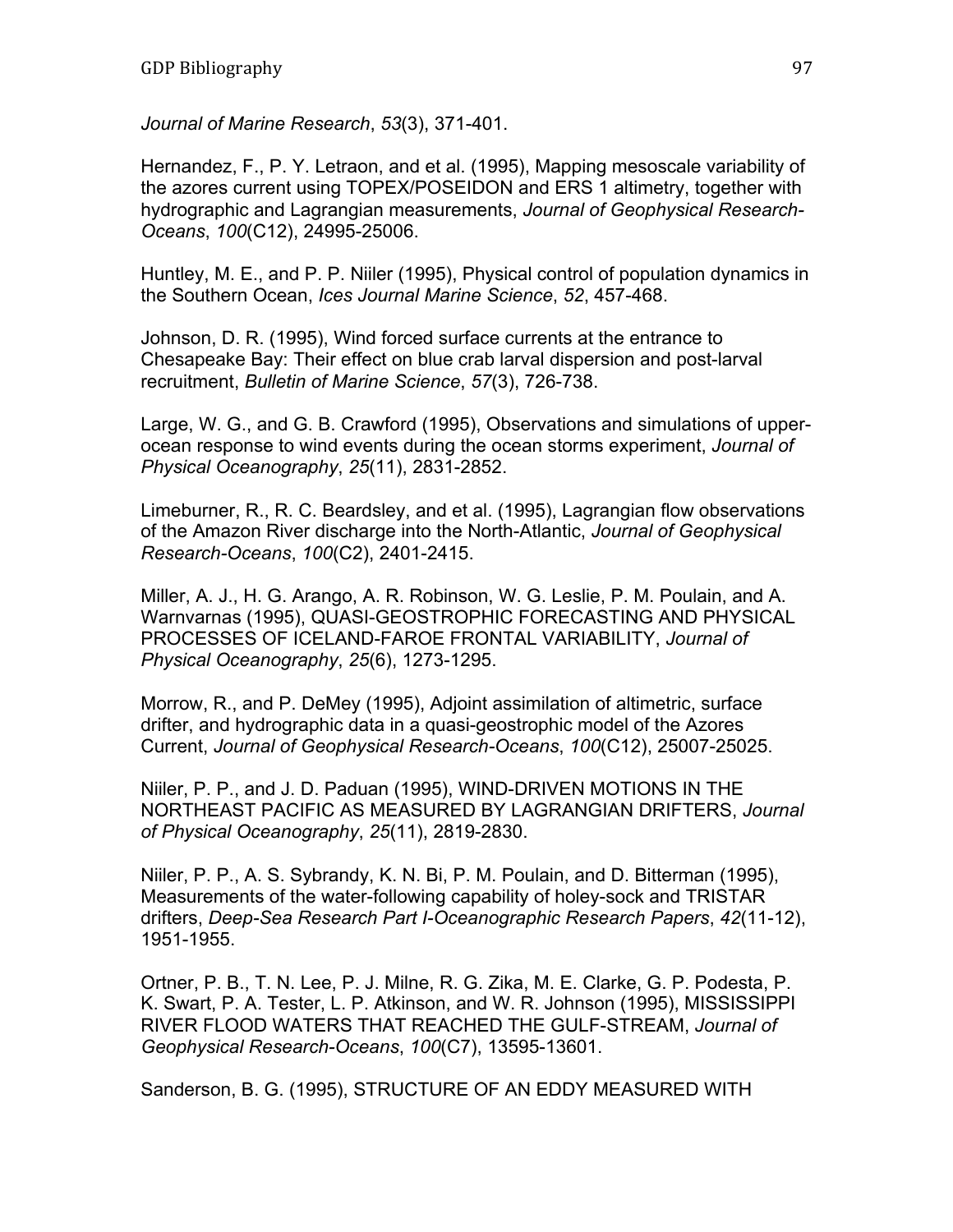*Journal of Marine Research*, *53*(3), 371-401.

Hernandez, F., P. Y. Letraon, and et al. (1995), Mapping mesoscale variability of the azores current using TOPEX/POSEIDON and ERS 1 altimetry, together with hydrographic and Lagrangian measurements, *Journal of Geophysical Research-Oceans*, *100*(C12), 24995-25006.

Huntley, M. E., and P. P. Niiler (1995), Physical control of population dynamics in the Southern Ocean, *Ices Journal Marine Science*, *52*, 457-468.

Johnson, D. R. (1995), Wind forced surface currents at the entrance to Chesapeake Bay: Their effect on blue crab larval dispersion and post-larval recruitment, *Bulletin of Marine Science*, *57*(3), 726-738.

Large, W. G., and G. B. Crawford (1995), Observations and simulations of upper-ocean response to wind events during the ocean storms experiment, *Journal of Physical Oceanography*, *25*(11), 2831-2852.

Limeburner, R., R. C. Beardsley, and et al. (1995), Lagrangian flow observations of the Amazon River discharge into the North-Atlantic, *Journal of Geophysical Research-Oceans*, *100*(C2), 2401-2415.

Miller, A. J., H. G. Arango, A. R. Robinson, W. G. Leslie, P. M. Poulain, and A. Warnvarnas (1995), QUASI-GEOSTROPHIC FORECASTING AND PHYSICAL PROCESSES OF ICELAND-FAROE FRONTAL VARIABILITY, *Journal of Physical Oceanography*, *25*(6), 1273-1295.

Morrow, R., and P. DeMey (1995), Adjoint assimilation of altimetric, surface drifter, and hydrographic data in a quasi-geostrophic model of the Azores Current, *Journal of Geophysical Research-Oceans*, *100*(C12), 25007-25025.

Niiler, P. P., and J. D. Paduan (1995), WIND-DRIVEN MOTIONS IN THE NORTHEAST PACIFIC AS MEASURED BY LAGRANGIAN DRIFTERS, *Journal of Physical Oceanography*, *25*(11), 2819-2830.

Niiler, P. P., A. S. Sybrandy, K. N. Bi, P. M. Poulain, and D. Bitterman (1995), Measurements of the water-following capability of holey-sock and TRISTAR drifters, *Deep-Sea Research Part I-Oceanographic Research Papers*, *42*(11-12), 1951-1955.

Ortner, P. B., T. N. Lee, P. J. Milne, R. G. Zika, M. E. Clarke, G. P. Podesta, P. K. Swart, P. A. Tester, L. P. Atkinson, and W. R. Johnson (1995), MISSISSIPPI RIVER FLOOD WATERS THAT REACHED THE GULF-STREAM, *Journal of Geophysical Research-Oceans*, *100*(C7), 13595-13601.

Sanderson, B. G. (1995), STRUCTURE OF AN EDDY MEASURED WITH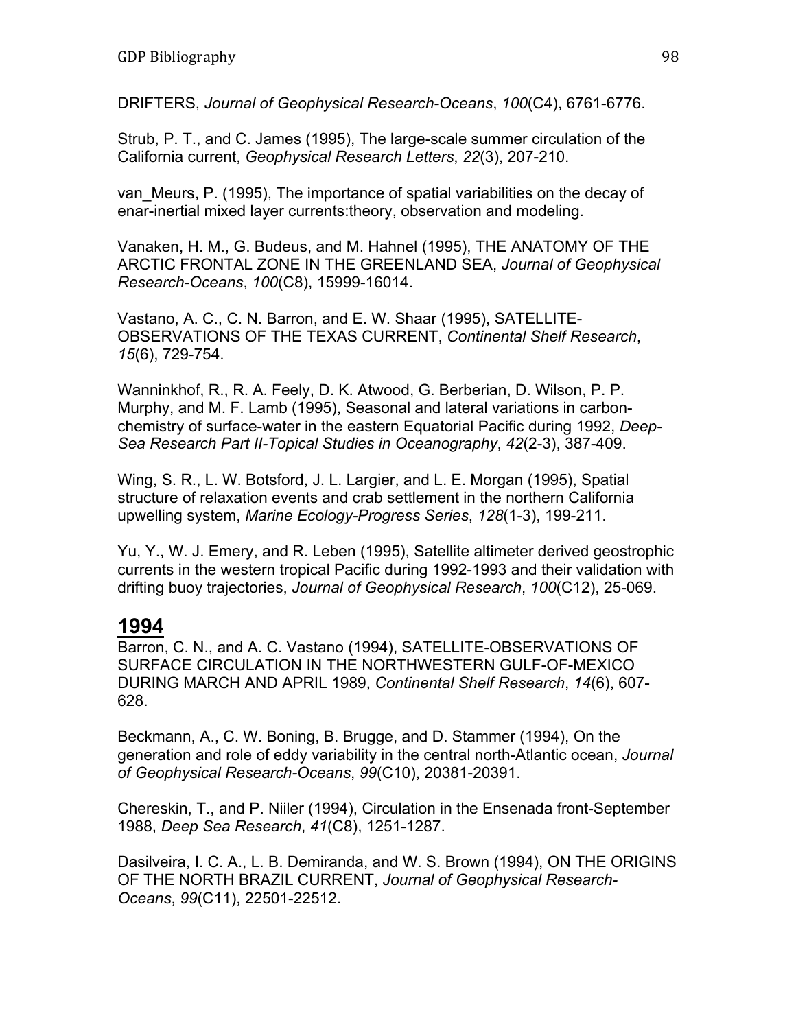DRIFTERS, *Journal of Geophysical Research-Oceans*, *100*(C4), 6761-6776.

Strub, P. T., and C. James (1995), The large-scale summer circulation of the California current, *Geophysical Research Letters*, *22*(3), 207-210.

van_Meurs, P. (1995), The importance of spatial variabilities on the decay of enar-inertial mixed layer currents:theory, observation and modeling.

Vanaken, H. M., G. Budeus, and M. Hahnel (1995), THE ANATOMY OF THE ARCTIC FRONTAL ZONE IN THE GREENLAND SEA, *Journal of Geophysical Research-Oceans*, *100*(C8), 15999-16014.

Vastano, A. C., C. N. Barron, and E. W. Shaar (1995), SATELLITE-OBSERVATIONS OF THE TEXAS CURRENT, *Continental Shelf Research*, *15*(6), 729-754.

Wanninkhof, R., R. A. Feely, D. K. Atwood, G. Berberian, D. Wilson, P. P. Murphy, and M. F. Lamb (1995), Seasonal and lateral variations in carbon-chemistry of surface-water in the eastern Equatorial Pacific during 1992, *Deep-Sea Research Part II-Topical Studies in Oceanography*, *42*(2-3), 387-409.

Wing, S. R., L. W. Botsford, J. L. Largier, and L. E. Morgan (1995), Spatial structure of relaxation events and crab settlement in the northern California upwelling system, *Marine Ecology-Progress Series*, *128*(1-3), 199-211.

Yu, Y., W. J. Emery, and R. Leben (1995), Satellite altimeter derived geostrophic currents in the western tropical Pacific during 1992-1993 and their validation with drifting buoy trajectories, *Journal of Geophysical Research*, *100*(C12), 25-069.

## 1994

Barron, C. N., and A. C. Vastano (1994), SATELLITE-OBSERVATIONS OF SURFACE CIRCULATION IN THE NORTHWESTERN GULF-OF-MEXICO DURING MARCH AND APRIL 1989, *Continental Shelf Research*, *14*(6), 607-628.

Beckmann, A., C. W. Boning, B. Brugge, and D. Stammer (1994), On the generation and role of eddy variability in the central north-Atlantic ocean, *Journal of Geophysical Research-Oceans*, *99*(C10), 20381-20391.

Chereskin, T., and P. Niiler (1994), Circulation in the Ensenada front-September 1988, *Deep Sea Research*, *41*(C8), 1251-1287.

Dasilveira, I. C. A., L. B. Demiranda, and W. S. Brown (1994), ON THE ORIGINS OF THE NORTH BRAZIL CURRENT, *Journal of Geophysical Research-Oceans*, *99*(C11), 22501-22512.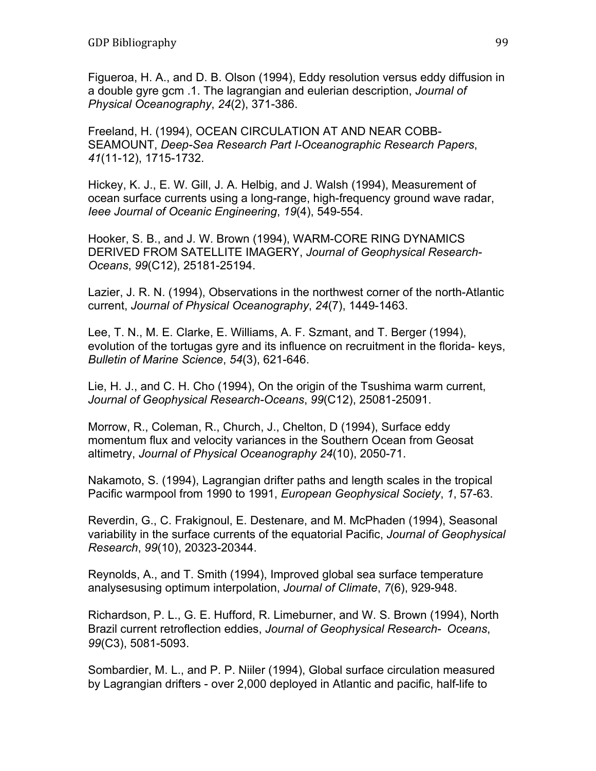Figueroa, H. A., and D. B. Olson (1994), Eddy resolution versus eddy diffusion in a double gyre gcm .1. The lagrangian and eulerian description, *Journal of Physical Oceanography*, *24*(2), 371-386.

Freeland, H. (1994), OCEAN CIRCULATION AT AND NEAR COBB-SEAMOUNT, *Deep-Sea Research Part I-Oceanographic Research Papers*, *41*(11-12), 1715-1732.

Hickey, K. J., E. W. Gill, J. A. Helbig, and J. Walsh (1994), Measurement of ocean surface currents using a long-range, high-frequency ground wave radar, *Ieee Journal of Oceanic Engineering*, *19*(4), 549-554.

Hooker, S. B., and J. W. Brown (1994), WARM-CORE RING DYNAMICS DERIVED FROM SATELLITE IMAGERY, *Journal of Geophysical Research-Oceans*, *99*(C12), 25181-25194.

Lazier, J. R. N. (1994), Observations in the northwest corner of the north-Atlantic current, *Journal of Physical Oceanography*, *24*(7), 1449-1463.

Lee, T. N., M. E. Clarke, E. Williams, A. F. Szmant, and T. Berger (1994), evolution of the tortugas gyre and its influence on recruitment in the florida- keys, *Bulletin of Marine Science*, *54*(3), 621-646.

Lie, H. J., and C. H. Cho (1994), On the origin of the Tsushima warm current, *Journal of Geophysical Research-Oceans*, *99*(C12), 25081-25091.

Morrow, R., Coleman, R., Church, J., Chelton, D (1994), Surface eddy momentum flux and velocity variances in the Southern Ocean from Geosat altimetry, *Journal of Physical Oceanography 24*(10), 2050-71.

Nakamoto, S. (1994), Lagrangian drifter paths and length scales in the tropical Pacific warmpool from 1990 to 1991, *European Geophysical Society*, *1*, 57-63.

Reverdin, G., C. Frakignoul, E. Destenare, and M. McPhaden (1994), Seasonal variability in the surface currents of the equatorial Pacific, *Journal of Geophysical Research*, *99*(10), 20323-20344.

Reynolds, A., and T. Smith (1994), Improved global sea surface temperature analysesusing optimum interpolation, *Journal of Climate*, *7*(6), 929-948.

Richardson, P. L., G. E. Hufford, R. Limeburner, and W. S. Brown (1994), North Brazil current retroflection eddies, *Journal of Geophysical Research- Oceans*, *99*(C3), 5081-5093.

Sombardier, M. L., and P. P. Niiler (1994), Global surface circulation measured by Lagrangian drifters - over 2,000 deployed in Atlantic and pacific, half-life to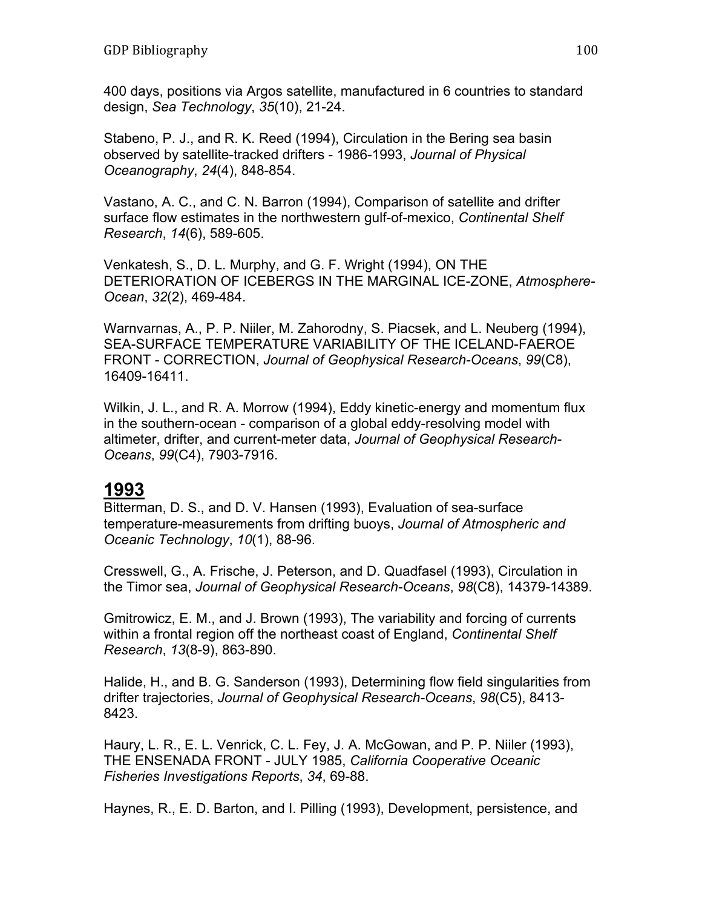400 days, positions via Argos satellite, manufactured in 6 countries to standard design, *Sea Technology*, *35*(10), 21-24.

Stabeno, P. J., and R. K. Reed (1994), Circulation in the Bering sea basin observed by satellite-tracked drifters - 1986-1993, *Journal of Physical Oceanography*, *24*(4), 848-854.

Vastano, A. C., and C. N. Barron (1994), Comparison of satellite and drifter surface flow estimates in the northwestern gulf-of-mexico, *Continental Shelf Research*, *14*(6), 589-605.

Venkatesh, S., D. L. Murphy, and G. F. Wright (1994), ON THE DETERIORATION OF ICEBERGS IN THE MARGINAL ICE-ZONE, *Atmosphere-Ocean*, *32*(2), 469-484.

Warnvarnas, A., P. P. Niiler, M. Zahorodny, S. Piacsek, and L. Neuberg (1994), SEA-SURFACE TEMPERATURE VARIABILITY OF THE ICELAND-FAEROE FRONT - CORRECTION, *Journal of Geophysical Research-Oceans*, *99*(C8), 16409-16411.

Wilkin, J. L., and R. A. Morrow (1994), Eddy kinetic-energy and momentum flux in the southern-ocean - comparison of a global eddy-resolving model with altimeter, drifter, and current-meter data, *Journal of Geophysical Research-Oceans*, *99*(C4), 7903-7916.

## 1993

Bitterman, D. S., and D. V. Hansen (1993), Evaluation of sea-surface temperature-measurements from drifting buoys, *Journal of Atmospheric and Oceanic Technology*, *10*(1), 88-96.

Cresswell, G., A. Frische, J. Peterson, and D. Quadfasel (1993), Circulation in the Timor sea, *Journal of Geophysical Research-Oceans*, *98*(C8), 14379-14389.

Gmitrowicz, E. M., and J. Brown (1993), The variability and forcing of currents within a frontal region off the northeast coast of England, *Continental Shelf Research*, *13*(8-9), 863-890.

Halide, H., and B. G. Sanderson (1993), Determining flow field singularities from drifter trajectories, *Journal of Geophysical Research-Oceans*, *98*(C5), 8413-8423.

Haury, L. R., E. L. Venrick, C. L. Fey, J. A. McGowan, and P. P. Niiler (1993), THE ENSENADA FRONT - JULY 1985, *California Cooperative Oceanic Fisheries Investigations Reports*, *34*, 69-88.

Haynes, R., E. D. Barton, and I. Pilling (1993), Development, persistence, and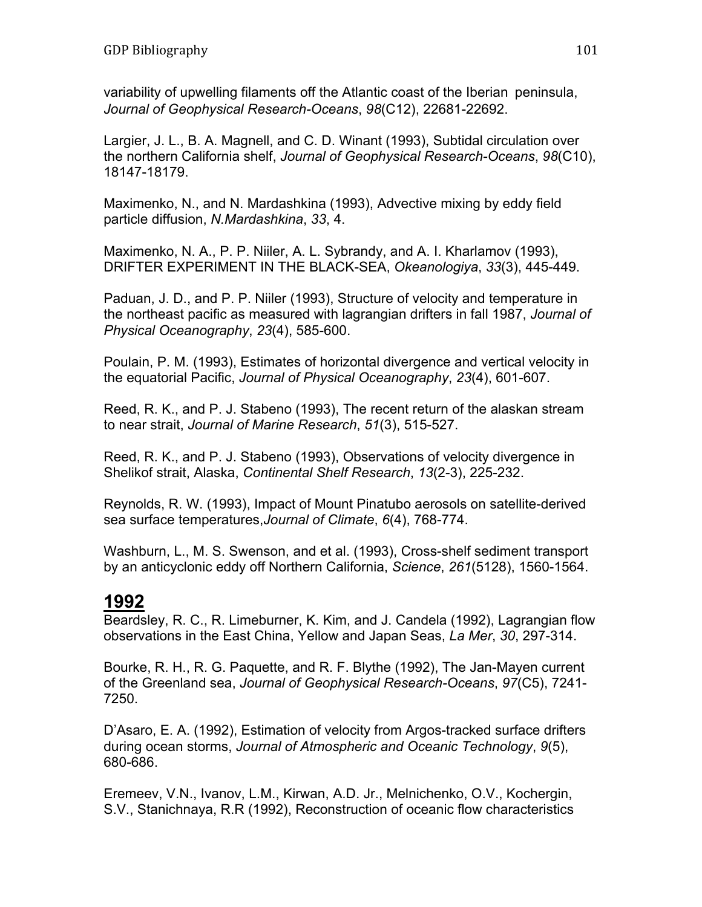variability of upwelling filaments off the Atlantic coast of the Iberian peninsula, *Journal of Geophysical Research-Oceans*, *98*(C12), 22681-22692.

Largier, J. L., B. A. Magnell, and C. D. Winant (1993), Subtidal circulation over the northern California shelf, *Journal of Geophysical Research-Oceans*, *98*(C10), 18147-18179.

Maximenko, N., and N. Mardashkina (1993), Advective mixing by eddy field particle diffusion, *N.Mardashkina*, *33*, 4.

Maximenko, N. A., P. P. Niiler, A. L. Sybrandy, and A. I. Kharlamov (1993), DRIFTER EXPERIMENT IN THE BLACK-SEA, *Okeanologiya*, *33*(3), 445-449.

Paduan, J. D., and P. P. Niiler (1993), Structure of velocity and temperature in the northeast pacific as measured with lagrangian drifters in fall 1987, *Journal of Physical Oceanography*, *23*(4), 585-600.

Poulain, P. M. (1993), Estimates of horizontal divergence and vertical velocity in the equatorial Pacific, *Journal of Physical Oceanography*, *23*(4), 601-607.

Reed, R. K., and P. J. Stabeno (1993), The recent return of the alaskan stream to near strait, *Journal of Marine Research*, *51*(3), 515-527.

Reed, R. K., and P. J. Stabeno (1993), Observations of velocity divergence in Shelikof strait, Alaska, *Continental Shelf Research*, *13*(2-3), 225-232.

Reynolds, R. W. (1993), Impact of Mount Pinatubo aerosols on satellite-derived sea surface temperatures,*Journal of Climate*, *6*(4), 768-774.

Washburn, L., M. S. Swenson, and et al. (1993), Cross-shelf sediment transport by an anticyclonic eddy off Northern California, *Science*, *261*(5128), 1560-1564.

## 1992

Beardsley, R. C., R. Limeburner, K. Kim, and J. Candela (1992), Lagrangian flow observations in the East China, Yellow and Japan Seas, *La Mer*, *30*, 297-314.

Bourke, R. H., R. G. Paquette, and R. F. Blythe (1992), The Jan-Mayen current of the Greenland sea, *Journal of Geophysical Research-Oceans*, *97*(C5), 7241-7250.

D'Asaro, E. A. (1992), Estimation of velocity from Argos-tracked surface drifters during ocean storms, *Journal of Atmospheric and Oceanic Technology*, *9*(5), 680-686.

Eremeev, V.N., Ivanov, L.M., Kirwan, A.D. Jr., Melnichenko, O.V., Kochergin, S.V., Stanichnaya, R.R (1992), Reconstruction of oceanic flow characteristics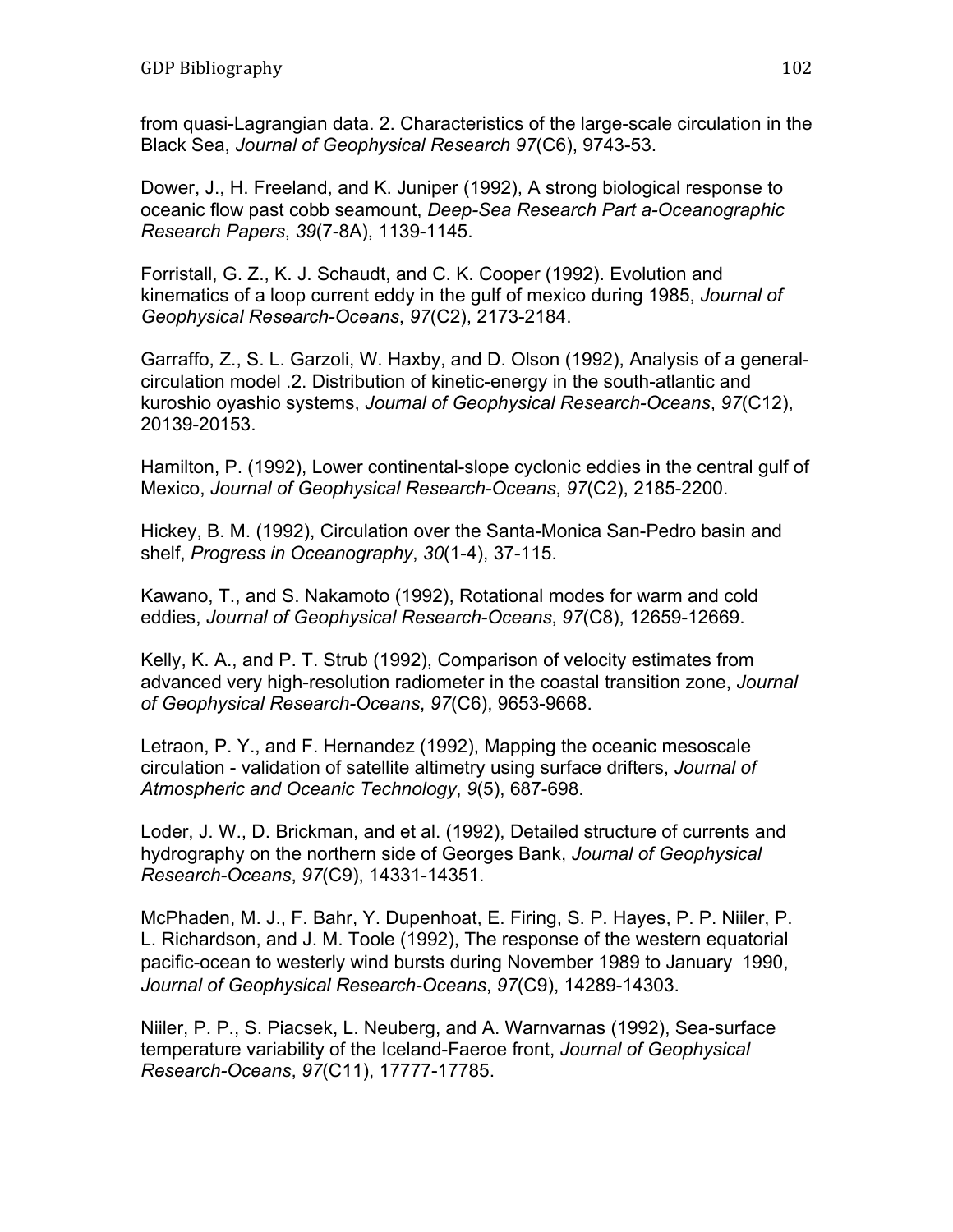from quasi-Lagrangian data. 2. Characteristics of the large-scale circulation in the Black Sea, *Journal of Geophysical Research 97*(C6), 9743-53.

Dower, J., H. Freeland, and K. Juniper (1992), A strong biological response to oceanic flow past cobb seamount, *Deep-Sea Research Part a-Oceanographic Research Papers*, *39*(7-8A), 1139-1145.

Forristall, G. Z., K. J. Schaudt, and C. K. Cooper (1992). Evolution and kinematics of a loop current eddy in the gulf of mexico during 1985, *Journal of Geophysical Research-Oceans*, *97*(C2), 2173-2184.

Garraffo, Z., S. L. Garzoli, W. Haxby, and D. Olson (1992), Analysis of a general-circulation model .2. Distribution of kinetic-energy in the south-atlantic and kuroshio oyashio systems, *Journal of Geophysical Research-Oceans*, *97*(C12), 20139-20153.

Hamilton, P. (1992), Lower continental-slope cyclonic eddies in the central gulf of Mexico, *Journal of Geophysical Research-Oceans*, *97*(C2), 2185-2200.

Hickey, B. M. (1992), Circulation over the Santa-Monica San-Pedro basin and shelf, *Progress in Oceanography*, *30*(1-4), 37-115.

Kawano, T., and S. Nakamoto (1992), Rotational modes for warm and cold eddies, *Journal of Geophysical Research-Oceans*, *97*(C8), 12659-12669.

Kelly, K. A., and P. T. Strub (1992), Comparison of velocity estimates from advanced very high-resolution radiometer in the coastal transition zone, *Journal of Geophysical Research-Oceans*, *97*(C6), 9653-9668.

Letraon, P. Y., and F. Hernandez (1992), Mapping the oceanic mesoscale circulation - validation of satellite altimetry using surface drifters, *Journal of Atmospheric and Oceanic Technology*, *9*(5), 687-698.

Loder, J. W., D. Brickman, and et al. (1992), Detailed structure of currents and hydrography on the northern side of Georges Bank, *Journal of Geophysical Research-Oceans*, *97*(C9), 14331-14351.

McPhaden, M. J., F. Bahr, Y. Dupenhoat, E. Firing, S. P. Hayes, P. P. Niiler, P. L. Richardson, and J. M. Toole (1992), The response of the western equatorial pacific-ocean to westerly wind bursts during November 1989 to January 1990, *Journal of Geophysical Research-Oceans*, *97*(C9), 14289-14303.

Niiler, P. P., S. Piacsek, L. Neuberg, and A. Warnvarnas (1992), Sea-surface temperature variability of the Iceland-Faeroe front, *Journal of Geophysical Research-Oceans*, *97*(C11), 17777-17785.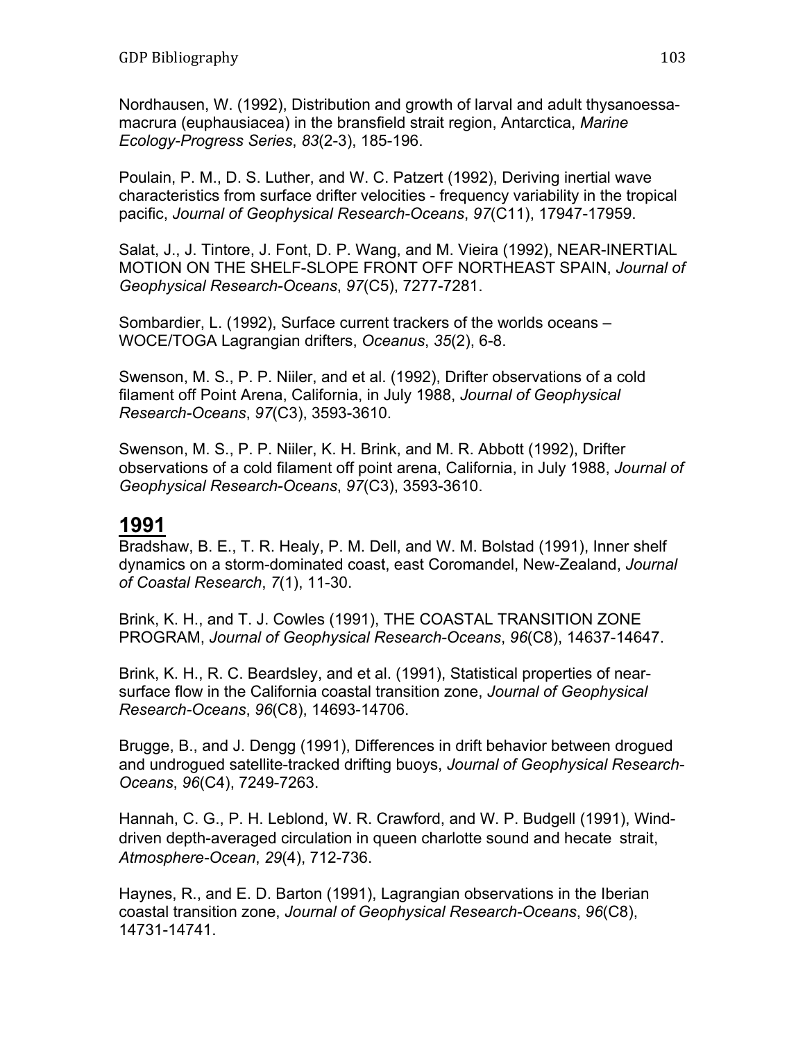Nordhausen, W. (1992), Distribution and growth of larval and adult thysanoessa-macrura (euphausiacea) in the bransfield strait region, Antarctica, *Marine Ecology-Progress Series*, *83*(2-3), 185-196.

Poulain, P. M., D. S. Luther, and W. C. Patzert (1992), Deriving inertial wave characteristics from surface drifter velocities - frequency variability in the tropical pacific, *Journal of Geophysical Research-Oceans*, *97*(C11), 17947-17959.

Salat, J., J. Tintore, J. Font, D. P. Wang, and M. Vieira (1992), NEAR-INERTIAL MOTION ON THE SHELF-SLOPE FRONT OFF NORTHEAST SPAIN, *Journal of Geophysical Research-Oceans*, *97*(C5), 7277-7281.

Sombardier, L. (1992), Surface current trackers of the worlds oceans – WOCE/TOGA Lagrangian drifters, *Oceanus*, *35*(2), 6-8.

Swenson, M. S., P. P. Niiler, and et al. (1992), Drifter observations of a cold filament off Point Arena, California, in July 1988, *Journal of Geophysical Research-Oceans*, *97*(C3), 3593-3610.

Swenson, M. S., P. P. Niiler, K. H. Brink, and M. R. Abbott (1992), Drifter observations of a cold filament off point arena, California, in July 1988, *Journal of Geophysical Research-Oceans*, *97*(C3), 3593-3610.

# 1991

Bradshaw, B. E., T. R. Healy, P. M. Dell, and W. M. Bolstad (1991), Inner shelf dynamics on a storm-dominated coast, east Coromandel, New-Zealand, *Journal of Coastal Research*, *7*(1), 11-30.

Brink, K. H., and T. J. Cowles (1991), THE COASTAL TRANSITION ZONE PROGRAM, *Journal of Geophysical Research-Oceans*, *96*(C8), 14637-14647.

Brink, K. H., R. C. Beardsley, and et al. (1991), Statistical properties of near-surface flow in the California coastal transition zone, *Journal of Geophysical Research-Oceans*, *96*(C8), 14693-14706.

Brugge, B., and J. Dengg (1991), Differences in drift behavior between drogued and undrogued satellite-tracked drifting buoys, *Journal of Geophysical Research-Oceans*, *96*(C4), 7249-7263.

Hannah, C. G., P. H. Leblond, W. R. Crawford, and W. P. Budgell (1991), Wind-driven depth-averaged circulation in queen charlotte sound and hecate strait, *Atmosphere-Ocean*, *29*(4), 712-736.

Haynes, R., and E. D. Barton (1991), Lagrangian observations in the Iberian coastal transition zone, *Journal of Geophysical Research-Oceans*, *96*(C8), 14731-14741.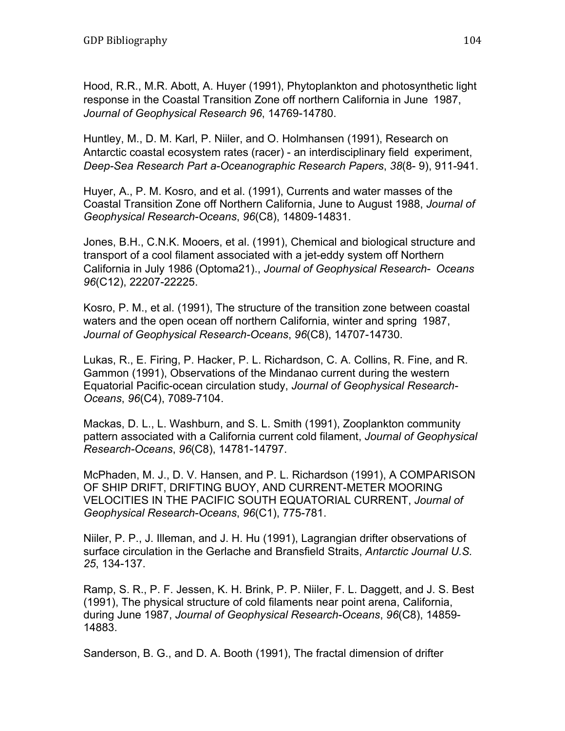Hood, R.R., M.R. Abott, A. Huyer (1991), Phytoplankton and photosynthetic light response in the Coastal Transition Zone off northern California in June 1987, *Journal of Geophysical Research 96*, 14769-14780.

Huntley, M., D. M. Karl, P. Niiler, and O. Holmhansen (1991), Research on Antarctic coastal ecosystem rates (racer) - an interdisciplinary field experiment, *Deep-Sea Research Part a-Oceanographic Research Papers*, *38*(8- 9), 911-941.

Huyer, A., P. M. Kosro, and et al. (1991), Currents and water masses of the Coastal Transition Zone off Northern California, June to August 1988, *Journal of Geophysical Research-Oceans*, *96*(C8), 14809-14831.

Jones, B.H., C.N.K. Mooers, et al. (1991), Chemical and biological structure and transport of a cool filament associated with a jet-eddy system off Northern California in July 1986 (Optoma21)., *Journal of Geophysical Research- Oceans 96*(C12), 22207-22225.

Kosro, P. M., et al. (1991), The structure of the transition zone between coastal waters and the open ocean off northern California, winter and spring 1987, *Journal of Geophysical Research-Oceans*, *96*(C8), 14707-14730.

Lukas, R., E. Firing, P. Hacker, P. L. Richardson, C. A. Collins, R. Fine, and R. Gammon (1991), Observations of the Mindanao current during the western Equatorial Pacific-ocean circulation study, *Journal of Geophysical Research-Oceans*, *96*(C4), 7089-7104.

Mackas, D. L., L. Washburn, and S. L. Smith (1991), Zooplankton community pattern associated with a California current cold filament, *Journal of Geophysical Research-Oceans*, *96*(C8), 14781-14797.

McPhaden, M. J., D. V. Hansen, and P. L. Richardson (1991), A COMPARISON OF SHIP DRIFT, DRIFTING BUOY, AND CURRENT-METER MOORING VELOCITIES IN THE PACIFIC SOUTH EQUATORIAL CURRENT, *Journal of Geophysical Research-Oceans*, *96*(C1), 775-781.

Niiler, P. P., J. Illeman, and J. H. Hu (1991), Lagrangian drifter observations of surface circulation in the Gerlache and Bransfield Straits, *Antarctic Journal U.S. 25*, 134-137.

Ramp, S. R., P. F. Jessen, K. H. Brink, P. P. Niiler, F. L. Daggett, and J. S. Best (1991), The physical structure of cold filaments near point arena, California, during June 1987, *Journal of Geophysical Research-Oceans*, *96*(C8), 14859-14883.

Sanderson, B. G., and D. A. Booth (1991), The fractal dimension of drifter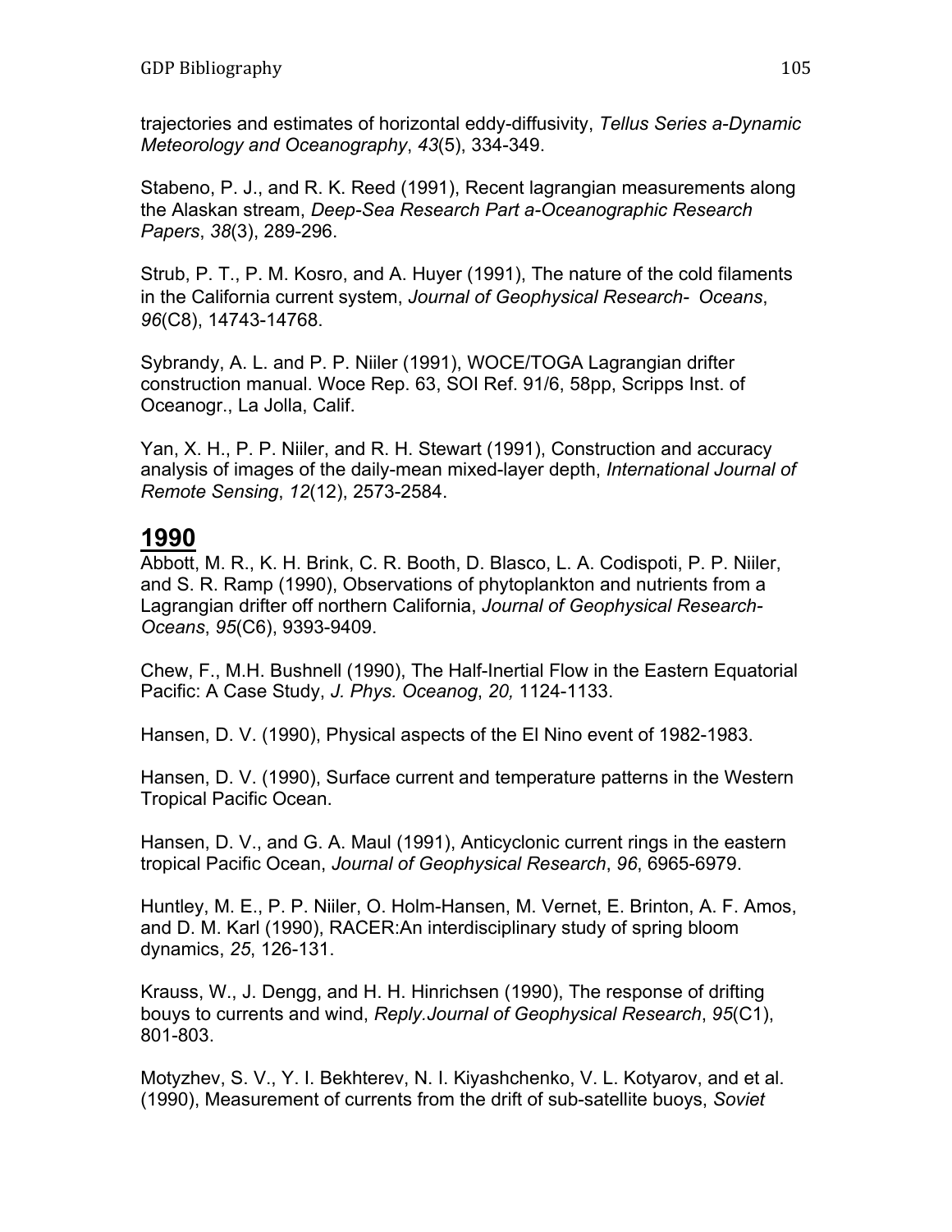trajectories and estimates of horizontal eddy-diffusivity, *Tellus Series a-Dynamic Meteorology and Oceanography*, *43*(5), 334-349.

Stabeno, P. J., and R. K. Reed (1991), Recent lagrangian measurements along the Alaskan stream, *Deep-Sea Research Part a-Oceanographic Research Papers*, *38*(3), 289-296.

Strub, P. T., P. M. Kosro, and A. Huyer (1991), The nature of the cold filaments in the California current system, *Journal of Geophysical Research- Oceans*, *96*(C8), 14743-14768.

Sybrandy, A. L. and P. P. Niiler (1991), WOCE/TOGA Lagrangian drifter construction manual. Woce Rep. 63, SOI Ref. 91/6, 58pp, Scripps Inst. of Oceanogr., La Jolla, Calif.

Yan, X. H., P. P. Niiler, and R. H. Stewart (1991), Construction and accuracy analysis of images of the daily-mean mixed-layer depth, *International Journal of Remote Sensing*, *12*(12), 2573-2584.

## 1990

Abbott, M. R., K. H. Brink, C. R. Booth, D. Blasco, L. A. Codispoti, P. P. Niiler, and S. R. Ramp (1990), Observations of phytoplankton and nutrients from a Lagrangian drifter off northern California, *Journal of Geophysical Research- Oceans*, *95*(C6), 9393-9409.

Chew, F., M.H. Bushnell (1990), The Half-Inertial Flow in the Eastern Equatorial Pacific: A Case Study, *J. Phys. Oceanog*, *20,* 1124-1133.

Hansen, D. V. (1990), Physical aspects of the El Nino event of 1982-1983.

Hansen, D. V. (1990), Surface current and temperature patterns in the Western Tropical Pacific Ocean.

Hansen, D. V., and G. A. Maul (1991), Anticyclonic current rings in the eastern tropical Pacific Ocean, *Journal of Geophysical Research*, *96*, 6965-6979.

Huntley, M. E., P. P. Niiler, O. Holm-Hansen, M. Vernet, E. Brinton, A. F. Amos, and D. M. Karl (1990), RACER:An interdisciplinary study of spring bloom dynamics, *25*, 126-131.

Krauss, W., J. Dengg, and H. H. Hinrichsen (1990), The response of drifting bouys to currents and wind, *Reply.Journal of Geophysical Research*, *95*(C1), 801-803.

Motyzhev, S. V., Y. I. Bekhterev, N. I. Kiyashchenko, V. L. Kotyarov, and et al. (1990), Measurement of currents from the drift of sub-satellite buoys, *Soviet*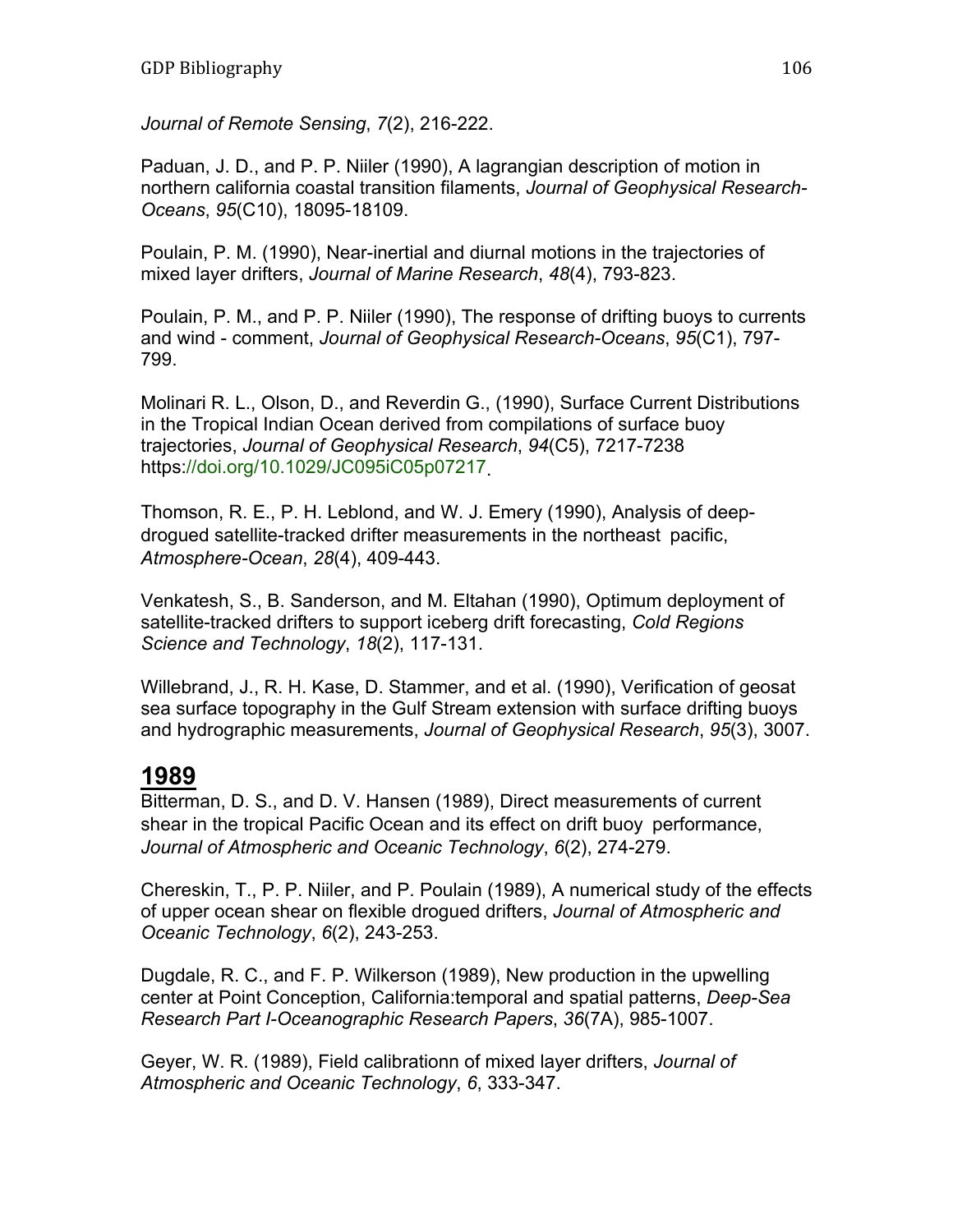*Journal of Remote Sensing*, *7*(2), 216-222.

Paduan, J. D., and P. P. Niiler (1990), A lagrangian description of motion in northern california coastal transition filaments, *Journal of Geophysical Research-Oceans*, *95*(C10), 18095-18109.

Poulain, P. M. (1990), Near-inertial and diurnal motions in the trajectories of mixed layer drifters, *Journal of Marine Research*, *48*(4), 793-823.

Poulain, P. M., and P. P. Niiler (1990), The response of drifting buoys to currents and wind - comment, *Journal of Geophysical Research-Oceans*, *95*(C1), 797-799.

Molinari R. L., Olson, D., and Reverdin G., (1990), Surface Current Distributions in the Tropical Indian Ocean derived from compilations of surface buoy trajectories, *Journal of Geophysical Research*, *94*(C5), 7217-7238 https://doi.org/10.1029/JC095iC05p07217.

Thomson, R. E., P. H. Leblond, and W. J. Emery (1990), Analysis of deep-drogued satellite-tracked drifter measurements in the northeast pacific, *Atmosphere-Ocean*, *28*(4), 409-443.

Venkatesh, S., B. Sanderson, and M. Eltahan (1990), Optimum deployment of satellite-tracked drifters to support iceberg drift forecasting, *Cold Regions Science and Technology*, *18*(2), 117-131.

Willebrand, J., R. H. Kase, D. Stammer, and et al. (1990), Verification of geosat sea surface topography in the Gulf Stream extension with surface drifting buoys and hydrographic measurements, *Journal of Geophysical Research*, *95*(3), 3007.

## 1989

Bitterman, D. S., and D. V. Hansen (1989), Direct measurements of current shear in the tropical Pacific Ocean and its effect on drift buoy performance, *Journal of Atmospheric and Oceanic Technology*, *6*(2), 274-279.

Chereskin, T., P. P. Niiler, and P. Poulain (1989), A numerical study of the effects of upper ocean shear on flexible drogued drifters, *Journal of Atmospheric and Oceanic Technology*, *6*(2), 243-253.

Dugdale, R. C., and F. P. Wilkerson (1989), New production in the upwelling center at Point Conception, California:temporal and spatial patterns, *Deep-Sea Research Part I-Oceanographic Research Papers*, *36*(7A), 985-1007.

Geyer, W. R. (1989), Field calibrationn of mixed layer drifters, *Journal of Atmospheric and Oceanic Technology*, *6*, 333-347.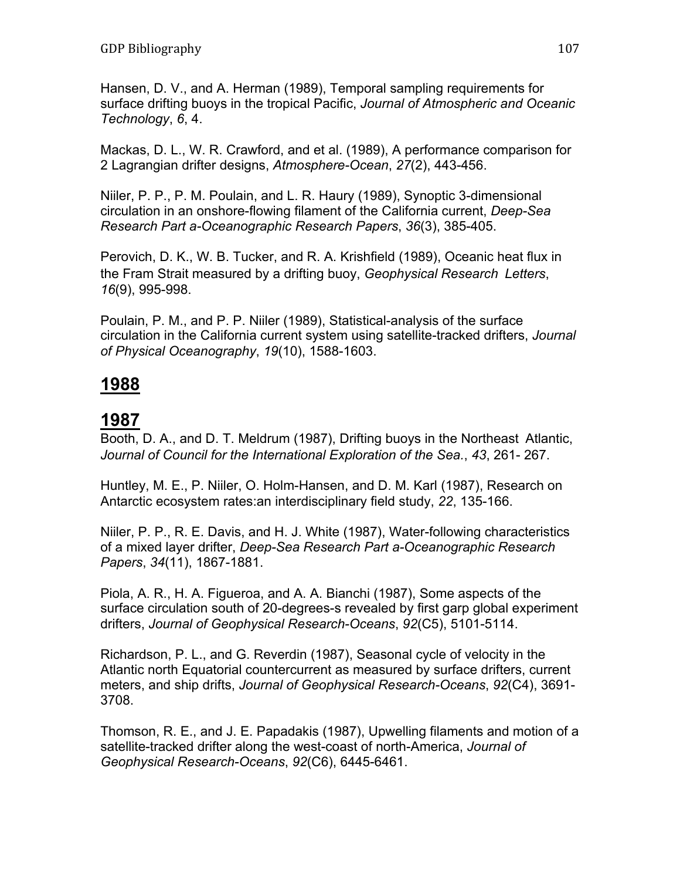Hansen, D. V., and A. Herman (1989), Temporal sampling requirements for surface drifting buoys in the tropical Pacific, *Journal of Atmospheric and Oceanic Technology*, *6*, 4.

Mackas, D. L., W. R. Crawford, and et al. (1989), A performance comparison for 2 Lagrangian drifter designs, *Atmosphere-Ocean*, *27*(2), 443-456.

Niiler, P. P., P. M. Poulain, and L. R. Haury (1989), Synoptic 3-dimensional circulation in an onshore-flowing filament of the California current, *Deep-Sea Research Part a-Oceanographic Research Papers*, *36*(3), 385-405.

Perovich, D. K., W. B. Tucker, and R. A. Krishfield (1989), Oceanic heat flux in the Fram Strait measured by a drifting buoy, *Geophysical Research Letters*, *16*(9), 995-998.

Poulain, P. M., and P. P. Niiler (1989), Statistical-analysis of the surface circulation in the California current system using satellite-tracked drifters, *Journal of Physical Oceanography*, *19*(10), 1588-1603.

# 1988

# 1987

Booth, D. A., and D. T. Meldrum (1987), Drifting buoys in the Northeast Atlantic, *Journal of Council for the International Exploration of the Sea.*, *43*, 261- 267.

Huntley, M. E., P. Niiler, O. Holm-Hansen, and D. M. Karl (1987), Research on Antarctic ecosystem rates:an interdisciplinary field study, *22*, 135-166.

Niiler, P. P., R. E. Davis, and H. J. White (1987), Water-following characteristics of a mixed layer drifter, *Deep-Sea Research Part a-Oceanographic Research Papers*, *34*(11), 1867-1881.

Piola, A. R., H. A. Figueroa, and A. A. Bianchi (1987), Some aspects of the surface circulation south of 20-degrees-s revealed by first garp global experiment drifters, *Journal of Geophysical Research-Oceans*, *92*(C5), 5101-5114.

Richardson, P. L., and G. Reverdin (1987), Seasonal cycle of velocity in the Atlantic north Equatorial countercurrent as measured by surface drifters, current meters, and ship drifts, *Journal of Geophysical Research-Oceans*, *92*(C4), 3691-3708.

Thomson, R. E., and J. E. Papadakis (1987), Upwelling filaments and motion of a satellite-tracked drifter along the west-coast of north-America, *Journal of Geophysical Research-Oceans*, *92*(C6), 6445-6461.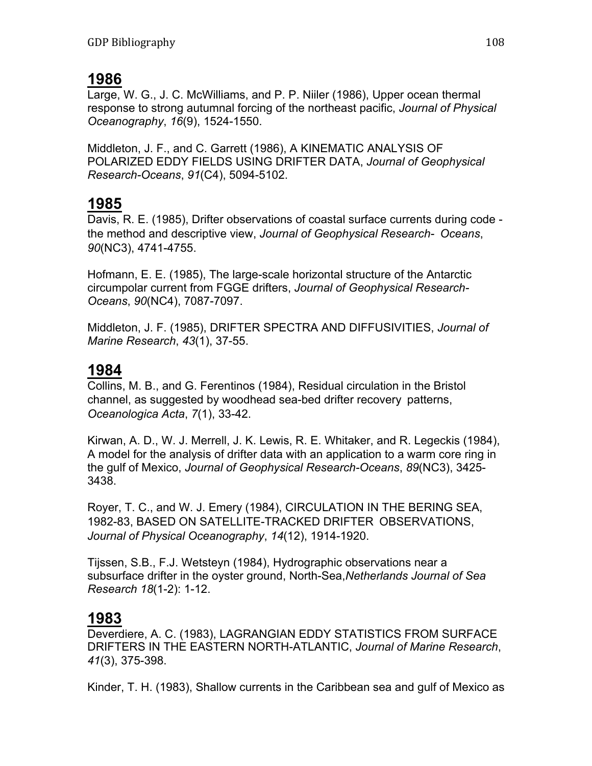# 1986

Large, W. G., J. C. McWilliams, and P. P. Niiler (1986), Upper ocean thermal response to strong autumnal forcing of the northeast pacific, *Journal of Physical Oceanography*, *16*(9), 1524-1550.

Middleton, J. F., and C. Garrett (1986), A KINEMATIC ANALYSIS OF POLARIZED EDDY FIELDS USING DRIFTER DATA, *Journal of Geophysical Research-Oceans*, *91*(C4), 5094-5102.

# 1985

Davis, R. E. (1985), Drifter observations of coastal surface currents during code - the method and descriptive view, *Journal of Geophysical Research- Oceans*, *90*(NC3), 4741-4755.

Hofmann, E. E. (1985), The large-scale horizontal structure of the Antarctic circumpolar current from FGGE drifters, *Journal of Geophysical Research-Oceans*, *90*(NC4), 7087-7097.

Middleton, J. F. (1985), DRIFTER SPECTRA AND DIFFUSIVITIES, *Journal of Marine Research*, *43*(1), 37-55.

# 1984

Collins, M. B., and G. Ferentinos (1984), Residual circulation in the Bristol channel, as suggested by woodhead sea-bed drifter recovery patterns, *Oceanologica Acta*, *7*(1), 33-42.

Kirwan, A. D., W. J. Merrell, J. K. Lewis, R. E. Whitaker, and R. Legeckis (1984), A model for the analysis of drifter data with an application to a warm core ring in the gulf of Mexico, *Journal of Geophysical Research-Oceans*, *89*(NC3), 3425-3438.

Royer, T. C., and W. J. Emery (1984), CIRCULATION IN THE BERING SEA, 1982-83, BASED ON SATELLITE-TRACKED DRIFTER OBSERVATIONS, *Journal of Physical Oceanography*, *14*(12), 1914-1920.

Tijssen, S.B., F.J. Wetsteyn (1984), Hydrographic observations near a subsurface drifter in the oyster ground, North-Sea,*Netherlands Journal of Sea Research 18*(1-2): 1-12.

# 1983

Deverdiere, A. C. (1983), LAGRANGIAN EDDY STATISTICS FROM SURFACE DRIFTERS IN THE EASTERN NORTH-ATLANTIC, *Journal of Marine Research*, *41*(3), 375-398.

Kinder, T. H. (1983), Shallow currents in the Caribbean sea and gulf of Mexico as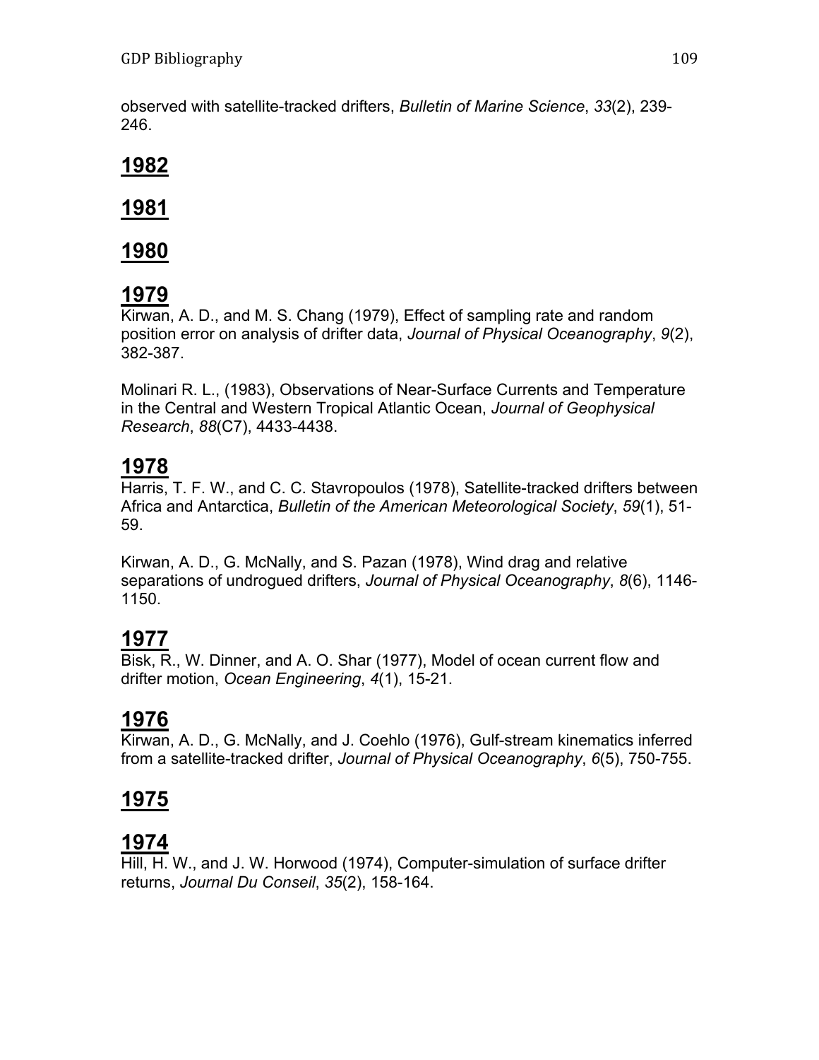observed with satellite-tracked drifters, *Bulletin of Marine Science*, *33*(2), 239-246.

## 1982

## 1981

## 1980

## 1979

Kirwan, A. D., and M. S. Chang (1979), Effect of sampling rate and random position error on analysis of drifter data, *Journal of Physical Oceanography*, *9*(2), 382-387.

Molinari R. L., (1983), Observations of Near-Surface Currents and Temperature in the Central and Western Tropical Atlantic Ocean, *Journal of Geophysical Research*, *88*(C7), 4433-4438.

## 1978

Harris, T. F. W., and C. C. Stavropoulos (1978), Satellite-tracked drifters between Africa and Antarctica, *Bulletin of the American Meteorological Society*, *59*(1), 51-59.

Kirwan, A. D., G. McNally, and S. Pazan (1978), Wind drag and relative separations of undrogued drifters, *Journal of Physical Oceanography*, *8*(6), 1146-1150.

## 1977

Bisk, R., W. Dinner, and A. O. Shar (1977), Model of ocean current flow and drifter motion, *Ocean Engineering*, *4*(1), 15-21.

## 1976

Kirwan, A. D., G. McNally, and J. Coehlo (1976), Gulf-stream kinematics inferred from a satellite-tracked drifter, *Journal of Physical Oceanography*, *6*(5), 750-755.

## 1975

## 1974

Hill, H. W., and J. W. Horwood (1974), Computer-simulation of surface drifter returns, *Journal Du Conseil*, *35*(2), 158-164.